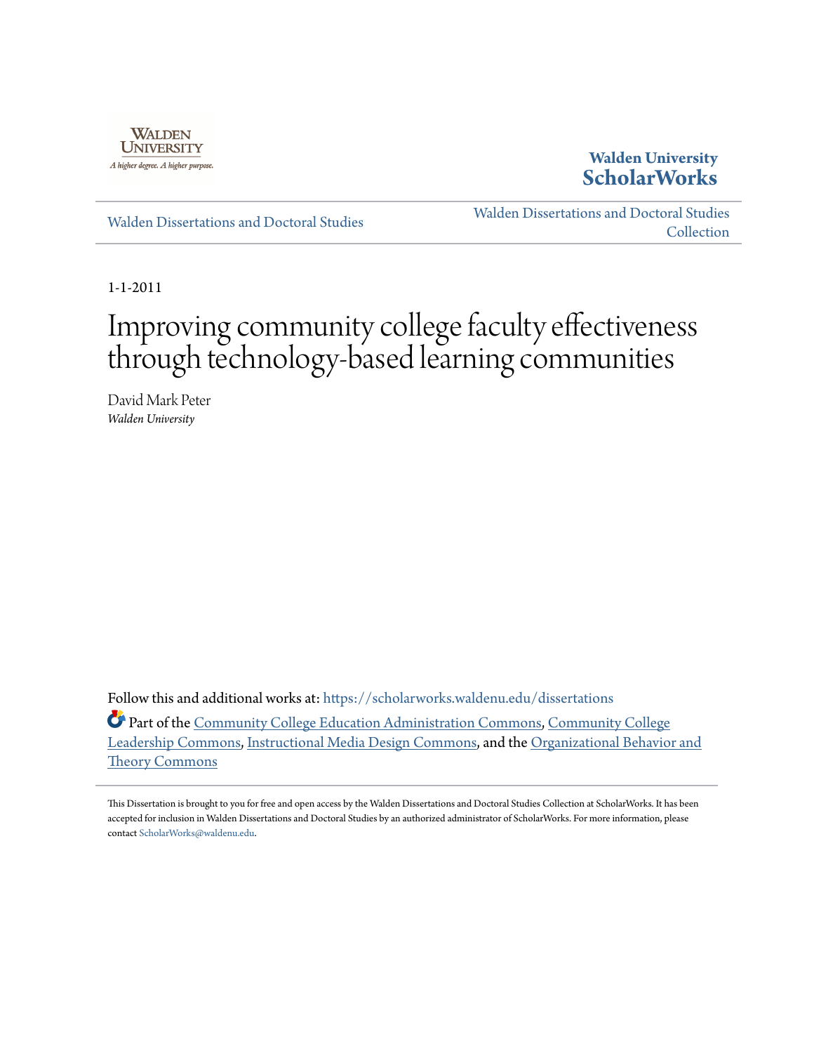Walden University
*A higher degree. A higher purpose.*

**Walden University ScholarWorks**

Walden Dissertations and Doctoral Studies

Walden Dissertations and Doctoral Studies Collection

1-1-2011

# Improving community college faculty effectiveness through technology-based learning communities

David Mark Peter
*Walden University*

Follow this and additional works at: https://scholarworks.waldenu.edu/dissertations

Part of the Community College Education Administration Commons, Community College Leadership Commons, Instructional Media Design Commons, and the Organizational Behavior and Theory Commons

This Dissertation is brought to you for free and open access by the Walden Dissertations and Doctoral Studies Collection at ScholarWorks. It has been accepted for inclusion in Walden Dissertations and Doctoral Studies by an authorized administrator of ScholarWorks. For more information, please contact ScholarWorks@waldenu.edu.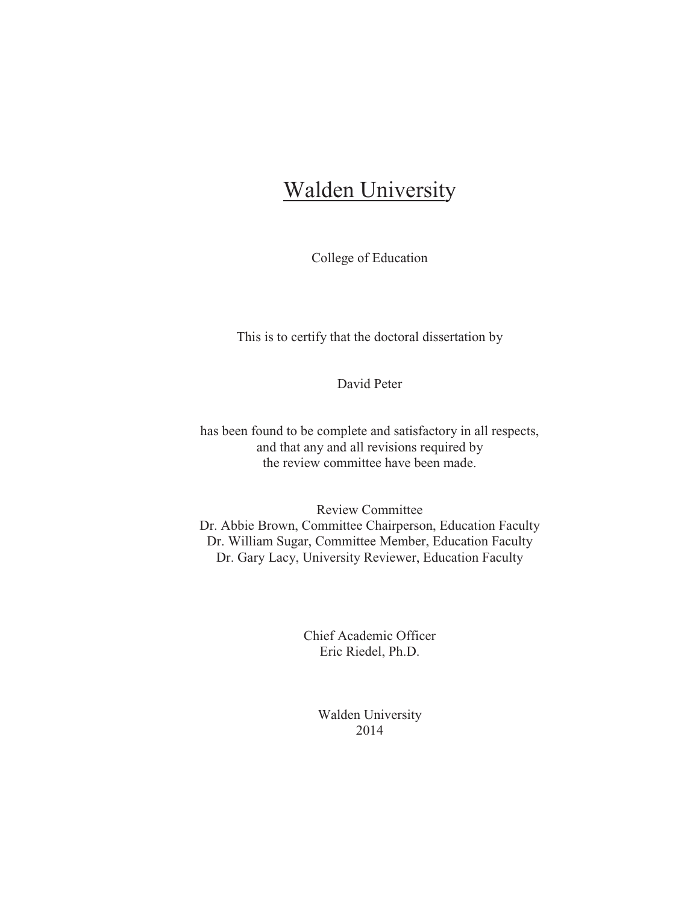# Walden University

College of Education

This is to certify that the doctoral dissertation by

David Peter

has been found to be complete and satisfactory in all respects,
and that any and all revisions required by
the review committee have been made.

Review Committee
Dr. Abbie Brown, Committee Chairperson, Education Faculty
Dr. William Sugar, Committee Member, Education Faculty
Dr. Gary Lacy, University Reviewer, Education Faculty

Chief Academic Officer
Eric Riedel, Ph.D.

Walden University
2014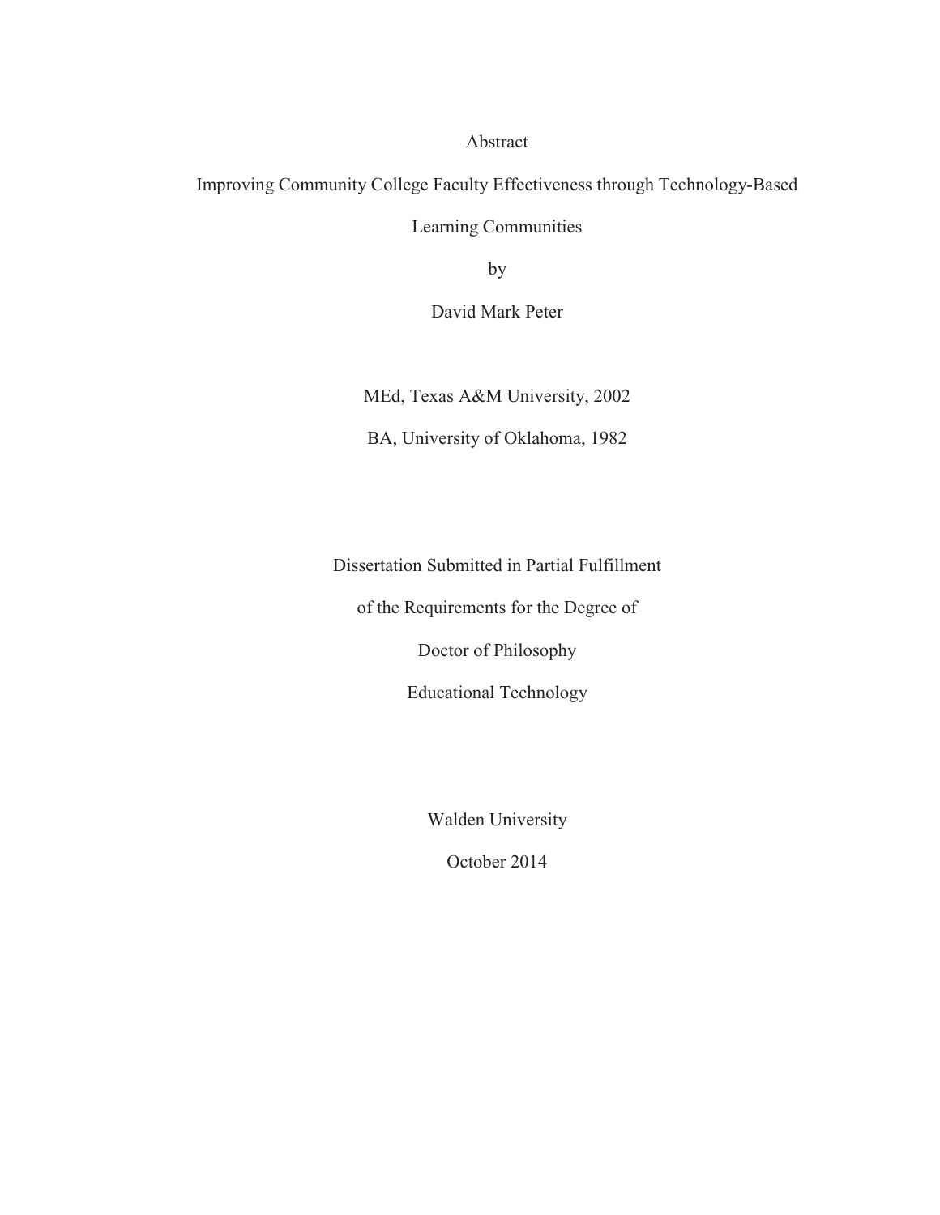Abstract

Improving Community College Faculty Effectiveness through Technology-Based

Learning Communities

by

David Mark Peter

MEd, Texas A&M University, 2002

BA, University of Oklahoma, 1982

Dissertation Submitted in Partial Fulfillment

of the Requirements for the Degree of

Doctor of Philosophy

Educational Technology

Walden University

October 2014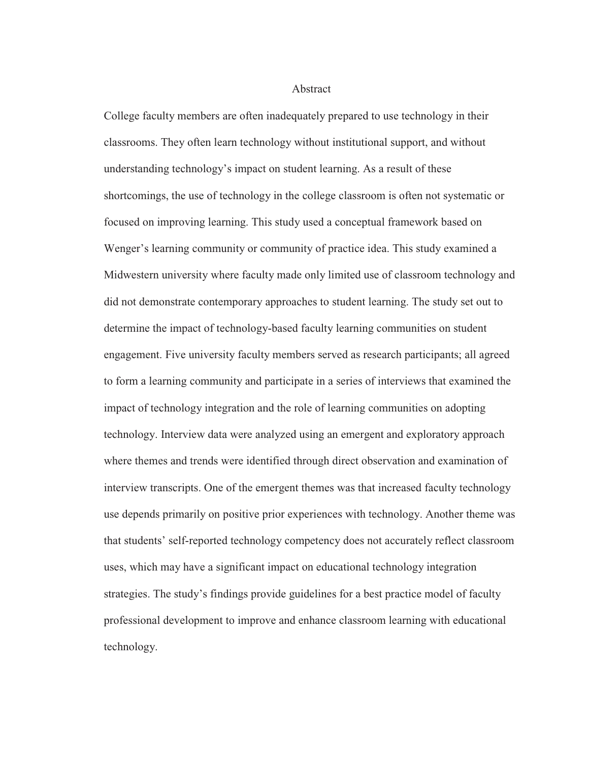# Abstract

College faculty members are often inadequately prepared to use technology in their classrooms. They often learn technology without institutional support, and without understanding technology's impact on student learning. As a result of these shortcomings, the use of technology in the college classroom is often not systematic or focused on improving learning. This study used a conceptual framework based on Wenger's learning community or community of practice idea. This study examined a Midwestern university where faculty made only limited use of classroom technology and did not demonstrate contemporary approaches to student learning. The study set out to determine the impact of technology-based faculty learning communities on student engagement. Five university faculty members served as research participants; all agreed to form a learning community and participate in a series of interviews that examined the impact of technology integration and the role of learning communities on adopting technology. Interview data were analyzed using an emergent and exploratory approach where themes and trends were identified through direct observation and examination of interview transcripts. One of the emergent themes was that increased faculty technology use depends primarily on positive prior experiences with technology. Another theme was that students' self-reported technology competency does not accurately reflect classroom uses, which may have a significant impact on educational technology integration strategies. The study's findings provide guidelines for a best practice model of faculty professional development to improve and enhance classroom learning with educational technology.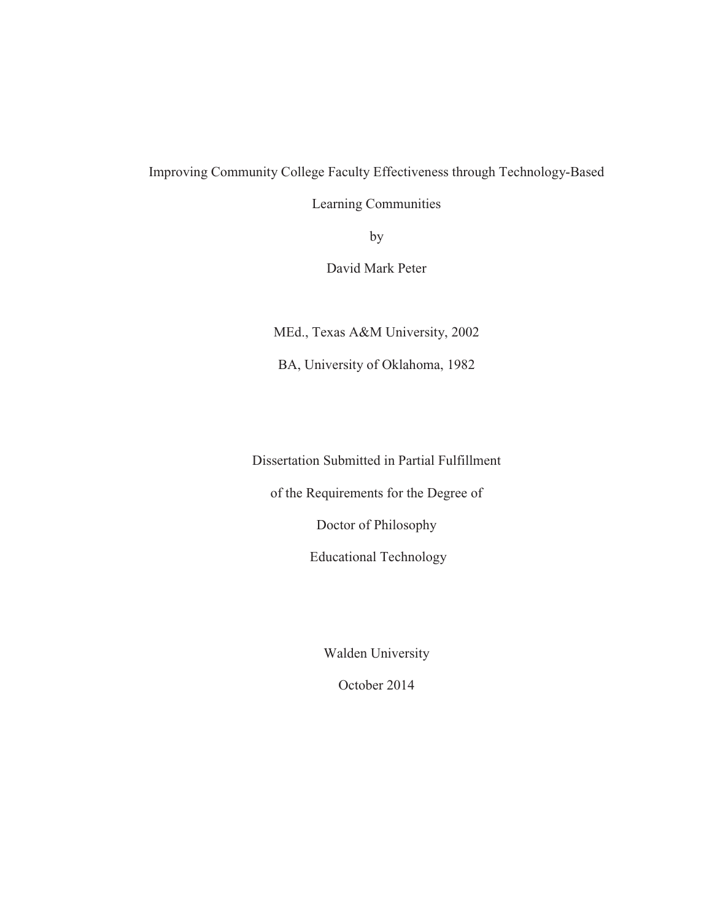Improving Community College Faculty Effectiveness through Technology-Based Learning Communities

by

David Mark Peter

MEd., Texas A&M University, 2002

BA, University of Oklahoma, 1982

Dissertation Submitted in Partial Fulfillment

of the Requirements for the Degree of

Doctor of Philosophy

Educational Technology

Walden University

October 2014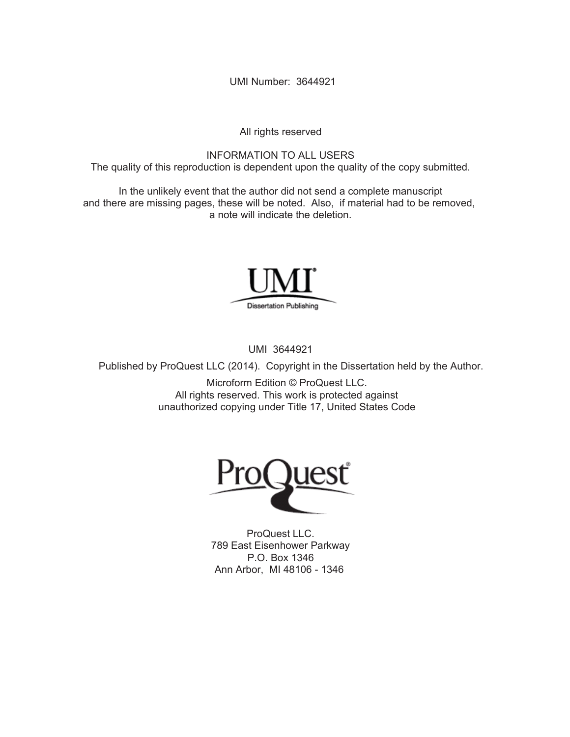UMI Number: 3644921

All rights reserved

INFORMATION TO ALL USERS
The quality of this reproduction is dependent upon the quality of the copy submitted.

In the unlikely event that the author did not send a complete manuscript
and there are missing pages, these will be noted. Also, if material had to be removed,
a note will indicate the deletion.

UMI
Dissertation Publishing

UMI 3644921

Published by ProQuest LLC (2014). Copyright in the Dissertation held by the Author.

Microform Edition © ProQuest LLC.
All rights reserved. This work is protected against
unauthorized copying under Title 17, United States Code

ProQuest

ProQuest LLC.
789 East Eisenhower Parkway
P.O. Box 1346
Ann Arbor, MI 48106 - 1346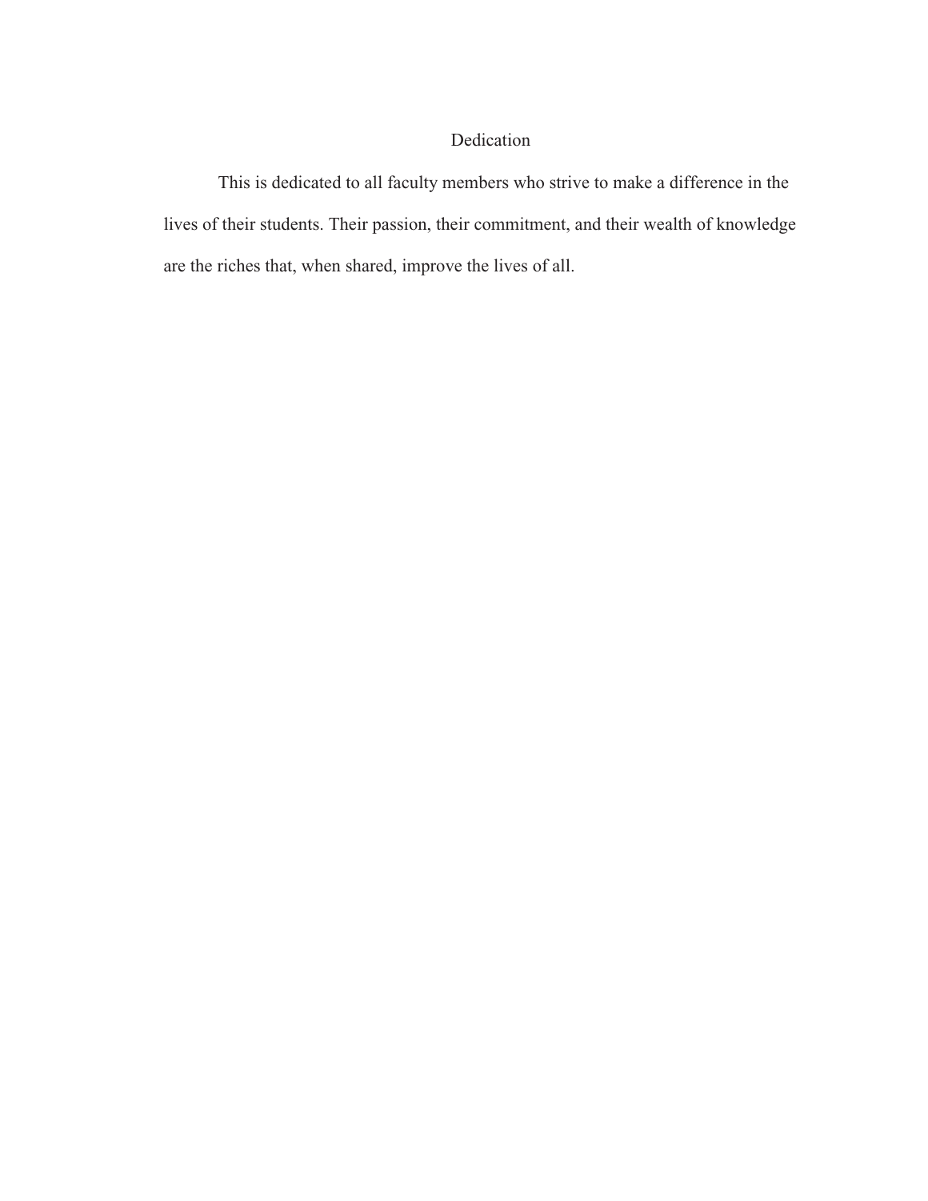# Dedication

This is dedicated to all faculty members who strive to make a difference in the lives of their students. Their passion, their commitment, and their wealth of knowledge are the riches that, when shared, improve the lives of all.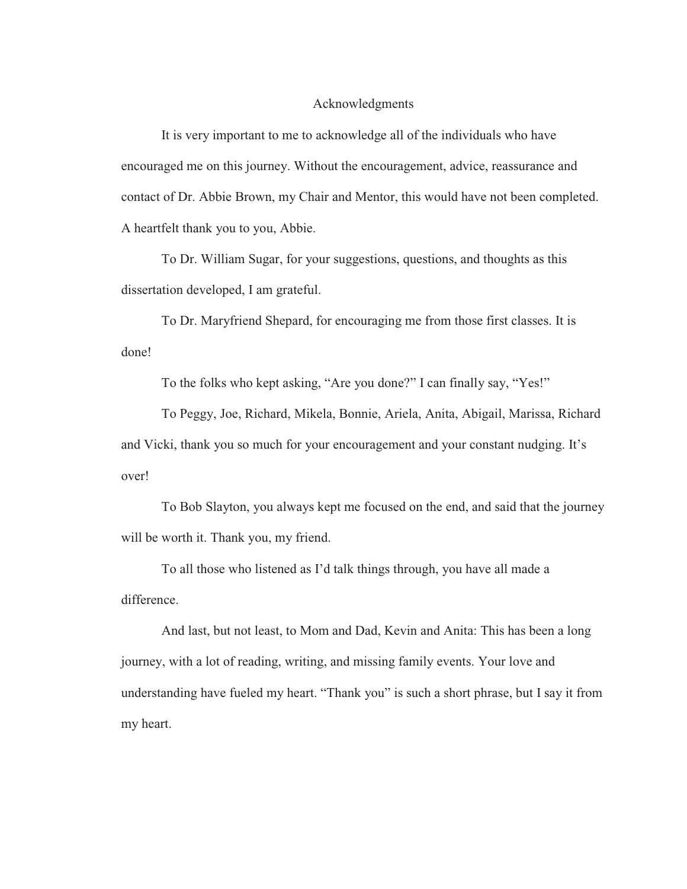# Acknowledgments

It is very important to me to acknowledge all of the individuals who have encouraged me on this journey. Without the encouragement, advice, reassurance and contact of Dr. Abbie Brown, my Chair and Mentor, this would have not been completed. A heartfelt thank you to you, Abbie.

To Dr. William Sugar, for your suggestions, questions, and thoughts as this dissertation developed, I am grateful.

To Dr. Maryfriend Shepard, for encouraging me from those first classes. It is done!

To the folks who kept asking, "Are you done?" I can finally say, "Yes!"

To Peggy, Joe, Richard, Mikela, Bonnie, Ariela, Anita, Abigail, Marissa, Richard and Vicki, thank you so much for your encouragement and your constant nudging. It's over!

To Bob Slayton, you always kept me focused on the end, and said that the journey will be worth it. Thank you, my friend.

To all those who listened as I'd talk things through, you have all made a difference.

And last, but not least, to Mom and Dad, Kevin and Anita: This has been a long journey, with a lot of reading, writing, and missing family events. Your love and understanding have fueled my heart. "Thank you" is such a short phrase, but I say it from my heart.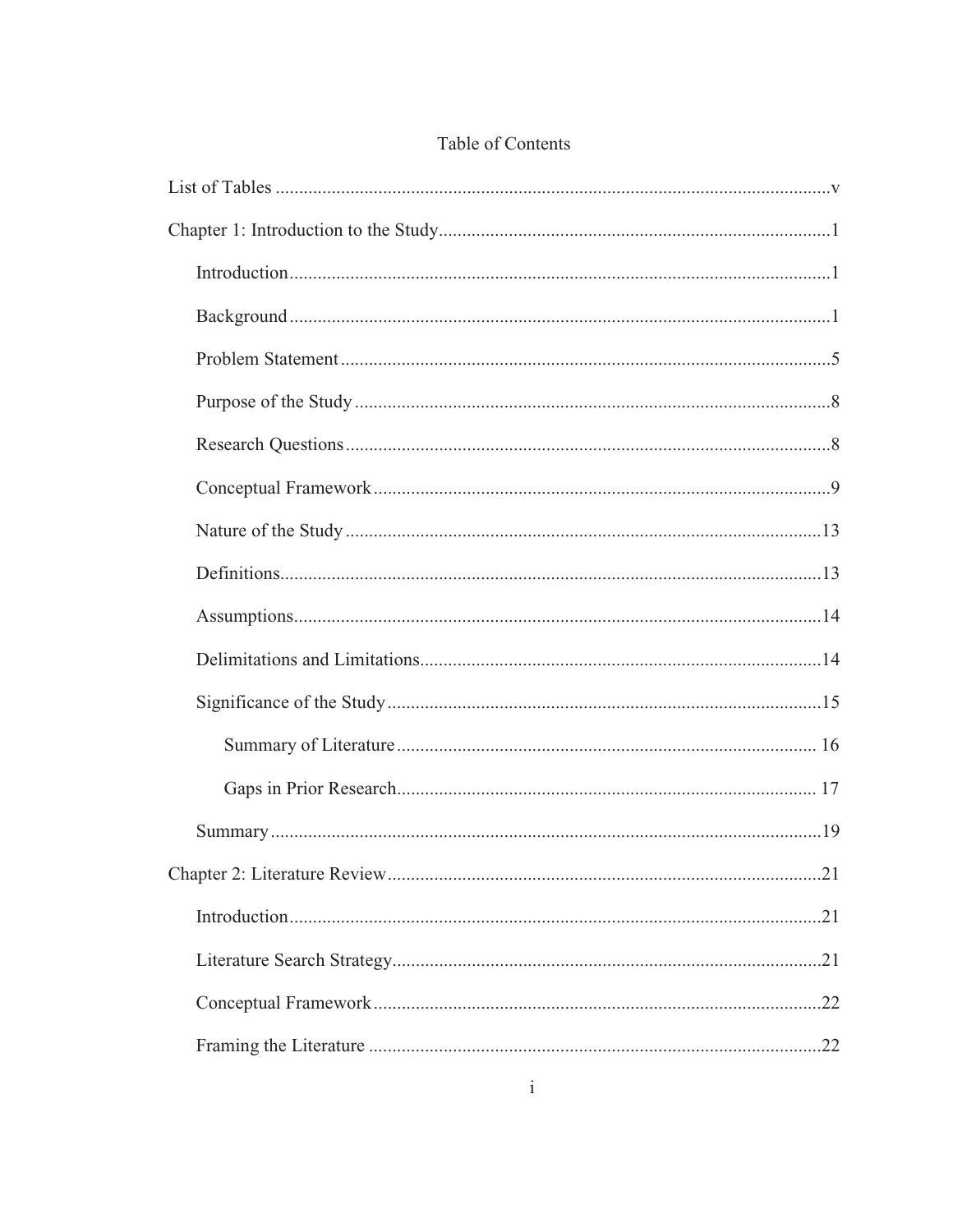# Table of Contents

List of Tables ......................................................................................................... v

Chapter 1: Introduction to the Study ...................................................................... 1

- Introduction ...................................................................................................... 1
- Background ...................................................................................................... 1
- Problem Statement ........................................................................................... 5
- Purpose of the Study ........................................................................................ 8
- Research Questions .......................................................................................... 8
- Conceptual Framework .................................................................................... 9
- Nature of the Study ........................................................................................ 13
- Definitions ...................................................................................................... 13
- Assumptions ................................................................................................... 14
- Delimitations and Limitations ........................................................................ 14
- Significance of the Study ................................................................................ 15
  - Summary of Literature ............................................................................. 16
  - Gaps in Prior Research ............................................................................. 17
- Summary ......................................................................................................... 19

Chapter 2: Literature Review ................................................................................ 21

- Introduction .................................................................................................... 21
- Literature Search Strategy .............................................................................. 21
- Conceptual Framework .................................................................................. 22
- Framing the Literature ................................................................................... 22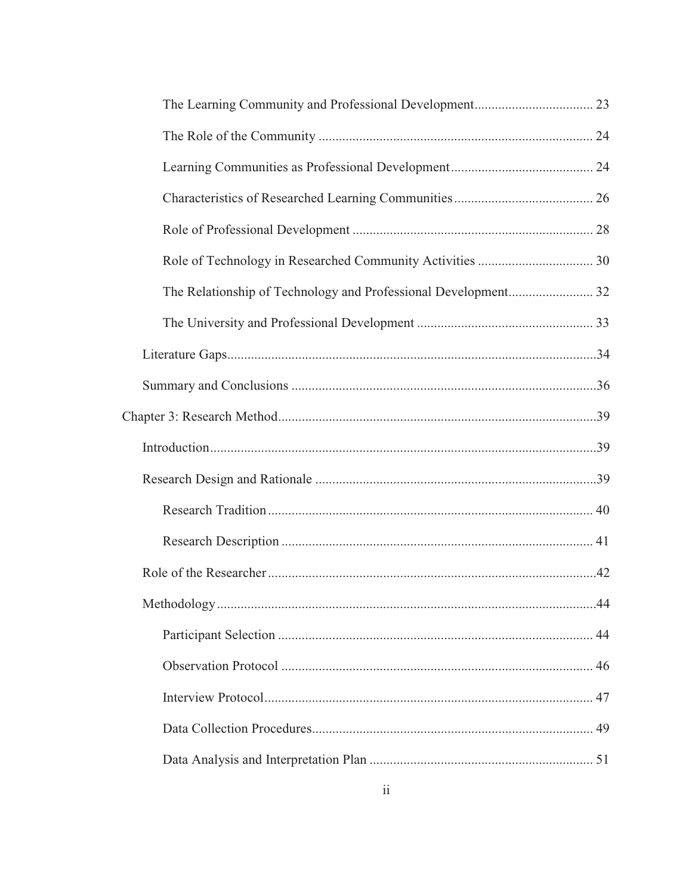The Learning Community and Professional Development .................................. 23

The Role of the Community ................................................................................ 24

Learning Communities as Professional Development .......................................... 24

Characteristics of Researched Learning Communities ........................................ 26

Role of Professional Development ...................................................................... 28

Role of Technology in Researched Community Activities .................................. 30

The Relationship of Technology and Professional Development......................... 32

The University and Professional Development ................................................... 33

Literature Gaps.............................................................................................................34

Summary and Conclusions ..........................................................................................36

Chapter 3: Research Method..............................................................................................39

Introduction..................................................................................................................39

Research Design and Rationale ...................................................................................39

Research Tradition ................................................................................................ 40

Research Description ............................................................................................ 41

Role of the Researcher .................................................................................................42

Methodology ................................................................................................................44

Participant Selection ............................................................................................. 44

Observation Protocol ............................................................................................ 46

Interview Protocol................................................................................................. 47

Data Collection Procedures................................................................................... 49

Data Analysis and Interpretation Plan .................................................................. 51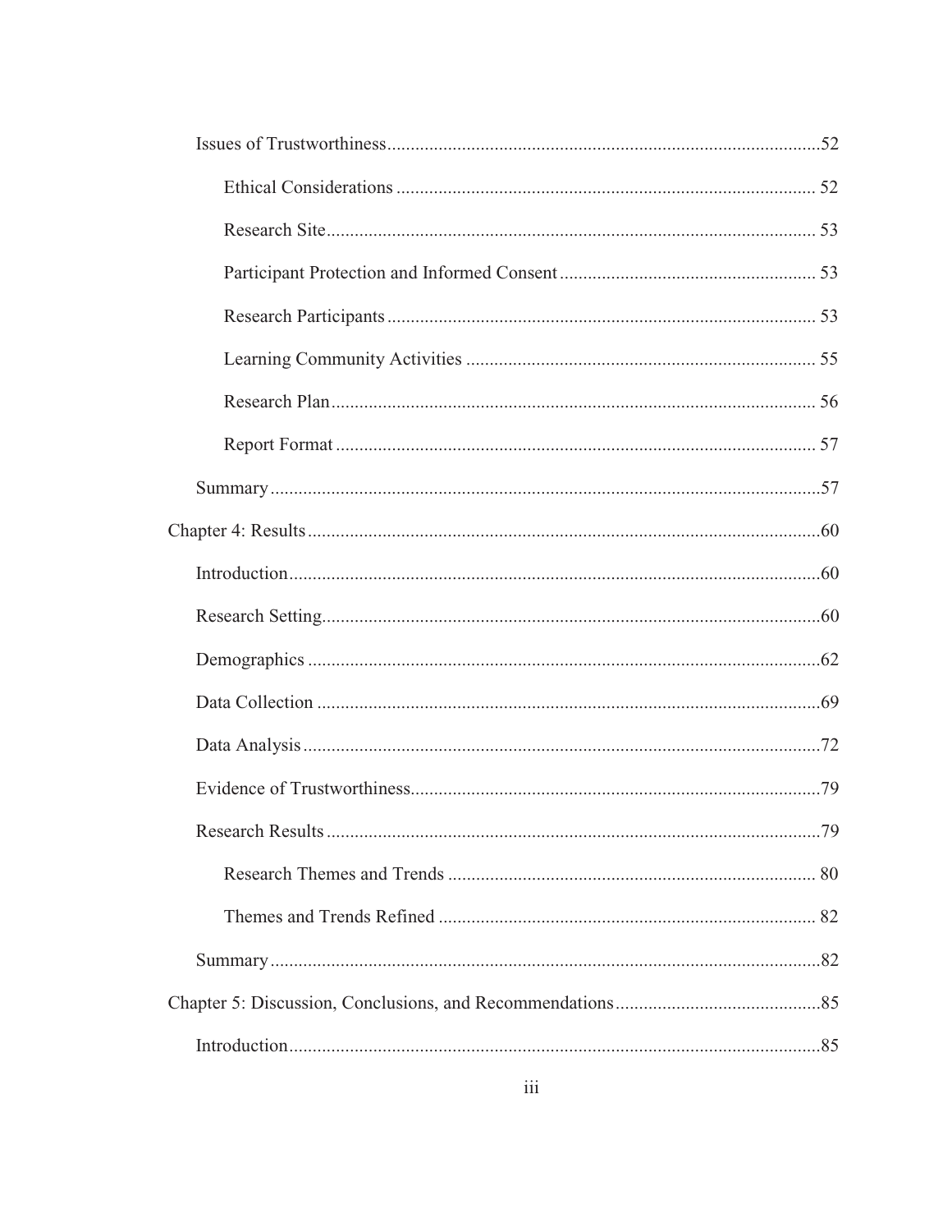Issues of Trustworthiness....52

Ethical Considerations .... 52

Research Site.... 53

Participant Protection and Informed Consent.... 53

Research Participants.... 53

Learning Community Activities .... 55

Research Plan.... 56

Report Format .... 57

Summary....57

Chapter 4: Results....60

Introduction....60

Research Setting....60

Demographics ....62

Data Collection ....69

Data Analysis....72

Evidence of Trustworthiness....79

Research Results....79

Research Themes and Trends .... 80

Themes and Trends Refined .... 82

Summary....82

Chapter 5: Discussion, Conclusions, and Recommendations....85

Introduction....85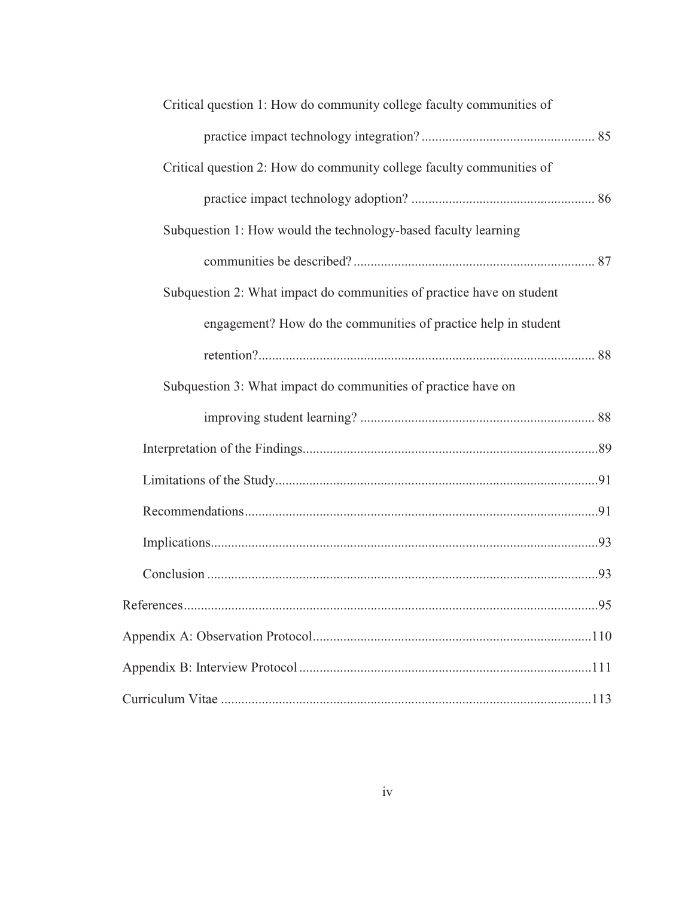Critical question 1: How do community college faculty communities of practice impact technology integration? .................................................. 85

Critical question 2: How do community college faculty communities of practice impact technology adoption? ..................................................... 86

Subquestion 1: How would the technology-based faculty learning communities be described? ....................................................................... 87

Subquestion 2: What impact do communities of practice have on student engagement? How do the communities of practice help in student retention?.................................................................................................. 88

Subquestion 3: What impact do communities of practice have on improving student learning? ..................................................................... 88

Interpretation of the Findings......................................................................................89

Limitations of the Study..............................................................................................91

Recommendations.......................................................................................................91

Implications.................................................................................................................93

Conclusion ..................................................................................................................93

References.........................................................................................................................95

Appendix A: Observation Protocol.................................................................................110

Appendix B: Interview Protocol.....................................................................................111

Curriculum Vitae ............................................................................................................113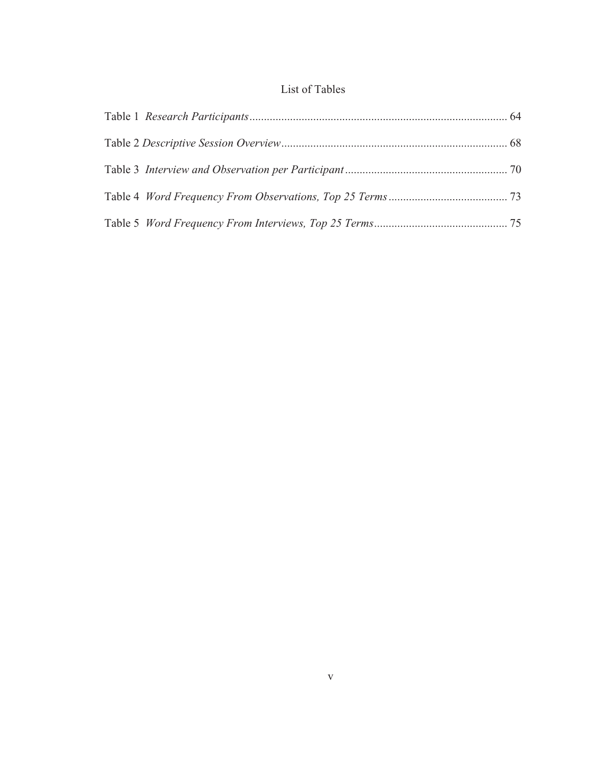# List of Tables

Table 1 *Research Participants* ........................................................................................ 64

Table 2 *Descriptive Session Overview* ............................................................................. 68

Table 3 *Interview and Observation per Participant* ....................................................... 70

Table 4 *Word Frequency From Observations, Top 25 Terms* ........................................ 73

Table 5 *Word Frequency From Interviews, Top 25 Terms* ............................................. 75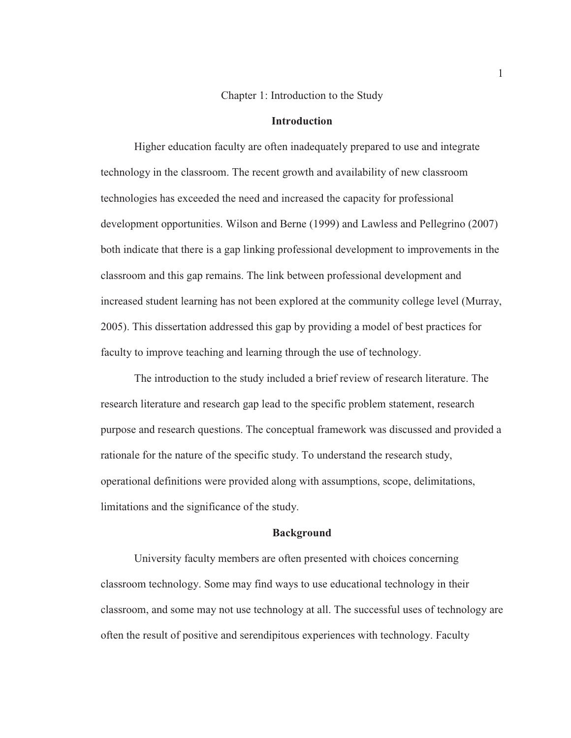Chapter 1: Introduction to the Study

## Introduction

Higher education faculty are often inadequately prepared to use and integrate technology in the classroom. The recent growth and availability of new classroom technologies has exceeded the need and increased the capacity for professional development opportunities. Wilson and Berne (1999) and Lawless and Pellegrino (2007) both indicate that there is a gap linking professional development to improvements in the classroom and this gap remains. The link between professional development and increased student learning has not been explored at the community college level (Murray, 2005). This dissertation addressed this gap by providing a model of best practices for faculty to improve teaching and learning through the use of technology.

The introduction to the study included a brief review of research literature. The research literature and research gap lead to the specific problem statement, research purpose and research questions. The conceptual framework was discussed and provided a rationale for the nature of the specific study. To understand the research study, operational definitions were provided along with assumptions, scope, delimitations, limitations and the significance of the study.

## Background

University faculty members are often presented with choices concerning classroom technology. Some may find ways to use educational technology in their classroom, and some may not use technology at all. The successful uses of technology are often the result of positive and serendipitous experiences with technology. Faculty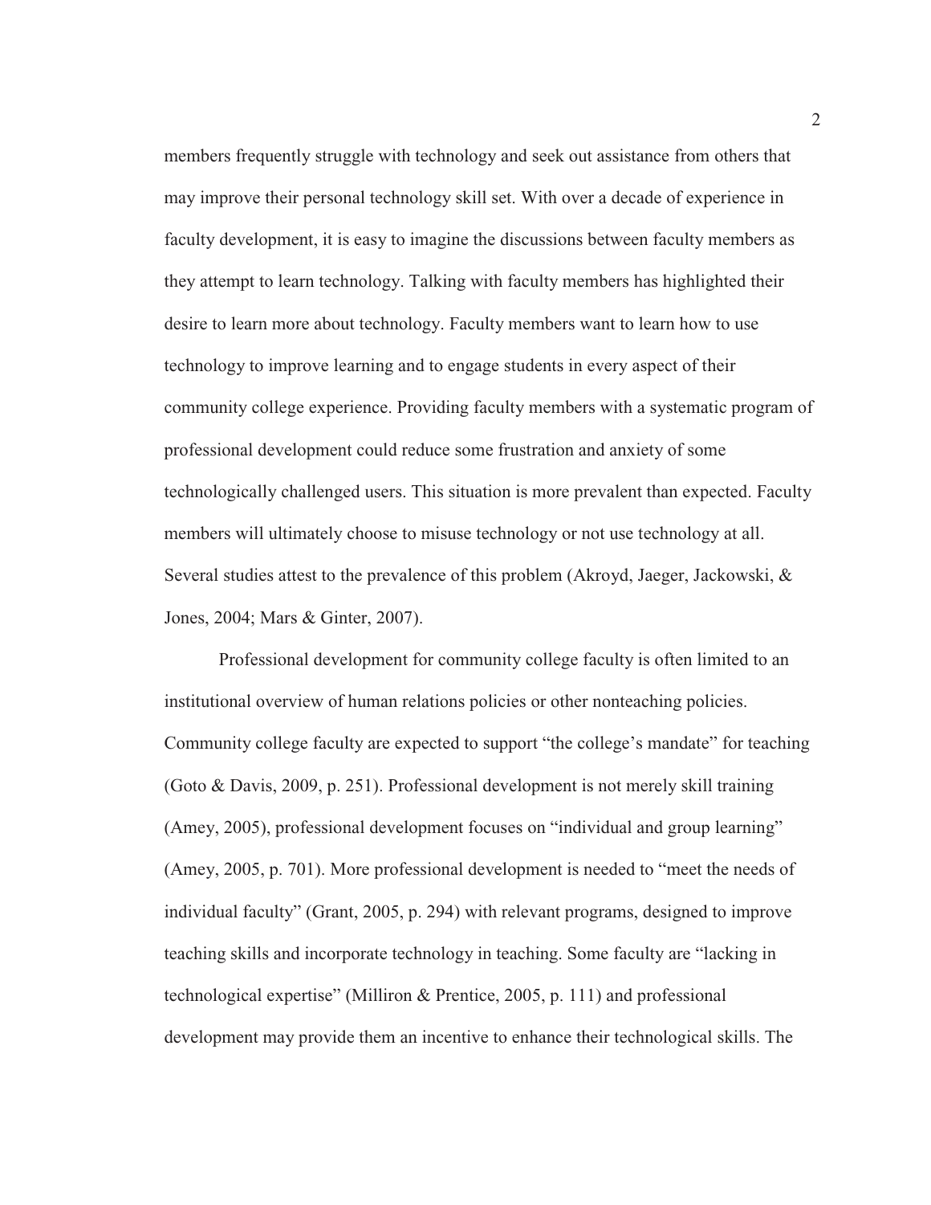members frequently struggle with technology and seek out assistance from others that may improve their personal technology skill set. With over a decade of experience in faculty development, it is easy to imagine the discussions between faculty members as they attempt to learn technology. Talking with faculty members has highlighted their desire to learn more about technology. Faculty members want to learn how to use technology to improve learning and to engage students in every aspect of their community college experience. Providing faculty members with a systematic program of professional development could reduce some frustration and anxiety of some technologically challenged users. This situation is more prevalent than expected. Faculty members will ultimately choose to misuse technology or not use technology at all. Several studies attest to the prevalence of this problem (Akroyd, Jaeger, Jackowski, & Jones, 2004; Mars & Ginter, 2007).

Professional development for community college faculty is often limited to an institutional overview of human relations policies or other nonteaching policies. Community college faculty are expected to support "the college's mandate" for teaching (Goto & Davis, 2009, p. 251). Professional development is not merely skill training (Amey, 2005), professional development focuses on "individual and group learning" (Amey, 2005, p. 701). More professional development is needed to "meet the needs of individual faculty" (Grant, 2005, p. 294) with relevant programs, designed to improve teaching skills and incorporate technology in teaching. Some faculty are "lacking in technological expertise" (Milliron & Prentice, 2005, p. 111) and professional development may provide them an incentive to enhance their technological skills. The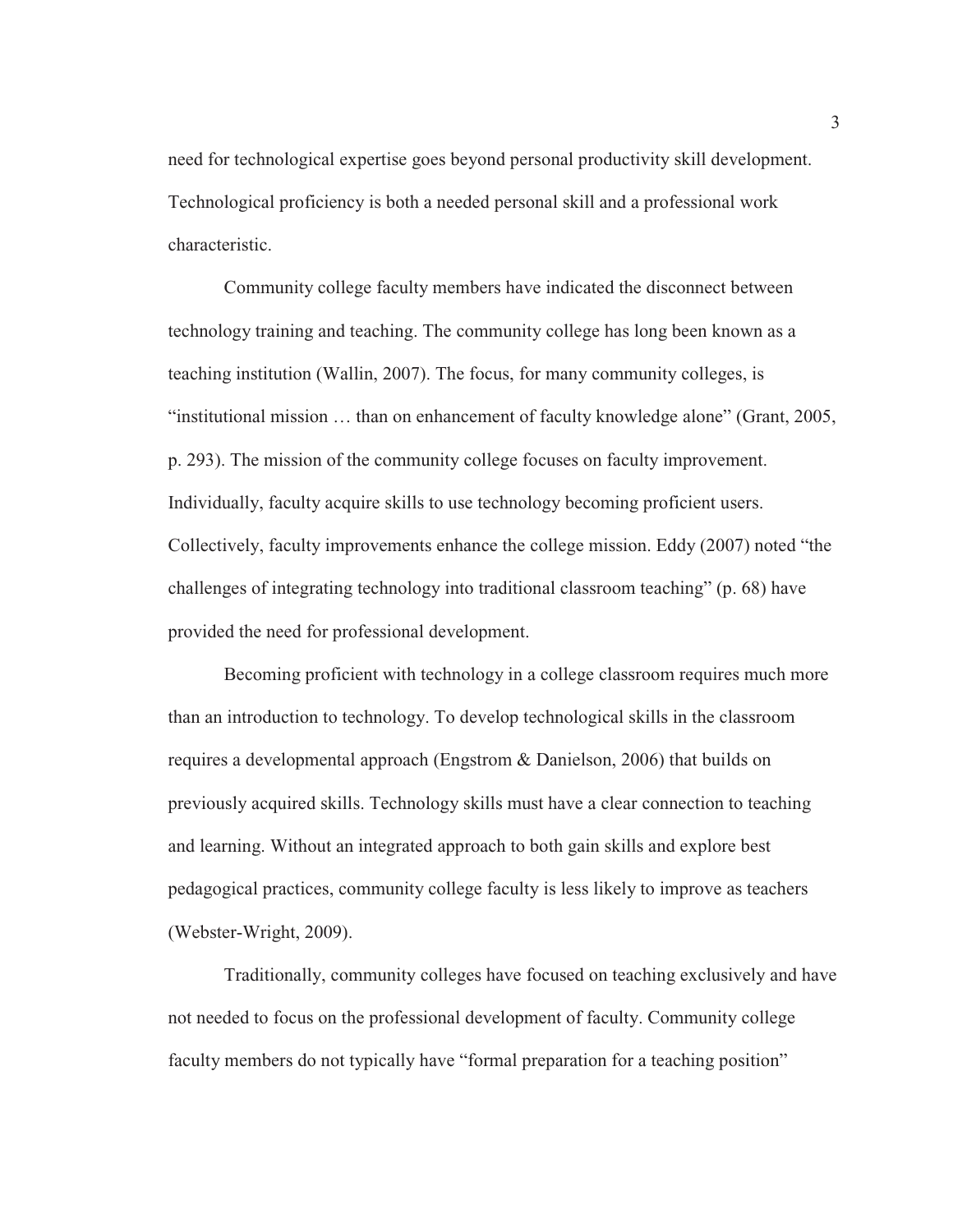need for technological expertise goes beyond personal productivity skill development. Technological proficiency is both a needed personal skill and a professional work characteristic.

Community college faculty members have indicated the disconnect between technology training and teaching. The community college has long been known as a teaching institution (Wallin, 2007). The focus, for many community colleges, is "institutional mission … than on enhancement of faculty knowledge alone" (Grant, 2005, p. 293). The mission of the community college focuses on faculty improvement. Individually, faculty acquire skills to use technology becoming proficient users. Collectively, faculty improvements enhance the college mission. Eddy (2007) noted "the challenges of integrating technology into traditional classroom teaching" (p. 68) have provided the need for professional development.

Becoming proficient with technology in a college classroom requires much more than an introduction to technology. To develop technological skills in the classroom requires a developmental approach (Engstrom & Danielson, 2006) that builds on previously acquired skills. Technology skills must have a clear connection to teaching and learning. Without an integrated approach to both gain skills and explore best pedagogical practices, community college faculty is less likely to improve as teachers (Webster-Wright, 2009).

Traditionally, community colleges have focused on teaching exclusively and have not needed to focus on the professional development of faculty. Community college faculty members do not typically have "formal preparation for a teaching position"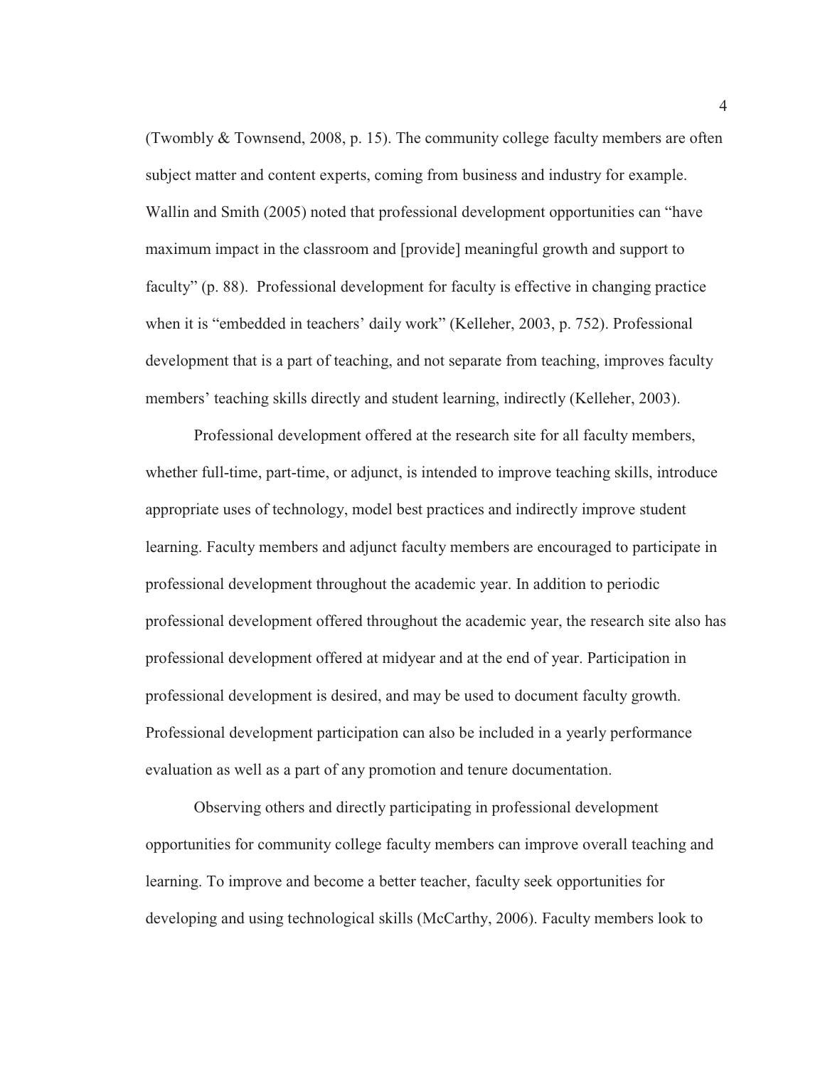(Twombly & Townsend, 2008, p. 15). The community college faculty members are often subject matter and content experts, coming from business and industry for example. Wallin and Smith (2005) noted that professional development opportunities can "have maximum impact in the classroom and [provide] meaningful growth and support to faculty" (p. 88). Professional development for faculty is effective in changing practice when it is "embedded in teachers' daily work" (Kelleher, 2003, p. 752). Professional development that is a part of teaching, and not separate from teaching, improves faculty members' teaching skills directly and student learning, indirectly (Kelleher, 2003).

Professional development offered at the research site for all faculty members, whether full-time, part-time, or adjunct, is intended to improve teaching skills, introduce appropriate uses of technology, model best practices and indirectly improve student learning. Faculty members and adjunct faculty members are encouraged to participate in professional development throughout the academic year. In addition to periodic professional development offered throughout the academic year, the research site also has professional development offered at midyear and at the end of year. Participation in professional development is desired, and may be used to document faculty growth. Professional development participation can also be included in a yearly performance evaluation as well as a part of any promotion and tenure documentation.

Observing others and directly participating in professional development opportunities for community college faculty members can improve overall teaching and learning. To improve and become a better teacher, faculty seek opportunities for developing and using technological skills (McCarthy, 2006). Faculty members look to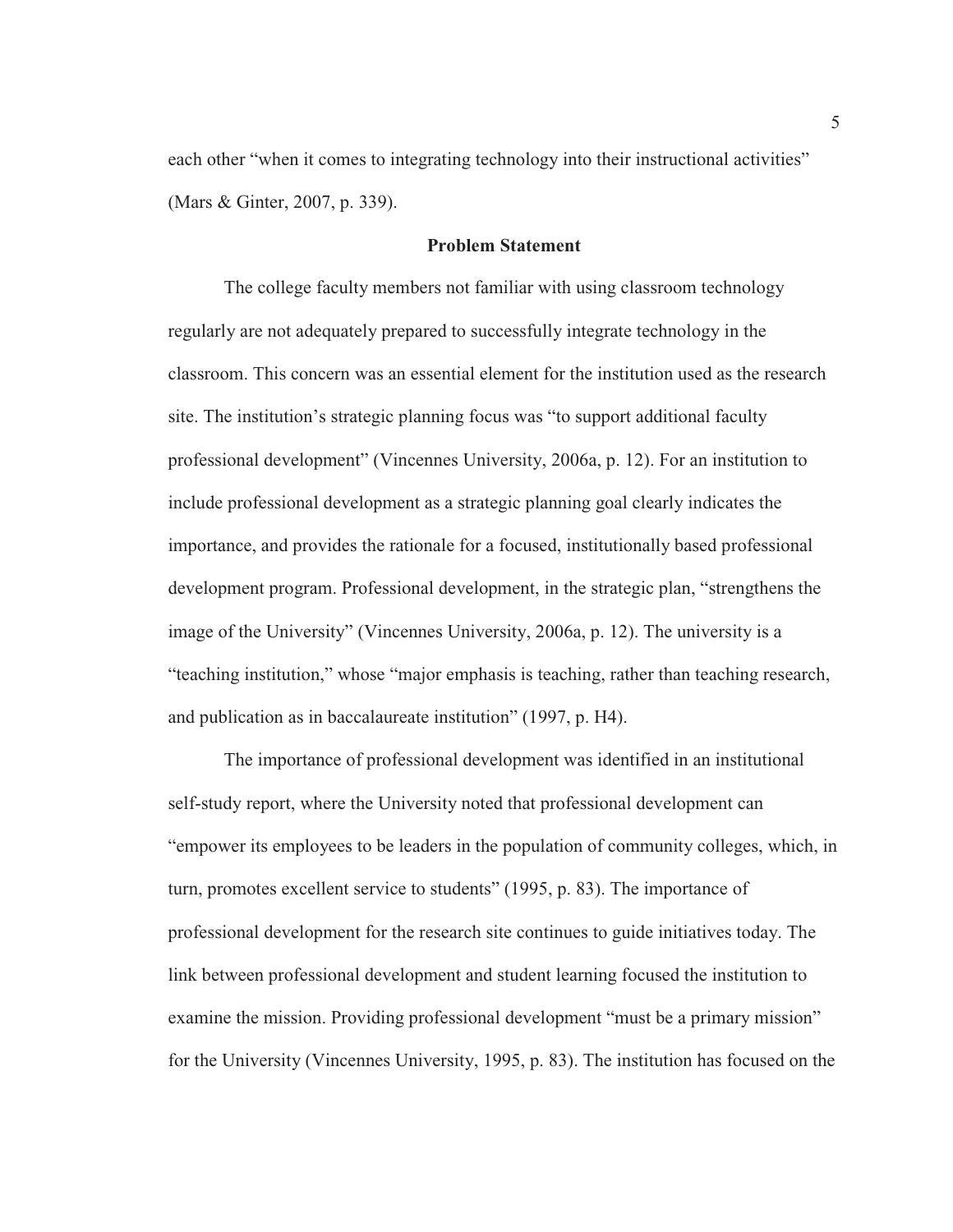each other “when it comes to integrating technology into their instructional activities” (Mars & Ginter, 2007, p. 339).

## Problem Statement

The college faculty members not familiar with using classroom technology regularly are not adequately prepared to successfully integrate technology in the classroom. This concern was an essential element for the institution used as the research site. The institution’s strategic planning focus was “to support additional faculty professional development” (Vincennes University, 2006a, p. 12). For an institution to include professional development as a strategic planning goal clearly indicates the importance, and provides the rationale for a focused, institutionally based professional development program. Professional development, in the strategic plan, “strengthens the image of the University” (Vincennes University, 2006a, p. 12). The university is a “teaching institution,” whose “major emphasis is teaching, rather than teaching research, and publication as in baccalaureate institution” (1997, p. H4).

The importance of professional development was identified in an institutional self-study report, where the University noted that professional development can “empower its employees to be leaders in the population of community colleges, which, in turn, promotes excellent service to students” (1995, p. 83). The importance of professional development for the research site continues to guide initiatives today. The link between professional development and student learning focused the institution to examine the mission. Providing professional development “must be a primary mission” for the University (Vincennes University, 1995, p. 83). The institution has focused on the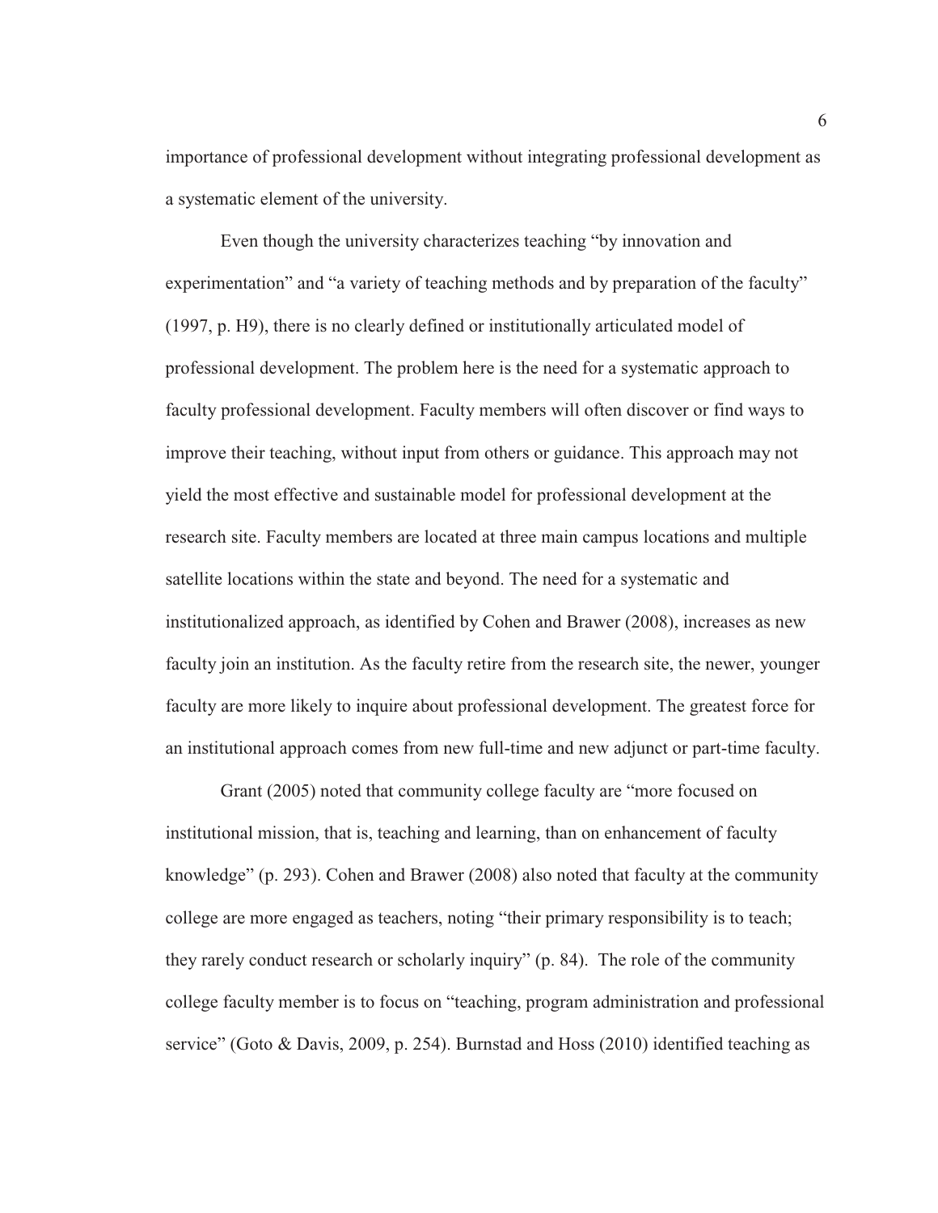importance of professional development without integrating professional development as a systematic element of the university.

Even though the university characterizes teaching "by innovation and experimentation" and "a variety of teaching methods and by preparation of the faculty" (1997, p. H9), there is no clearly defined or institutionally articulated model of professional development. The problem here is the need for a systematic approach to faculty professional development. Faculty members will often discover or find ways to improve their teaching, without input from others or guidance. This approach may not yield the most effective and sustainable model for professional development at the research site. Faculty members are located at three main campus locations and multiple satellite locations within the state and beyond. The need for a systematic and institutionalized approach, as identified by Cohen and Brawer (2008), increases as new faculty join an institution. As the faculty retire from the research site, the newer, younger faculty are more likely to inquire about professional development. The greatest force for an institutional approach comes from new full-time and new adjunct or part-time faculty.

Grant (2005) noted that community college faculty are "more focused on institutional mission, that is, teaching and learning, than on enhancement of faculty knowledge" (p. 293). Cohen and Brawer (2008) also noted that faculty at the community college are more engaged as teachers, noting "their primary responsibility is to teach; they rarely conduct research or scholarly inquiry" (p. 84). The role of the community college faculty member is to focus on "teaching, program administration and professional service" (Goto & Davis, 2009, p. 254). Burnstad and Hoss (2010) identified teaching as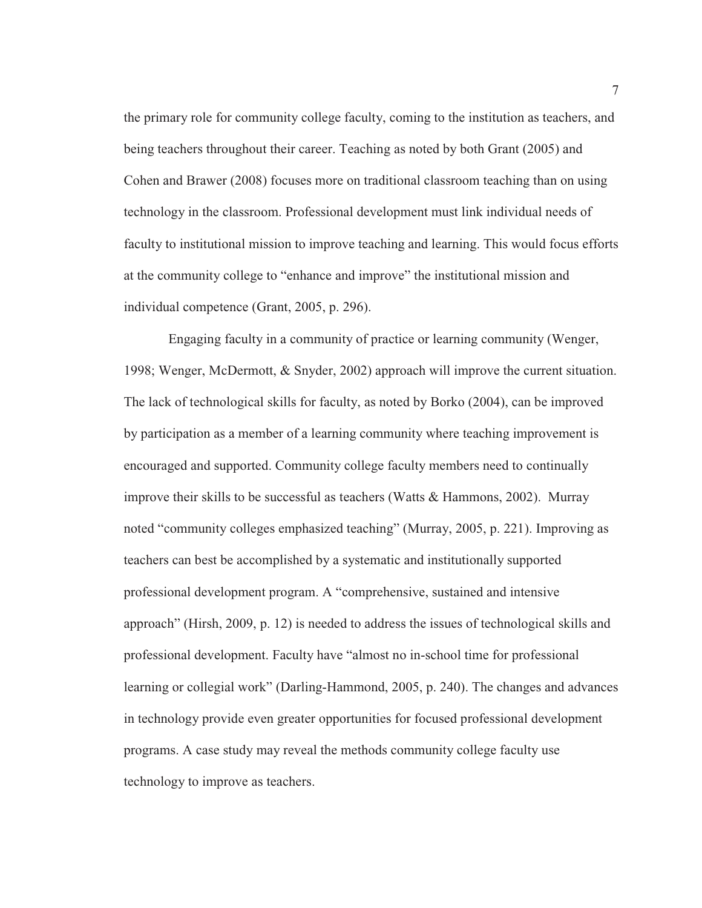the primary role for community college faculty, coming to the institution as teachers, and being teachers throughout their career. Teaching as noted by both Grant (2005) and Cohen and Brawer (2008) focuses more on traditional classroom teaching than on using technology in the classroom. Professional development must link individual needs of faculty to institutional mission to improve teaching and learning. This would focus efforts at the community college to "enhance and improve" the institutional mission and individual competence (Grant, 2005, p. 296).

Engaging faculty in a community of practice or learning community (Wenger, 1998; Wenger, McDermott, & Snyder, 2002) approach will improve the current situation. The lack of technological skills for faculty, as noted by Borko (2004), can be improved by participation as a member of a learning community where teaching improvement is encouraged and supported. Community college faculty members need to continually improve their skills to be successful as teachers (Watts & Hammons, 2002). Murray noted "community colleges emphasized teaching" (Murray, 2005, p. 221). Improving as teachers can best be accomplished by a systematic and institutionally supported professional development program. A "comprehensive, sustained and intensive approach" (Hirsh, 2009, p. 12) is needed to address the issues of technological skills and professional development. Faculty have "almost no in-school time for professional learning or collegial work" (Darling-Hammond, 2005, p. 240). The changes and advances in technology provide even greater opportunities for focused professional development programs. A case study may reveal the methods community college faculty use technology to improve as teachers.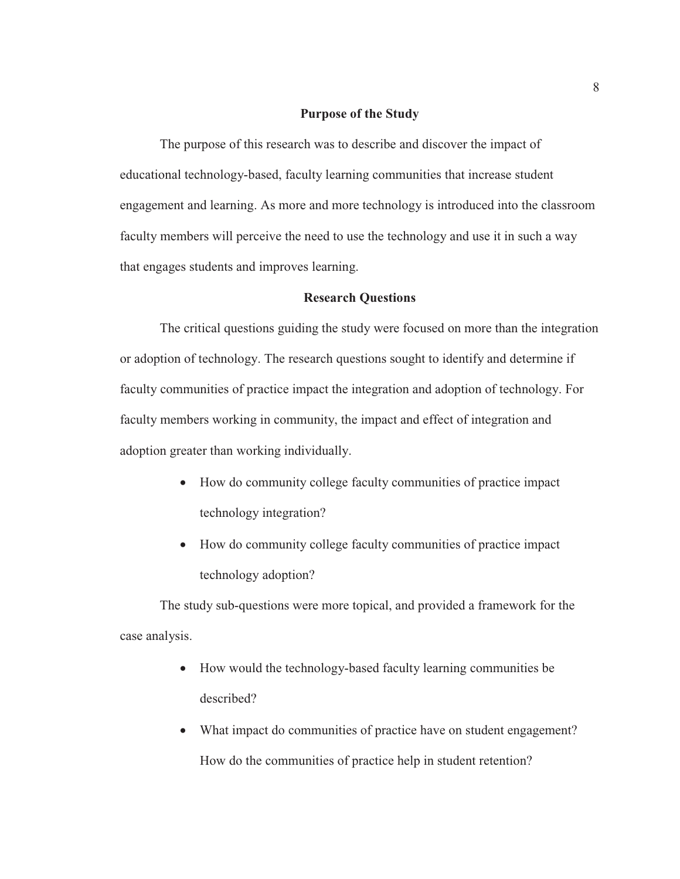## Purpose of the Study

The purpose of this research was to describe and discover the impact of educational technology-based, faculty learning communities that increase student engagement and learning. As more and more technology is introduced into the classroom faculty members will perceive the need to use the technology and use it in such a way that engages students and improves learning.

## Research Questions

The critical questions guiding the study were focused on more than the integration or adoption of technology. The research questions sought to identify and determine if faculty communities of practice impact the integration and adoption of technology. For faculty members working in community, the impact and effect of integration and adoption greater than working individually.

- How do community college faculty communities of practice impact technology integration?
- How do community college faculty communities of practice impact technology adoption?

The study sub-questions were more topical, and provided a framework for the case analysis.

- How would the technology-based faculty learning communities be described?
- What impact do communities of practice have on student engagement? How do the communities of practice help in student retention?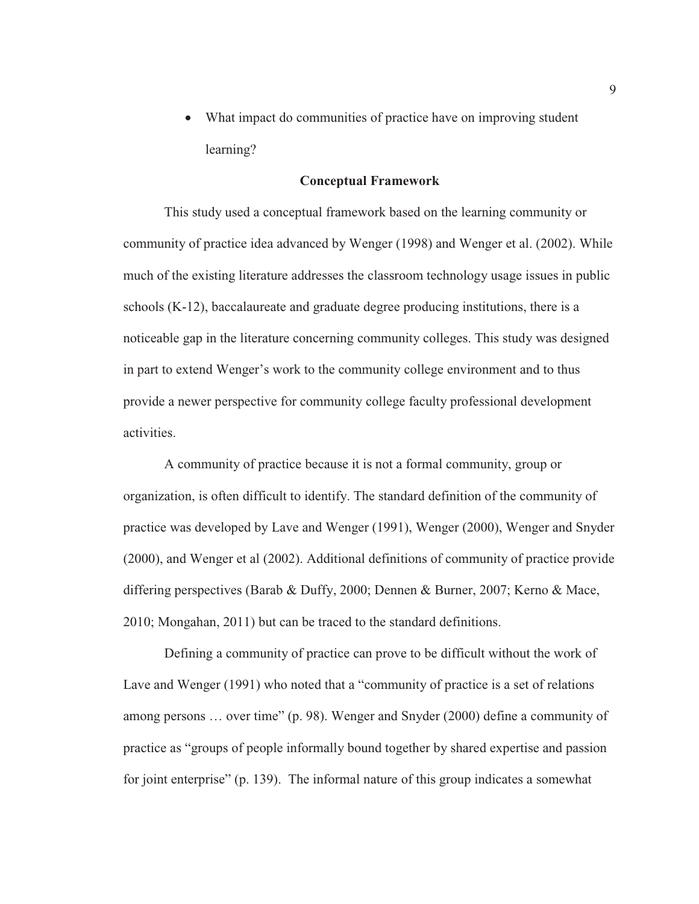- What impact do communities of practice have on improving student learning?

## Conceptual Framework

This study used a conceptual framework based on the learning community or community of practice idea advanced by Wenger (1998) and Wenger et al. (2002). While much of the existing literature addresses the classroom technology usage issues in public schools (K-12), baccalaureate and graduate degree producing institutions, there is a noticeable gap in the literature concerning community colleges. This study was designed in part to extend Wenger's work to the community college environment and to thus provide a newer perspective for community college faculty professional development activities.

A community of practice because it is not a formal community, group or organization, is often difficult to identify. The standard definition of the community of practice was developed by Lave and Wenger (1991), Wenger (2000), Wenger and Snyder (2000), and Wenger et al (2002). Additional definitions of community of practice provide differing perspectives (Barab & Duffy, 2000; Dennen & Burner, 2007; Kerno & Mace, 2010; Mongahan, 2011) but can be traced to the standard definitions.

Defining a community of practice can prove to be difficult without the work of Lave and Wenger (1991) who noted that a "community of practice is a set of relations among persons … over time" (p. 98). Wenger and Snyder (2000) define a community of practice as "groups of people informally bound together by shared expertise and passion for joint enterprise" (p. 139). The informal nature of this group indicates a somewhat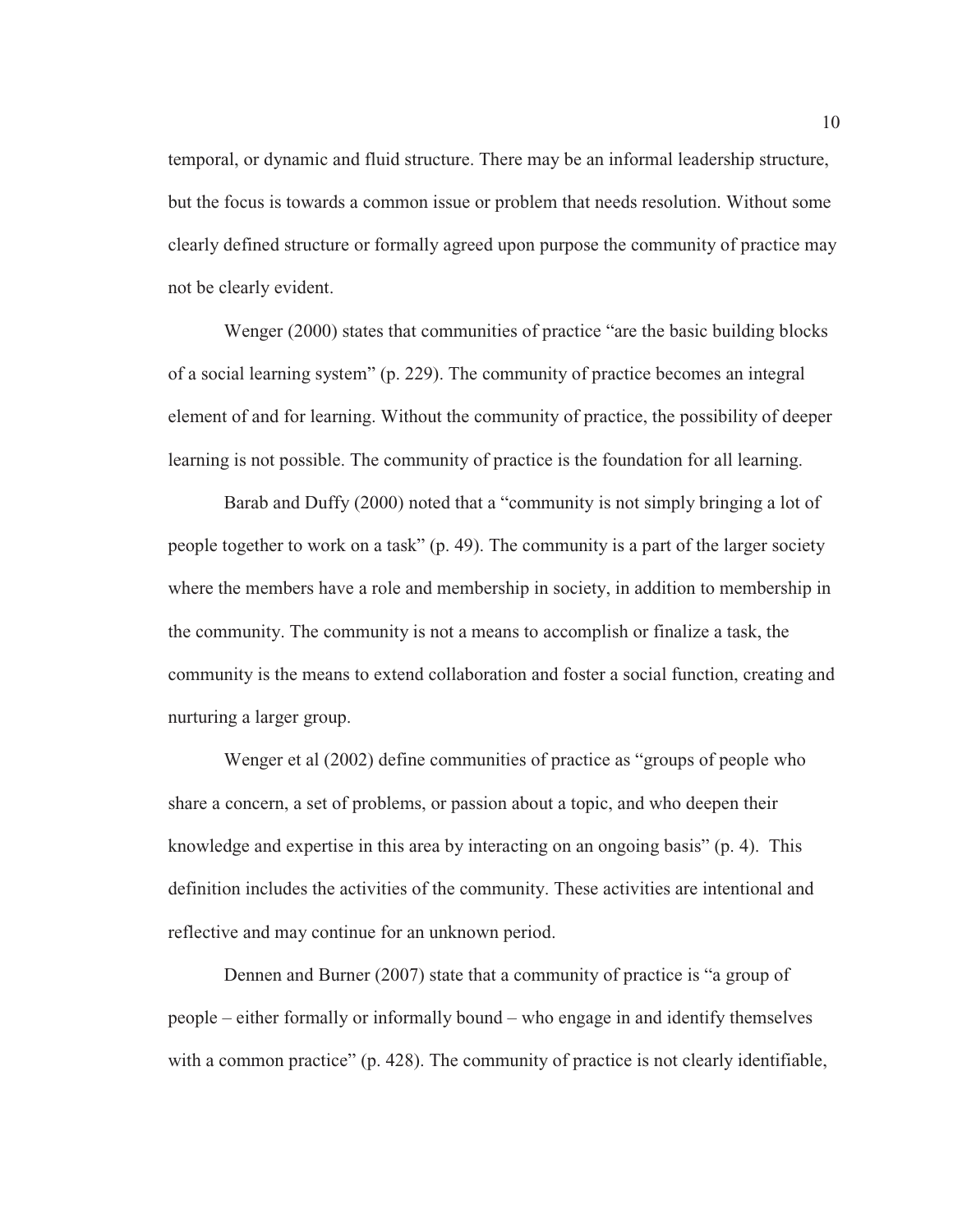temporal, or dynamic and fluid structure. There may be an informal leadership structure, but the focus is towards a common issue or problem that needs resolution. Without some clearly defined structure or formally agreed upon purpose the community of practice may not be clearly evident.

Wenger (2000) states that communities of practice "are the basic building blocks of a social learning system" (p. 229). The community of practice becomes an integral element of and for learning. Without the community of practice, the possibility of deeper learning is not possible. The community of practice is the foundation for all learning.

Barab and Duffy (2000) noted that a "community is not simply bringing a lot of people together to work on a task" (p. 49). The community is a part of the larger society where the members have a role and membership in society, in addition to membership in the community. The community is not a means to accomplish or finalize a task, the community is the means to extend collaboration and foster a social function, creating and nurturing a larger group.

Wenger et al (2002) define communities of practice as "groups of people who share a concern, a set of problems, or passion about a topic, and who deepen their knowledge and expertise in this area by interacting on an ongoing basis" (p. 4). This definition includes the activities of the community. These activities are intentional and reflective and may continue for an unknown period.

Dennen and Burner (2007) state that a community of practice is "a group of people – either formally or informally bound – who engage in and identify themselves with a common practice" (p. 428). The community of practice is not clearly identifiable,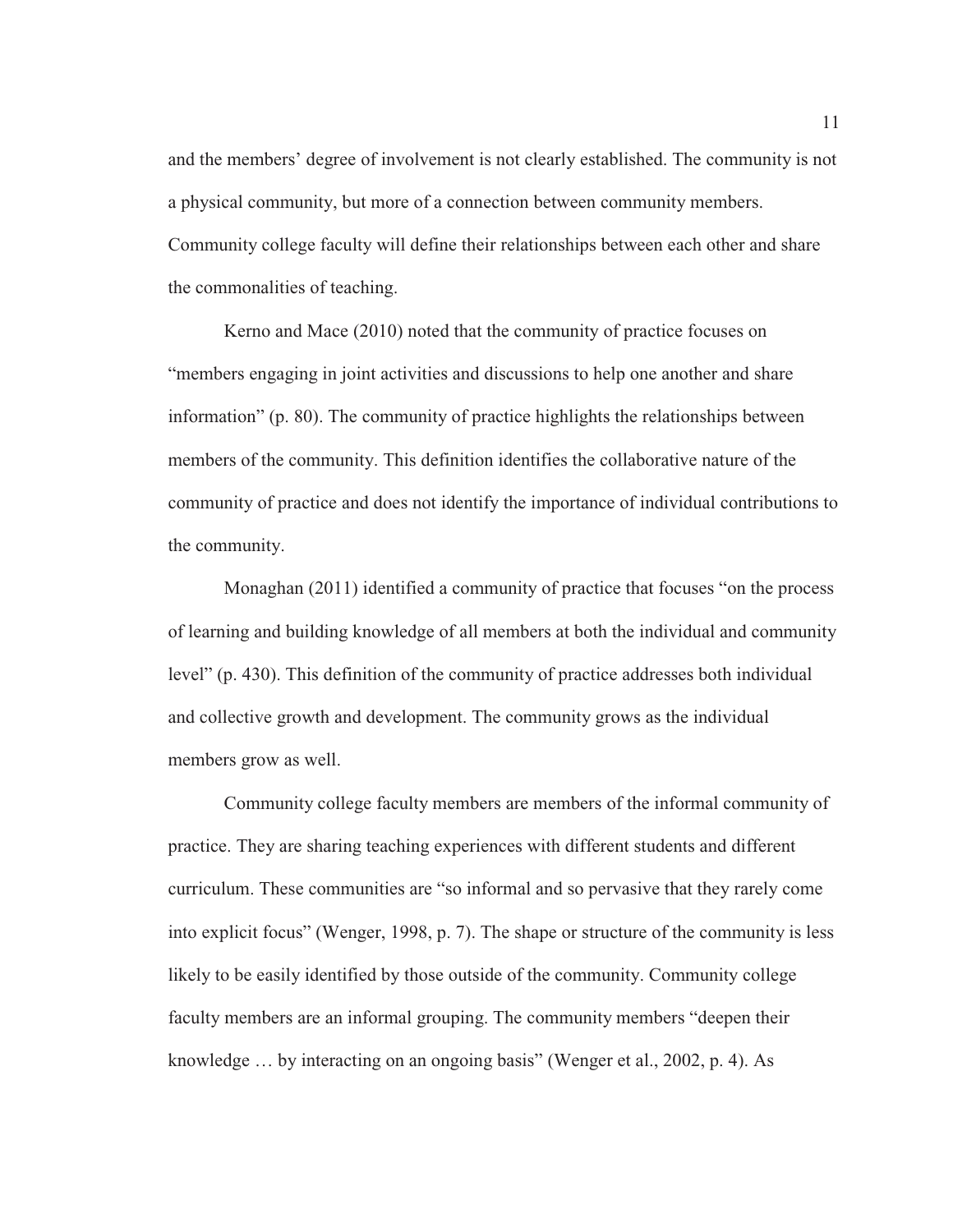and the members' degree of involvement is not clearly established. The community is not a physical community, but more of a connection between community members. Community college faculty will define their relationships between each other and share the commonalities of teaching.

Kerno and Mace (2010) noted that the community of practice focuses on "members engaging in joint activities and discussions to help one another and share information" (p. 80). The community of practice highlights the relationships between members of the community. This definition identifies the collaborative nature of the community of practice and does not identify the importance of individual contributions to the community.

Monaghan (2011) identified a community of practice that focuses "on the process of learning and building knowledge of all members at both the individual and community level" (p. 430). This definition of the community of practice addresses both individual and collective growth and development. The community grows as the individual members grow as well.

Community college faculty members are members of the informal community of practice. They are sharing teaching experiences with different students and different curriculum. These communities are "so informal and so pervasive that they rarely come into explicit focus" (Wenger, 1998, p. 7). The shape or structure of the community is less likely to be easily identified by those outside of the community. Community college faculty members are an informal grouping. The community members "deepen their knowledge … by interacting on an ongoing basis" (Wenger et al., 2002, p. 4). As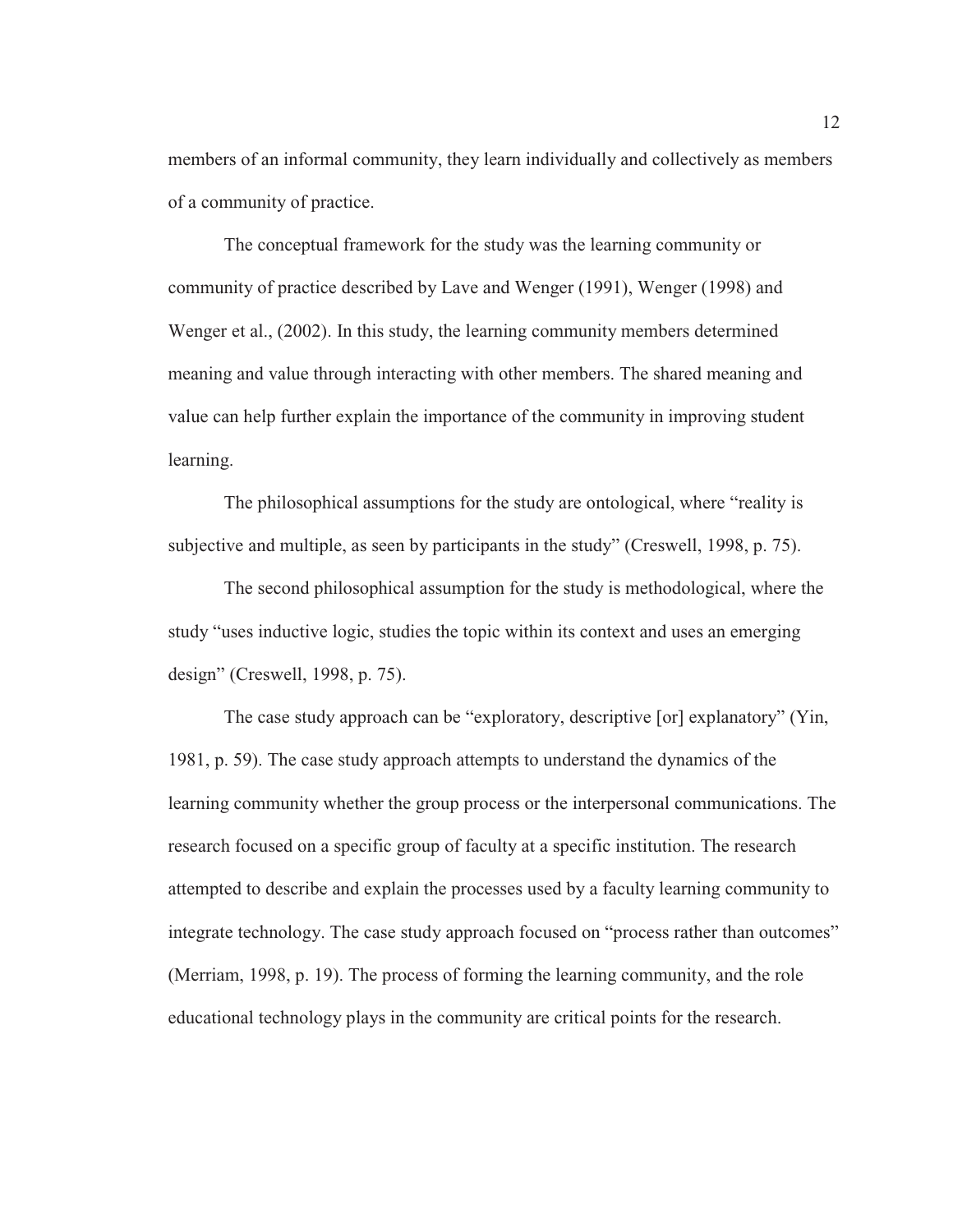members of an informal community, they learn individually and collectively as members of a community of practice.

The conceptual framework for the study was the learning community or community of practice described by Lave and Wenger (1991), Wenger (1998) and Wenger et al., (2002). In this study, the learning community members determined meaning and value through interacting with other members. The shared meaning and value can help further explain the importance of the community in improving student learning.

The philosophical assumptions for the study are ontological, where "reality is subjective and multiple, as seen by participants in the study" (Creswell, 1998, p. 75).

The second philosophical assumption for the study is methodological, where the study "uses inductive logic, studies the topic within its context and uses an emerging design" (Creswell, 1998, p. 75).

The case study approach can be "exploratory, descriptive [or] explanatory" (Yin, 1981, p. 59). The case study approach attempts to understand the dynamics of the learning community whether the group process or the interpersonal communications. The research focused on a specific group of faculty at a specific institution. The research attempted to describe and explain the processes used by a faculty learning community to integrate technology. The case study approach focused on "process rather than outcomes" (Merriam, 1998, p. 19). The process of forming the learning community, and the role educational technology plays in the community are critical points for the research.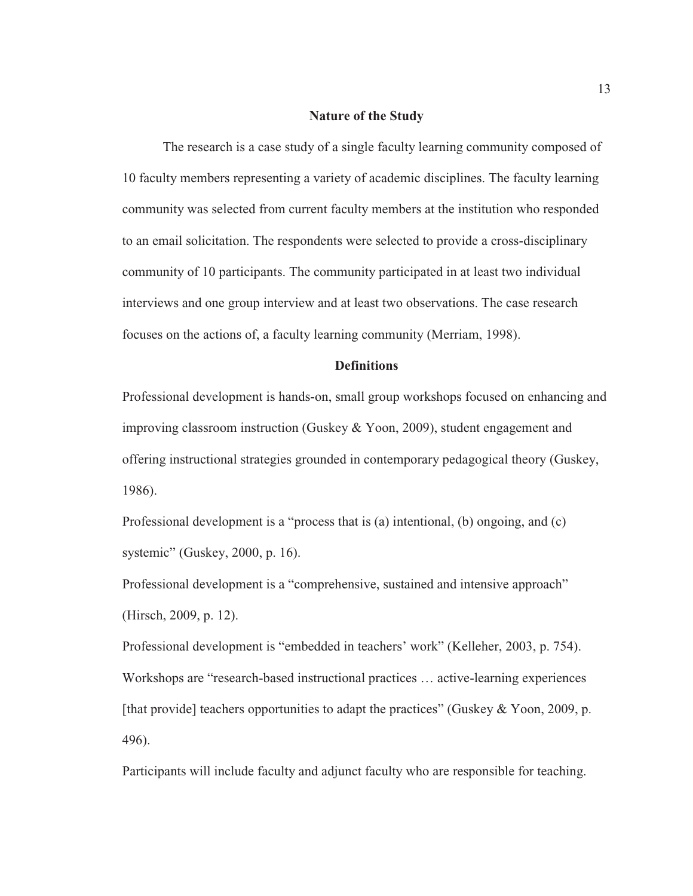## Nature of the Study

The research is a case study of a single faculty learning community composed of 10 faculty members representing a variety of academic disciplines. The faculty learning community was selected from current faculty members at the institution who responded to an email solicitation. The respondents were selected to provide a cross-disciplinary community of 10 participants. The community participated in at least two individual interviews and one group interview and at least two observations. The case research focuses on the actions of, a faculty learning community (Merriam, 1998).

## Definitions

Professional development is hands-on, small group workshops focused on enhancing and improving classroom instruction (Guskey & Yoon, 2009), student engagement and offering instructional strategies grounded in contemporary pedagogical theory (Guskey, 1986).

Professional development is a "process that is (a) intentional, (b) ongoing, and (c) systemic" (Guskey, 2000, p. 16).

Professional development is a "comprehensive, sustained and intensive approach" (Hirsch, 2009, p. 12).

Professional development is "embedded in teachers' work" (Kelleher, 2003, p. 754).

Workshops are "research-based instructional practices … active-learning experiences [that provide] teachers opportunities to adapt the practices" (Guskey & Yoon, 2009, p. 496).

Participants will include faculty and adjunct faculty who are responsible for teaching.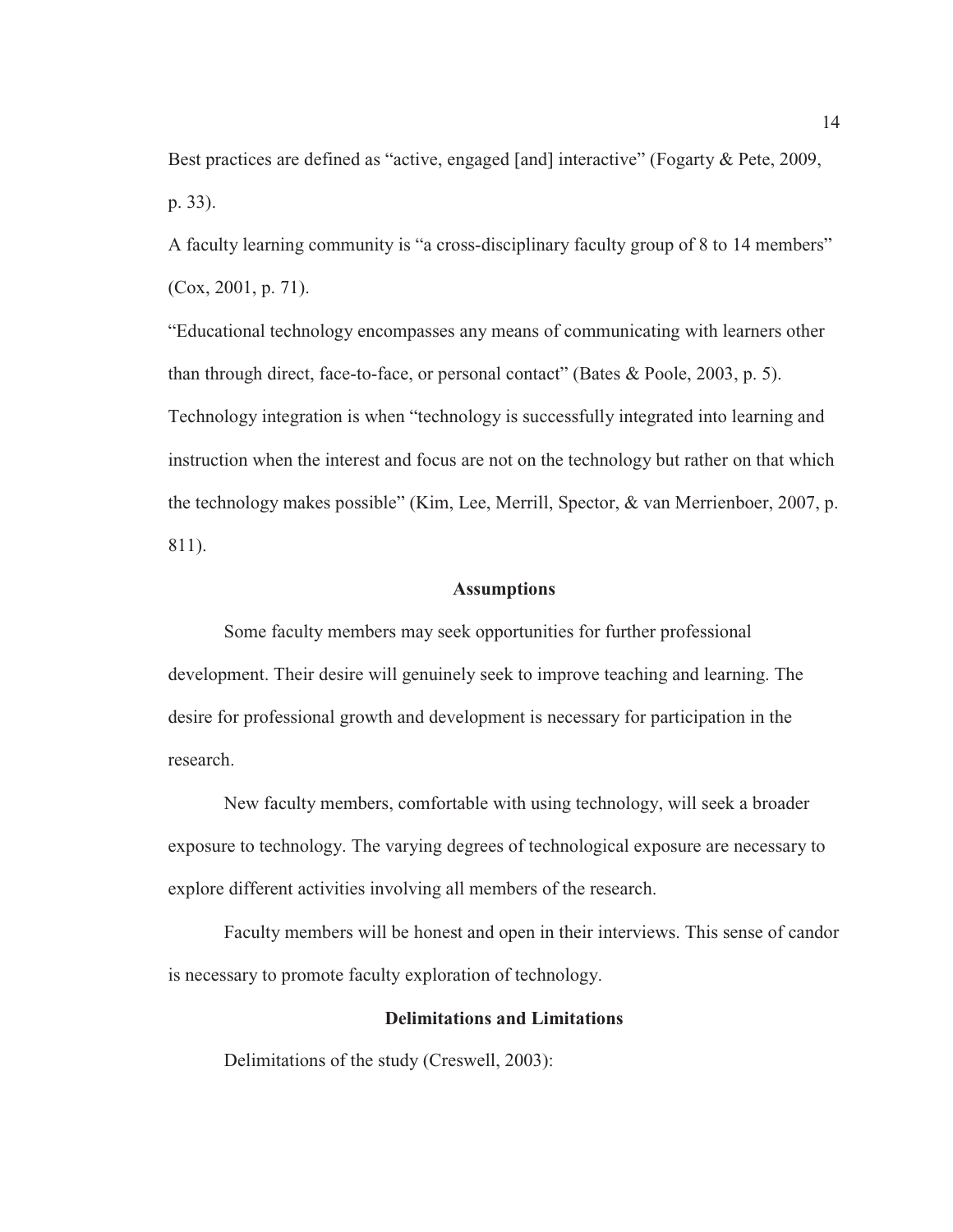Best practices are defined as "active, engaged [and] interactive" (Fogarty & Pete, 2009, p. 33).

A faculty learning community is "a cross-disciplinary faculty group of 8 to 14 members" (Cox, 2001, p. 71).

"Educational technology encompasses any means of communicating with learners other than through direct, face-to-face, or personal contact" (Bates & Poole, 2003, p. 5).

Technology integration is when "technology is successfully integrated into learning and instruction when the interest and focus are not on the technology but rather on that which the technology makes possible" (Kim, Lee, Merrill, Spector, & van Merrienboer, 2007, p. 811).

## Assumptions

Some faculty members may seek opportunities for further professional development. Their desire will genuinely seek to improve teaching and learning. The desire for professional growth and development is necessary for participation in the research.

New faculty members, comfortable with using technology, will seek a broader exposure to technology. The varying degrees of technological exposure are necessary to explore different activities involving all members of the research.

Faculty members will be honest and open in their interviews. This sense of candor is necessary to promote faculty exploration of technology.

## Delimitations and Limitations

Delimitations of the study (Creswell, 2003):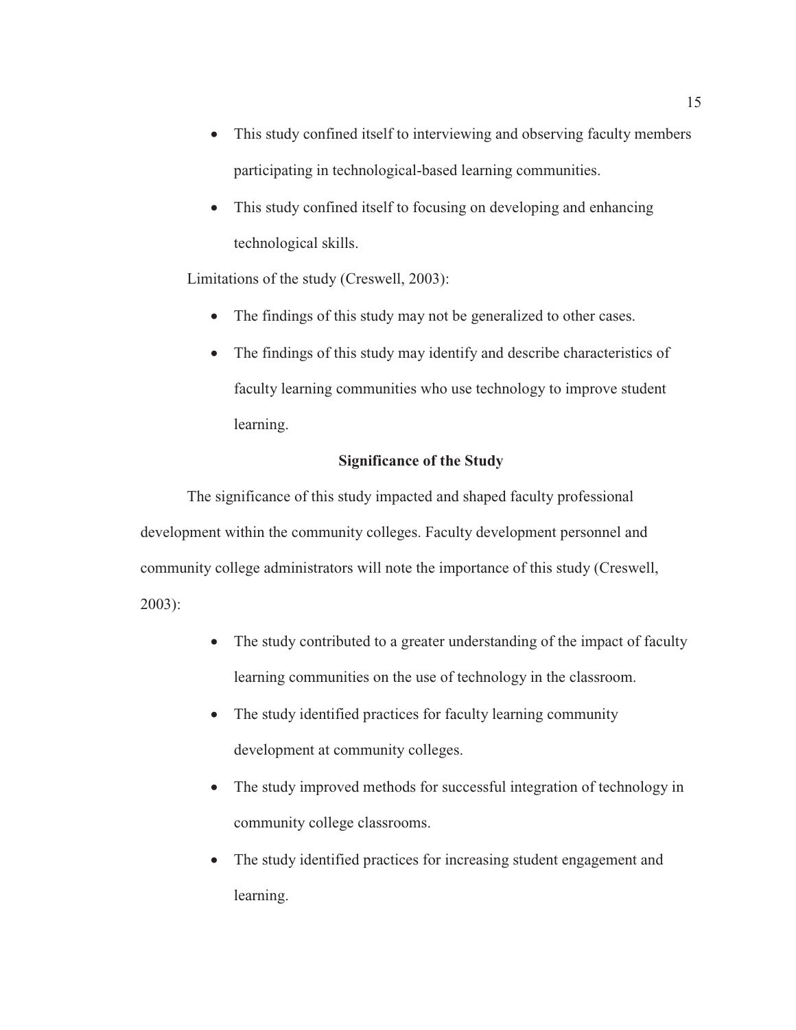- This study confined itself to interviewing and observing faculty members participating in technological-based learning communities.
- This study confined itself to focusing on developing and enhancing technological skills.

Limitations of the study (Creswell, 2003):

- The findings of this study may not be generalized to other cases.
- The findings of this study may identify and describe characteristics of faculty learning communities who use technology to improve student learning.

## Significance of the Study

The significance of this study impacted and shaped faculty professional development within the community colleges. Faculty development personnel and community college administrators will note the importance of this study (Creswell, 2003):

- The study contributed to a greater understanding of the impact of faculty learning communities on the use of technology in the classroom.
- The study identified practices for faculty learning community development at community colleges.
- The study improved methods for successful integration of technology in community college classrooms.
- The study identified practices for increasing student engagement and learning.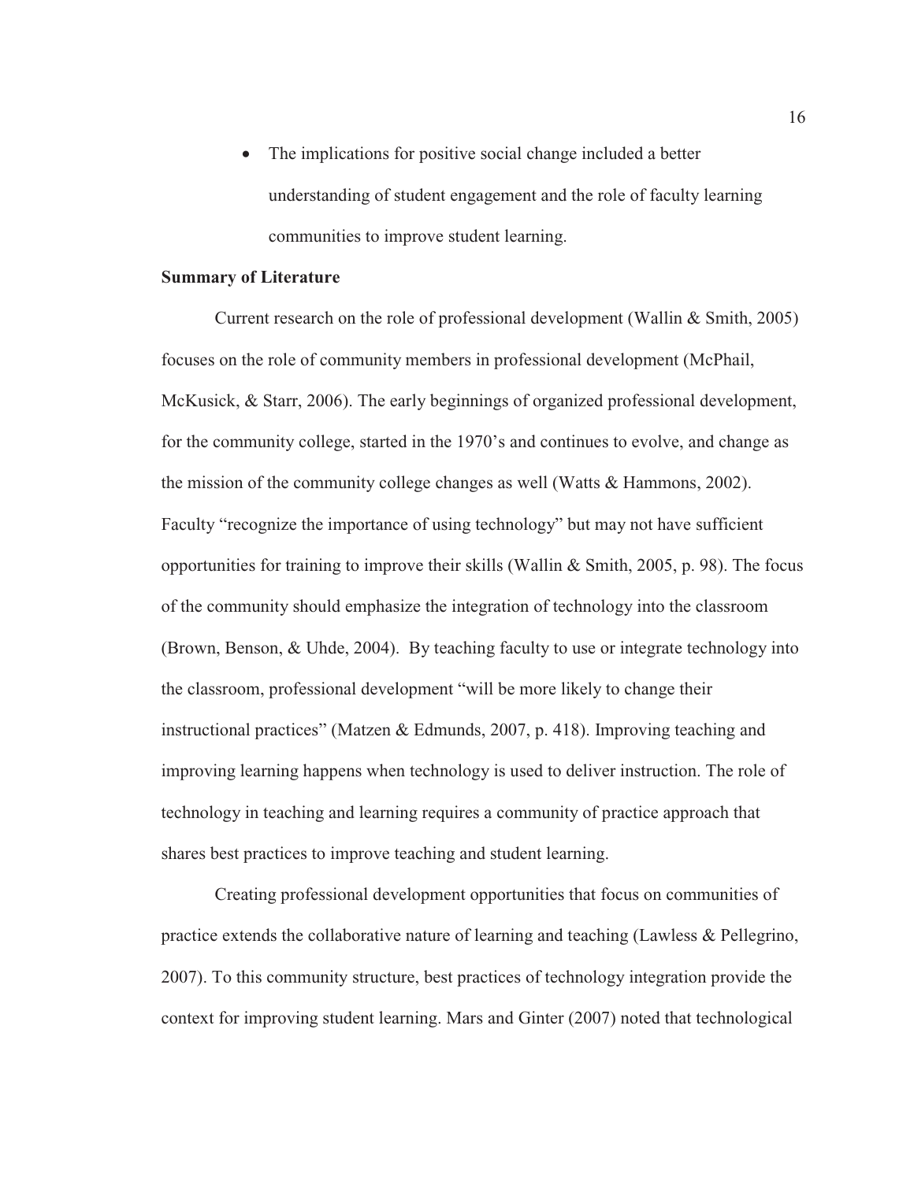- The implications for positive social change included a better understanding of student engagement and the role of faculty learning communities to improve student learning.

**Summary of Literature**

Current research on the role of professional development (Wallin & Smith, 2005) focuses on the role of community members in professional development (McPhail, McKusick, & Starr, 2006). The early beginnings of organized professional development, for the community college, started in the 1970's and continues to evolve, and change as the mission of the community college changes as well (Watts & Hammons, 2002). Faculty "recognize the importance of using technology" but may not have sufficient opportunities for training to improve their skills (Wallin & Smith, 2005, p. 98). The focus of the community should emphasize the integration of technology into the classroom (Brown, Benson, & Uhde, 2004). By teaching faculty to use or integrate technology into the classroom, professional development "will be more likely to change their instructional practices" (Matzen & Edmunds, 2007, p. 418). Improving teaching and improving learning happens when technology is used to deliver instruction. The role of technology in teaching and learning requires a community of practice approach that shares best practices to improve teaching and student learning.

Creating professional development opportunities that focus on communities of practice extends the collaborative nature of learning and teaching (Lawless & Pellegrino, 2007). To this community structure, best practices of technology integration provide the context for improving student learning. Mars and Ginter (2007) noted that technological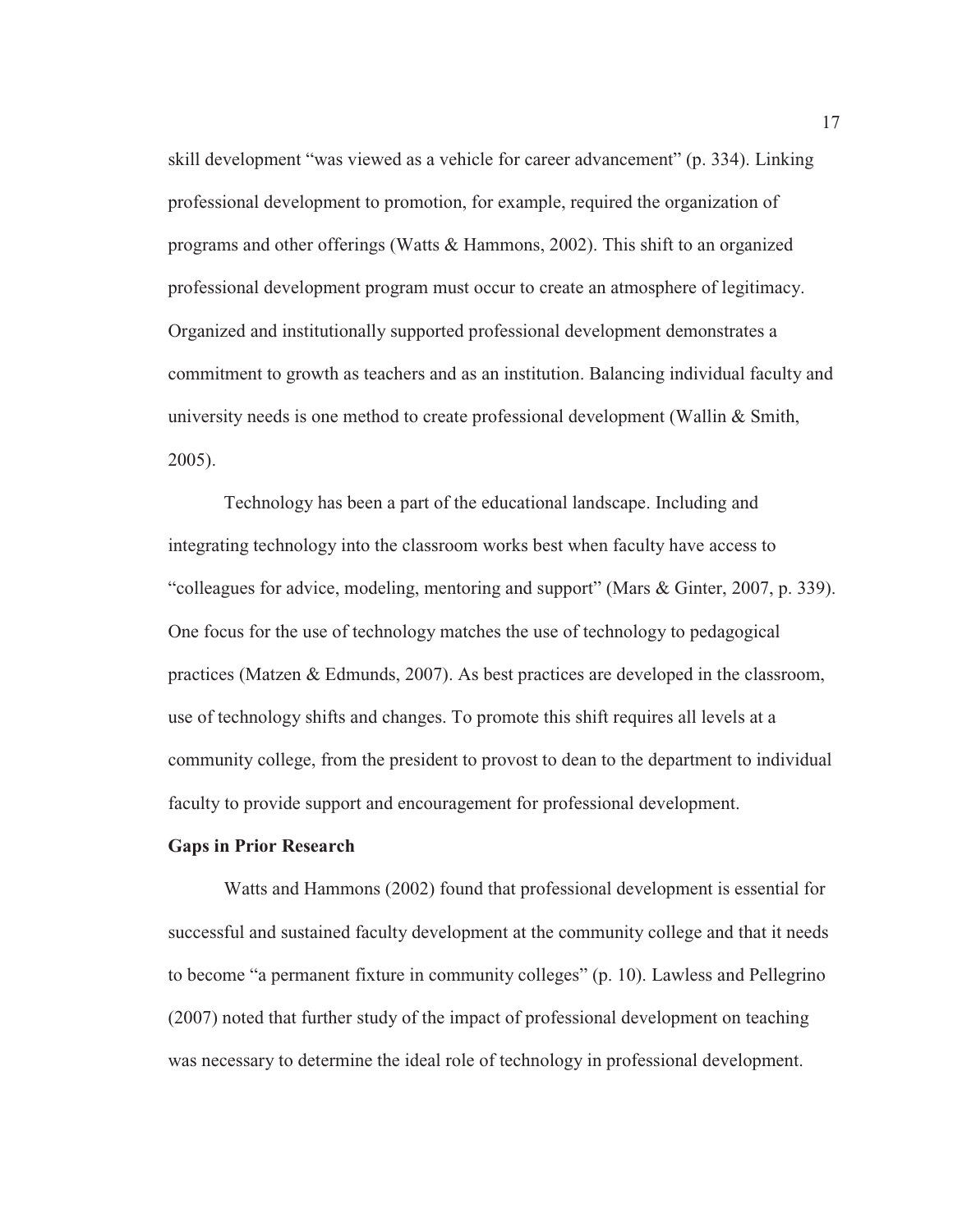skill development “was viewed as a vehicle for career advancement” (p. 334). Linking professional development to promotion, for example, required the organization of programs and other offerings (Watts & Hammons, 2002). This shift to an organized professional development program must occur to create an atmosphere of legitimacy. Organized and institutionally supported professional development demonstrates a commitment to growth as teachers and as an institution. Balancing individual faculty and university needs is one method to create professional development (Wallin & Smith, 2005).

Technology has been a part of the educational landscape. Including and integrating technology into the classroom works best when faculty have access to “colleagues for advice, modeling, mentoring and support” (Mars & Ginter, 2007, p. 339). One focus for the use of technology matches the use of technology to pedagogical practices (Matzen & Edmunds, 2007). As best practices are developed in the classroom, use of technology shifts and changes. To promote this shift requires all levels at a community college, from the president to provost to dean to the department to individual faculty to provide support and encouragement for professional development.

**Gaps in Prior Research**

Watts and Hammons (2002) found that professional development is essential for successful and sustained faculty development at the community college and that it needs to become “a permanent fixture in community colleges” (p. 10). Lawless and Pellegrino (2007) noted that further study of the impact of professional development on teaching was necessary to determine the ideal role of technology in professional development.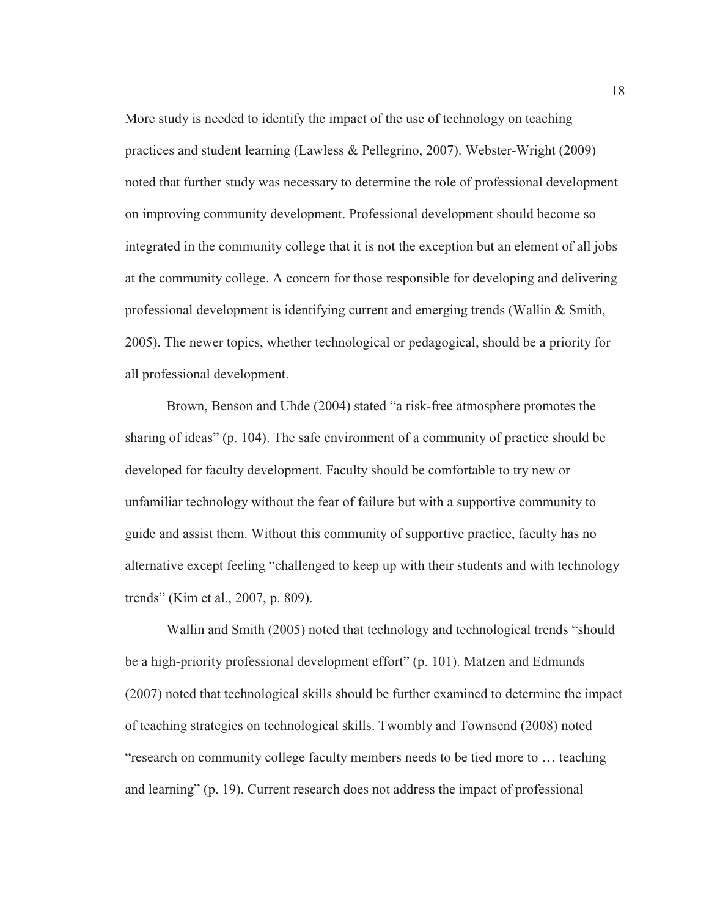More study is needed to identify the impact of the use of technology on teaching practices and student learning (Lawless & Pellegrino, 2007). Webster-Wright (2009) noted that further study was necessary to determine the role of professional development on improving community development. Professional development should become so integrated in the community college that it is not the exception but an element of all jobs at the community college. A concern for those responsible for developing and delivering professional development is identifying current and emerging trends (Wallin & Smith, 2005). The newer topics, whether technological or pedagogical, should be a priority for all professional development.

Brown, Benson and Uhde (2004) stated "a risk-free atmosphere promotes the sharing of ideas" (p. 104). The safe environment of a community of practice should be developed for faculty development. Faculty should be comfortable to try new or unfamiliar technology without the fear of failure but with a supportive community to guide and assist them. Without this community of supportive practice, faculty has no alternative except feeling "challenged to keep up with their students and with technology trends" (Kim et al., 2007, p. 809).

Wallin and Smith (2005) noted that technology and technological trends "should be a high-priority professional development effort" (p. 101). Matzen and Edmunds (2007) noted that technological skills should be further examined to determine the impact of teaching strategies on technological skills. Twombly and Townsend (2008) noted "research on community college faculty members needs to be tied more to … teaching and learning" (p. 19). Current research does not address the impact of professional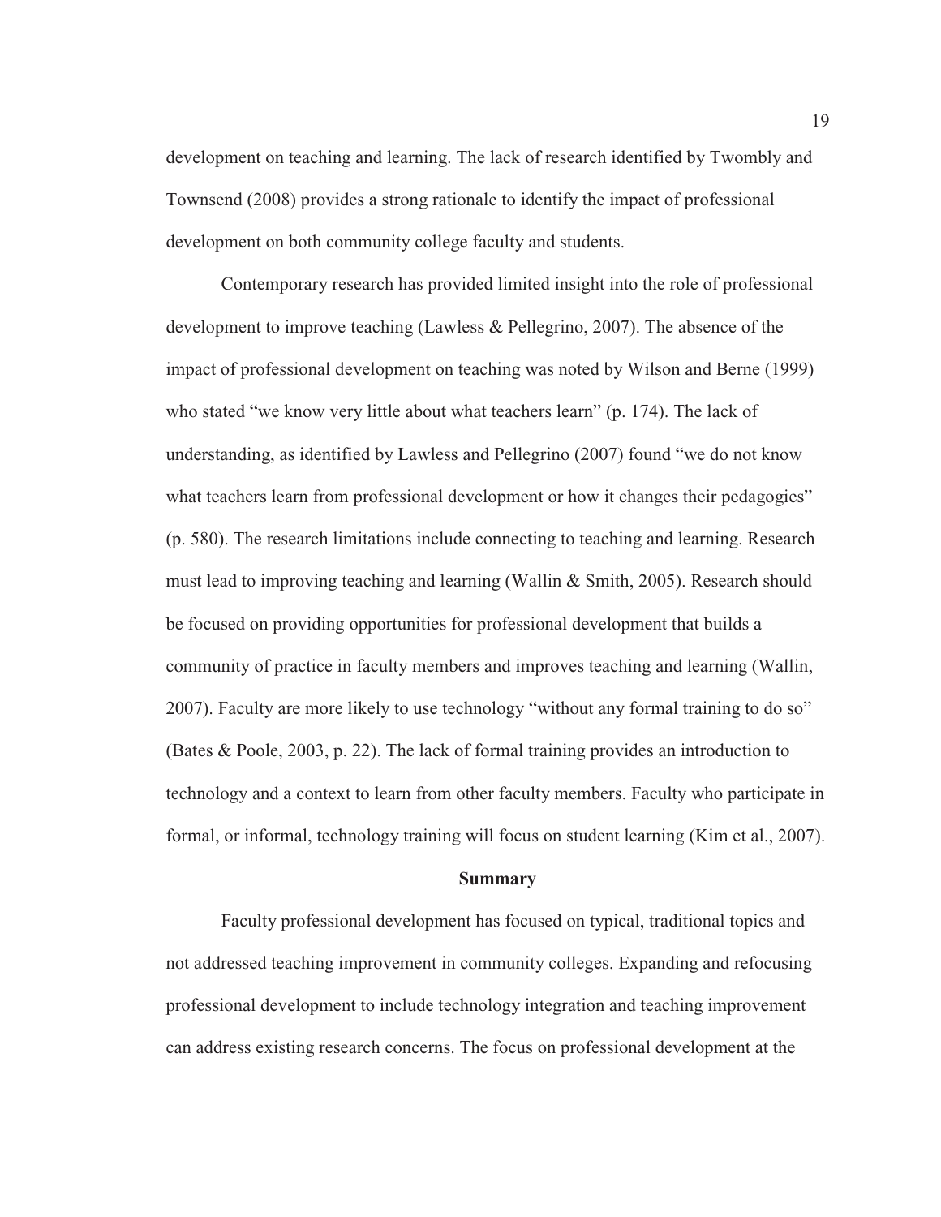development on teaching and learning. The lack of research identified by Twombly and Townsend (2008) provides a strong rationale to identify the impact of professional development on both community college faculty and students.

Contemporary research has provided limited insight into the role of professional development to improve teaching (Lawless & Pellegrino, 2007). The absence of the impact of professional development on teaching was noted by Wilson and Berne (1999) who stated "we know very little about what teachers learn" (p. 174). The lack of understanding, as identified by Lawless and Pellegrino (2007) found "we do not know what teachers learn from professional development or how it changes their pedagogies" (p. 580). The research limitations include connecting to teaching and learning. Research must lead to improving teaching and learning (Wallin & Smith, 2005). Research should be focused on providing opportunities for professional development that builds a community of practice in faculty members and improves teaching and learning (Wallin, 2007). Faculty are more likely to use technology "without any formal training to do so" (Bates & Poole, 2003, p. 22). The lack of formal training provides an introduction to technology and a context to learn from other faculty members. Faculty who participate in formal, or informal, technology training will focus on student learning (Kim et al., 2007).

## Summary

Faculty professional development has focused on typical, traditional topics and not addressed teaching improvement in community colleges. Expanding and refocusing professional development to include technology integration and teaching improvement can address existing research concerns. The focus on professional development at the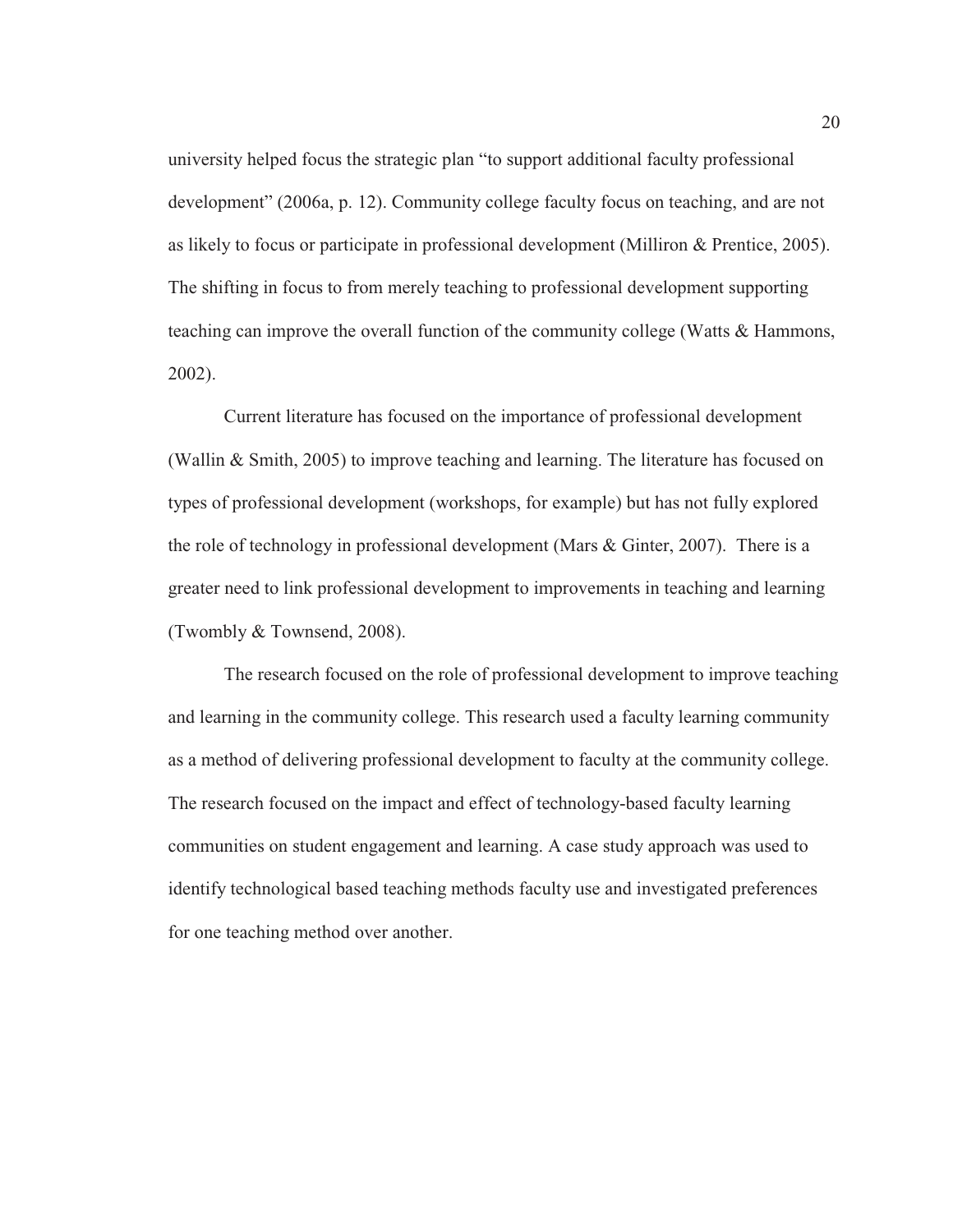university helped focus the strategic plan "to support additional faculty professional development" (2006a, p. 12). Community college faculty focus on teaching, and are not as likely to focus or participate in professional development (Milliron & Prentice, 2005). The shifting in focus to from merely teaching to professional development supporting teaching can improve the overall function of the community college (Watts & Hammons, 2002).

Current literature has focused on the importance of professional development (Wallin & Smith, 2005) to improve teaching and learning. The literature has focused on types of professional development (workshops, for example) but has not fully explored the role of technology in professional development (Mars & Ginter, 2007). There is a greater need to link professional development to improvements in teaching and learning (Twombly & Townsend, 2008).

The research focused on the role of professional development to improve teaching and learning in the community college. This research used a faculty learning community as a method of delivering professional development to faculty at the community college. The research focused on the impact and effect of technology-based faculty learning communities on student engagement and learning. A case study approach was used to identify technological based teaching methods faculty use and investigated preferences for one teaching method over another.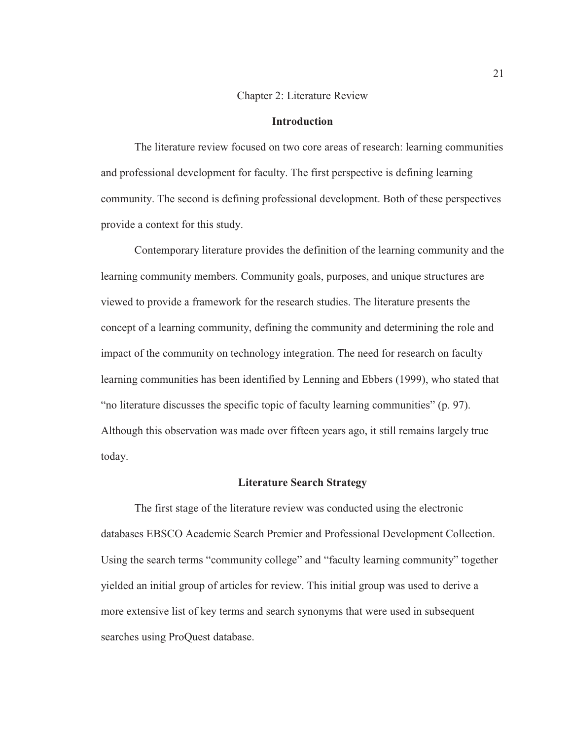# Chapter 2: Literature Review

## Introduction

The literature review focused on two core areas of research: learning communities and professional development for faculty. The first perspective is defining learning community. The second is defining professional development. Both of these perspectives provide a context for this study.

Contemporary literature provides the definition of the learning community and the learning community members. Community goals, purposes, and unique structures are viewed to provide a framework for the research studies. The literature presents the concept of a learning community, defining the community and determining the role and impact of the community on technology integration. The need for research on faculty learning communities has been identified by Lenning and Ebbers (1999), who stated that "no literature discusses the specific topic of faculty learning communities" (p. 97). Although this observation was made over fifteen years ago, it still remains largely true today.

## Literature Search Strategy

The first stage of the literature review was conducted using the electronic databases EBSCO Academic Search Premier and Professional Development Collection. Using the search terms "community college" and "faculty learning community" together yielded an initial group of articles for review. This initial group was used to derive a more extensive list of key terms and search synonyms that were used in subsequent searches using ProQuest database.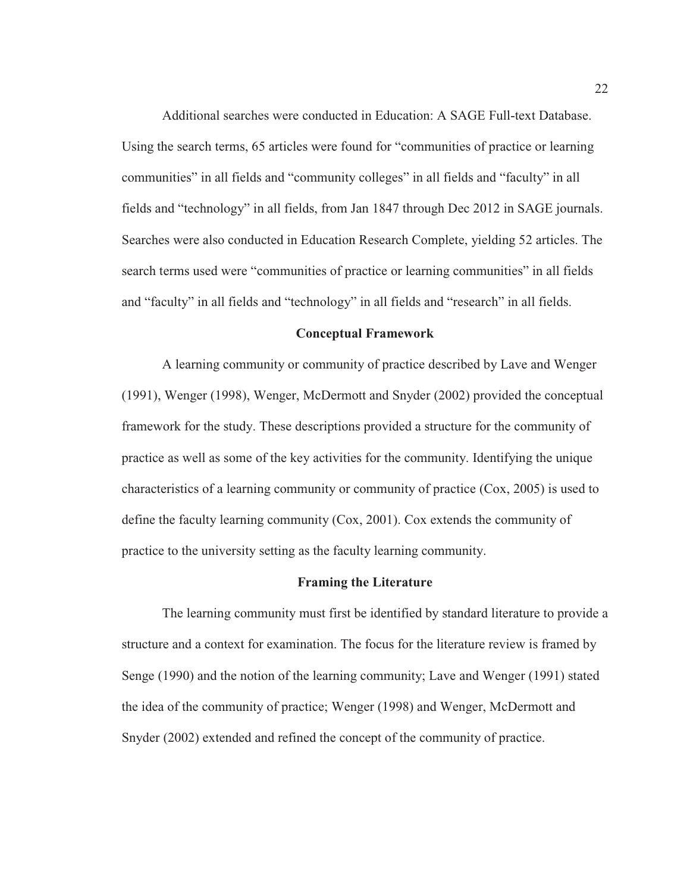Additional searches were conducted in Education: A SAGE Full-text Database. Using the search terms, 65 articles were found for “communities of practice or learning communities” in all fields and “community colleges” in all fields and “faculty” in all fields and “technology” in all fields, from Jan 1847 through Dec 2012 in SAGE journals. Searches were also conducted in Education Research Complete, yielding 52 articles. The search terms used were “communities of practice or learning communities” in all fields and “faculty” in all fields and “technology” in all fields and “research” in all fields.

## Conceptual Framework

A learning community or community of practice described by Lave and Wenger (1991), Wenger (1998), Wenger, McDermott and Snyder (2002) provided the conceptual framework for the study. These descriptions provided a structure for the community of practice as well as some of the key activities for the community. Identifying the unique characteristics of a learning community or community of practice (Cox, 2005) is used to define the faculty learning community (Cox, 2001). Cox extends the community of practice to the university setting as the faculty learning community.

## Framing the Literature

The learning community must first be identified by standard literature to provide a structure and a context for examination. The focus for the literature review is framed by Senge (1990) and the notion of the learning community; Lave and Wenger (1991) stated the idea of the community of practice; Wenger (1998) and Wenger, McDermott and Snyder (2002) extended and refined the concept of the community of practice.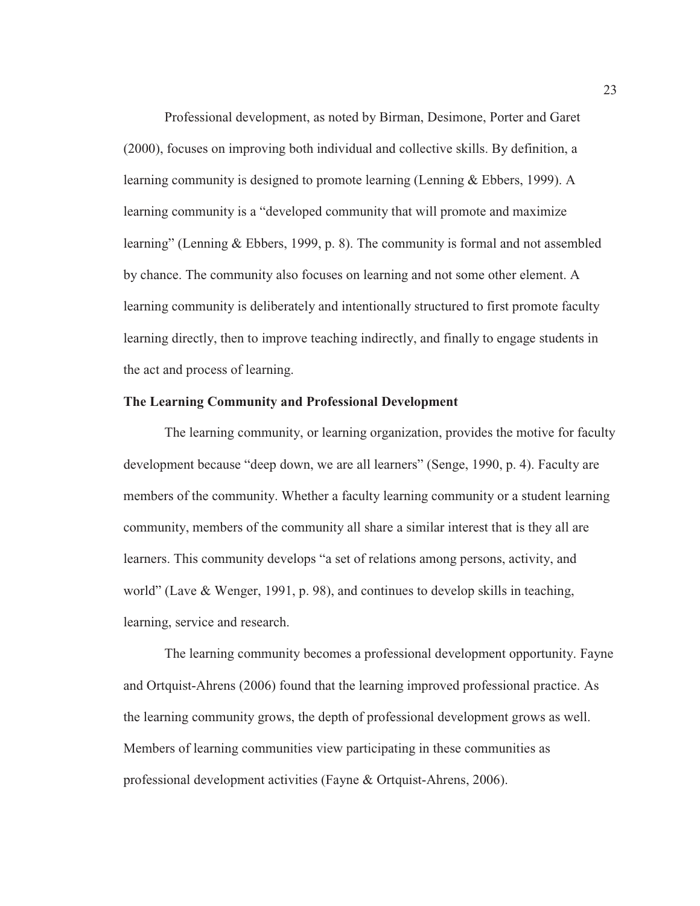Professional development, as noted by Birman, Desimone, Porter and Garet (2000), focuses on improving both individual and collective skills. By definition, a learning community is designed to promote learning (Lenning & Ebbers, 1999). A learning community is a "developed community that will promote and maximize learning" (Lenning & Ebbers, 1999, p. 8). The community is formal and not assembled by chance. The community also focuses on learning and not some other element. A learning community is deliberately and intentionally structured to first promote faculty learning directly, then to improve teaching indirectly, and finally to engage students in the act and process of learning.

**The Learning Community and Professional Development**

The learning community, or learning organization, provides the motive for faculty development because "deep down, we are all learners" (Senge, 1990, p. 4). Faculty are members of the community. Whether a faculty learning community or a student learning community, members of the community all share a similar interest that is they all are learners. This community develops "a set of relations among persons, activity, and world" (Lave & Wenger, 1991, p. 98), and continues to develop skills in teaching, learning, service and research.

The learning community becomes a professional development opportunity. Fayne and Ortquist-Ahrens (2006) found that the learning improved professional practice. As the learning community grows, the depth of professional development grows as well. Members of learning communities view participating in these communities as professional development activities (Fayne & Ortquist-Ahrens, 2006).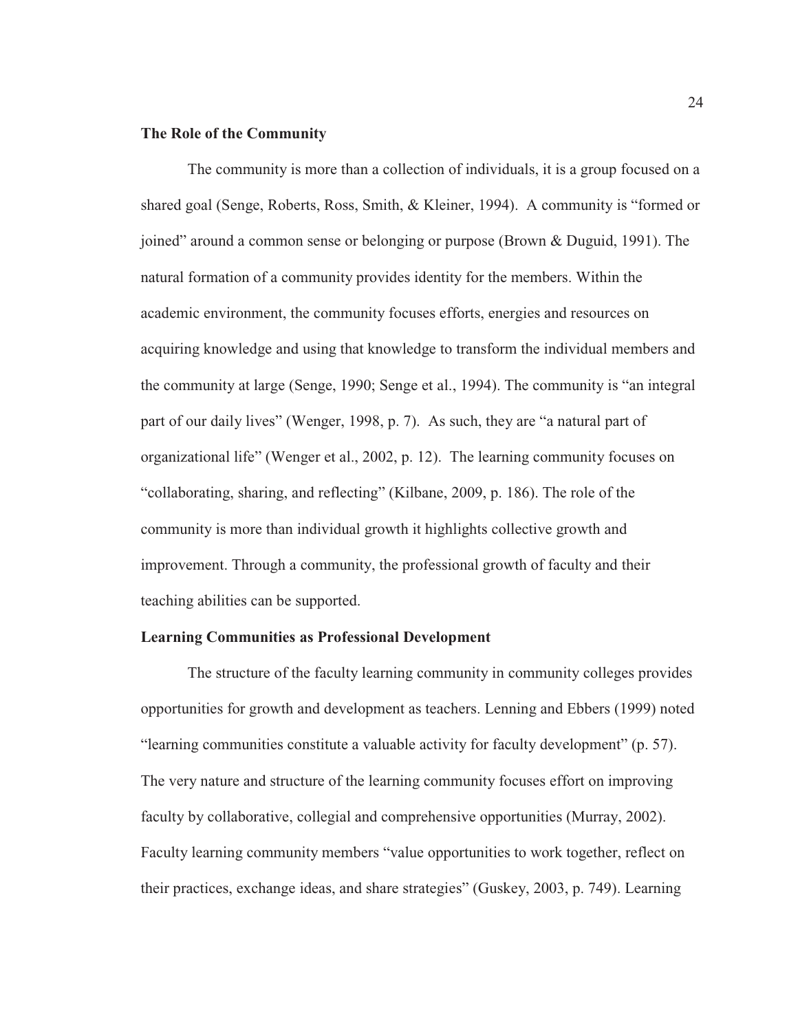**The Role of the Community**

The community is more than a collection of individuals, it is a group focused on a shared goal (Senge, Roberts, Ross, Smith, & Kleiner, 1994). A community is "formed or joined" around a common sense or belonging or purpose (Brown & Duguid, 1991). The natural formation of a community provides identity for the members. Within the academic environment, the community focuses efforts, energies and resources on acquiring knowledge and using that knowledge to transform the individual members and the community at large (Senge, 1990; Senge et al., 1994). The community is "an integral part of our daily lives" (Wenger, 1998, p. 7). As such, they are "a natural part of organizational life" (Wenger et al., 2002, p. 12). The learning community focuses on "collaborating, sharing, and reflecting" (Kilbane, 2009, p. 186). The role of the community is more than individual growth it highlights collective growth and improvement. Through a community, the professional growth of faculty and their teaching abilities can be supported.

**Learning Communities as Professional Development**

The structure of the faculty learning community in community colleges provides opportunities for growth and development as teachers. Lenning and Ebbers (1999) noted "learning communities constitute a valuable activity for faculty development" (p. 57). The very nature and structure of the learning community focuses effort on improving faculty by collaborative, collegial and comprehensive opportunities (Murray, 2002). Faculty learning community members "value opportunities to work together, reflect on their practices, exchange ideas, and share strategies" (Guskey, 2003, p. 749). Learning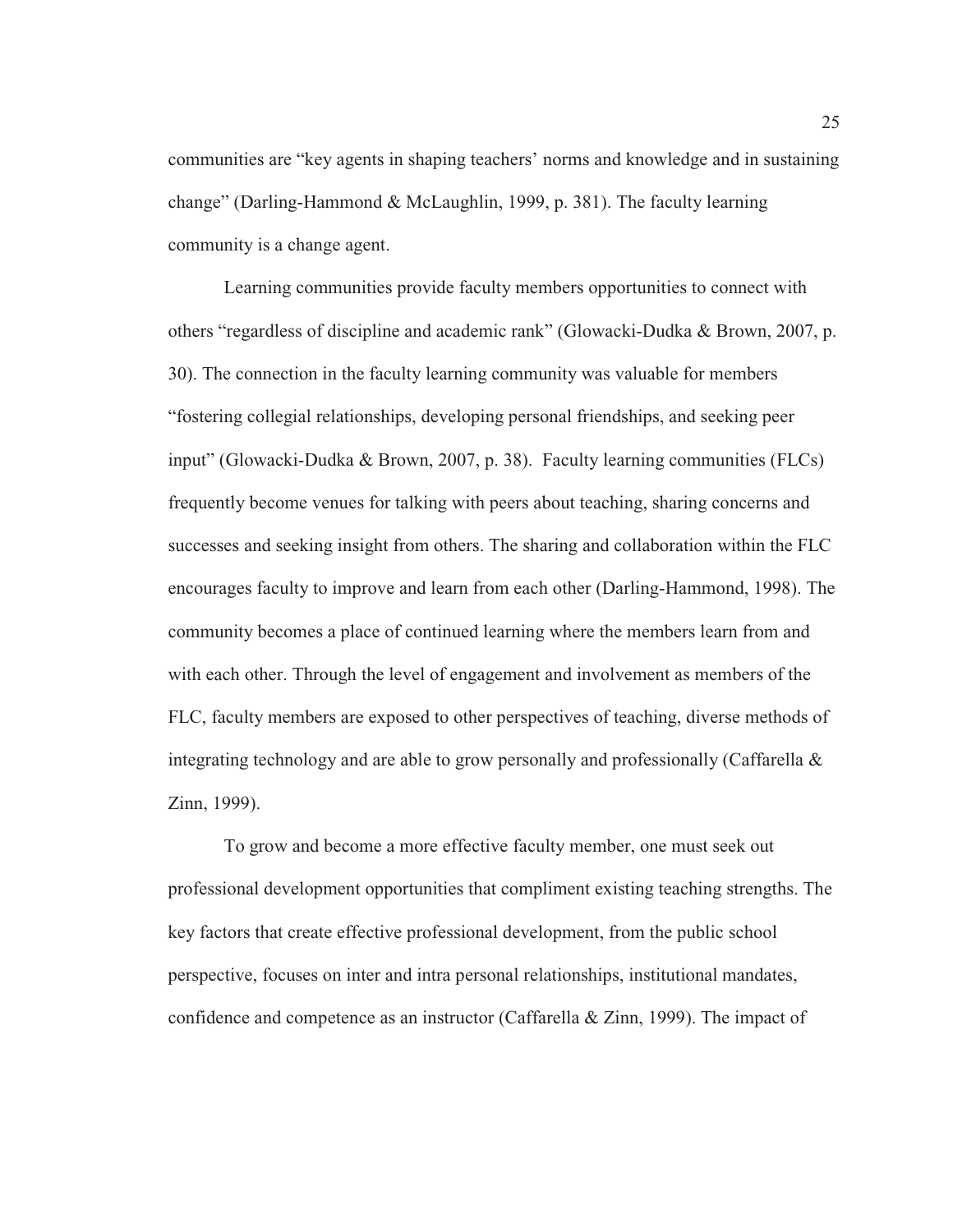communities are "key agents in shaping teachers' norms and knowledge and in sustaining change" (Darling-Hammond & McLaughlin, 1999, p. 381). The faculty learning community is a change agent.

Learning communities provide faculty members opportunities to connect with others "regardless of discipline and academic rank" (Glowacki-Dudka & Brown, 2007, p. 30). The connection in the faculty learning community was valuable for members "fostering collegial relationships, developing personal friendships, and seeking peer input" (Glowacki-Dudka & Brown, 2007, p. 38). Faculty learning communities (FLCs) frequently become venues for talking with peers about teaching, sharing concerns and successes and seeking insight from others. The sharing and collaboration within the FLC encourages faculty to improve and learn from each other (Darling-Hammond, 1998). The community becomes a place of continued learning where the members learn from and with each other. Through the level of engagement and involvement as members of the FLC, faculty members are exposed to other perspectives of teaching, diverse methods of integrating technology and are able to grow personally and professionally (Caffarella & Zinn, 1999).

To grow and become a more effective faculty member, one must seek out professional development opportunities that compliment existing teaching strengths. The key factors that create effective professional development, from the public school perspective, focuses on inter and intra personal relationships, institutional mandates, confidence and competence as an instructor (Caffarella & Zinn, 1999). The impact of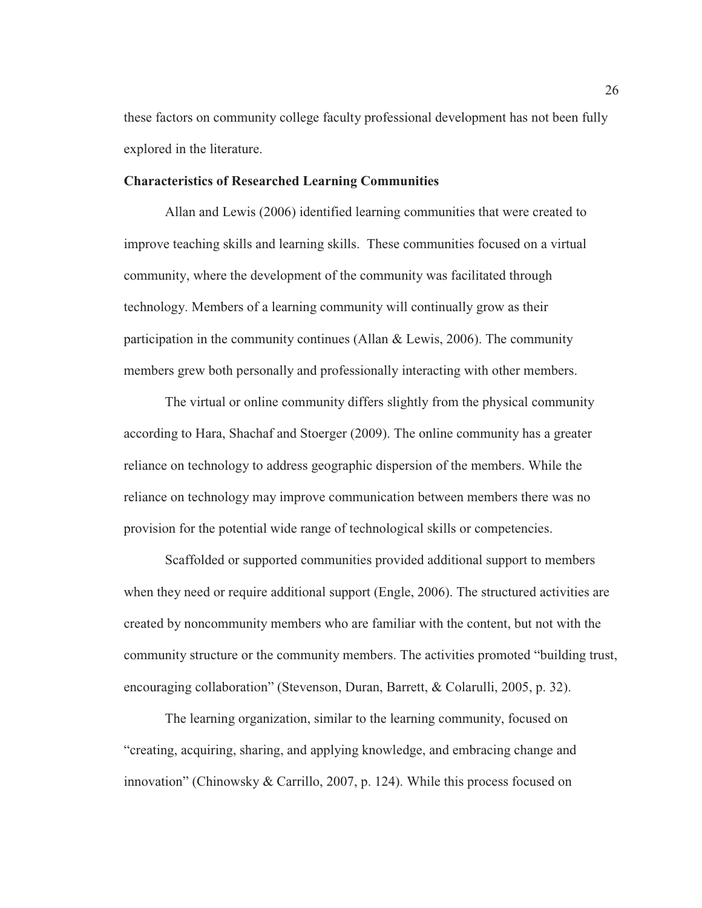these factors on community college faculty professional development has not been fully explored in the literature.

### Characteristics of Researched Learning Communities

Allan and Lewis (2006) identified learning communities that were created to improve teaching skills and learning skills. These communities focused on a virtual community, where the development of the community was facilitated through technology. Members of a learning community will continually grow as their participation in the community continues (Allan & Lewis, 2006). The community members grew both personally and professionally interacting with other members.

The virtual or online community differs slightly from the physical community according to Hara, Shachaf and Stoerger (2009). The online community has a greater reliance on technology to address geographic dispersion of the members. While the reliance on technology may improve communication between members there was no provision for the potential wide range of technological skills or competencies.

Scaffolded or supported communities provided additional support to members when they need or require additional support (Engle, 2006). The structured activities are created by noncommunity members who are familiar with the content, but not with the community structure or the community members. The activities promoted "building trust, encouraging collaboration" (Stevenson, Duran, Barrett, & Colarulli, 2005, p. 32).

The learning organization, similar to the learning community, focused on "creating, acquiring, sharing, and applying knowledge, and embracing change and innovation" (Chinowsky & Carrillo, 2007, p. 124). While this process focused on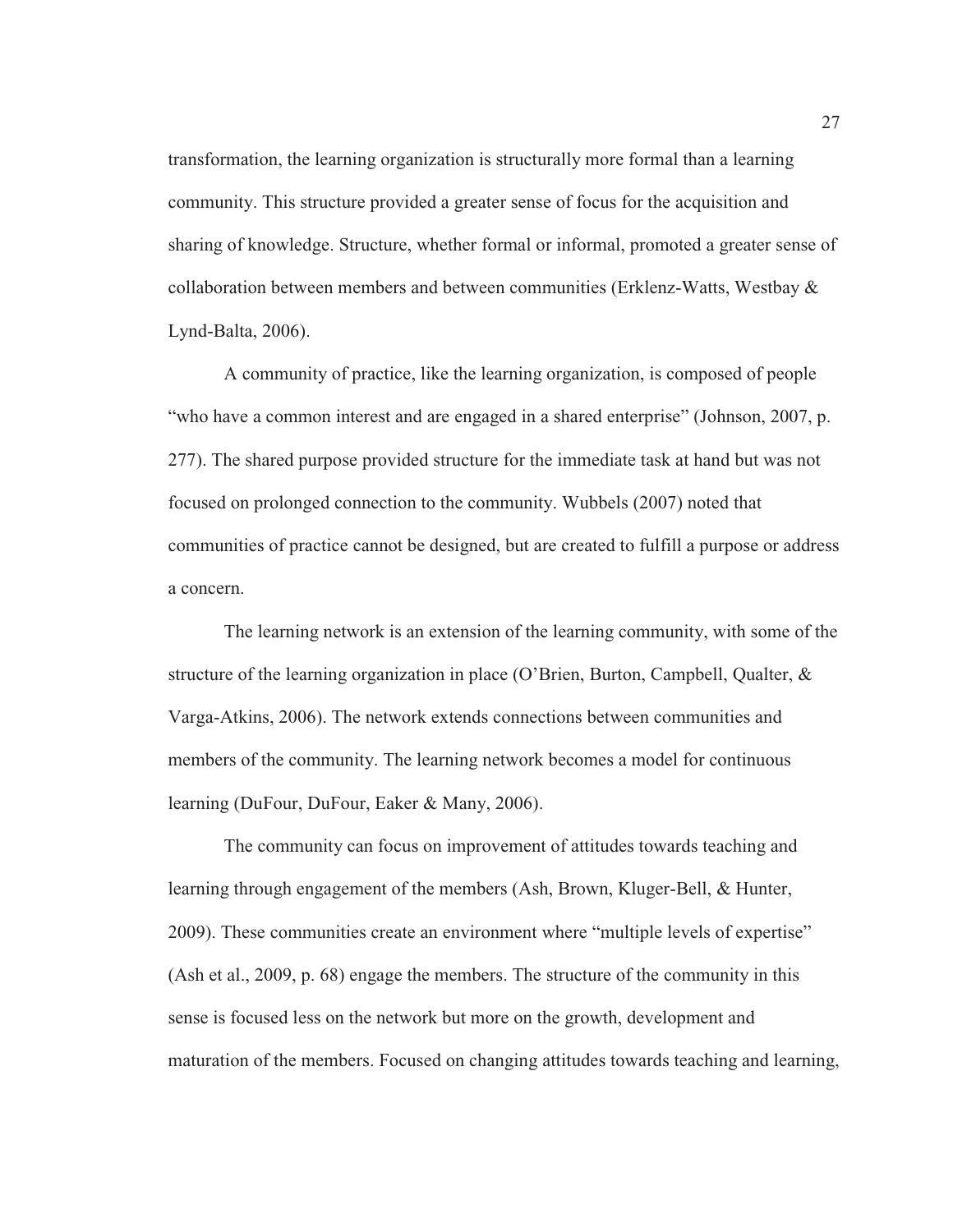transformation, the learning organization is structurally more formal than a learning community. This structure provided a greater sense of focus for the acquisition and sharing of knowledge. Structure, whether formal or informal, promoted a greater sense of collaboration between members and between communities (Erklenz-Watts, Westbay & Lynd-Balta, 2006).

A community of practice, like the learning organization, is composed of people "who have a common interest and are engaged in a shared enterprise" (Johnson, 2007, p. 277). The shared purpose provided structure for the immediate task at hand but was not focused on prolonged connection to the community. Wubbels (2007) noted that communities of practice cannot be designed, but are created to fulfill a purpose or address a concern.

The learning network is an extension of the learning community, with some of the structure of the learning organization in place (O'Brien, Burton, Campbell, Qualter, & Varga-Atkins, 2006). The network extends connections between communities and members of the community. The learning network becomes a model for continuous learning (DuFour, DuFour, Eaker & Many, 2006).

The community can focus on improvement of attitudes towards teaching and learning through engagement of the members (Ash, Brown, Kluger-Bell, & Hunter, 2009). These communities create an environment where "multiple levels of expertise" (Ash et al., 2009, p. 68) engage the members. The structure of the community in this sense is focused less on the network but more on the growth, development and maturation of the members. Focused on changing attitudes towards teaching and learning,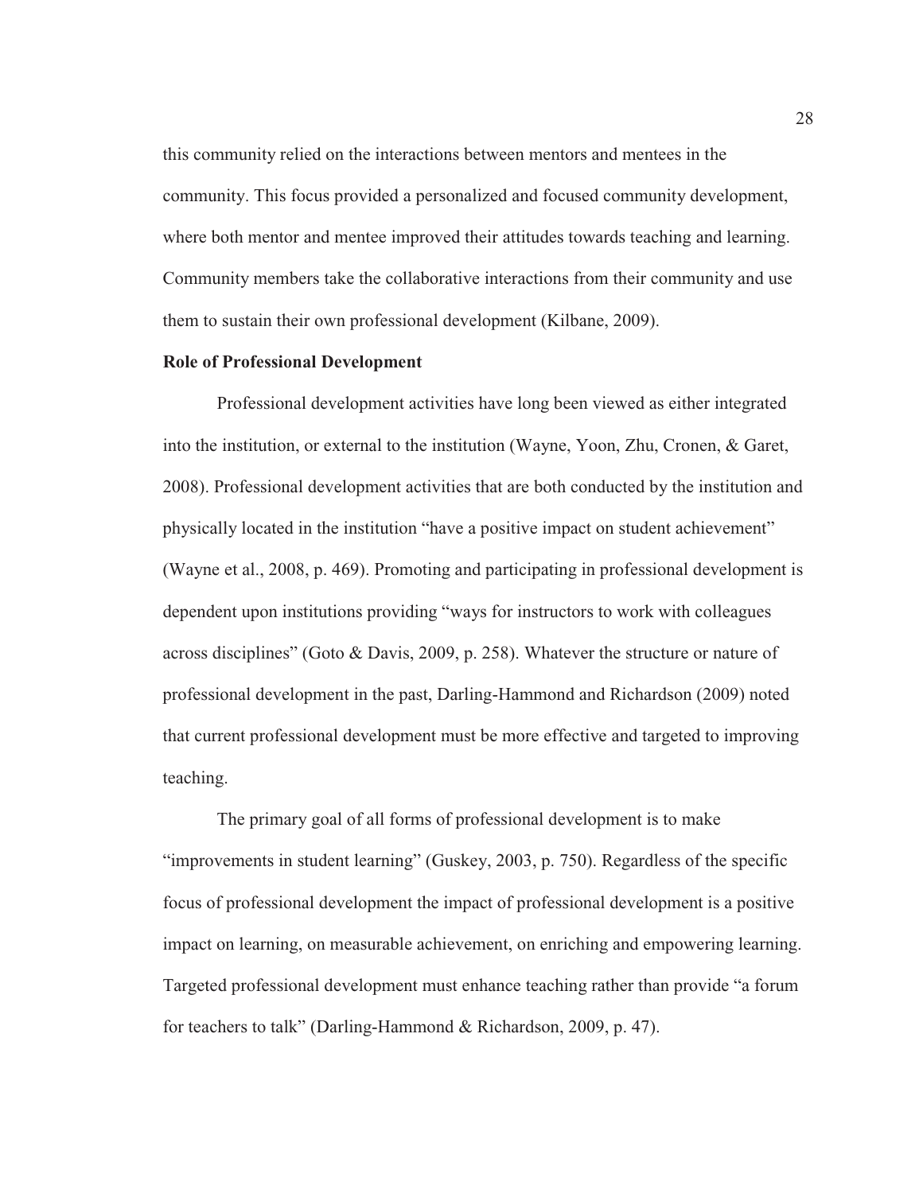this community relied on the interactions between mentors and mentees in the community. This focus provided a personalized and focused community development, where both mentor and mentee improved their attitudes towards teaching and learning. Community members take the collaborative interactions from their community and use them to sustain their own professional development (Kilbane, 2009).

**Role of Professional Development**

Professional development activities have long been viewed as either integrated into the institution, or external to the institution (Wayne, Yoon, Zhu, Cronen, & Garet, 2008). Professional development activities that are both conducted by the institution and physically located in the institution "have a positive impact on student achievement" (Wayne et al., 2008, p. 469). Promoting and participating in professional development is dependent upon institutions providing "ways for instructors to work with colleagues across disciplines" (Goto & Davis, 2009, p. 258). Whatever the structure or nature of professional development in the past, Darling-Hammond and Richardson (2009) noted that current professional development must be more effective and targeted to improving teaching.

The primary goal of all forms of professional development is to make "improvements in student learning" (Guskey, 2003, p. 750). Regardless of the specific focus of professional development the impact of professional development is a positive impact on learning, on measurable achievement, on enriching and empowering learning. Targeted professional development must enhance teaching rather than provide "a forum for teachers to talk" (Darling-Hammond & Richardson, 2009, p. 47).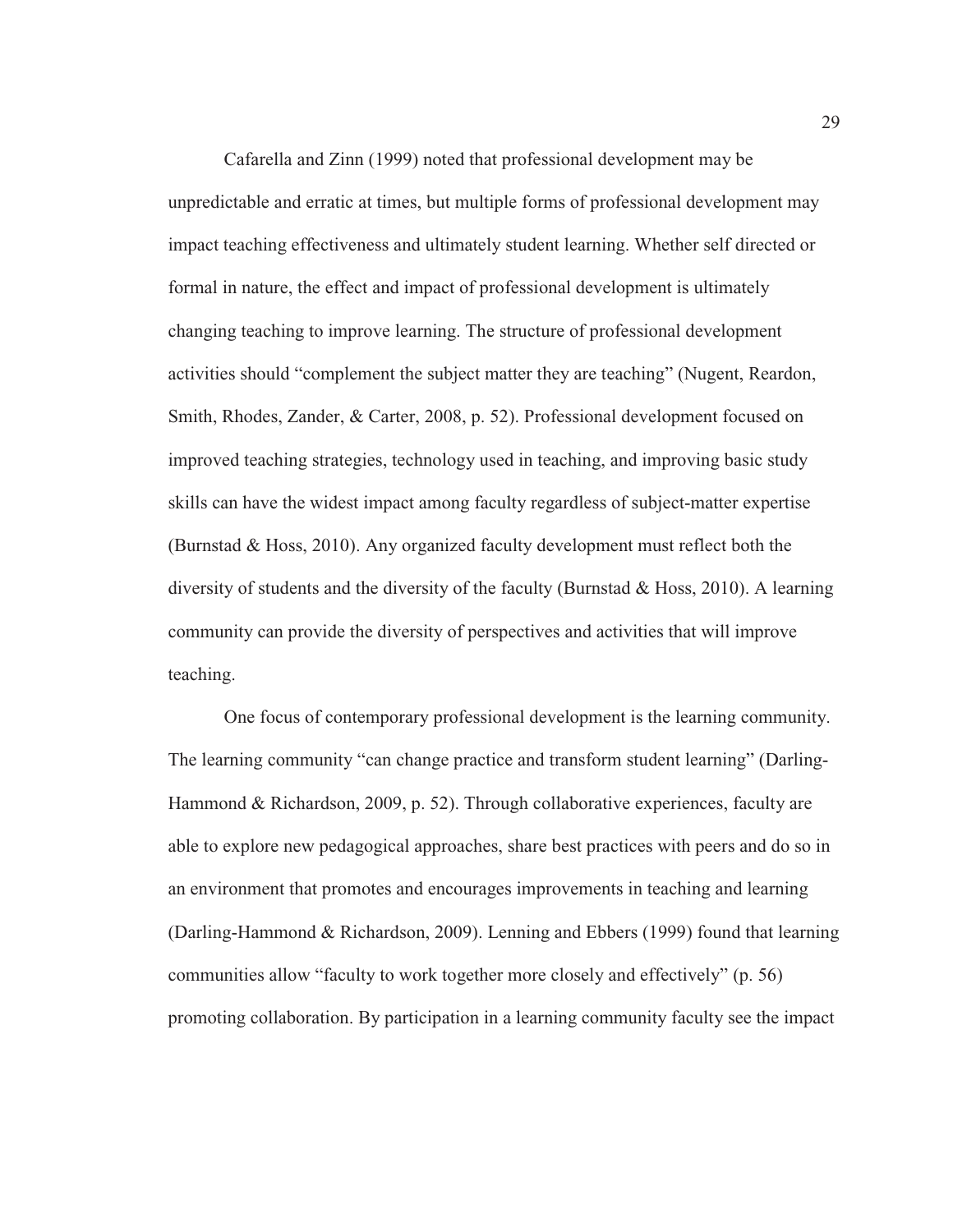Cafarella and Zinn (1999) noted that professional development may be unpredictable and erratic at times, but multiple forms of professional development may impact teaching effectiveness and ultimately student learning. Whether self directed or formal in nature, the effect and impact of professional development is ultimately changing teaching to improve learning. The structure of professional development activities should "complement the subject matter they are teaching" (Nugent, Reardon, Smith, Rhodes, Zander, & Carter, 2008, p. 52). Professional development focused on improved teaching strategies, technology used in teaching, and improving basic study skills can have the widest impact among faculty regardless of subject-matter expertise (Burnstad & Hoss, 2010). Any organized faculty development must reflect both the diversity of students and the diversity of the faculty (Burnstad & Hoss, 2010). A learning community can provide the diversity of perspectives and activities that will improve teaching.

One focus of contemporary professional development is the learning community. The learning community "can change practice and transform student learning" (Darling-Hammond & Richardson, 2009, p. 52). Through collaborative experiences, faculty are able to explore new pedagogical approaches, share best practices with peers and do so in an environment that promotes and encourages improvements in teaching and learning (Darling-Hammond & Richardson, 2009). Lenning and Ebbers (1999) found that learning communities allow "faculty to work together more closely and effectively" (p. 56) promoting collaboration. By participation in a learning community faculty see the impact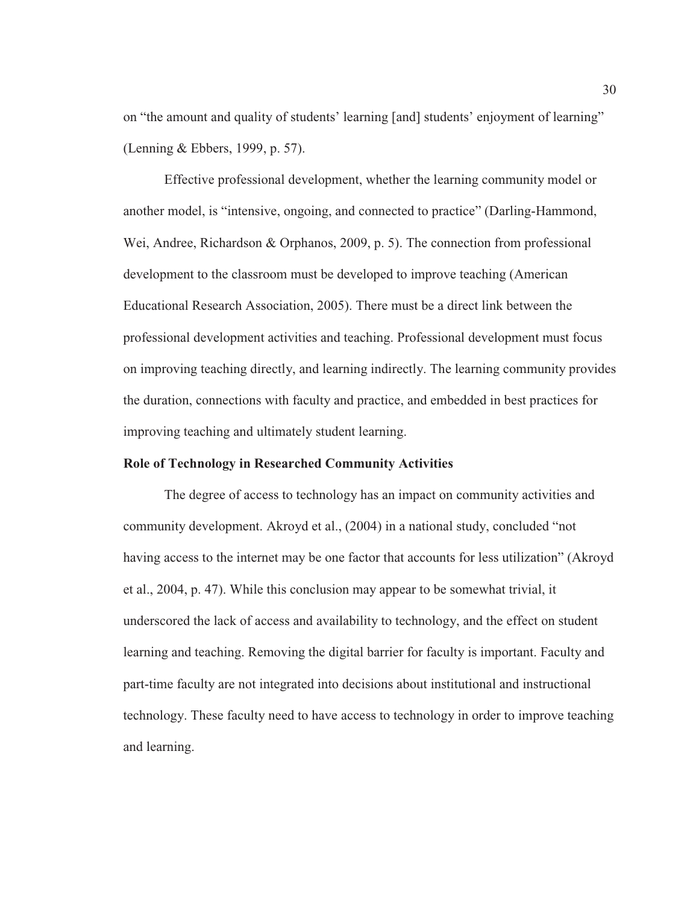on "the amount and quality of students' learning [and] students' enjoyment of learning" (Lenning & Ebbers, 1999, p. 57).

Effective professional development, whether the learning community model or another model, is "intensive, ongoing, and connected to practice" (Darling-Hammond, Wei, Andree, Richardson & Orphanos, 2009, p. 5). The connection from professional development to the classroom must be developed to improve teaching (American Educational Research Association, 2005). There must be a direct link between the professional development activities and teaching. Professional development must focus on improving teaching directly, and learning indirectly. The learning community provides the duration, connections with faculty and practice, and embedded in best practices for improving teaching and ultimately student learning.

**Role of Technology in Researched Community Activities**

The degree of access to technology has an impact on community activities and community development. Akroyd et al., (2004) in a national study, concluded "not having access to the internet may be one factor that accounts for less utilization" (Akroyd et al., 2004, p. 47). While this conclusion may appear to be somewhat trivial, it underscored the lack of access and availability to technology, and the effect on student learning and teaching. Removing the digital barrier for faculty is important. Faculty and part-time faculty are not integrated into decisions about institutional and instructional technology. These faculty need to have access to technology in order to improve teaching and learning.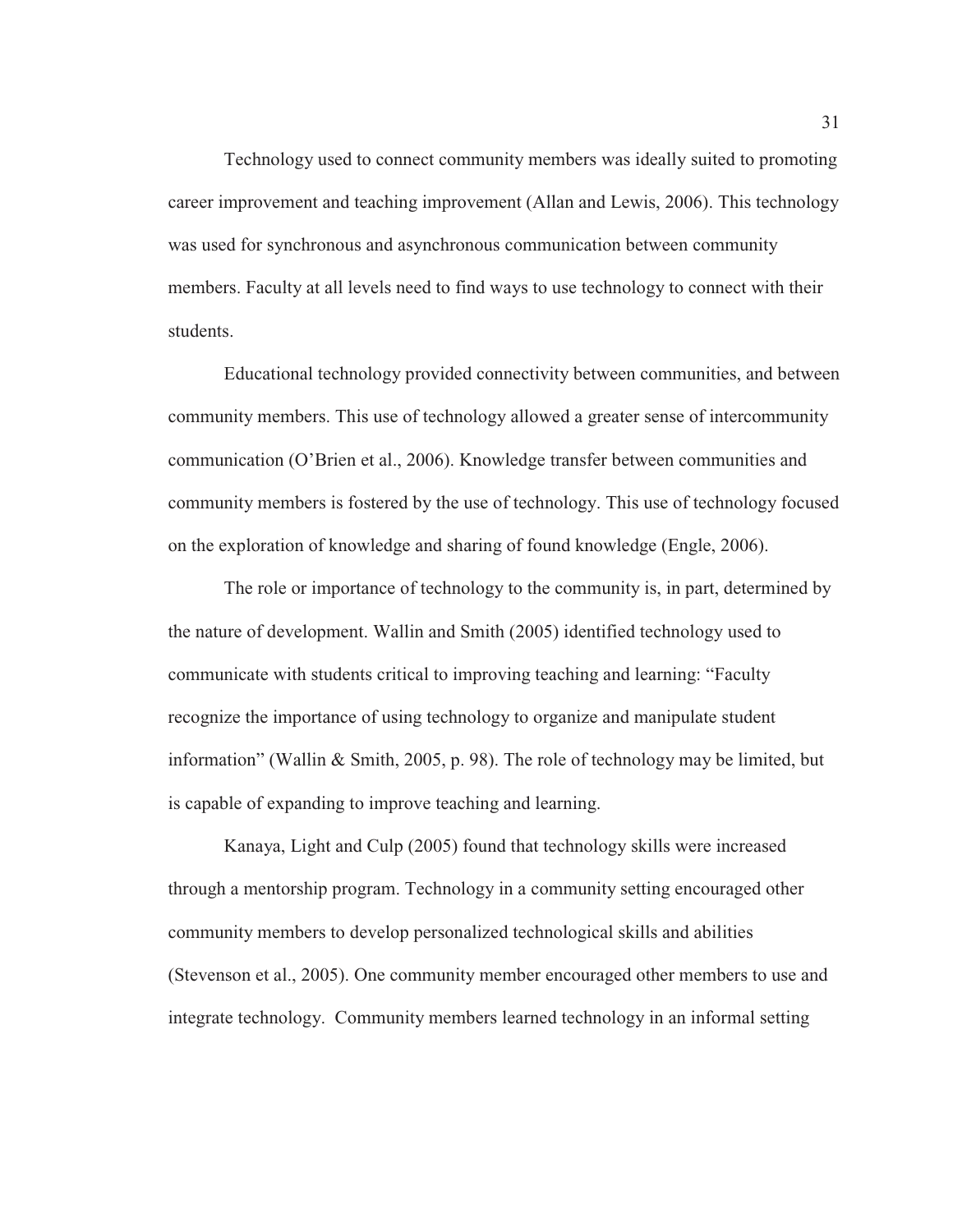Technology used to connect community members was ideally suited to promoting career improvement and teaching improvement (Allan and Lewis, 2006). This technology was used for synchronous and asynchronous communication between community members. Faculty at all levels need to find ways to use technology to connect with their students.

Educational technology provided connectivity between communities, and between community members. This use of technology allowed a greater sense of intercommunity communication (O'Brien et al., 2006). Knowledge transfer between communities and community members is fostered by the use of technology. This use of technology focused on the exploration of knowledge and sharing of found knowledge (Engle, 2006).

The role or importance of technology to the community is, in part, determined by the nature of development. Wallin and Smith (2005) identified technology used to communicate with students critical to improving teaching and learning: "Faculty recognize the importance of using technology to organize and manipulate student information" (Wallin & Smith, 2005, p. 98). The role of technology may be limited, but is capable of expanding to improve teaching and learning.

Kanaya, Light and Culp (2005) found that technology skills were increased through a mentorship program. Technology in a community setting encouraged other community members to develop personalized technological skills and abilities (Stevenson et al., 2005). One community member encouraged other members to use and integrate technology. Community members learned technology in an informal setting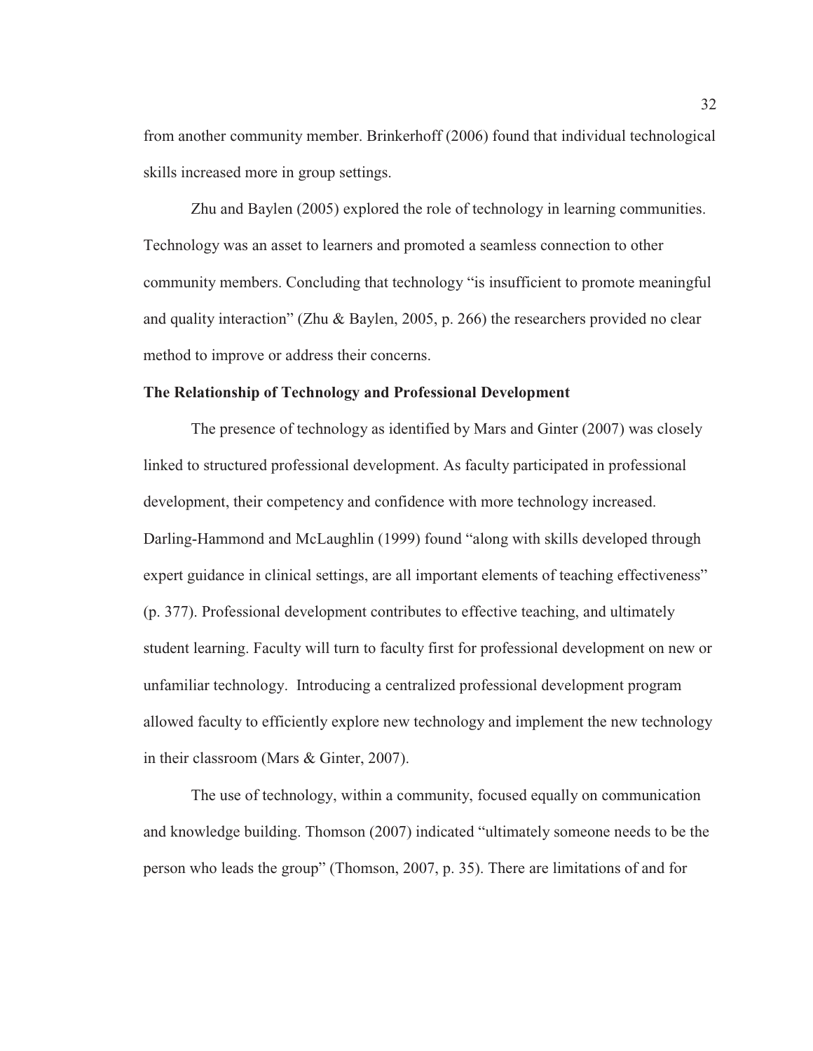from another community member. Brinkerhoff (2006) found that individual technological skills increased more in group settings.

Zhu and Baylen (2005) explored the role of technology in learning communities. Technology was an asset to learners and promoted a seamless connection to other community members. Concluding that technology "is insufficient to promote meaningful and quality interaction" (Zhu & Baylen, 2005, p. 266) the researchers provided no clear method to improve or address their concerns.

**The Relationship of Technology and Professional Development**

The presence of technology as identified by Mars and Ginter (2007) was closely linked to structured professional development. As faculty participated in professional development, their competency and confidence with more technology increased. Darling-Hammond and McLaughlin (1999) found "along with skills developed through expert guidance in clinical settings, are all important elements of teaching effectiveness" (p. 377). Professional development contributes to effective teaching, and ultimately student learning. Faculty will turn to faculty first for professional development on new or unfamiliar technology. Introducing a centralized professional development program allowed faculty to efficiently explore new technology and implement the new technology in their classroom (Mars & Ginter, 2007).

The use of technology, within a community, focused equally on communication and knowledge building. Thomson (2007) indicated "ultimately someone needs to be the person who leads the group" (Thomson, 2007, p. 35). There are limitations of and for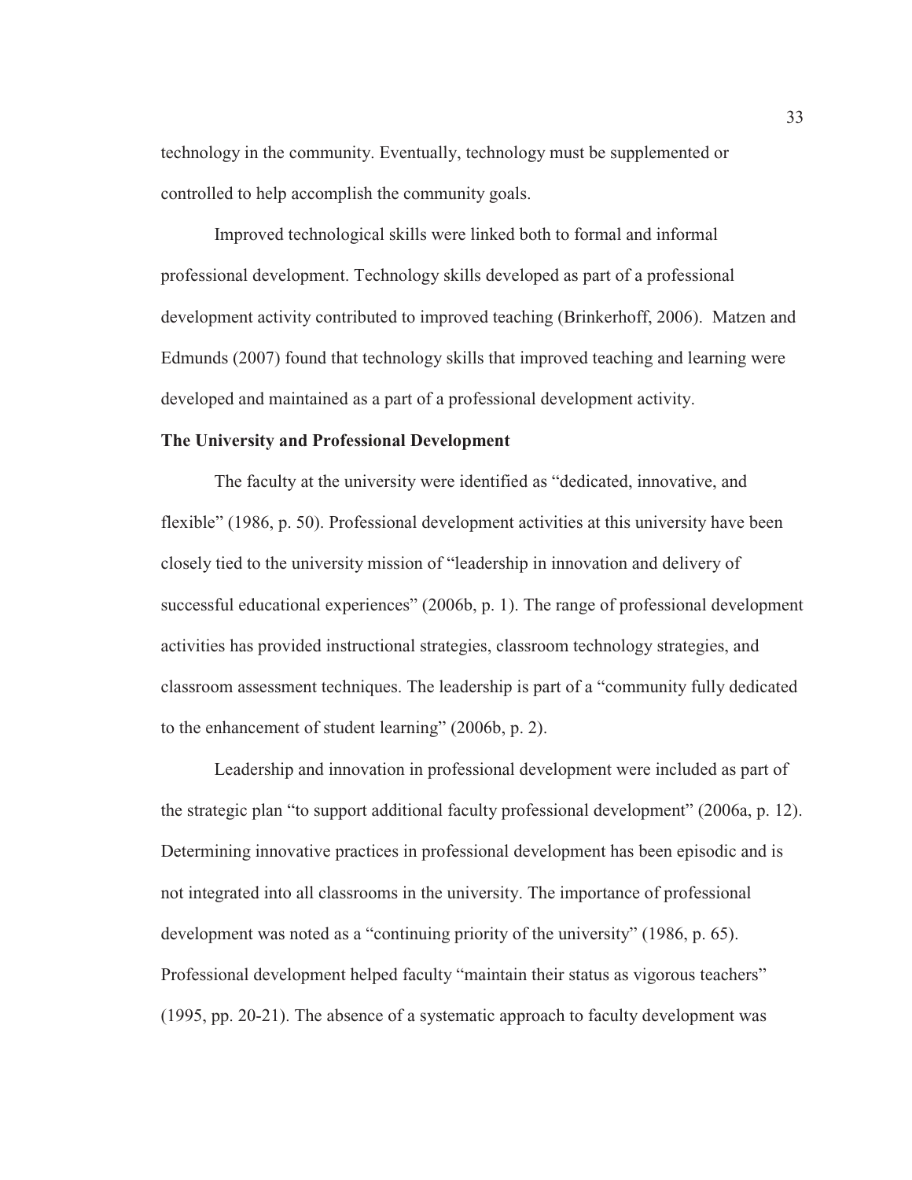technology in the community. Eventually, technology must be supplemented or controlled to help accomplish the community goals.

Improved technological skills were linked both to formal and informal professional development. Technology skills developed as part of a professional development activity contributed to improved teaching (Brinkerhoff, 2006). Matzen and Edmunds (2007) found that technology skills that improved teaching and learning were developed and maintained as a part of a professional development activity.

**The University and Professional Development**

The faculty at the university were identified as "dedicated, innovative, and flexible" (1986, p. 50). Professional development activities at this university have been closely tied to the university mission of "leadership in innovation and delivery of successful educational experiences" (2006b, p. 1). The range of professional development activities has provided instructional strategies, classroom technology strategies, and classroom assessment techniques. The leadership is part of a "community fully dedicated to the enhancement of student learning" (2006b, p. 2).

Leadership and innovation in professional development were included as part of the strategic plan "to support additional faculty professional development" (2006a, p. 12). Determining innovative practices in professional development has been episodic and is not integrated into all classrooms in the university. The importance of professional development was noted as a "continuing priority of the university" (1986, p. 65). Professional development helped faculty "maintain their status as vigorous teachers" (1995, pp. 20-21). The absence of a systematic approach to faculty development was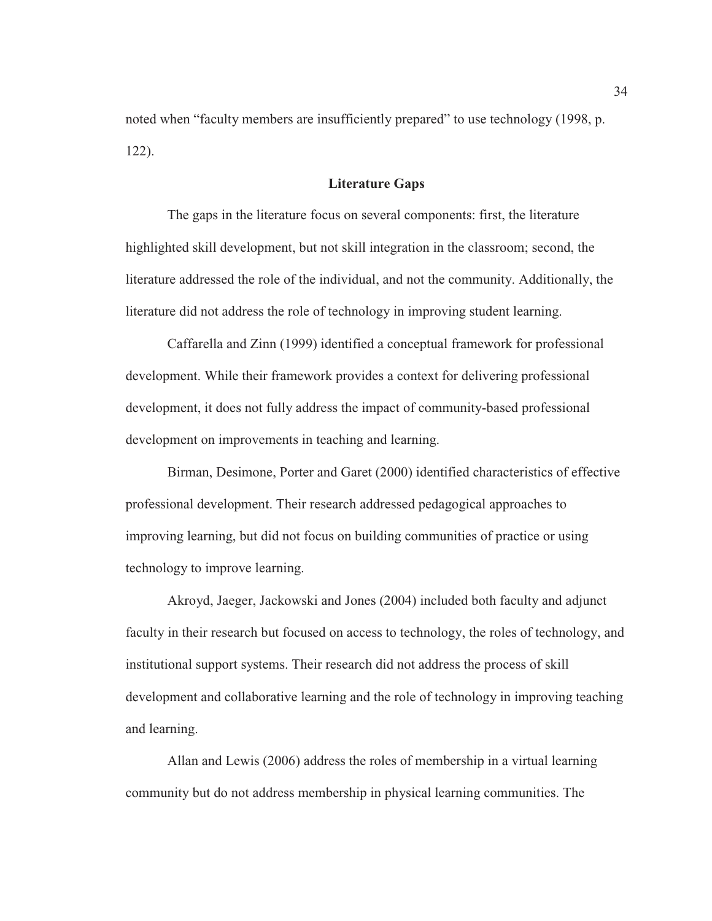noted when "faculty members are insufficiently prepared" to use technology (1998, p. 122).

## Literature Gaps

The gaps in the literature focus on several components: first, the literature highlighted skill development, but not skill integration in the classroom; second, the literature addressed the role of the individual, and not the community. Additionally, the literature did not address the role of technology in improving student learning.

Caffarella and Zinn (1999) identified a conceptual framework for professional development. While their framework provides a context for delivering professional development, it does not fully address the impact of community-based professional development on improvements in teaching and learning.

Birman, Desimone, Porter and Garet (2000) identified characteristics of effective professional development. Their research addressed pedagogical approaches to improving learning, but did not focus on building communities of practice or using technology to improve learning.

Akroyd, Jaeger, Jackowski and Jones (2004) included both faculty and adjunct faculty in their research but focused on access to technology, the roles of technology, and institutional support systems. Their research did not address the process of skill development and collaborative learning and the role of technology in improving teaching and learning.

Allan and Lewis (2006) address the roles of membership in a virtual learning community but do not address membership in physical learning communities. The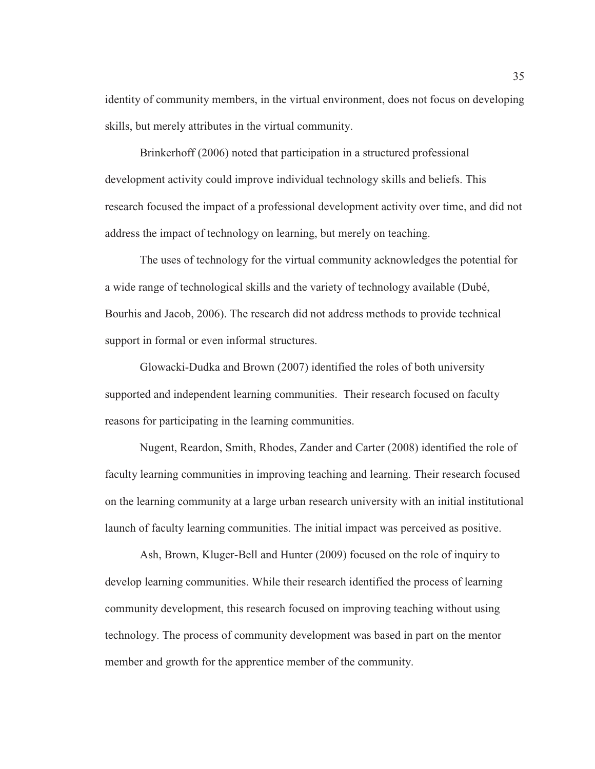identity of community members, in the virtual environment, does not focus on developing skills, but merely attributes in the virtual community.

Brinkerhoff (2006) noted that participation in a structured professional development activity could improve individual technology skills and beliefs. This research focused the impact of a professional development activity over time, and did not address the impact of technology on learning, but merely on teaching.

The uses of technology for the virtual community acknowledges the potential for a wide range of technological skills and the variety of technology available (Dubé, Bourhis and Jacob, 2006). The research did not address methods to provide technical support in formal or even informal structures.

Glowacki-Dudka and Brown (2007) identified the roles of both university supported and independent learning communities. Their research focused on faculty reasons for participating in the learning communities.

Nugent, Reardon, Smith, Rhodes, Zander and Carter (2008) identified the role of faculty learning communities in improving teaching and learning. Their research focused on the learning community at a large urban research university with an initial institutional launch of faculty learning communities. The initial impact was perceived as positive.

Ash, Brown, Kluger-Bell and Hunter (2009) focused on the role of inquiry to develop learning communities. While their research identified the process of learning community development, this research focused on improving teaching without using technology. The process of community development was based in part on the mentor member and growth for the apprentice member of the community.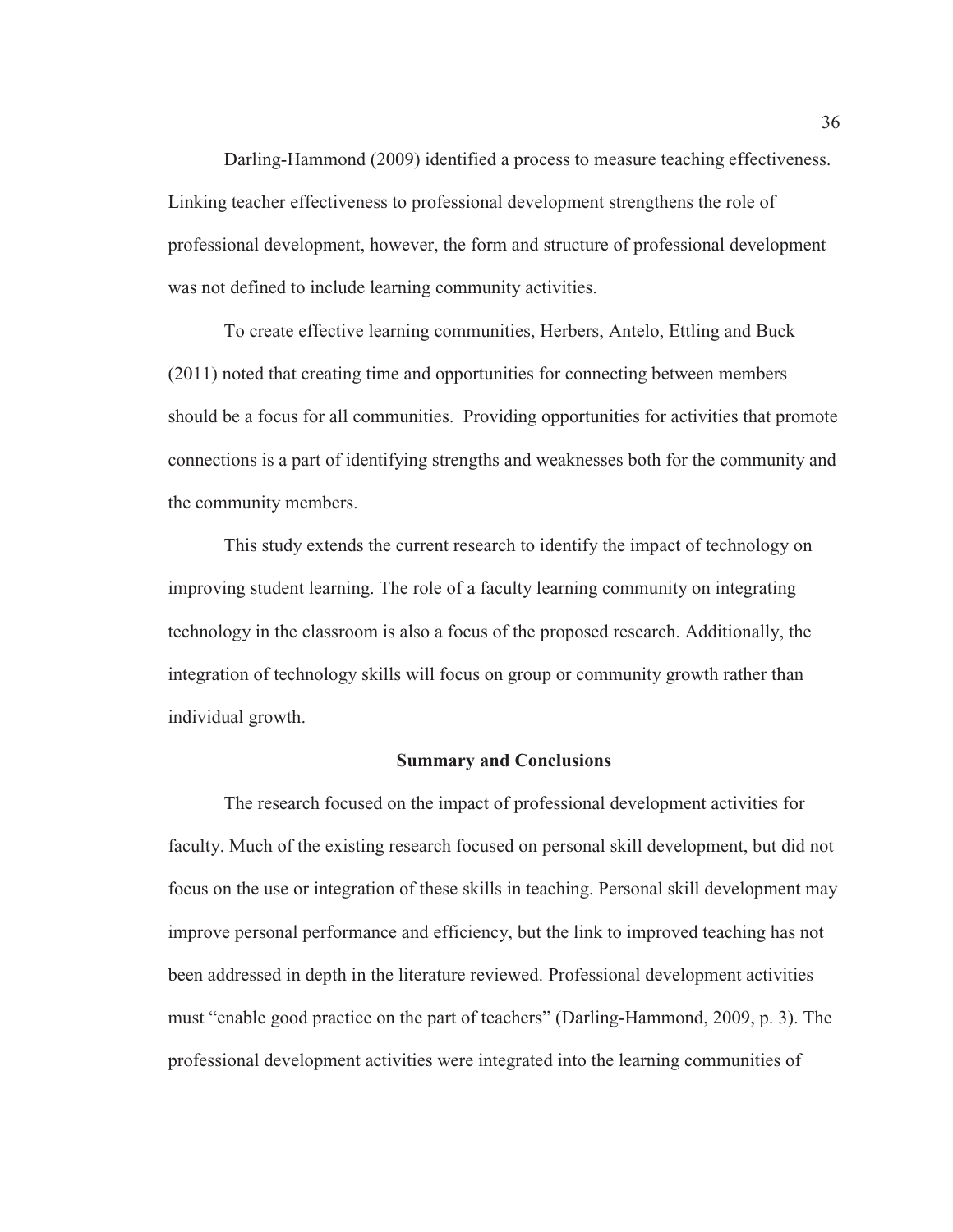Darling-Hammond (2009) identified a process to measure teaching effectiveness. Linking teacher effectiveness to professional development strengthens the role of professional development, however, the form and structure of professional development was not defined to include learning community activities.

To create effective learning communities, Herbers, Antelo, Ettling and Buck (2011) noted that creating time and opportunities for connecting between members should be a focus for all communities. Providing opportunities for activities that promote connections is a part of identifying strengths and weaknesses both for the community and the community members.

This study extends the current research to identify the impact of technology on improving student learning. The role of a faculty learning community on integrating technology in the classroom is also a focus of the proposed research. Additionally, the integration of technology skills will focus on group or community growth rather than individual growth.

## Summary and Conclusions

The research focused on the impact of professional development activities for faculty. Much of the existing research focused on personal skill development, but did not focus on the use or integration of these skills in teaching. Personal skill development may improve personal performance and efficiency, but the link to improved teaching has not been addressed in depth in the literature reviewed. Professional development activities must "enable good practice on the part of teachers" (Darling-Hammond, 2009, p. 3). The professional development activities were integrated into the learning communities of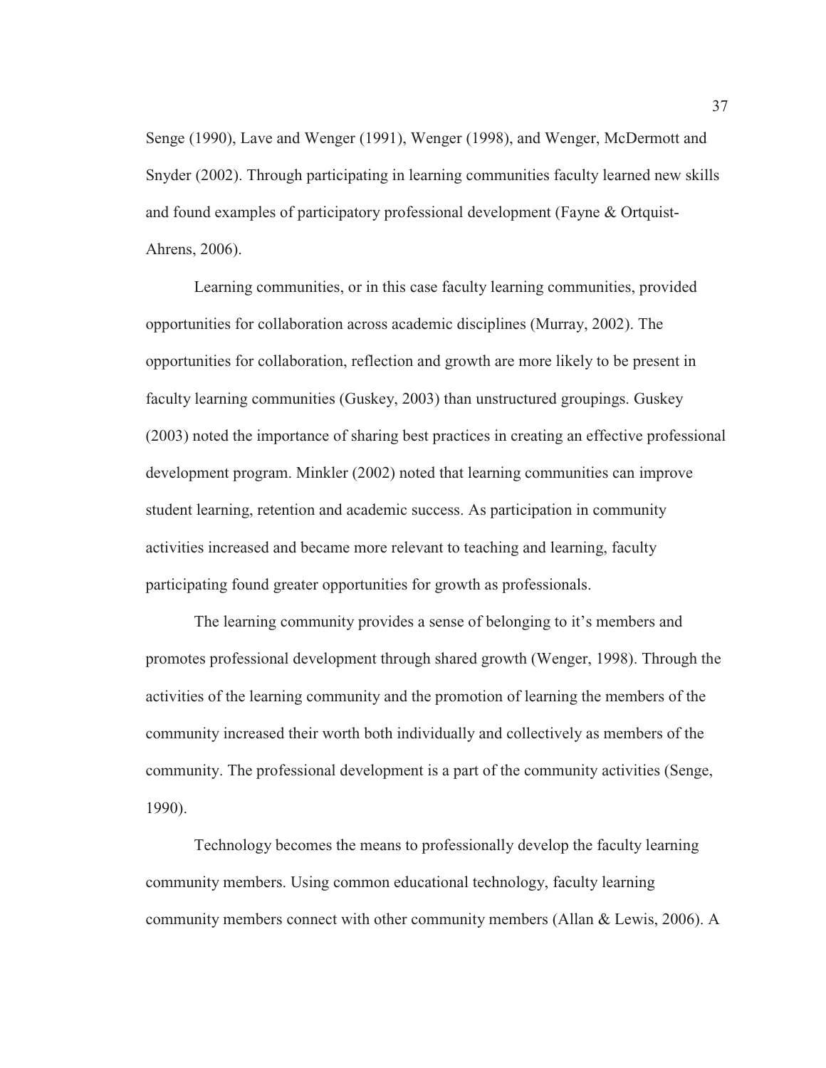Senge (1990), Lave and Wenger (1991), Wenger (1998), and Wenger, McDermott and Snyder (2002). Through participating in learning communities faculty learned new skills and found examples of participatory professional development (Fayne & Ortquist-Ahrens, 2006).

Learning communities, or in this case faculty learning communities, provided opportunities for collaboration across academic disciplines (Murray, 2002). The opportunities for collaboration, reflection and growth are more likely to be present in faculty learning communities (Guskey, 2003) than unstructured groupings. Guskey (2003) noted the importance of sharing best practices in creating an effective professional development program. Minkler (2002) noted that learning communities can improve student learning, retention and academic success. As participation in community activities increased and became more relevant to teaching and learning, faculty participating found greater opportunities for growth as professionals.

The learning community provides a sense of belonging to it's members and promotes professional development through shared growth (Wenger, 1998). Through the activities of the learning community and the promotion of learning the members of the community increased their worth both individually and collectively as members of the community. The professional development is a part of the community activities (Senge, 1990).

Technology becomes the means to professionally develop the faculty learning community members. Using common educational technology, faculty learning community members connect with other community members (Allan & Lewis, 2006). A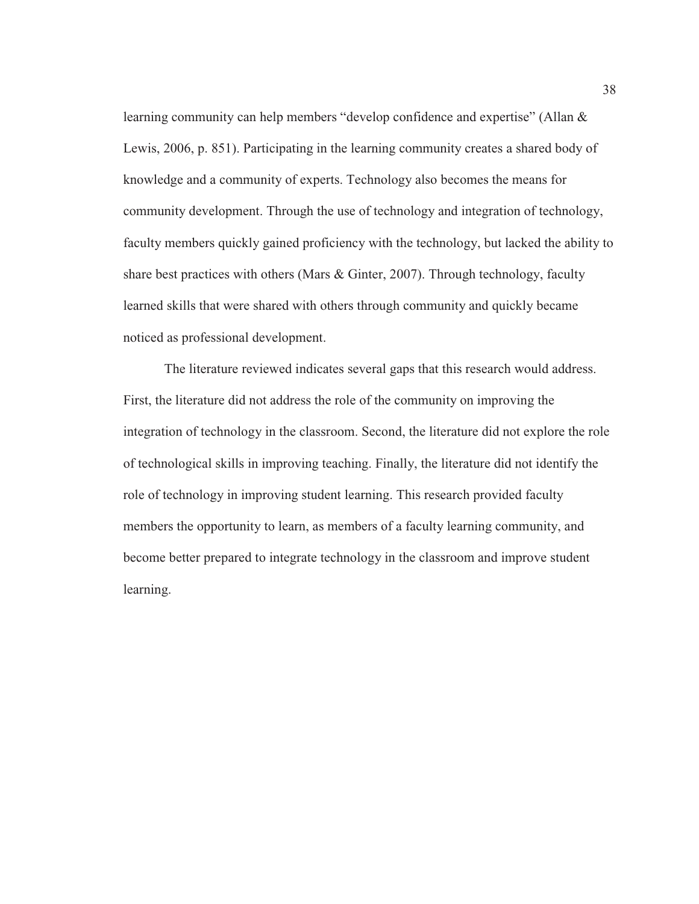learning community can help members “develop confidence and expertise” (Allan & Lewis, 2006, p. 851). Participating in the learning community creates a shared body of knowledge and a community of experts. Technology also becomes the means for community development. Through the use of technology and integration of technology, faculty members quickly gained proficiency with the technology, but lacked the ability to share best practices with others (Mars & Ginter, 2007). Through technology, faculty learned skills that were shared with others through community and quickly became noticed as professional development.

The literature reviewed indicates several gaps that this research would address. First, the literature did not address the role of the community on improving the integration of technology in the classroom. Second, the literature did not explore the role of technological skills in improving teaching. Finally, the literature did not identify the role of technology in improving student learning. This research provided faculty members the opportunity to learn, as members of a faculty learning community, and become better prepared to integrate technology in the classroom and improve student learning.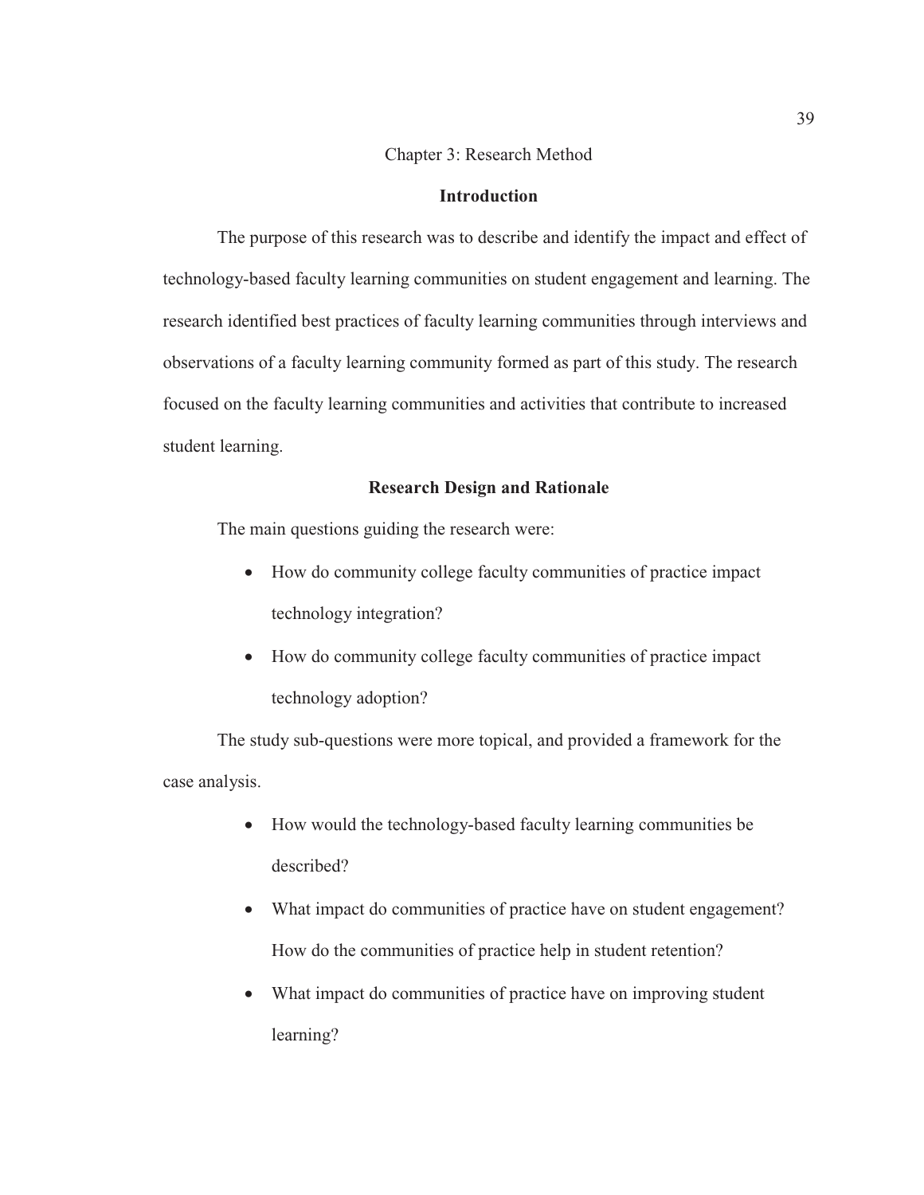# Chapter 3: Research Method

## Introduction

The purpose of this research was to describe and identify the impact and effect of technology-based faculty learning communities on student engagement and learning. The research identified best practices of faculty learning communities through interviews and observations of a faculty learning community formed as part of this study. The research focused on the faculty learning communities and activities that contribute to increased student learning.

## Research Design and Rationale

The main questions guiding the research were:

- How do community college faculty communities of practice impact technology integration?
- How do community college faculty communities of practice impact technology adoption?

The study sub-questions were more topical, and provided a framework for the case analysis.

- How would the technology-based faculty learning communities be described?
- What impact do communities of practice have on student engagement? How do the communities of practice help in student retention?
- What impact do communities of practice have on improving student learning?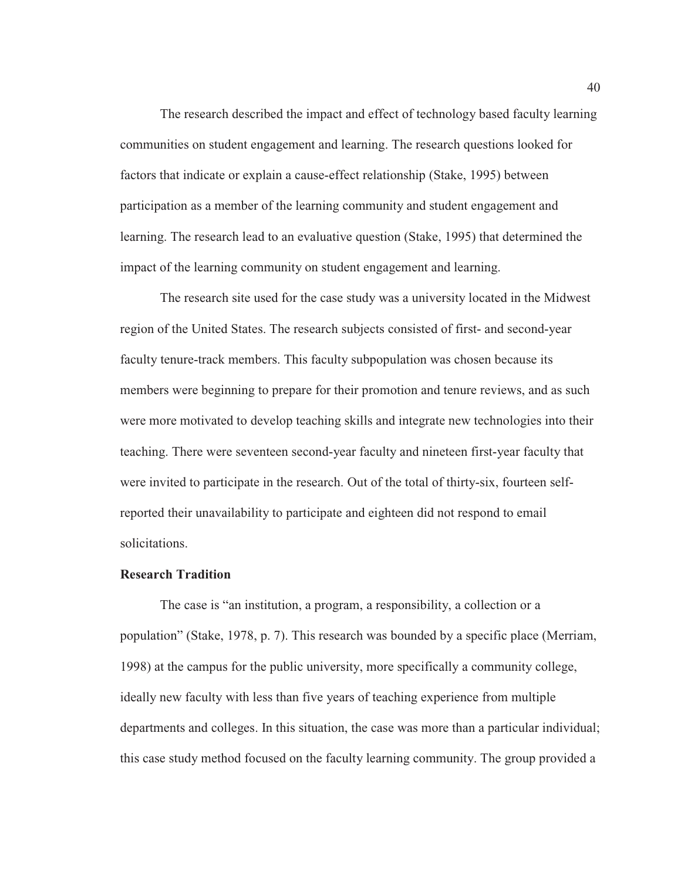The research described the impact and effect of technology based faculty learning communities on student engagement and learning. The research questions looked for factors that indicate or explain a cause-effect relationship (Stake, 1995) between participation as a member of the learning community and student engagement and learning. The research lead to an evaluative question (Stake, 1995) that determined the impact of the learning community on student engagement and learning.

The research site used for the case study was a university located in the Midwest region of the United States. The research subjects consisted of first- and second-year faculty tenure-track members. This faculty subpopulation was chosen because its members were beginning to prepare for their promotion and tenure reviews, and as such were more motivated to develop teaching skills and integrate new technologies into their teaching. There were seventeen second-year faculty and nineteen first-year faculty that were invited to participate in the research. Out of the total of thirty-six, fourteen self-reported their unavailability to participate and eighteen did not respond to email solicitations.

**Research Tradition**

The case is "an institution, a program, a responsibility, a collection or a population" (Stake, 1978, p. 7). This research was bounded by a specific place (Merriam, 1998) at the campus for the public university, more specifically a community college, ideally new faculty with less than five years of teaching experience from multiple departments and colleges. In this situation, the case was more than a particular individual; this case study method focused on the faculty learning community. The group provided a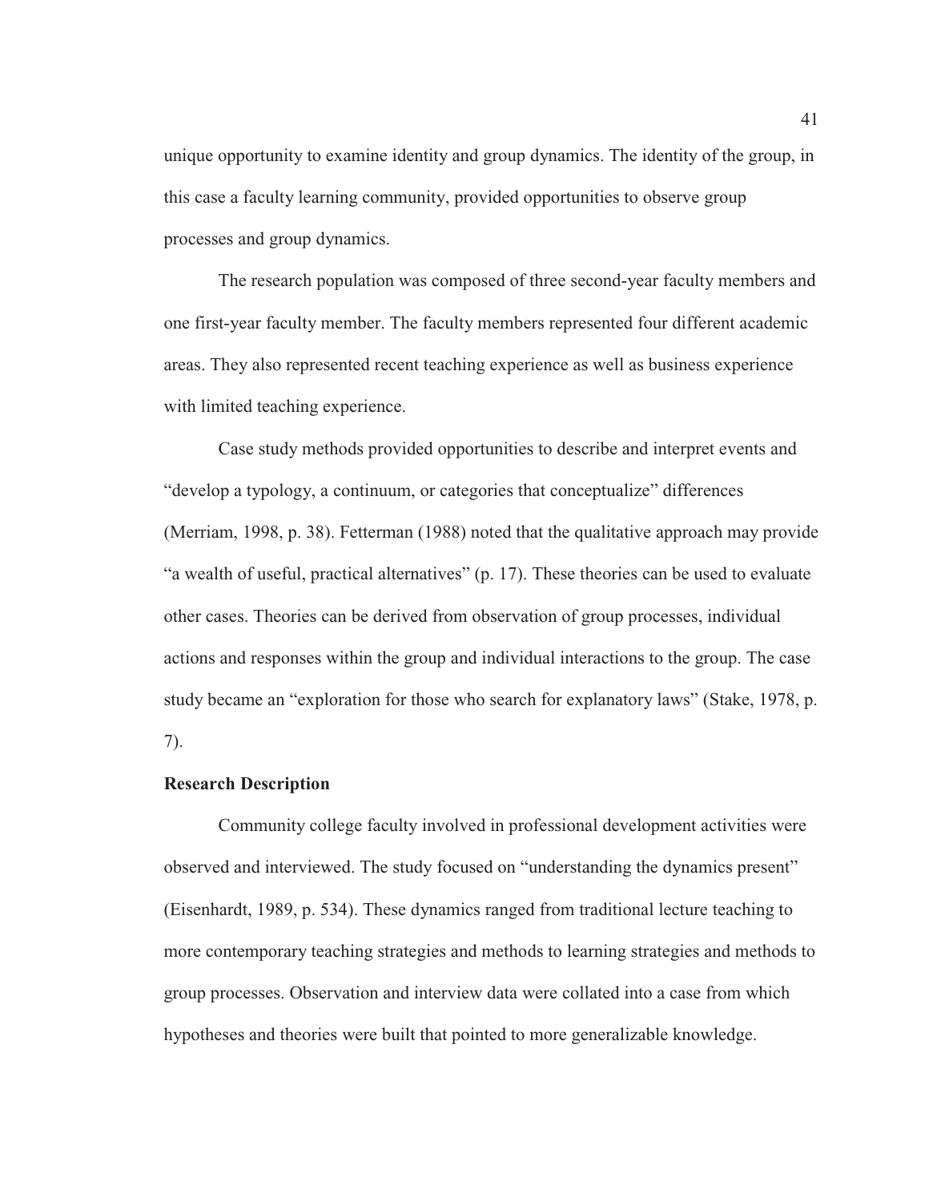unique opportunity to examine identity and group dynamics. The identity of the group, in this case a faculty learning community, provided opportunities to observe group processes and group dynamics.

The research population was composed of three second-year faculty members and one first-year faculty member. The faculty members represented four different academic areas. They also represented recent teaching experience as well as business experience with limited teaching experience.

Case study methods provided opportunities to describe and interpret events and "develop a typology, a continuum, or categories that conceptualize" differences (Merriam, 1998, p. 38). Fetterman (1988) noted that the qualitative approach may provide "a wealth of useful, practical alternatives" (p. 17). These theories can be used to evaluate other cases. Theories can be derived from observation of group processes, individual actions and responses within the group and individual interactions to the group. The case study became an "exploration for those who search for explanatory laws" (Stake, 1978, p. 7).

**Research Description**

Community college faculty involved in professional development activities were observed and interviewed. The study focused on "understanding the dynamics present" (Eisenhardt, 1989, p. 534). These dynamics ranged from traditional lecture teaching to more contemporary teaching strategies and methods to learning strategies and methods to group processes. Observation and interview data were collated into a case from which hypotheses and theories were built that pointed to more generalizable knowledge.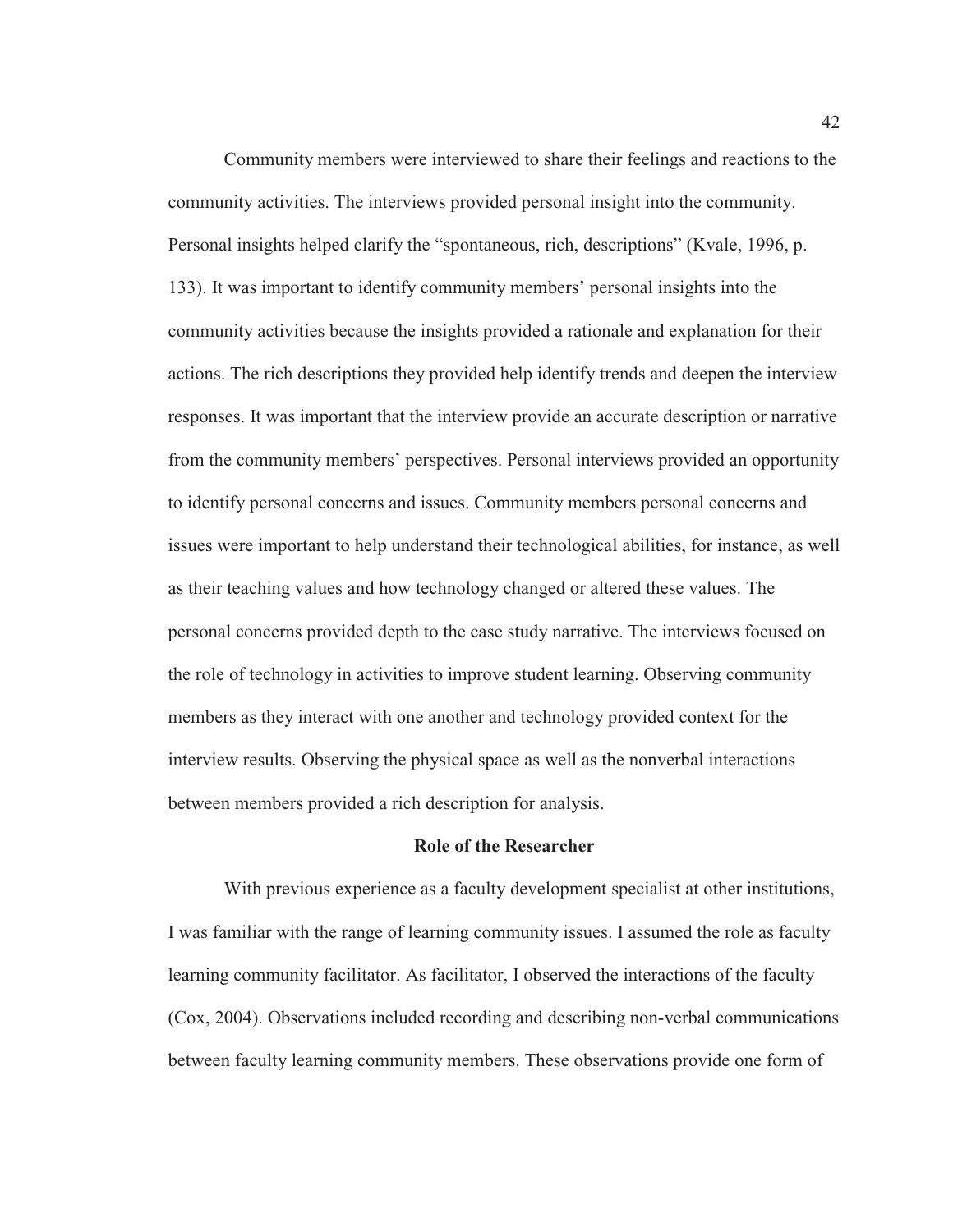Community members were interviewed to share their feelings and reactions to the community activities. The interviews provided personal insight into the community. Personal insights helped clarify the "spontaneous, rich, descriptions" (Kvale, 1996, p. 133). It was important to identify community members' personal insights into the community activities because the insights provided a rationale and explanation for their actions. The rich descriptions they provided help identify trends and deepen the interview responses. It was important that the interview provide an accurate description or narrative from the community members' perspectives. Personal interviews provided an opportunity to identify personal concerns and issues. Community members personal concerns and issues were important to help understand their technological abilities, for instance, as well as their teaching values and how technology changed or altered these values. The personal concerns provided depth to the case study narrative. The interviews focused on the role of technology in activities to improve student learning. Observing community members as they interact with one another and technology provided context for the interview results. Observing the physical space as well as the nonverbal interactions between members provided a rich description for analysis.

## Role of the Researcher

With previous experience as a faculty development specialist at other institutions, I was familiar with the range of learning community issues. I assumed the role as faculty learning community facilitator. As facilitator, I observed the interactions of the faculty (Cox, 2004). Observations included recording and describing non-verbal communications between faculty learning community members. These observations provide one form of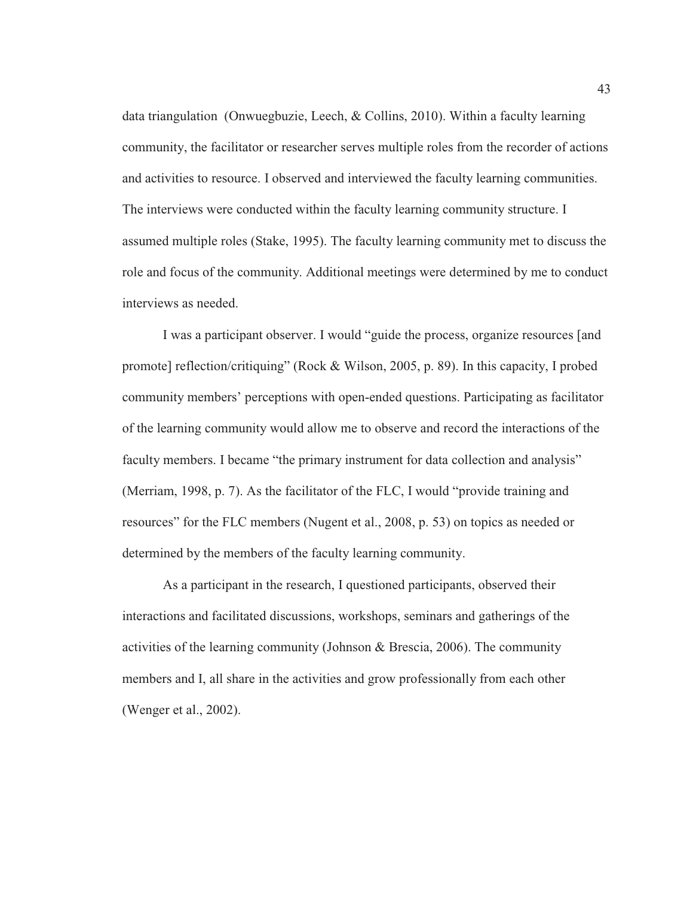data triangulation  (Onwuegbuzie, Leech, & Collins, 2010). Within a faculty learning community, the facilitator or researcher serves multiple roles from the recorder of actions and activities to resource. I observed and interviewed the faculty learning communities. The interviews were conducted within the faculty learning community structure. I assumed multiple roles (Stake, 1995). The faculty learning community met to discuss the role and focus of the community. Additional meetings were determined by me to conduct interviews as needed.

I was a participant observer. I would "guide the process, organize resources [and promote] reflection/critiquing" (Rock & Wilson, 2005, p. 89). In this capacity, I probed community members' perceptions with open-ended questions. Participating as facilitator of the learning community would allow me to observe and record the interactions of the faculty members. I became "the primary instrument for data collection and analysis" (Merriam, 1998, p. 7). As the facilitator of the FLC, I would "provide training and resources" for the FLC members (Nugent et al., 2008, p. 53) on topics as needed or determined by the members of the faculty learning community.

As a participant in the research, I questioned participants, observed their interactions and facilitated discussions, workshops, seminars and gatherings of the activities of the learning community (Johnson & Brescia, 2006). The community members and I, all share in the activities and grow professionally from each other (Wenger et al., 2002).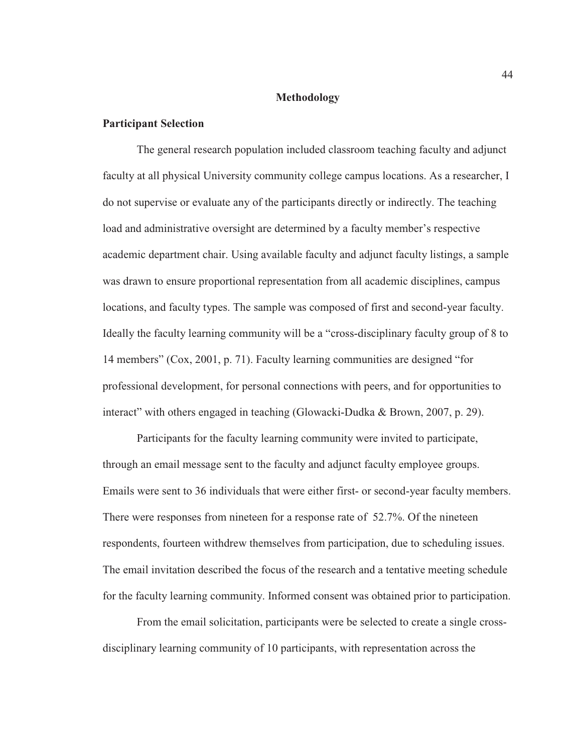# Methodology

## Participant Selection

The general research population included classroom teaching faculty and adjunct faculty at all physical University community college campus locations. As a researcher, I do not supervise or evaluate any of the participants directly or indirectly. The teaching load and administrative oversight are determined by a faculty member's respective academic department chair. Using available faculty and adjunct faculty listings, a sample was drawn to ensure proportional representation from all academic disciplines, campus locations, and faculty types. The sample was composed of first and second-year faculty. Ideally the faculty learning community will be a "cross-disciplinary faculty group of 8 to 14 members" (Cox, 2001, p. 71). Faculty learning communities are designed "for professional development, for personal connections with peers, and for opportunities to interact" with others engaged in teaching (Glowacki-Dudka & Brown, 2007, p. 29).

Participants for the faculty learning community were invited to participate, through an email message sent to the faculty and adjunct faculty employee groups. Emails were sent to 36 individuals that were either first- or second-year faculty members. There were responses from nineteen for a response rate of 52.7%. Of the nineteen respondents, fourteen withdrew themselves from participation, due to scheduling issues. The email invitation described the focus of the research and a tentative meeting schedule for the faculty learning community. Informed consent was obtained prior to participation.

From the email solicitation, participants were be selected to create a single cross-disciplinary learning community of 10 participants, with representation across the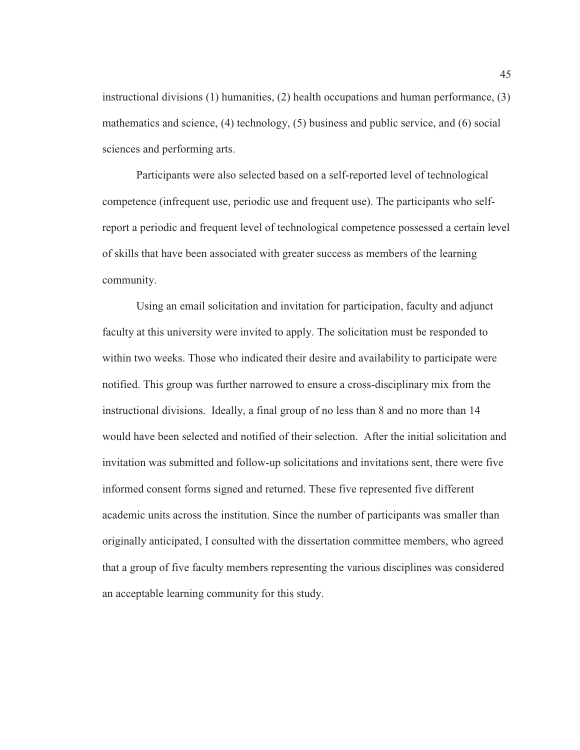instructional divisions (1) humanities, (2) health occupations and human performance, (3) mathematics and science, (4) technology, (5) business and public service, and (6) social sciences and performing arts.

Participants were also selected based on a self-reported level of technological competence (infrequent use, periodic use and frequent use). The participants who self-report a periodic and frequent level of technological competence possessed a certain level of skills that have been associated with greater success as members of the learning community.

Using an email solicitation and invitation for participation, faculty and adjunct faculty at this university were invited to apply. The solicitation must be responded to within two weeks. Those who indicated their desire and availability to participate were notified. This group was further narrowed to ensure a cross-disciplinary mix from the instructional divisions. Ideally, a final group of no less than 8 and no more than 14 would have been selected and notified of their selection. After the initial solicitation and invitation was submitted and follow-up solicitations and invitations sent, there were five informed consent forms signed and returned. These five represented five different academic units across the institution. Since the number of participants was smaller than originally anticipated, I consulted with the dissertation committee members, who agreed that a group of five faculty members representing the various disciplines was considered an acceptable learning community for this study.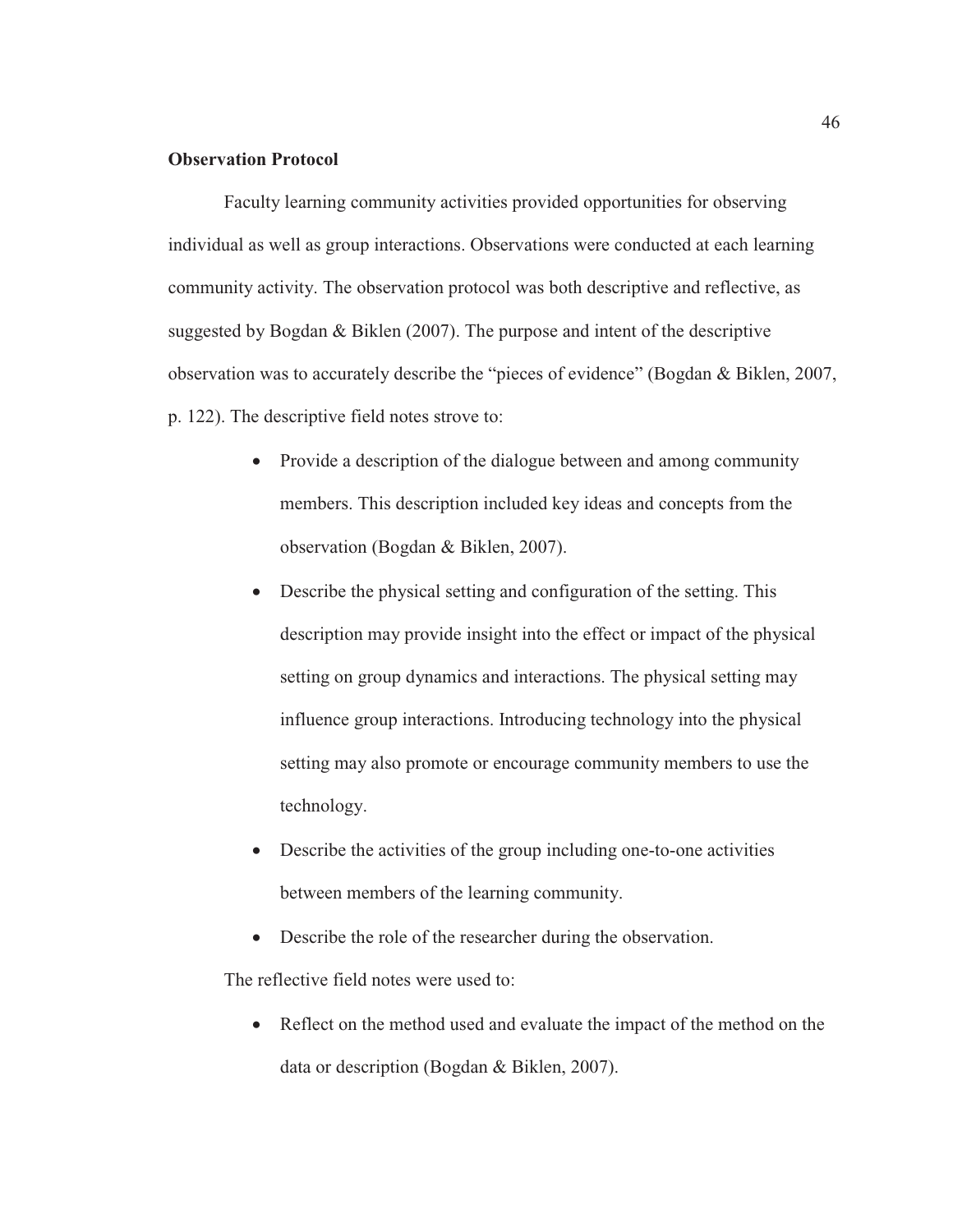**Observation Protocol**

Faculty learning community activities provided opportunities for observing individual as well as group interactions. Observations were conducted at each learning community activity. The observation protocol was both descriptive and reflective, as suggested by Bogdan & Biklen (2007). The purpose and intent of the descriptive observation was to accurately describe the "pieces of evidence" (Bogdan & Biklen, 2007, p. 122). The descriptive field notes strove to:

- Provide a description of the dialogue between and among community members. This description included key ideas and concepts from the observation (Bogdan & Biklen, 2007).
- Describe the physical setting and configuration of the setting. This description may provide insight into the effect or impact of the physical setting on group dynamics and interactions. The physical setting may influence group interactions. Introducing technology into the physical setting may also promote or encourage community members to use the technology.
- Describe the activities of the group including one-to-one activities between members of the learning community.
- Describe the role of the researcher during the observation.

The reflective field notes were used to:

- Reflect on the method used and evaluate the impact of the method on the data or description (Bogdan & Biklen, 2007).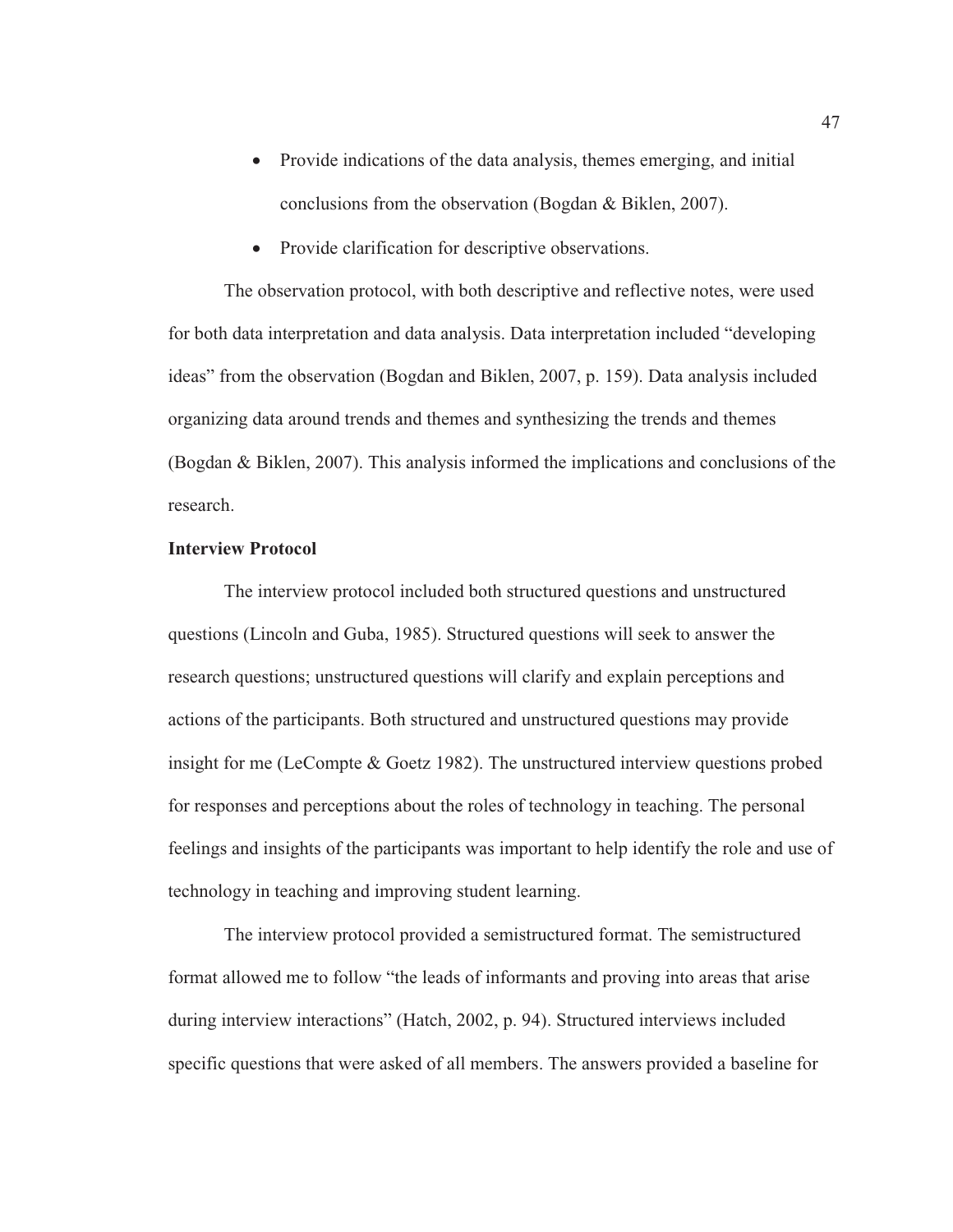- Provide indications of the data analysis, themes emerging, and initial conclusions from the observation (Bogdan & Biklen, 2007).
- Provide clarification for descriptive observations.

The observation protocol, with both descriptive and reflective notes, were used for both data interpretation and data analysis. Data interpretation included "developing ideas" from the observation (Bogdan and Biklen, 2007, p. 159). Data analysis included organizing data around trends and themes and synthesizing the trends and themes (Bogdan & Biklen, 2007). This analysis informed the implications and conclusions of the research.

**Interview Protocol**

The interview protocol included both structured questions and unstructured questions (Lincoln and Guba, 1985). Structured questions will seek to answer the research questions; unstructured questions will clarify and explain perceptions and actions of the participants. Both structured and unstructured questions may provide insight for me (LeCompte & Goetz 1982). The unstructured interview questions probed for responses and perceptions about the roles of technology in teaching. The personal feelings and insights of the participants was important to help identify the role and use of technology in teaching and improving student learning.

The interview protocol provided a semistructured format. The semistructured format allowed me to follow "the leads of informants and proving into areas that arise during interview interactions" (Hatch, 2002, p. 94). Structured interviews included specific questions that were asked of all members. The answers provided a baseline for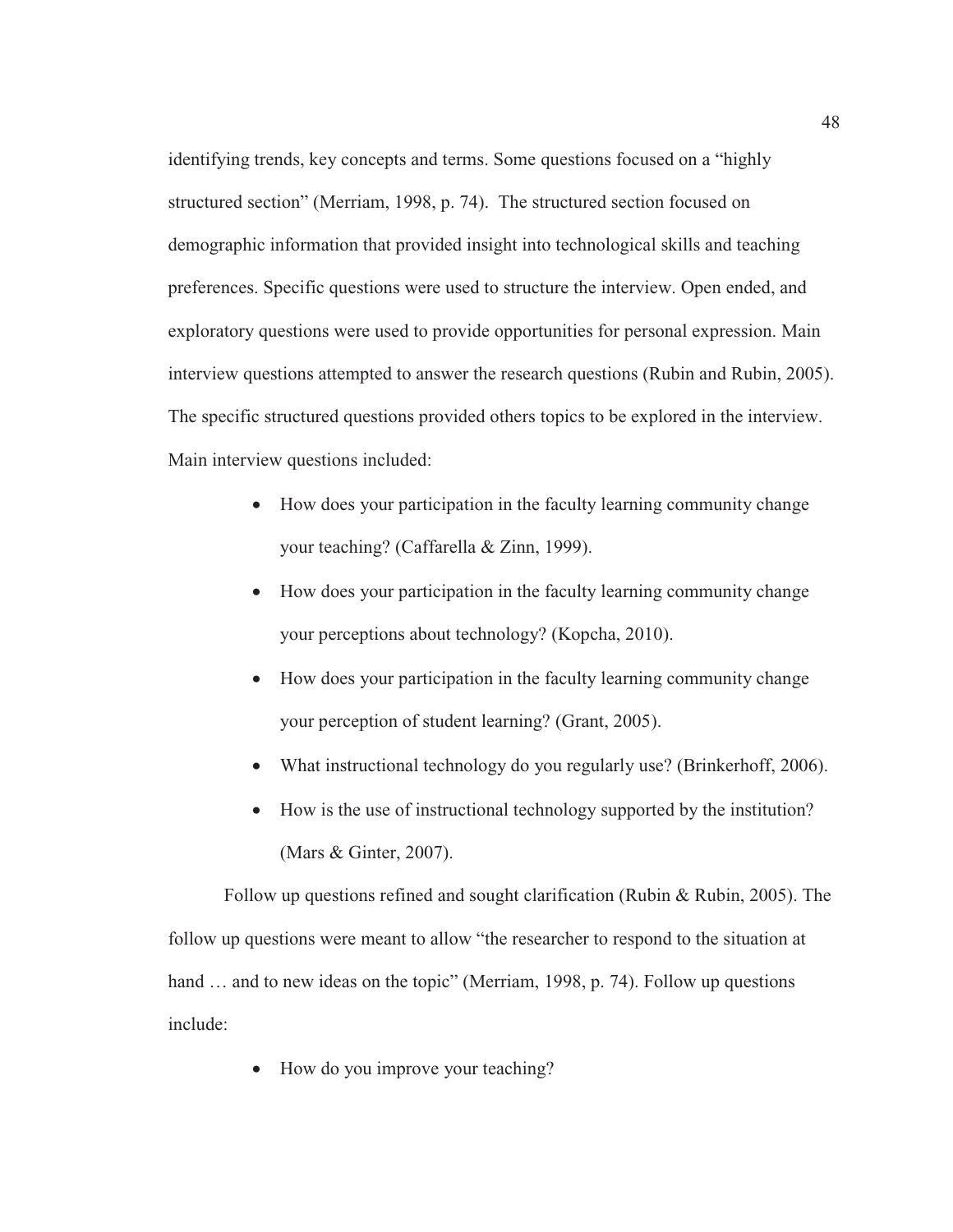identifying trends, key concepts and terms. Some questions focused on a "highly structured section" (Merriam, 1998, p. 74). The structured section focused on demographic information that provided insight into technological skills and teaching preferences. Specific questions were used to structure the interview. Open ended, and exploratory questions were used to provide opportunities for personal expression. Main interview questions attempted to answer the research questions (Rubin and Rubin, 2005). The specific structured questions provided others topics to be explored in the interview. Main interview questions included:

- How does your participation in the faculty learning community change your teaching? (Caffarella & Zinn, 1999).
- How does your participation in the faculty learning community change your perceptions about technology? (Kopcha, 2010).
- How does your participation in the faculty learning community change your perception of student learning? (Grant, 2005).
- What instructional technology do you regularly use? (Brinkerhoff, 2006).
- How is the use of instructional technology supported by the institution? (Mars & Ginter, 2007).

Follow up questions refined and sought clarification (Rubin & Rubin, 2005). The follow up questions were meant to allow "the researcher to respond to the situation at hand … and to new ideas on the topic" (Merriam, 1998, p. 74). Follow up questions include:

- How do you improve your teaching?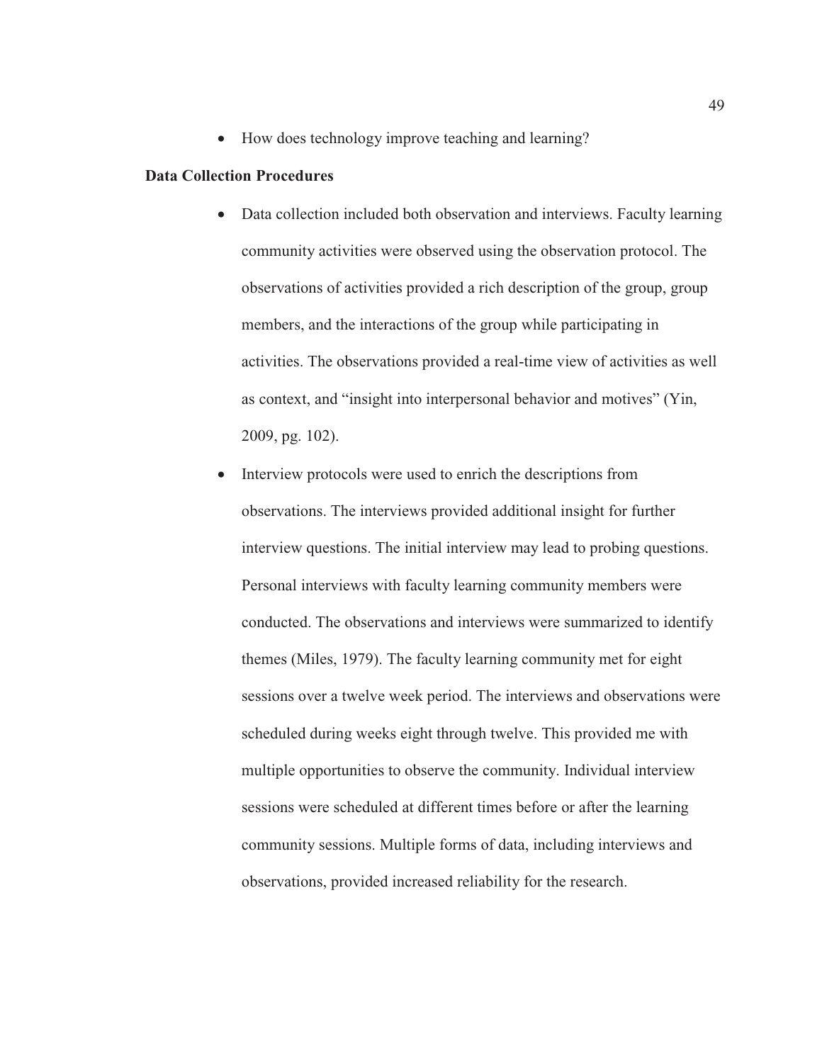- How does technology improve teaching and learning?

**Data Collection Procedures**

- Data collection included both observation and interviews. Faculty learning community activities were observed using the observation protocol. The observations of activities provided a rich description of the group, group members, and the interactions of the group while participating in activities. The observations provided a real-time view of activities as well as context, and "insight into interpersonal behavior and motives" (Yin, 2009, pg. 102).
- Interview protocols were used to enrich the descriptions from observations. The interviews provided additional insight for further interview questions. The initial interview may lead to probing questions. Personal interviews with faculty learning community members were conducted. The observations and interviews were summarized to identify themes (Miles, 1979). The faculty learning community met for eight sessions over a twelve week period. The interviews and observations were scheduled during weeks eight through twelve. This provided me with multiple opportunities to observe the community. Individual interview sessions were scheduled at different times before or after the learning community sessions. Multiple forms of data, including interviews and observations, provided increased reliability for the research.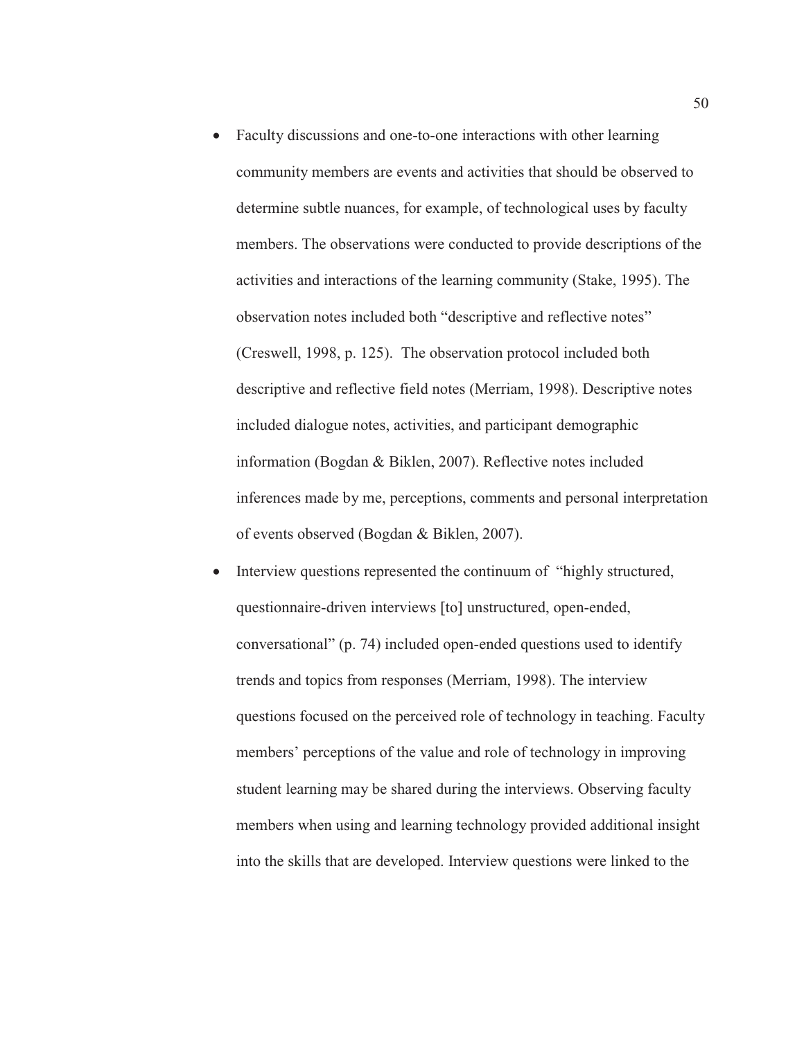- Faculty discussions and one-to-one interactions with other learning community members are events and activities that should be observed to determine subtle nuances, for example, of technological uses by faculty members. The observations were conducted to provide descriptions of the activities and interactions of the learning community (Stake, 1995). The observation notes included both "descriptive and reflective notes" (Creswell, 1998, p. 125). The observation protocol included both descriptive and reflective field notes (Merriam, 1998). Descriptive notes included dialogue notes, activities, and participant demographic information (Bogdan & Biklen, 2007). Reflective notes included inferences made by me, perceptions, comments and personal interpretation of events observed (Bogdan & Biklen, 2007).
- Interview questions represented the continuum of "highly structured, questionnaire-driven interviews [to] unstructured, open-ended, conversational" (p. 74) included open-ended questions used to identify trends and topics from responses (Merriam, 1998). The interview questions focused on the perceived role of technology in teaching. Faculty members' perceptions of the value and role of technology in improving student learning may be shared during the interviews. Observing faculty members when using and learning technology provided additional insight into the skills that are developed. Interview questions were linked to the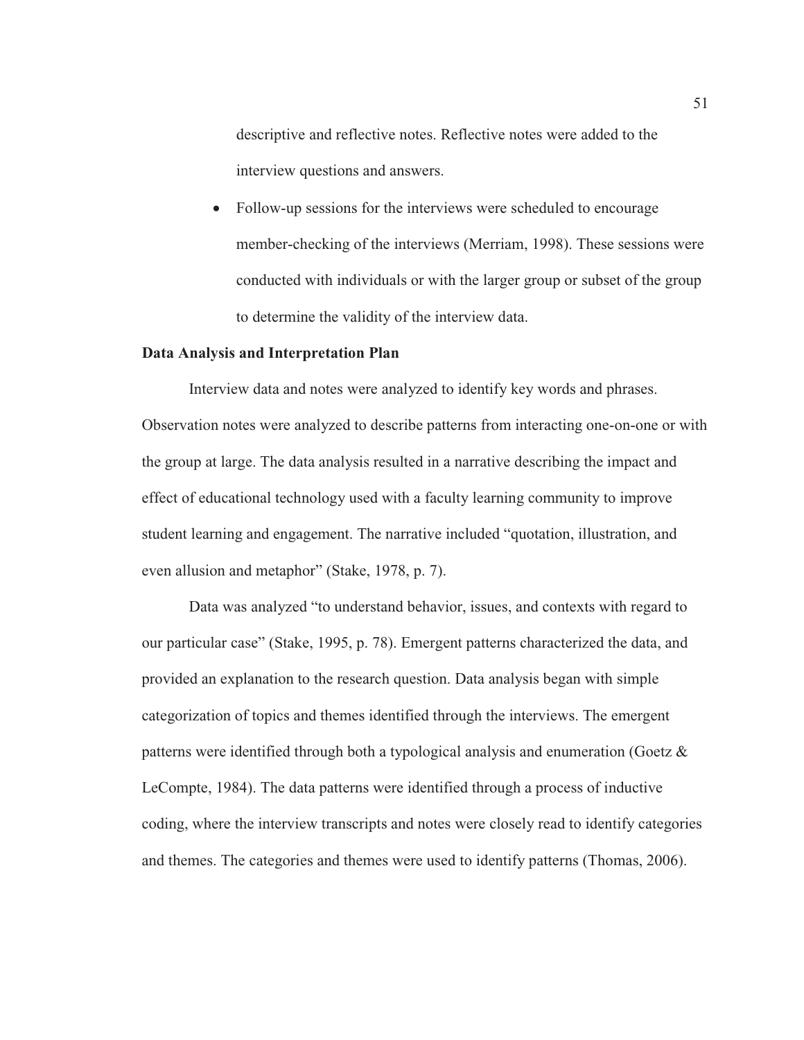descriptive and reflective notes. Reflective notes were added to the interview questions and answers.

- Follow-up sessions for the interviews were scheduled to encourage member-checking of the interviews (Merriam, 1998). These sessions were conducted with individuals or with the larger group or subset of the group to determine the validity of the interview data.

**Data Analysis and Interpretation Plan**

Interview data and notes were analyzed to identify key words and phrases. Observation notes were analyzed to describe patterns from interacting one-on-one or with the group at large. The data analysis resulted in a narrative describing the impact and effect of educational technology used with a faculty learning community to improve student learning and engagement. The narrative included "quotation, illustration, and even allusion and metaphor" (Stake, 1978, p. 7).

Data was analyzed "to understand behavior, issues, and contexts with regard to our particular case" (Stake, 1995, p. 78). Emergent patterns characterized the data, and provided an explanation to the research question. Data analysis began with simple categorization of topics and themes identified through the interviews. The emergent patterns were identified through both a typological analysis and enumeration (Goetz & LeCompte, 1984). The data patterns were identified through a process of inductive coding, where the interview transcripts and notes were closely read to identify categories and themes. The categories and themes were used to identify patterns (Thomas, 2006).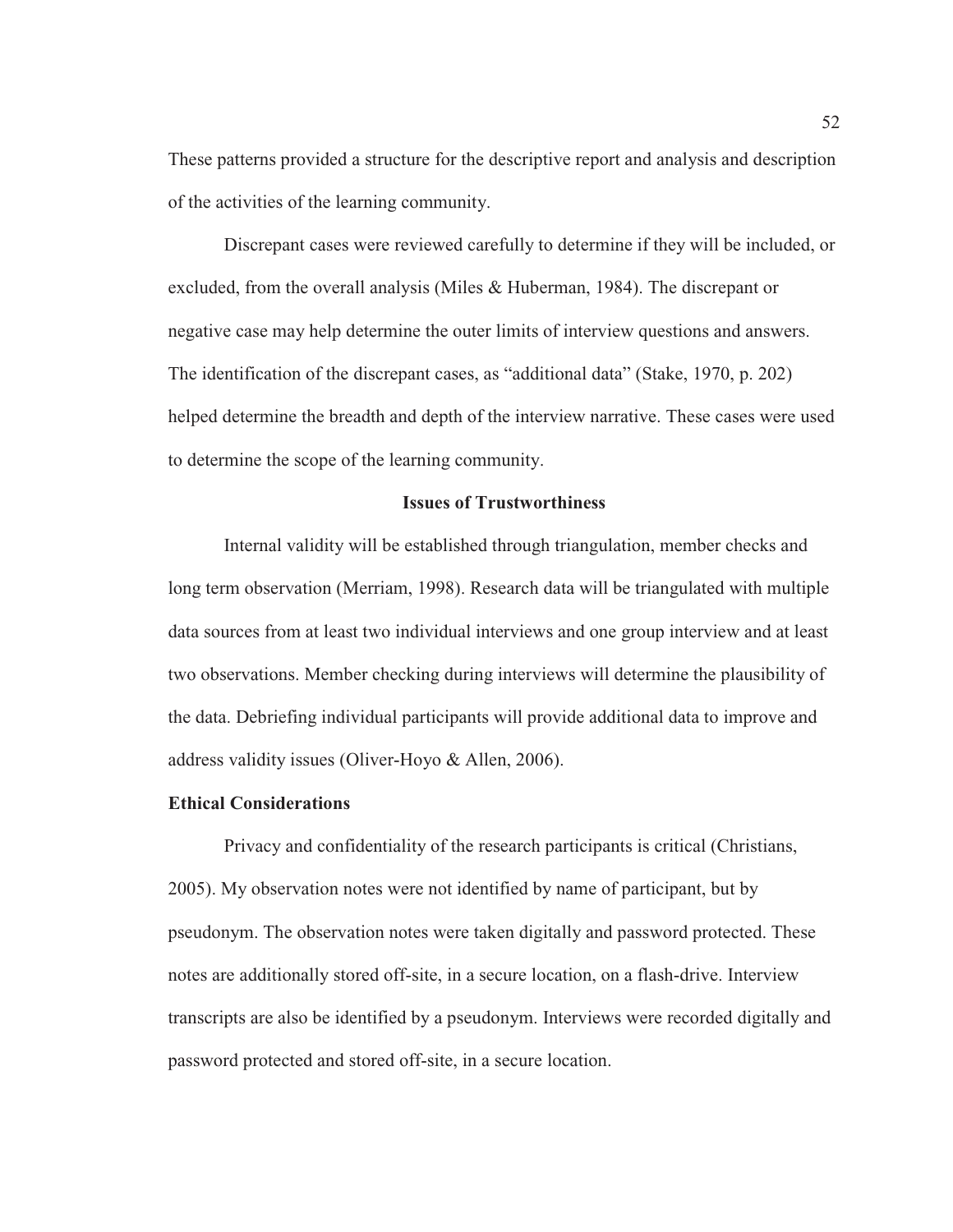These patterns provided a structure for the descriptive report and analysis and description of the activities of the learning community.

Discrepant cases were reviewed carefully to determine if they will be included, or excluded, from the overall analysis (Miles & Huberman, 1984). The discrepant or negative case may help determine the outer limits of interview questions and answers. The identification of the discrepant cases, as "additional data" (Stake, 1970, p. 202) helped determine the breadth and depth of the interview narrative. These cases were used to determine the scope of the learning community.

## Issues of Trustworthiness

Internal validity will be established through triangulation, member checks and long term observation (Merriam, 1998). Research data will be triangulated with multiple data sources from at least two individual interviews and one group interview and at least two observations. Member checking during interviews will determine the plausibility of the data. Debriefing individual participants will provide additional data to improve and address validity issues (Oliver-Hoyo & Allen, 2006).

### Ethical Considerations

Privacy and confidentiality of the research participants is critical (Christians, 2005). My observation notes were not identified by name of participant, but by pseudonym. The observation notes were taken digitally and password protected. These notes are additionally stored off-site, in a secure location, on a flash-drive. Interview transcripts are also be identified by a pseudonym. Interviews were recorded digitally and password protected and stored off-site, in a secure location.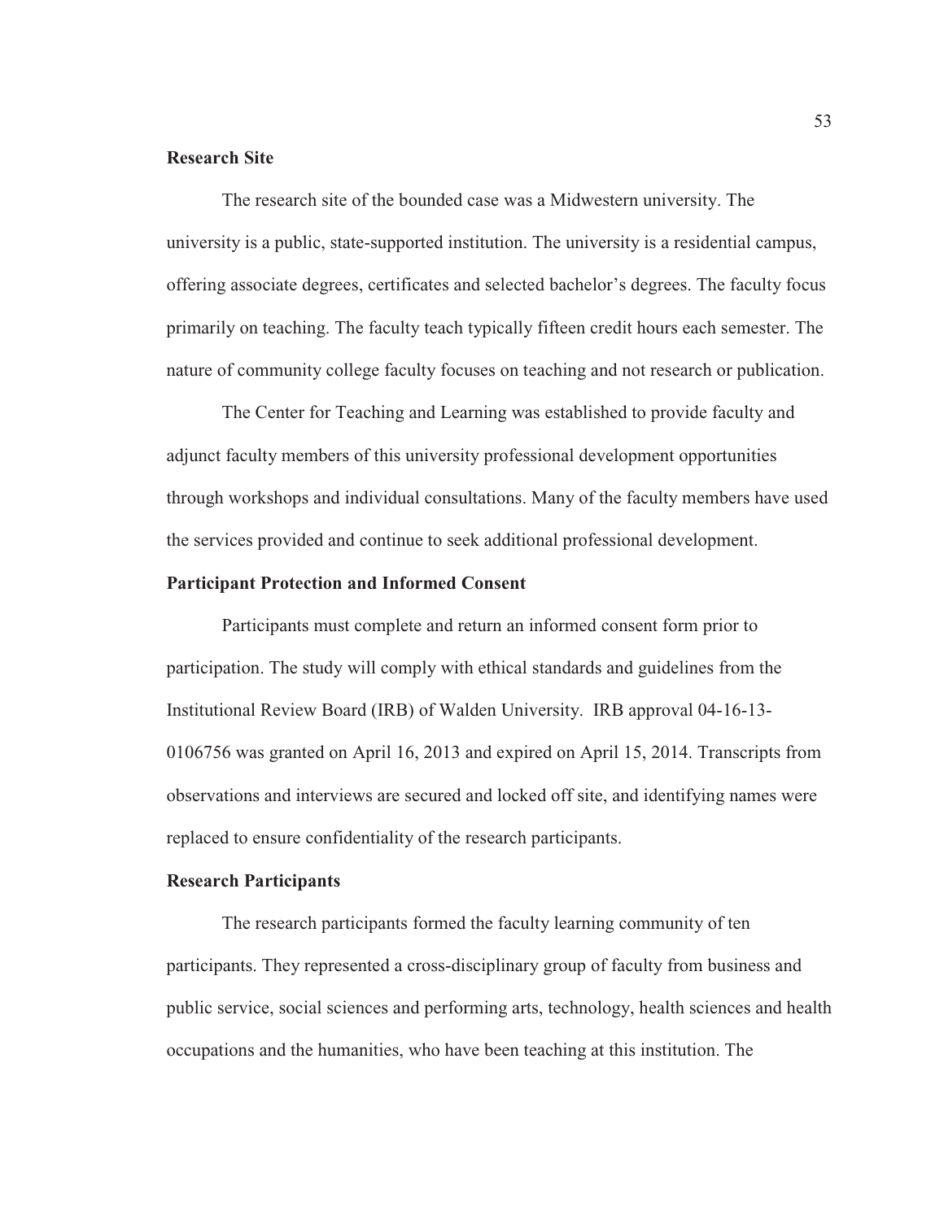**Research Site**

The research site of the bounded case was a Midwestern university. The university is a public, state-supported institution. The university is a residential campus, offering associate degrees, certificates and selected bachelor's degrees. The faculty focus primarily on teaching. The faculty teach typically fifteen credit hours each semester. The nature of community college faculty focuses on teaching and not research or publication.

The Center for Teaching and Learning was established to provide faculty and adjunct faculty members of this university professional development opportunities through workshops and individual consultations. Many of the faculty members have used the services provided and continue to seek additional professional development.

**Participant Protection and Informed Consent**

Participants must complete and return an informed consent form prior to participation. The study will comply with ethical standards and guidelines from the Institutional Review Board (IRB) of Walden University. IRB approval 04-16-13-0106756 was granted on April 16, 2013 and expired on April 15, 2014. Transcripts from observations and interviews are secured and locked off site, and identifying names were replaced to ensure confidentiality of the research participants.

**Research Participants**

The research participants formed the faculty learning community of ten participants. They represented a cross-disciplinary group of faculty from business and public service, social sciences and performing arts, technology, health sciences and health occupations and the humanities, who have been teaching at this institution. The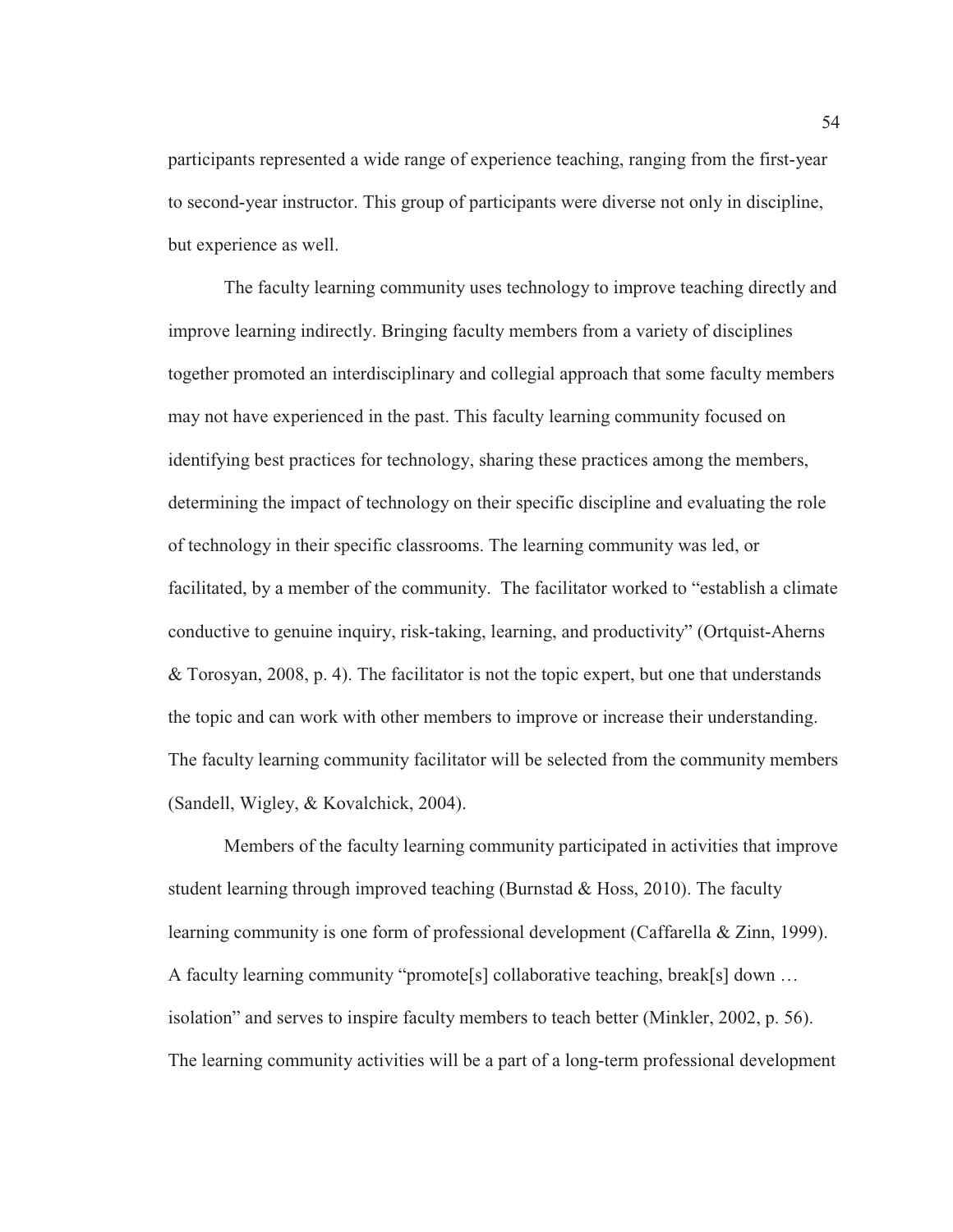participants represented a wide range of experience teaching, ranging from the first-year to second-year instructor. This group of participants were diverse not only in discipline, but experience as well.

The faculty learning community uses technology to improve teaching directly and improve learning indirectly. Bringing faculty members from a variety of disciplines together promoted an interdisciplinary and collegial approach that some faculty members may not have experienced in the past. This faculty learning community focused on identifying best practices for technology, sharing these practices among the members, determining the impact of technology on their specific discipline and evaluating the role of technology in their specific classrooms. The learning community was led, or facilitated, by a member of the community. The facilitator worked to "establish a climate conductive to genuine inquiry, risk-taking, learning, and productivity" (Ortquist-Aherns & Torosyan, 2008, p. 4). The facilitator is not the topic expert, but one that understands the topic and can work with other members to improve or increase their understanding. The faculty learning community facilitator will be selected from the community members (Sandell, Wigley, & Kovalchick, 2004).

Members of the faculty learning community participated in activities that improve student learning through improved teaching (Burnstad & Hoss, 2010). The faculty learning community is one form of professional development (Caffarella & Zinn, 1999). A faculty learning community "promote[s] collaborative teaching, break[s] down … isolation" and serves to inspire faculty members to teach better (Minkler, 2002, p. 56). The learning community activities will be a part of a long-term professional development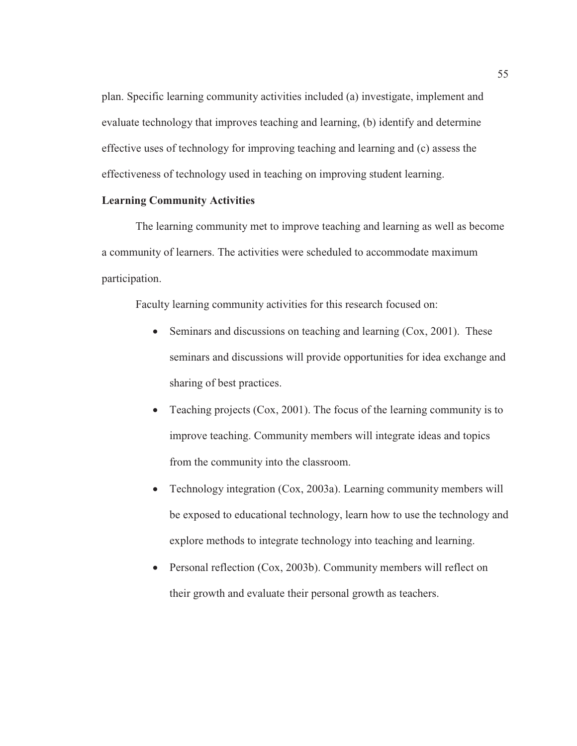plan. Specific learning community activities included (a) investigate, implement and evaluate technology that improves teaching and learning, (b) identify and determine effective uses of technology for improving teaching and learning and (c) assess the effectiveness of technology used in teaching on improving student learning.

**Learning Community Activities**

The learning community met to improve teaching and learning as well as become a community of learners. The activities were scheduled to accommodate maximum participation.

Faculty learning community activities for this research focused on:

- Seminars and discussions on teaching and learning (Cox, 2001). These seminars and discussions will provide opportunities for idea exchange and sharing of best practices.
- Teaching projects (Cox, 2001). The focus of the learning community is to improve teaching. Community members will integrate ideas and topics from the community into the classroom.
- Technology integration (Cox, 2003a). Learning community members will be exposed to educational technology, learn how to use the technology and explore methods to integrate technology into teaching and learning.
- Personal reflection (Cox, 2003b). Community members will reflect on their growth and evaluate their personal growth as teachers.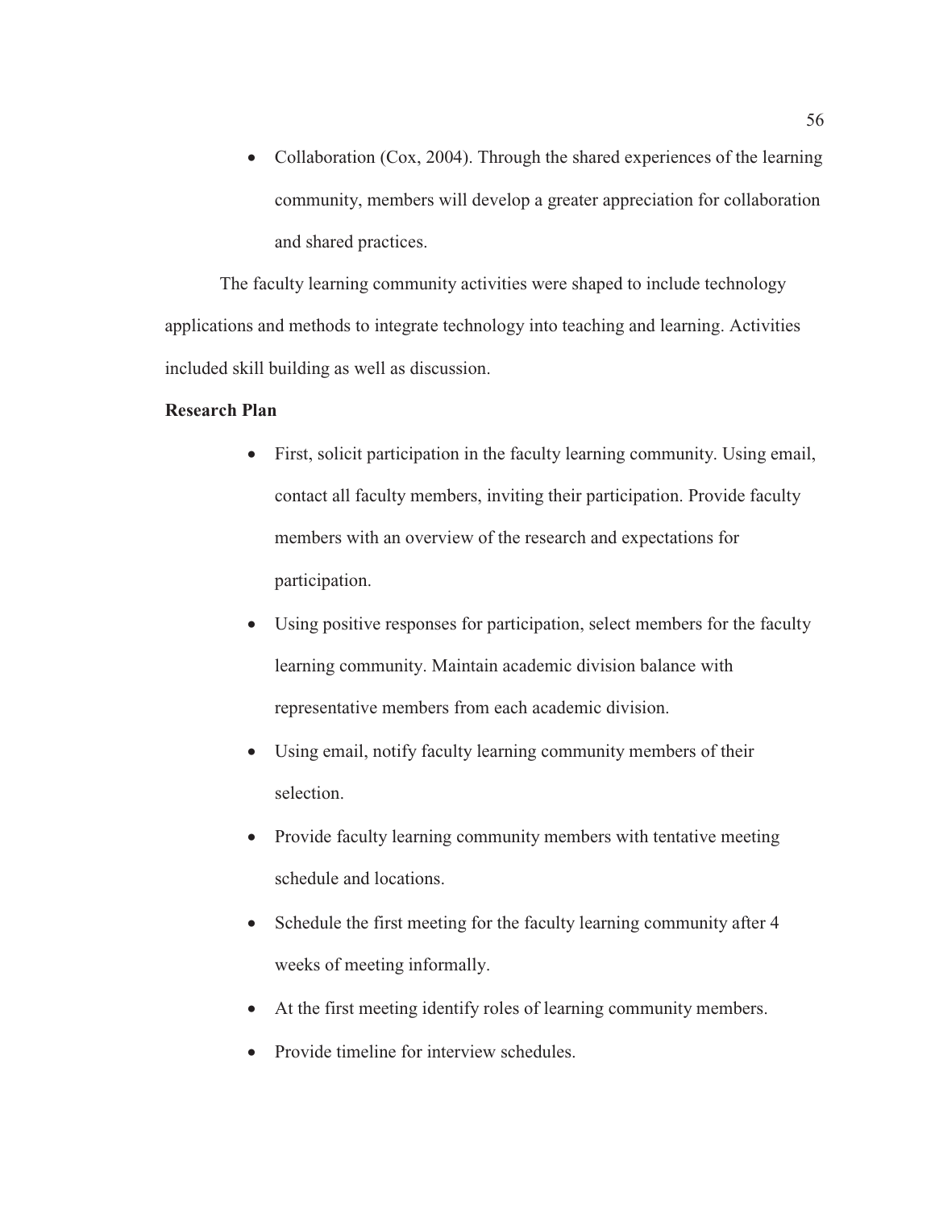- Collaboration (Cox, 2004). Through the shared experiences of the learning community, members will develop a greater appreciation for collaboration and shared practices.

The faculty learning community activities were shaped to include technology applications and methods to integrate technology into teaching and learning. Activities included skill building as well as discussion.

**Research Plan**

- First, solicit participation in the faculty learning community. Using email, contact all faculty members, inviting their participation. Provide faculty members with an overview of the research and expectations for participation.
- Using positive responses for participation, select members for the faculty learning community. Maintain academic division balance with representative members from each academic division.
- Using email, notify faculty learning community members of their selection.
- Provide faculty learning community members with tentative meeting schedule and locations.
- Schedule the first meeting for the faculty learning community after 4 weeks of meeting informally.
- At the first meeting identify roles of learning community members.
- Provide timeline for interview schedules.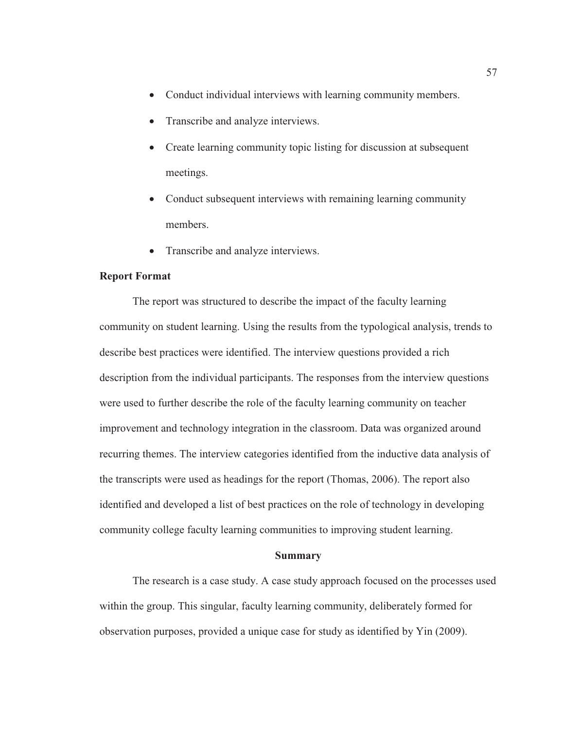- Conduct individual interviews with learning community members.
- Transcribe and analyze interviews.
- Create learning community topic listing for discussion at subsequent meetings.
- Conduct subsequent interviews with remaining learning community members.
- Transcribe and analyze interviews.

**Report Format**

The report was structured to describe the impact of the faculty learning community on student learning. Using the results from the typological analysis, trends to describe best practices were identified. The interview questions provided a rich description from the individual participants. The responses from the interview questions were used to further describe the role of the faculty learning community on teacher improvement and technology integration in the classroom. Data was organized around recurring themes. The interview categories identified from the inductive data analysis of the transcripts were used as headings for the report (Thomas, 2006). The report also identified and developed a list of best practices on the role of technology in developing community college faculty learning communities to improving student learning.

## Summary

The research is a case study. A case study approach focused on the processes used within the group. This singular, faculty learning community, deliberately formed for observation purposes, provided a unique case for study as identified by Yin (2009).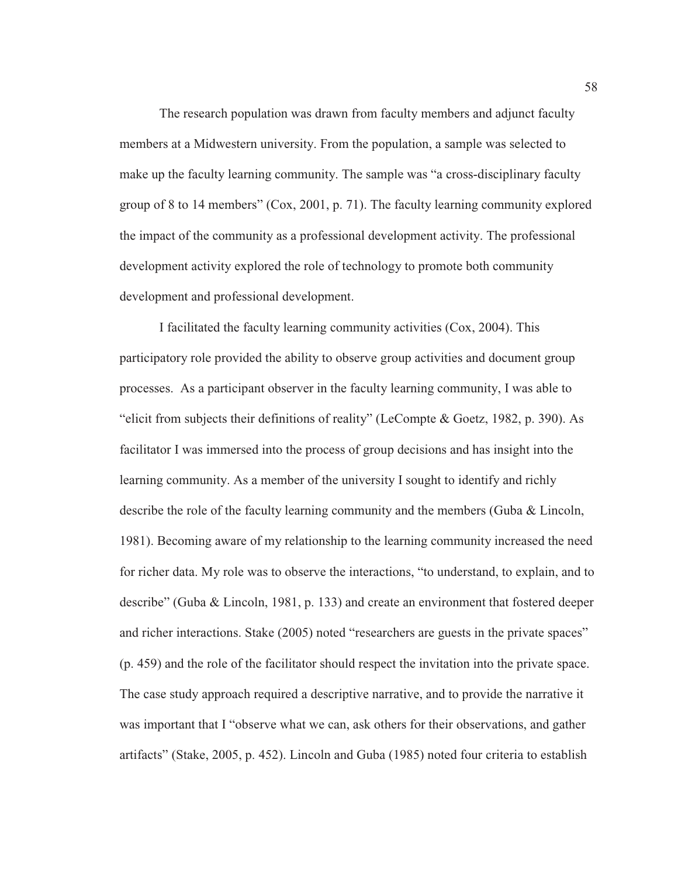The research population was drawn from faculty members and adjunct faculty members at a Midwestern university. From the population, a sample was selected to make up the faculty learning community. The sample was "a cross-disciplinary faculty group of 8 to 14 members" (Cox, 2001, p. 71). The faculty learning community explored the impact of the community as a professional development activity. The professional development activity explored the role of technology to promote both community development and professional development.

I facilitated the faculty learning community activities (Cox, 2004). This participatory role provided the ability to observe group activities and document group processes. As a participant observer in the faculty learning community, I was able to "elicit from subjects their definitions of reality" (LeCompte & Goetz, 1982, p. 390). As facilitator I was immersed into the process of group decisions and has insight into the learning community. As a member of the university I sought to identify and richly describe the role of the faculty learning community and the members (Guba & Lincoln, 1981). Becoming aware of my relationship to the learning community increased the need for richer data. My role was to observe the interactions, "to understand, to explain, and to describe" (Guba & Lincoln, 1981, p. 133) and create an environment that fostered deeper and richer interactions. Stake (2005) noted "researchers are guests in the private spaces" (p. 459) and the role of the facilitator should respect the invitation into the private space. The case study approach required a descriptive narrative, and to provide the narrative it was important that I "observe what we can, ask others for their observations, and gather artifacts" (Stake, 2005, p. 452). Lincoln and Guba (1985) noted four criteria to establish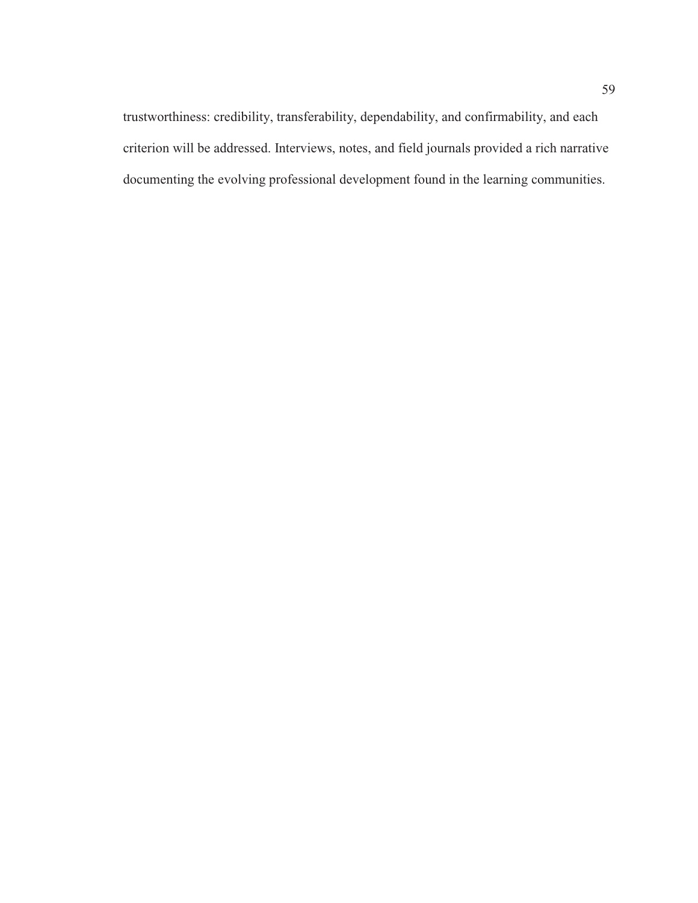trustworthiness: credibility, transferability, dependability, and confirmability, and each criterion will be addressed. Interviews, notes, and field journals provided a rich narrative documenting the evolving professional development found in the learning communities.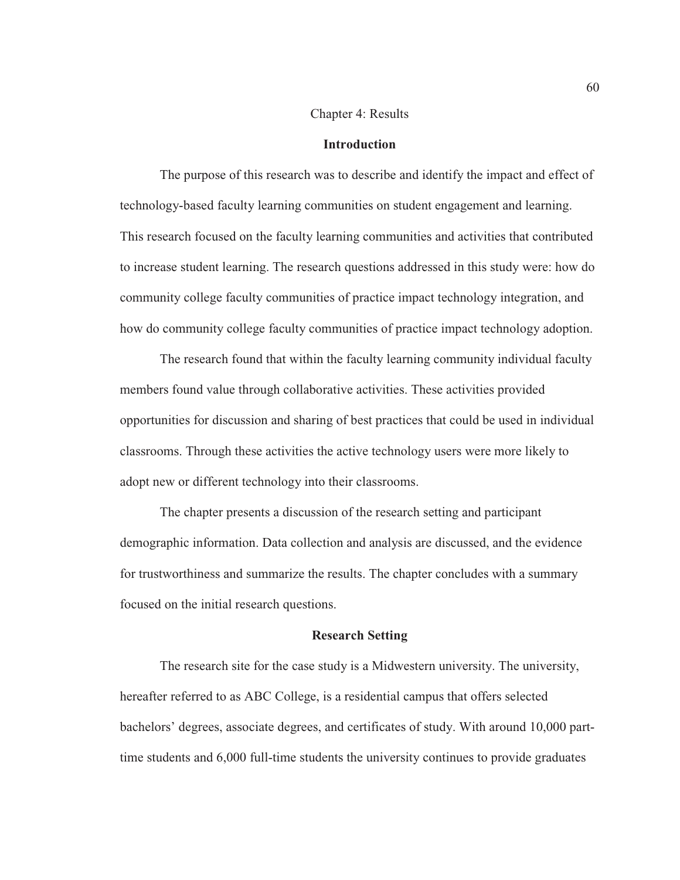# Chapter 4: Results

## Introduction

The purpose of this research was to describe and identify the impact and effect of technology-based faculty learning communities on student engagement and learning. This research focused on the faculty learning communities and activities that contributed to increase student learning. The research questions addressed in this study were: how do community college faculty communities of practice impact technology integration, and how do community college faculty communities of practice impact technology adoption.

The research found that within the faculty learning community individual faculty members found value through collaborative activities. These activities provided opportunities for discussion and sharing of best practices that could be used in individual classrooms. Through these activities the active technology users were more likely to adopt new or different technology into their classrooms.

The chapter presents a discussion of the research setting and participant demographic information. Data collection and analysis are discussed, and the evidence for trustworthiness and summarize the results. The chapter concludes with a summary focused on the initial research questions.

## Research Setting

The research site for the case study is a Midwestern university. The university, hereafter referred to as ABC College, is a residential campus that offers selected bachelors' degrees, associate degrees, and certificates of study. With around 10,000 part-time students and 6,000 full-time students the university continues to provide graduates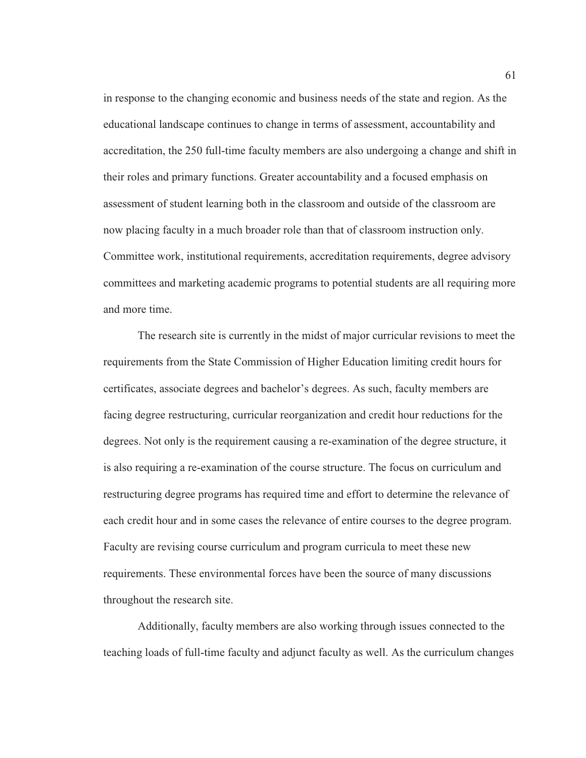in response to the changing economic and business needs of the state and region. As the educational landscape continues to change in terms of assessment, accountability and accreditation, the 250 full-time faculty members are also undergoing a change and shift in their roles and primary functions. Greater accountability and a focused emphasis on assessment of student learning both in the classroom and outside of the classroom are now placing faculty in a much broader role than that of classroom instruction only. Committee work, institutional requirements, accreditation requirements, degree advisory committees and marketing academic programs to potential students are all requiring more and more time.

The research site is currently in the midst of major curricular revisions to meet the requirements from the State Commission of Higher Education limiting credit hours for certificates, associate degrees and bachelor's degrees. As such, faculty members are facing degree restructuring, curricular reorganization and credit hour reductions for the degrees. Not only is the requirement causing a re-examination of the degree structure, it is also requiring a re-examination of the course structure. The focus on curriculum and restructuring degree programs has required time and effort to determine the relevance of each credit hour and in some cases the relevance of entire courses to the degree program. Faculty are revising course curriculum and program curricula to meet these new requirements. These environmental forces have been the source of many discussions throughout the research site.

Additionally, faculty members are also working through issues connected to the teaching loads of full-time faculty and adjunct faculty as well. As the curriculum changes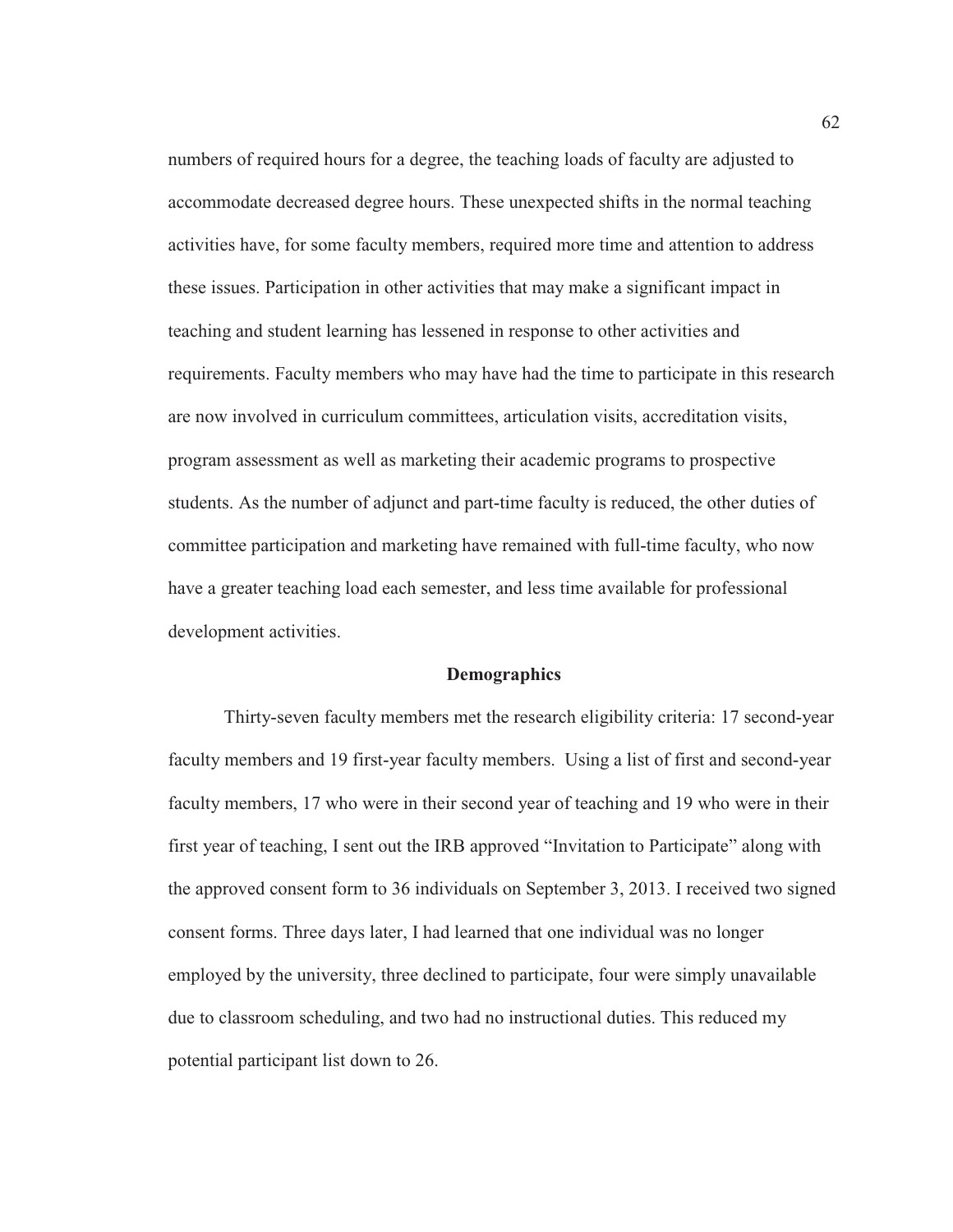numbers of required hours for a degree, the teaching loads of faculty are adjusted to accommodate decreased degree hours. These unexpected shifts in the normal teaching activities have, for some faculty members, required more time and attention to address these issues. Participation in other activities that may make a significant impact in teaching and student learning has lessened in response to other activities and requirements. Faculty members who may have had the time to participate in this research are now involved in curriculum committees, articulation visits, accreditation visits, program assessment as well as marketing their academic programs to prospective students. As the number of adjunct and part-time faculty is reduced, the other duties of committee participation and marketing have remained with full-time faculty, who now have a greater teaching load each semester, and less time available for professional development activities.

## Demographics

Thirty-seven faculty members met the research eligibility criteria: 17 second-year faculty members and 19 first-year faculty members. Using a list of first and second-year faculty members, 17 who were in their second year of teaching and 19 who were in their first year of teaching, I sent out the IRB approved "Invitation to Participate" along with the approved consent form to 36 individuals on September 3, 2013. I received two signed consent forms. Three days later, I had learned that one individual was no longer employed by the university, three declined to participate, four were simply unavailable due to classroom scheduling, and two had no instructional duties. This reduced my potential participant list down to 26.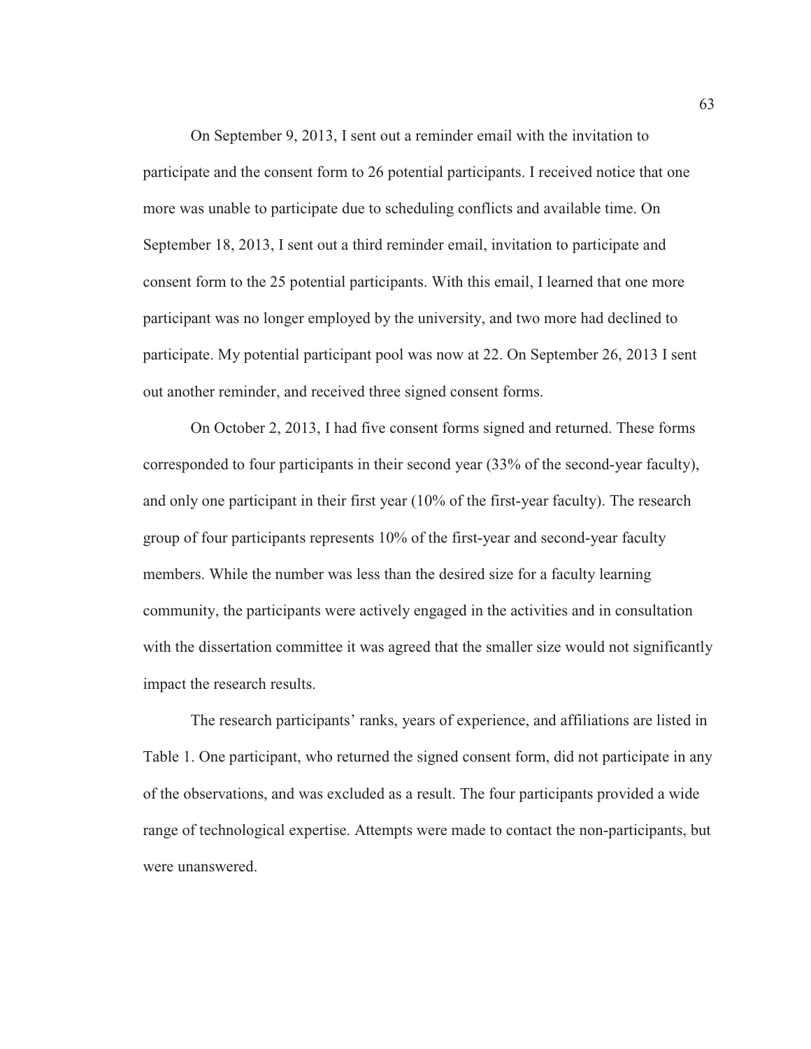On September 9, 2013, I sent out a reminder email with the invitation to participate and the consent form to 26 potential participants. I received notice that one more was unable to participate due to scheduling conflicts and available time. On September 18, 2013, I sent out a third reminder email, invitation to participate and consent form to the 25 potential participants. With this email, I learned that one more participant was no longer employed by the university, and two more had declined to participate. My potential participant pool was now at 22. On September 26, 2013 I sent out another reminder, and received three signed consent forms.

On October 2, 2013, I had five consent forms signed and returned. These forms corresponded to four participants in their second year (33% of the second-year faculty), and only one participant in their first year (10% of the first-year faculty). The research group of four participants represents 10% of the first-year and second-year faculty members. While the number was less than the desired size for a faculty learning community, the participants were actively engaged in the activities and in consultation with the dissertation committee it was agreed that the smaller size would not significantly impact the research results.

The research participants' ranks, years of experience, and affiliations are listed in Table 1. One participant, who returned the signed consent form, did not participate in any of the observations, and was excluded as a result. The four participants provided a wide range of technological expertise. Attempts were made to contact the non-participants, but were unanswered.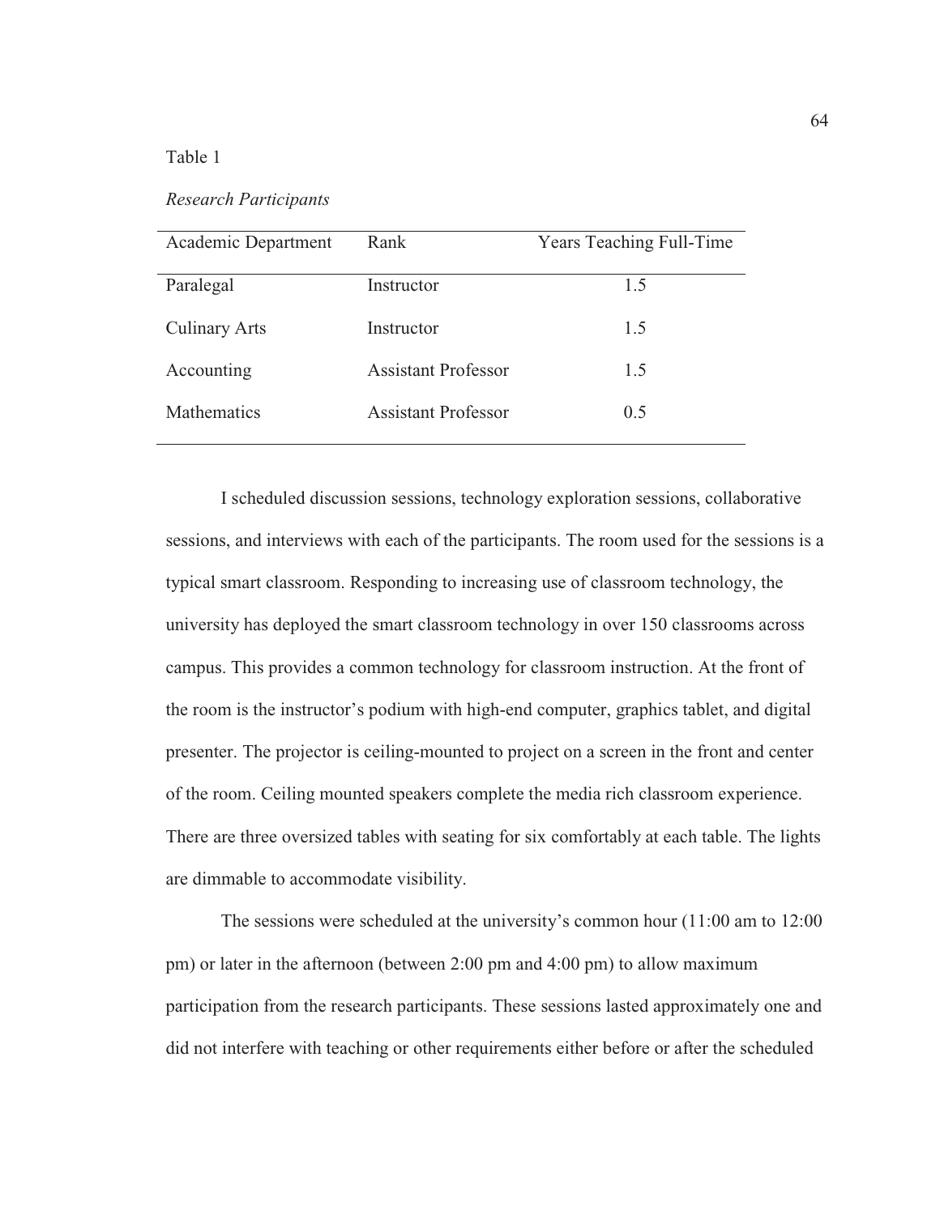Table 1

*Research Participants*

| Academic Department | Rank | Years Teaching Full-Time |
|---|---|---|
| Paralegal | Instructor | 1.5 |
| Culinary Arts | Instructor | 1.5 |
| Accounting | Assistant Professor | 1.5 |
| Mathematics | Assistant Professor | 0.5 |

I scheduled discussion sessions, technology exploration sessions, collaborative sessions, and interviews with each of the participants. The room used for the sessions is a typical smart classroom. Responding to increasing use of classroom technology, the university has deployed the smart classroom technology in over 150 classrooms across campus. This provides a common technology for classroom instruction. At the front of the room is the instructor's podium with high-end computer, graphics tablet, and digital presenter. The projector is ceiling-mounted to project on a screen in the front and center of the room. Ceiling mounted speakers complete the media rich classroom experience. There are three oversized tables with seating for six comfortably at each table. The lights are dimmable to accommodate visibility.

The sessions were scheduled at the university's common hour (11:00 am to 12:00 pm) or later in the afternoon (between 2:00 pm and 4:00 pm) to allow maximum participation from the research participants. These sessions lasted approximately one and did not interfere with teaching or other requirements either before or after the scheduled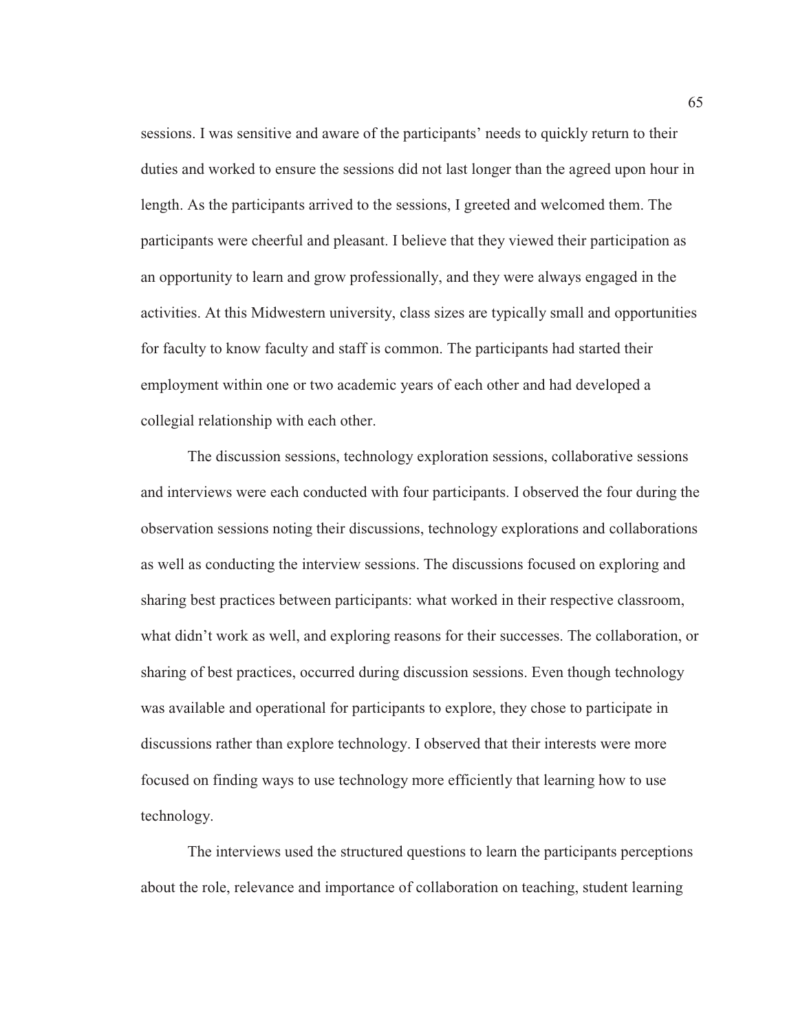sessions. I was sensitive and aware of the participants' needs to quickly return to their duties and worked to ensure the sessions did not last longer than the agreed upon hour in length. As the participants arrived to the sessions, I greeted and welcomed them. The participants were cheerful and pleasant. I believe that they viewed their participation as an opportunity to learn and grow professionally, and they were always engaged in the activities. At this Midwestern university, class sizes are typically small and opportunities for faculty to know faculty and staff is common. The participants had started their employment within one or two academic years of each other and had developed a collegial relationship with each other.

The discussion sessions, technology exploration sessions, collaborative sessions and interviews were each conducted with four participants. I observed the four during the observation sessions noting their discussions, technology explorations and collaborations as well as conducting the interview sessions. The discussions focused on exploring and sharing best practices between participants: what worked in their respective classroom, what didn't work as well, and exploring reasons for their successes. The collaboration, or sharing of best practices, occurred during discussion sessions. Even though technology was available and operational for participants to explore, they chose to participate in discussions rather than explore technology. I observed that their interests were more focused on finding ways to use technology more efficiently that learning how to use technology.

The interviews used the structured questions to learn the participants perceptions about the role, relevance and importance of collaboration on teaching, student learning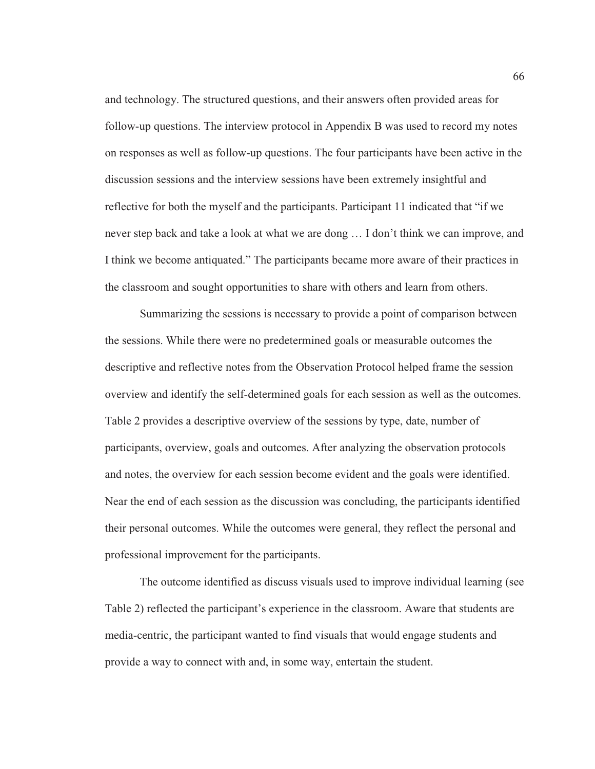and technology. The structured questions, and their answers often provided areas for follow-up questions. The interview protocol in Appendix B was used to record my notes on responses as well as follow-up questions. The four participants have been active in the discussion sessions and the interview sessions have been extremely insightful and reflective for both the myself and the participants. Participant 11 indicated that "if we never step back and take a look at what we are dong … I don't think we can improve, and I think we become antiquated." The participants became more aware of their practices in the classroom and sought opportunities to share with others and learn from others.

Summarizing the sessions is necessary to provide a point of comparison between the sessions. While there were no predetermined goals or measurable outcomes the descriptive and reflective notes from the Observation Protocol helped frame the session overview and identify the self-determined goals for each session as well as the outcomes. Table 2 provides a descriptive overview of the sessions by type, date, number of participants, overview, goals and outcomes. After analyzing the observation protocols and notes, the overview for each session become evident and the goals were identified. Near the end of each session as the discussion was concluding, the participants identified their personal outcomes. While the outcomes were general, they reflect the personal and professional improvement for the participants.

The outcome identified as discuss visuals used to improve individual learning (see Table 2) reflected the participant's experience in the classroom. Aware that students are media-centric, the participant wanted to find visuals that would engage students and provide a way to connect with and, in some way, entertain the student.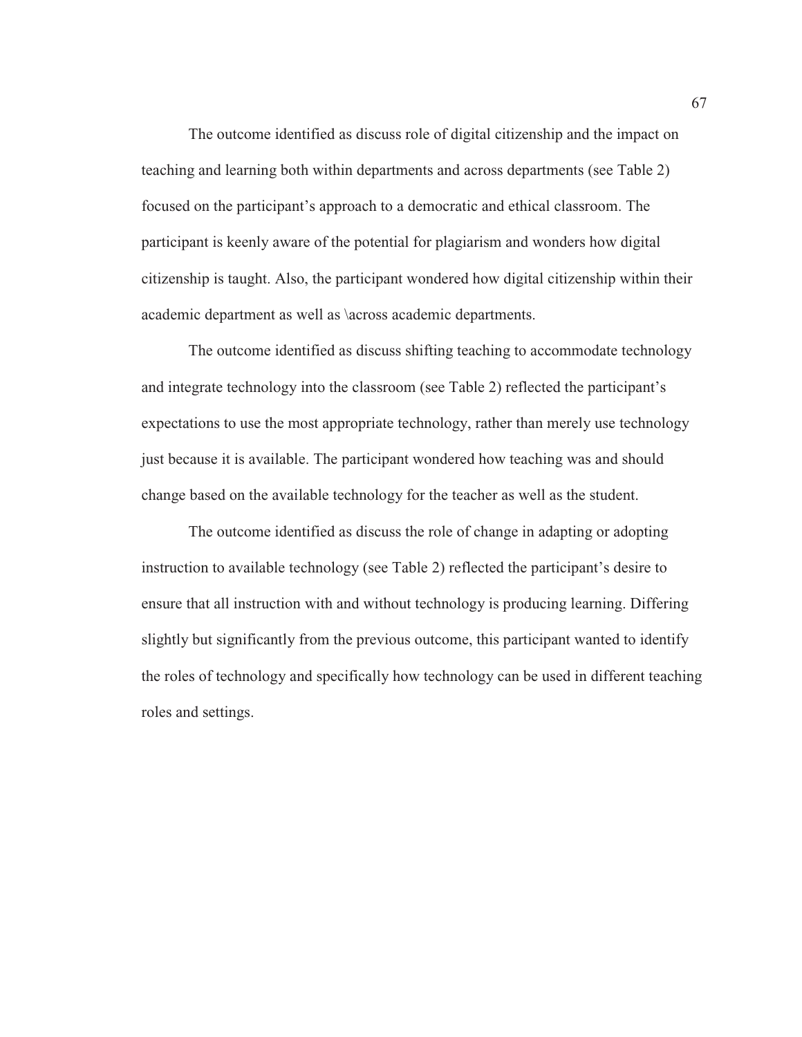The outcome identified as discuss role of digital citizenship and the impact on teaching and learning both within departments and across departments (see Table 2) focused on the participant's approach to a democratic and ethical classroom. The participant is keenly aware of the potential for plagiarism and wonders how digital citizenship is taught. Also, the participant wondered how digital citizenship within their academic department as well as \across academic departments.

The outcome identified as discuss shifting teaching to accommodate technology and integrate technology into the classroom (see Table 2) reflected the participant's expectations to use the most appropriate technology, rather than merely use technology just because it is available. The participant wondered how teaching was and should change based on the available technology for the teacher as well as the student.

The outcome identified as discuss the role of change in adapting or adopting instruction to available technology (see Table 2) reflected the participant's desire to ensure that all instruction with and without technology is producing learning. Differing slightly but significantly from the previous outcome, this participant wanted to identify the roles of technology and specifically how technology can be used in different teaching roles and settings.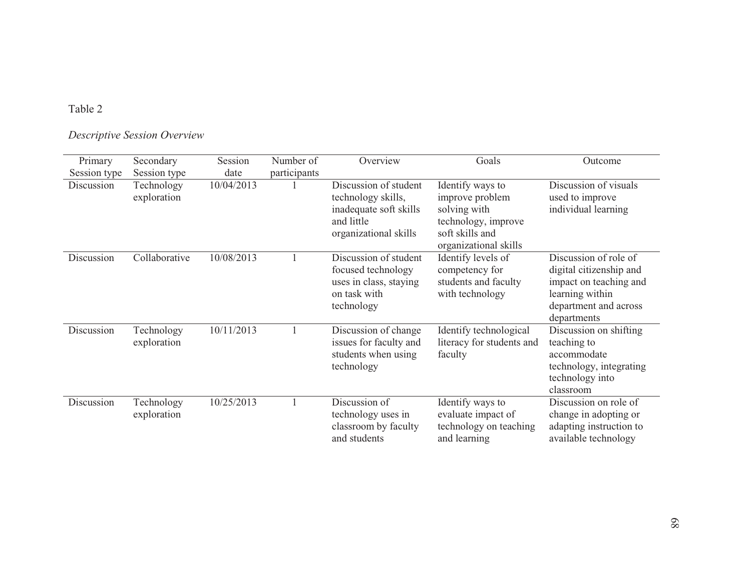Table 2

*Descriptive Session Overview*

| Primary Session type | Secondary Session type | Session date | Number of participants | Overview | Goals | Outcome |
|---|---|---|---|---|---|---|
| Discussion | Technology exploration | 10/04/2013 | 1 | Discussion of student technology skills, inadequate soft skills and little organizational skills | Identify ways to improve problem solving with technology, improve soft skills and organizational skills | Discussion of visuals used to improve individual learning |
| Discussion | Collaborative | 10/08/2013 | 1 | Discussion of student focused technology uses in class, staying on task with technology | Identify levels of competency for students and faculty with technology | Discussion of role of digital citizenship and impact on teaching and learning within department and across departments |
| Discussion | Technology exploration | 10/11/2013 | 1 | Discussion of change issues for faculty and students when using technology | Identify technological literacy for students and faculty | Discussion on shifting teaching to accommodate technology, integrating technology into classroom |
| Discussion | Technology exploration | 10/25/2013 | 1 | Discussion of technology uses in classroom by faculty and students | Identify ways to evaluate impact of technology on teaching and learning | Discussion on role of change in adopting or adapting instruction to available technology |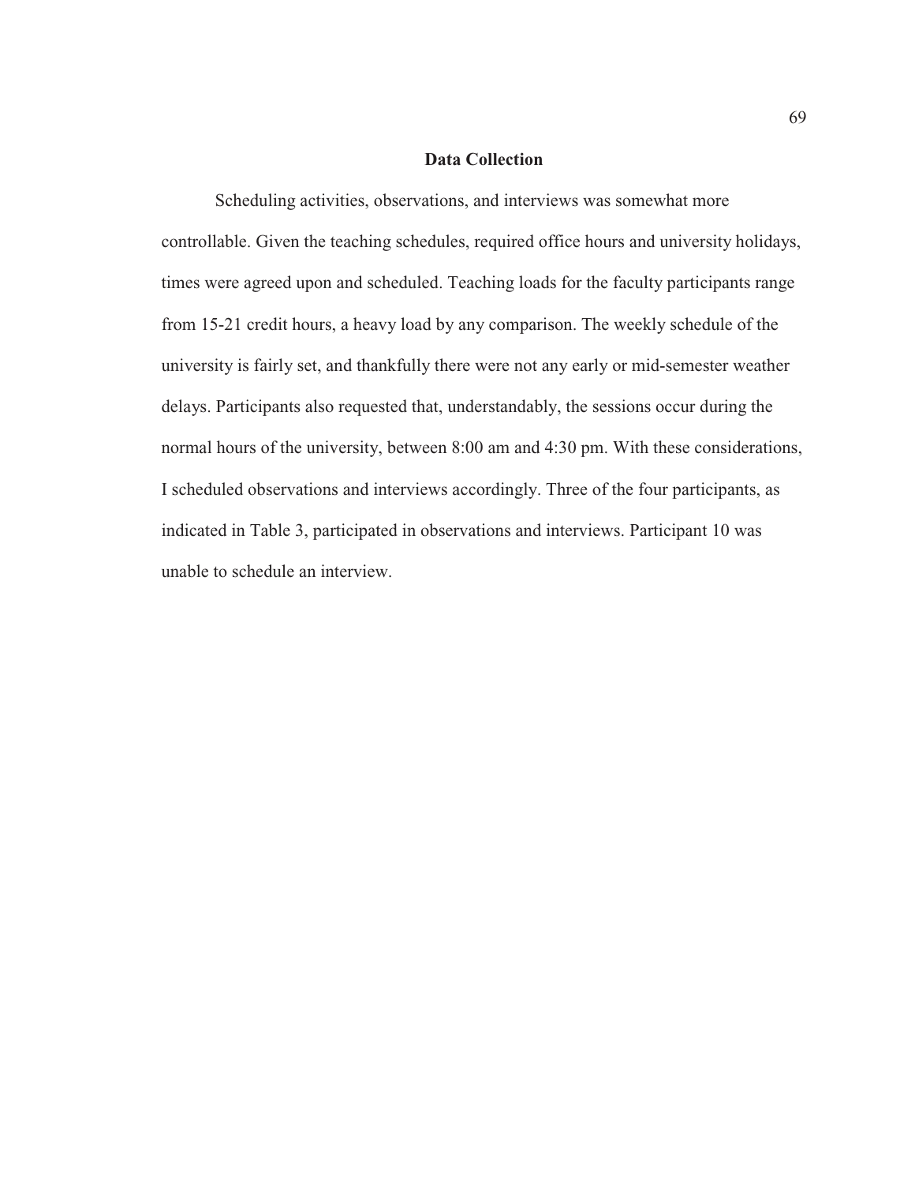## Data Collection

Scheduling activities, observations, and interviews was somewhat more controllable. Given the teaching schedules, required office hours and university holidays, times were agreed upon and scheduled. Teaching loads for the faculty participants range from 15-21 credit hours, a heavy load by any comparison. The weekly schedule of the university is fairly set, and thankfully there were not any early or mid-semester weather delays. Participants also requested that, understandably, the sessions occur during the normal hours of the university, between 8:00 am and 4:30 pm. With these considerations, I scheduled observations and interviews accordingly. Three of the four participants, as indicated in Table 3, participated in observations and interviews. Participant 10 was unable to schedule an interview.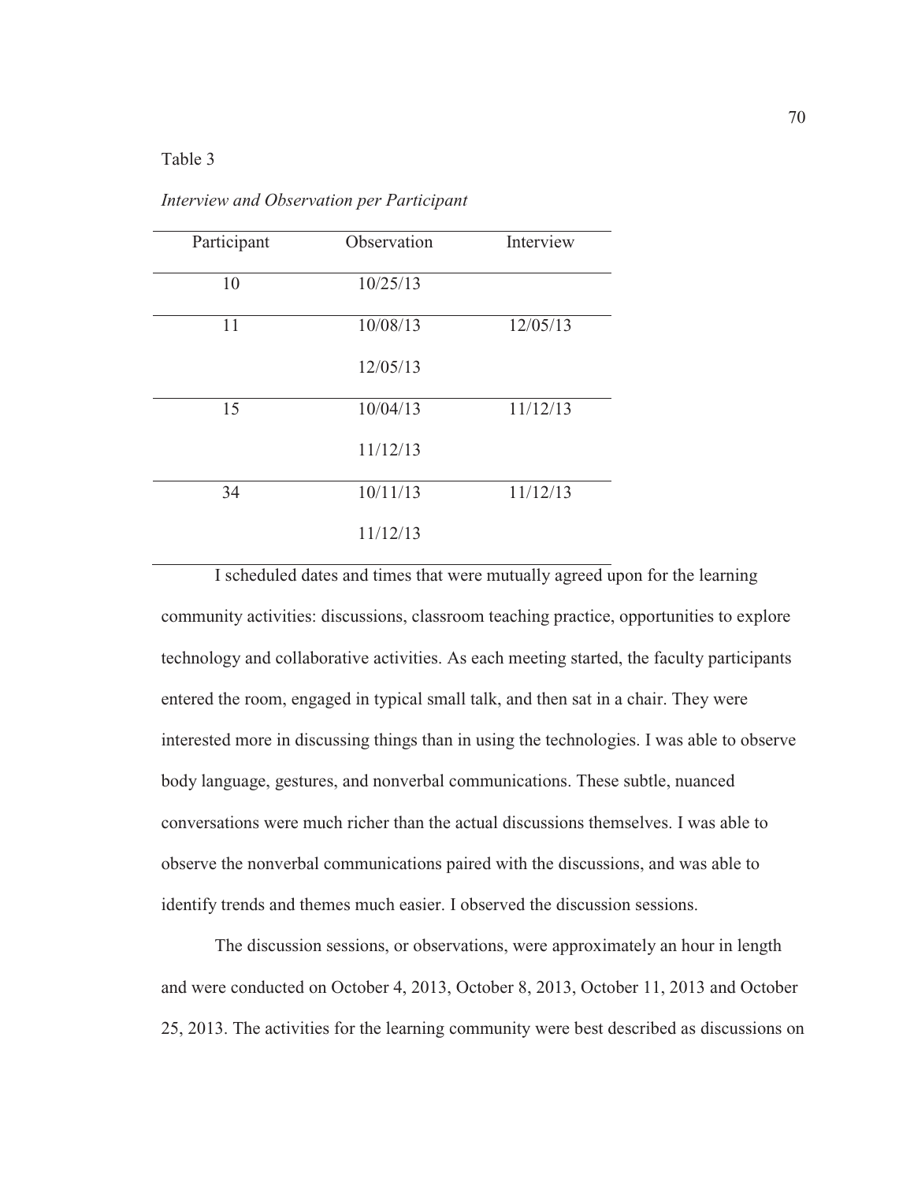Table 3

*Interview and Observation per Participant*

| Participant | Observation | Interview |
|---|---|---|
| 10 | 10/25/13 | |
| 11 | 10/08/13<br>12/05/13 | 12/05/13 |
| 15 | 10/04/13<br>11/12/13 | 11/12/13 |
| 34 | 10/11/13<br>11/12/13 | 11/12/13 |

I scheduled dates and times that were mutually agreed upon for the learning community activities: discussions, classroom teaching practice, opportunities to explore technology and collaborative activities. As each meeting started, the faculty participants entered the room, engaged in typical small talk, and then sat in a chair. They were interested more in discussing things than in using the technologies. I was able to observe body language, gestures, and nonverbal communications. These subtle, nuanced conversations were much richer than the actual discussions themselves. I was able to observe the nonverbal communications paired with the discussions, and was able to identify trends and themes much easier. I observed the discussion sessions.

The discussion sessions, or observations, were approximately an hour in length and were conducted on October 4, 2013, October 8, 2013, October 11, 2013 and October 25, 2013. The activities for the learning community were best described as discussions on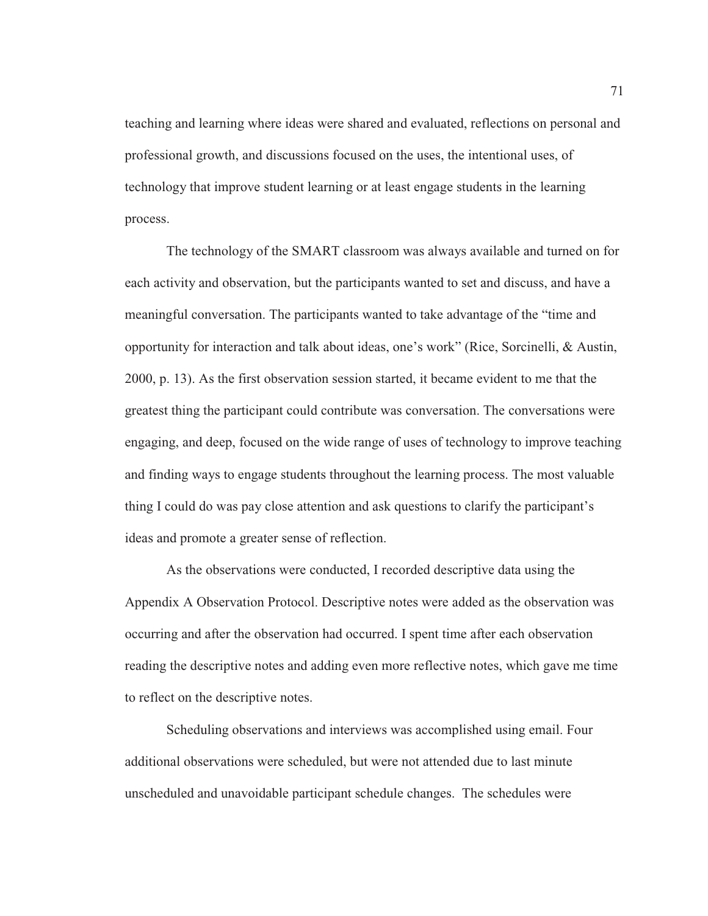teaching and learning where ideas were shared and evaluated, reflections on personal and professional growth, and discussions focused on the uses, the intentional uses, of technology that improve student learning or at least engage students in the learning process.

The technology of the SMART classroom was always available and turned on for each activity and observation, but the participants wanted to set and discuss, and have a meaningful conversation. The participants wanted to take advantage of the "time and opportunity for interaction and talk about ideas, one's work" (Rice, Sorcinelli, & Austin, 2000, p. 13). As the first observation session started, it became evident to me that the greatest thing the participant could contribute was conversation. The conversations were engaging, and deep, focused on the wide range of uses of technology to improve teaching and finding ways to engage students throughout the learning process. The most valuable thing I could do was pay close attention and ask questions to clarify the participant's ideas and promote a greater sense of reflection.

As the observations were conducted, I recorded descriptive data using the Appendix A Observation Protocol. Descriptive notes were added as the observation was occurring and after the observation had occurred. I spent time after each observation reading the descriptive notes and adding even more reflective notes, which gave me time to reflect on the descriptive notes.

Scheduling observations and interviews was accomplished using email. Four additional observations were scheduled, but were not attended due to last minute unscheduled and unavoidable participant schedule changes. The schedules were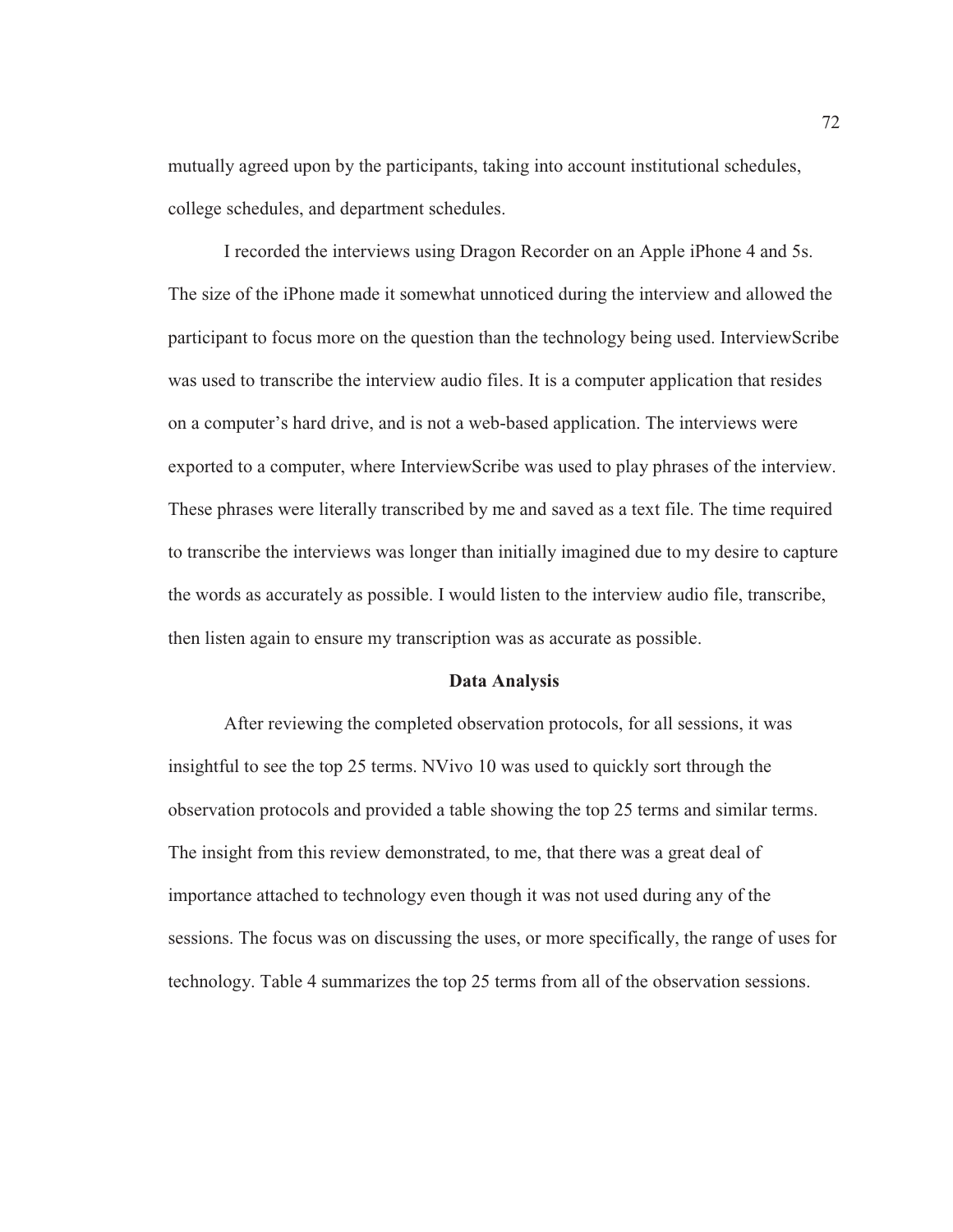mutually agreed upon by the participants, taking into account institutional schedules, college schedules, and department schedules.

I recorded the interviews using Dragon Recorder on an Apple iPhone 4 and 5s. The size of the iPhone made it somewhat unnoticed during the interview and allowed the participant to focus more on the question than the technology being used. InterviewScribe was used to transcribe the interview audio files. It is a computer application that resides on a computer's hard drive, and is not a web-based application. The interviews were exported to a computer, where InterviewScribe was used to play phrases of the interview. These phrases were literally transcribed by me and saved as a text file. The time required to transcribe the interviews was longer than initially imagined due to my desire to capture the words as accurately as possible. I would listen to the interview audio file, transcribe, then listen again to ensure my transcription was as accurate as possible.

## Data Analysis

After reviewing the completed observation protocols, for all sessions, it was insightful to see the top 25 terms. NVivo 10 was used to quickly sort through the observation protocols and provided a table showing the top 25 terms and similar terms. The insight from this review demonstrated, to me, that there was a great deal of importance attached to technology even though it was not used during any of the sessions. The focus was on discussing the uses, or more specifically, the range of uses for technology. Table 4 summarizes the top 25 terms from all of the observation sessions.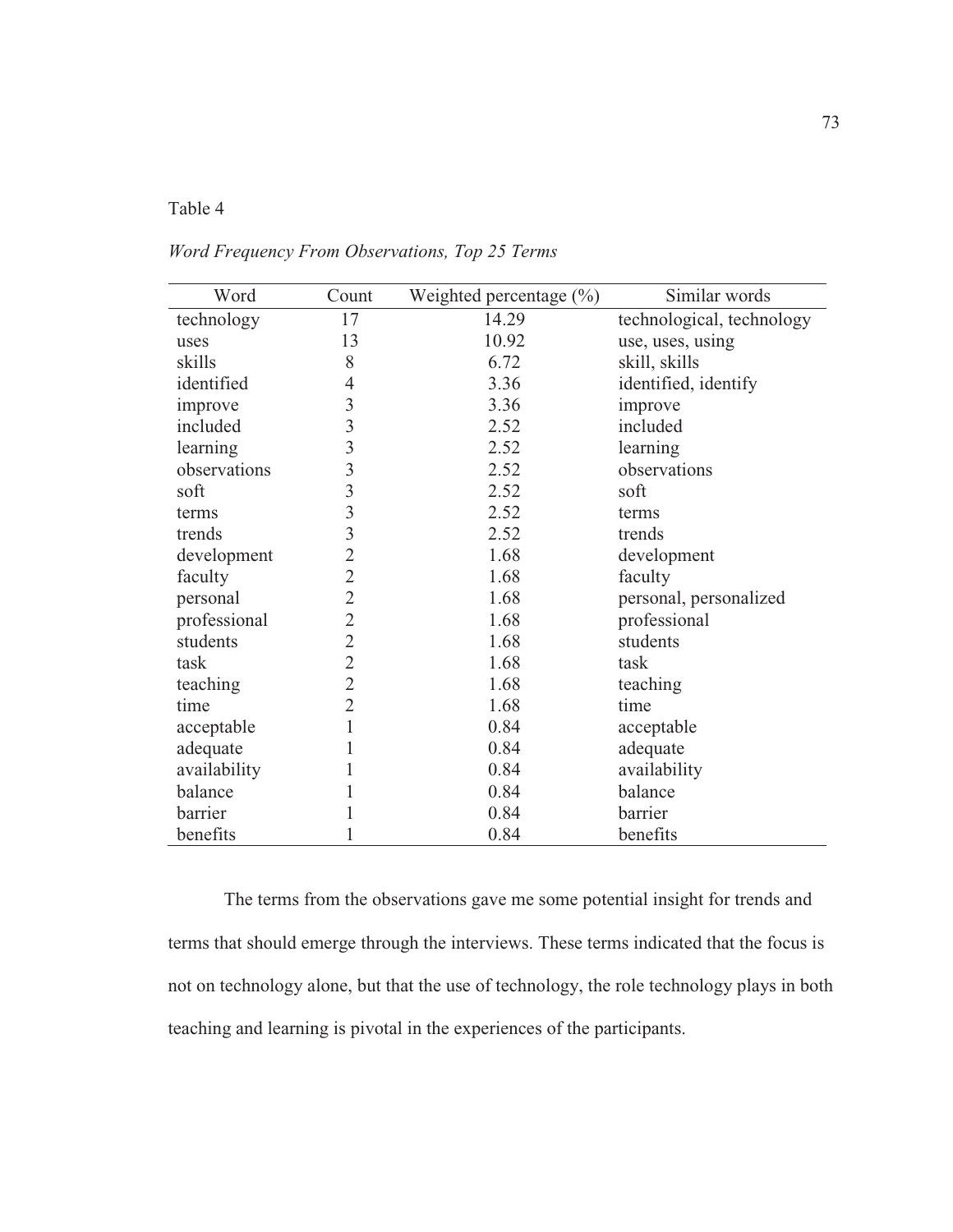Table 4

*Word Frequency From Observations, Top 25 Terms*

| Word | Count | Weighted percentage (%) | Similar words |
|---|---|---|---|
| technology | 17 | 14.29 | technological, technology |
| uses | 13 | 10.92 | use, uses, using |
| skills | 8 | 6.72 | skill, skills |
| identified | 4 | 3.36 | identified, identify |
| improve | 3 | 3.36 | improve |
| included | 3 | 2.52 | included |
| learning | 3 | 2.52 | learning |
| observations | 3 | 2.52 | observations |
| soft | 3 | 2.52 | soft |
| terms | 3 | 2.52 | terms |
| trends | 3 | 2.52 | trends |
| development | 2 | 1.68 | development |
| faculty | 2 | 1.68 | faculty |
| personal | 2 | 1.68 | personal, personalized |
| professional | 2 | 1.68 | professional |
| students | 2 | 1.68 | students |
| task | 2 | 1.68 | task |
| teaching | 2 | 1.68 | teaching |
| time | 2 | 1.68 | time |
| acceptable | 1 | 0.84 | acceptable |
| adequate | 1 | 0.84 | adequate |
| availability | 1 | 0.84 | availability |
| balance | 1 | 0.84 | balance |
| barrier | 1 | 0.84 | barrier |
| benefits | 1 | 0.84 | benefits |

The terms from the observations gave me some potential insight for trends and terms that should emerge through the interviews. These terms indicated that the focus is not on technology alone, but that the use of technology, the role technology plays in both teaching and learning is pivotal in the experiences of the participants.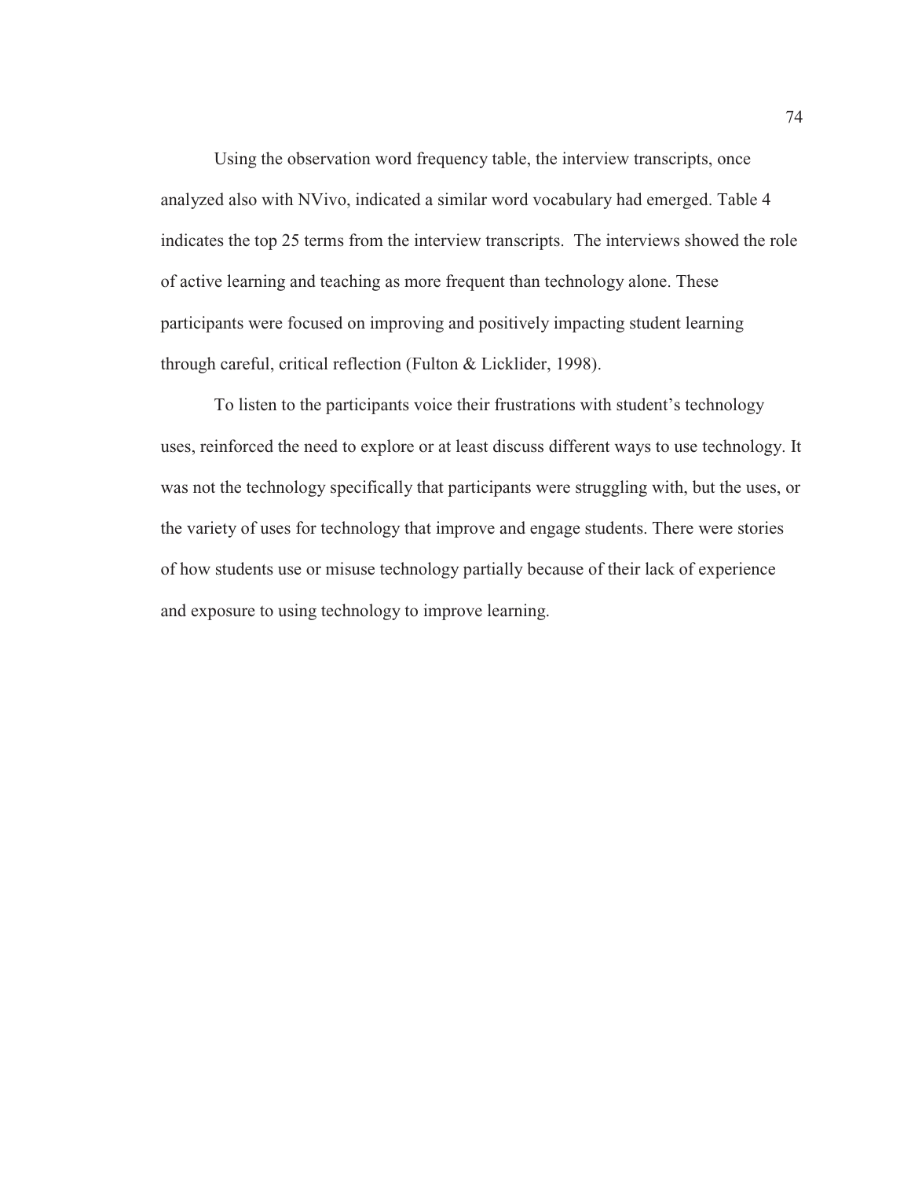Using the observation word frequency table, the interview transcripts, once analyzed also with NVivo, indicated a similar word vocabulary had emerged. Table 4 indicates the top 25 terms from the interview transcripts. The interviews showed the role of active learning and teaching as more frequent than technology alone. These participants were focused on improving and positively impacting student learning through careful, critical reflection (Fulton & Licklider, 1998).

To listen to the participants voice their frustrations with student's technology uses, reinforced the need to explore or at least discuss different ways to use technology. It was not the technology specifically that participants were struggling with, but the uses, or the variety of uses for technology that improve and engage students. There were stories of how students use or misuse technology partially because of their lack of experience and exposure to using technology to improve learning.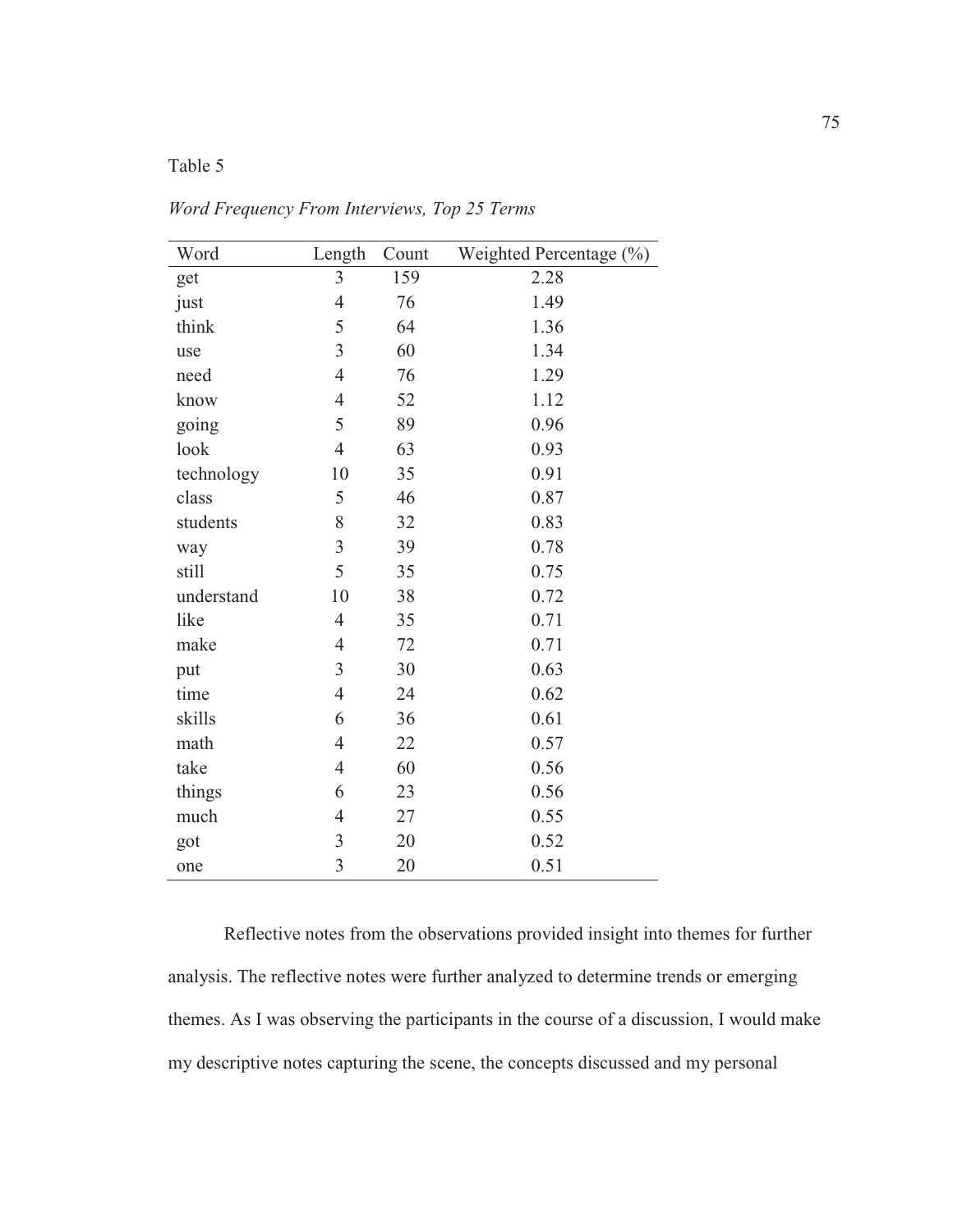Table 5

*Word Frequency From Interviews, Top 25 Terms*

| Word | Length | Count | Weighted Percentage (%) |
|---|---|---|---|
| get | 3 | 159 | 2.28 |
| just | 4 | 76 | 1.49 |
| think | 5 | 64 | 1.36 |
| use | 3 | 60 | 1.34 |
| need | 4 | 76 | 1.29 |
| know | 4 | 52 | 1.12 |
| going | 5 | 89 | 0.96 |
| look | 4 | 63 | 0.93 |
| technology | 10 | 35 | 0.91 |
| class | 5 | 46 | 0.87 |
| students | 8 | 32 | 0.83 |
| way | 3 | 39 | 0.78 |
| still | 5 | 35 | 0.75 |
| understand | 10 | 38 | 0.72 |
| like | 4 | 35 | 0.71 |
| make | 4 | 72 | 0.71 |
| put | 3 | 30 | 0.63 |
| time | 4 | 24 | 0.62 |
| skills | 6 | 36 | 0.61 |
| math | 4 | 22 | 0.57 |
| take | 4 | 60 | 0.56 |
| things | 6 | 23 | 0.56 |
| much | 4 | 27 | 0.55 |
| got | 3 | 20 | 0.52 |
| one | 3 | 20 | 0.51 |

Reflective notes from the observations provided insight into themes for further analysis. The reflective notes were further analyzed to determine trends or emerging themes. As I was observing the participants in the course of a discussion, I would make my descriptive notes capturing the scene, the concepts discussed and my personal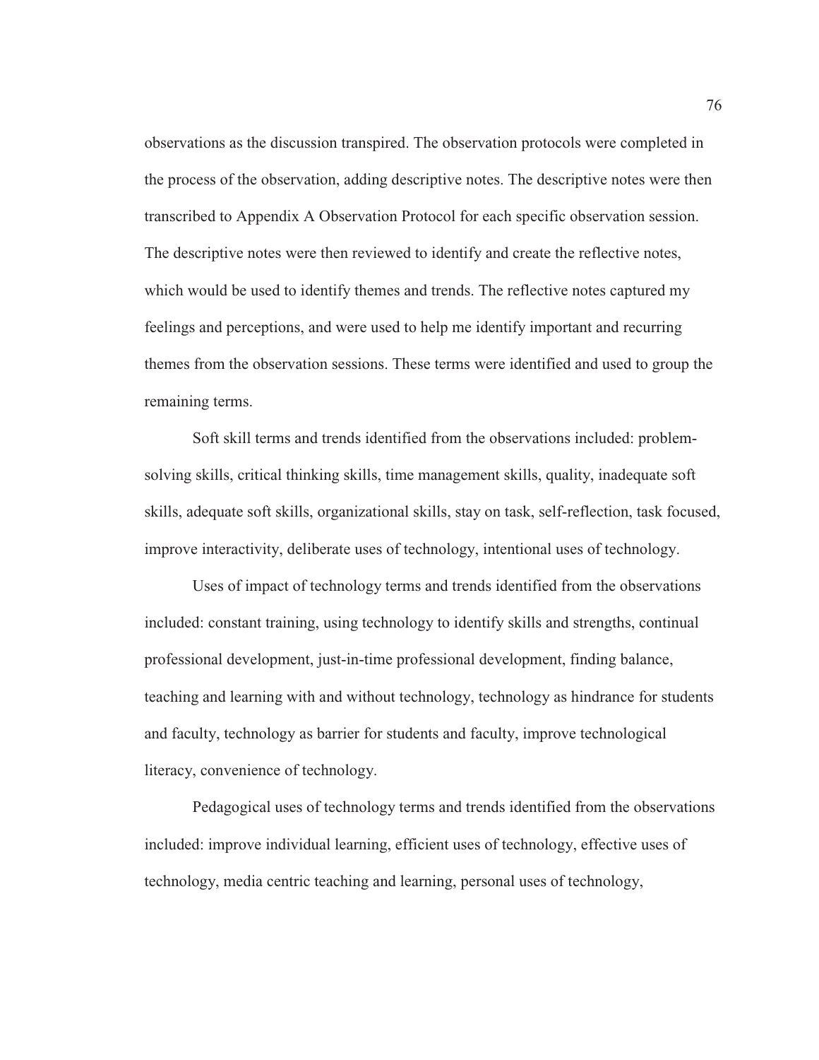observations as the discussion transpired. The observation protocols were completed in the process of the observation, adding descriptive notes. The descriptive notes were then transcribed to Appendix A Observation Protocol for each specific observation session. The descriptive notes were then reviewed to identify and create the reflective notes, which would be used to identify themes and trends. The reflective notes captured my feelings and perceptions, and were used to help me identify important and recurring themes from the observation sessions. These terms were identified and used to group the remaining terms.

Soft skill terms and trends identified from the observations included: problem-solving skills, critical thinking skills, time management skills, quality, inadequate soft skills, adequate soft skills, organizational skills, stay on task, self-reflection, task focused, improve interactivity, deliberate uses of technology, intentional uses of technology.

Uses of impact of technology terms and trends identified from the observations included: constant training, using technology to identify skills and strengths, continual professional development, just-in-time professional development, finding balance, teaching and learning with and without technology, technology as hindrance for students and faculty, technology as barrier for students and faculty, improve technological literacy, convenience of technology.

Pedagogical uses of technology terms and trends identified from the observations included: improve individual learning, efficient uses of technology, effective uses of technology, media centric teaching and learning, personal uses of technology,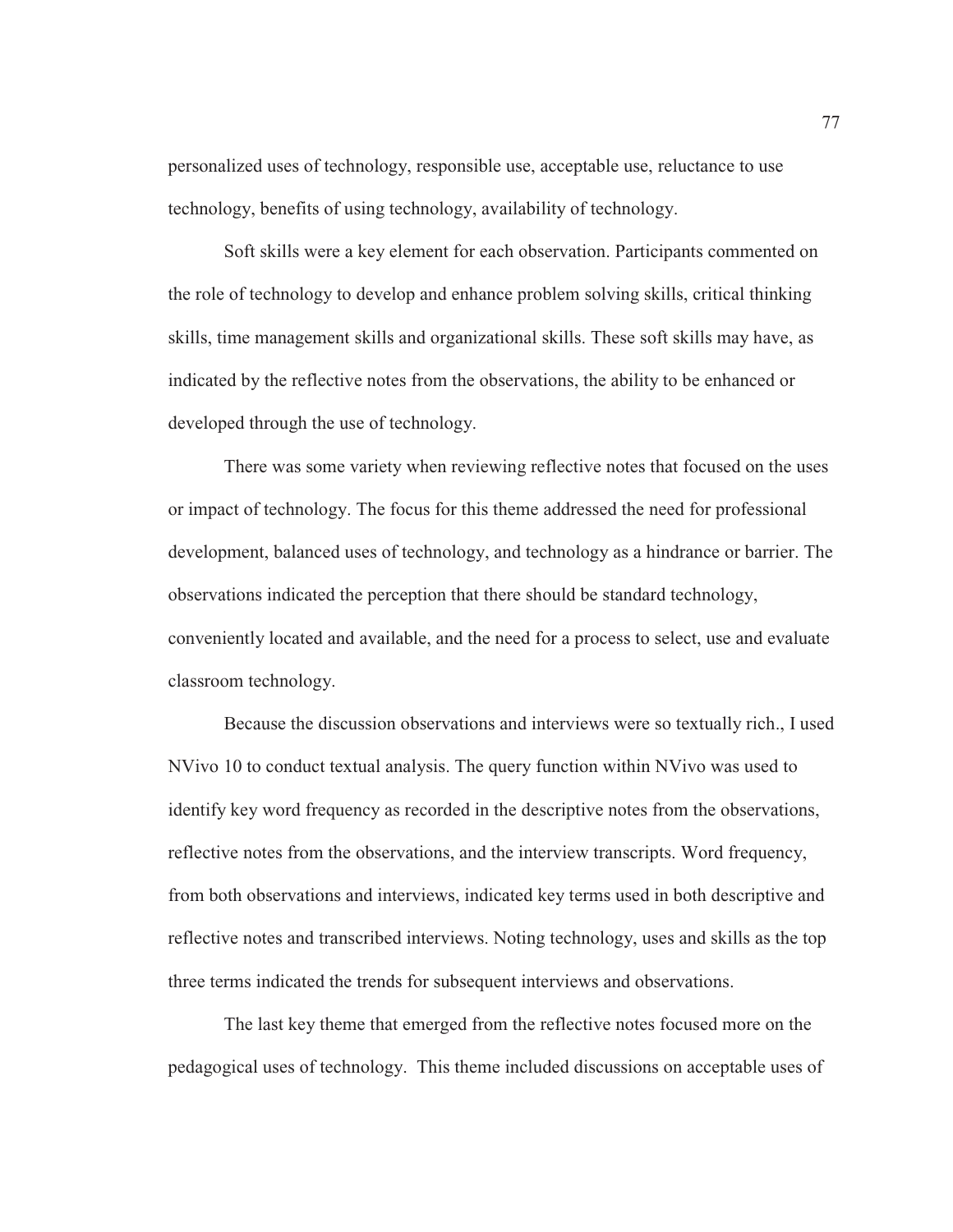personalized uses of technology, responsible use, acceptable use, reluctance to use technology, benefits of using technology, availability of technology.

Soft skills were a key element for each observation. Participants commented on the role of technology to develop and enhance problem solving skills, critical thinking skills, time management skills and organizational skills. These soft skills may have, as indicated by the reflective notes from the observations, the ability to be enhanced or developed through the use of technology.

There was some variety when reviewing reflective notes that focused on the uses or impact of technology. The focus for this theme addressed the need for professional development, balanced uses of technology, and technology as a hindrance or barrier. The observations indicated the perception that there should be standard technology, conveniently located and available, and the need for a process to select, use and evaluate classroom technology.

Because the discussion observations and interviews were so textually rich., I used NVivo 10 to conduct textual analysis. The query function within NVivo was used to identify key word frequency as recorded in the descriptive notes from the observations, reflective notes from the observations, and the interview transcripts. Word frequency, from both observations and interviews, indicated key terms used in both descriptive and reflective notes and transcribed interviews. Noting technology, uses and skills as the top three terms indicated the trends for subsequent interviews and observations.

The last key theme that emerged from the reflective notes focused more on the pedagogical uses of technology. This theme included discussions on acceptable uses of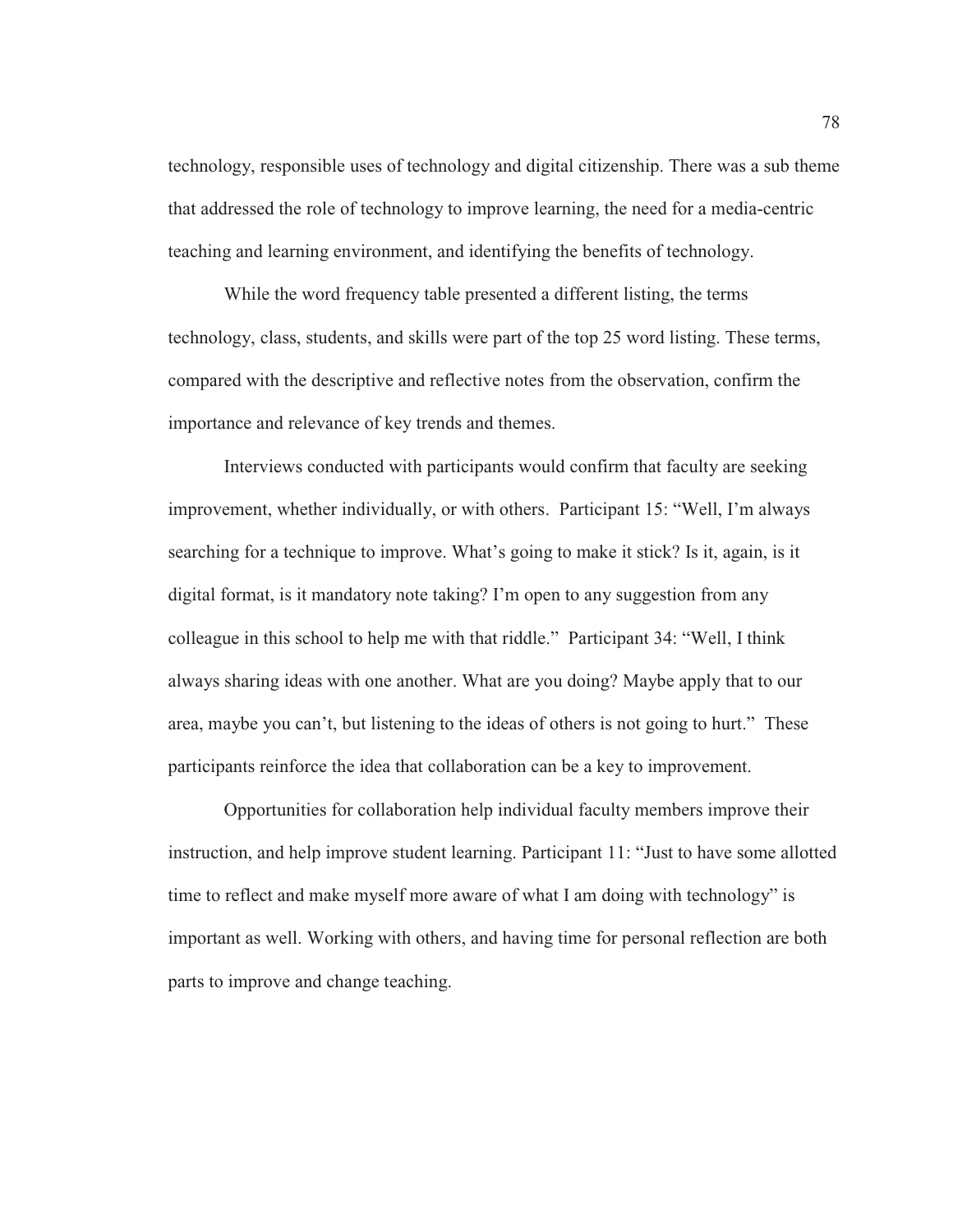technology, responsible uses of technology and digital citizenship. There was a sub theme that addressed the role of technology to improve learning, the need for a media-centric teaching and learning environment, and identifying the benefits of technology.

While the word frequency table presented a different listing, the terms technology, class, students, and skills were part of the top 25 word listing. These terms, compared with the descriptive and reflective notes from the observation, confirm the importance and relevance of key trends and themes.

Interviews conducted with participants would confirm that faculty are seeking improvement, whether individually, or with others. Participant 15: "Well, I'm always searching for a technique to improve. What's going to make it stick? Is it, again, is it digital format, is it mandatory note taking? I'm open to any suggestion from any colleague in this school to help me with that riddle." Participant 34: "Well, I think always sharing ideas with one another. What are you doing? Maybe apply that to our area, maybe you can't, but listening to the ideas of others is not going to hurt." These participants reinforce the idea that collaboration can be a key to improvement.

Opportunities for collaboration help individual faculty members improve their instruction, and help improve student learning. Participant 11: "Just to have some allotted time to reflect and make myself more aware of what I am doing with technology" is important as well. Working with others, and having time for personal reflection are both parts to improve and change teaching.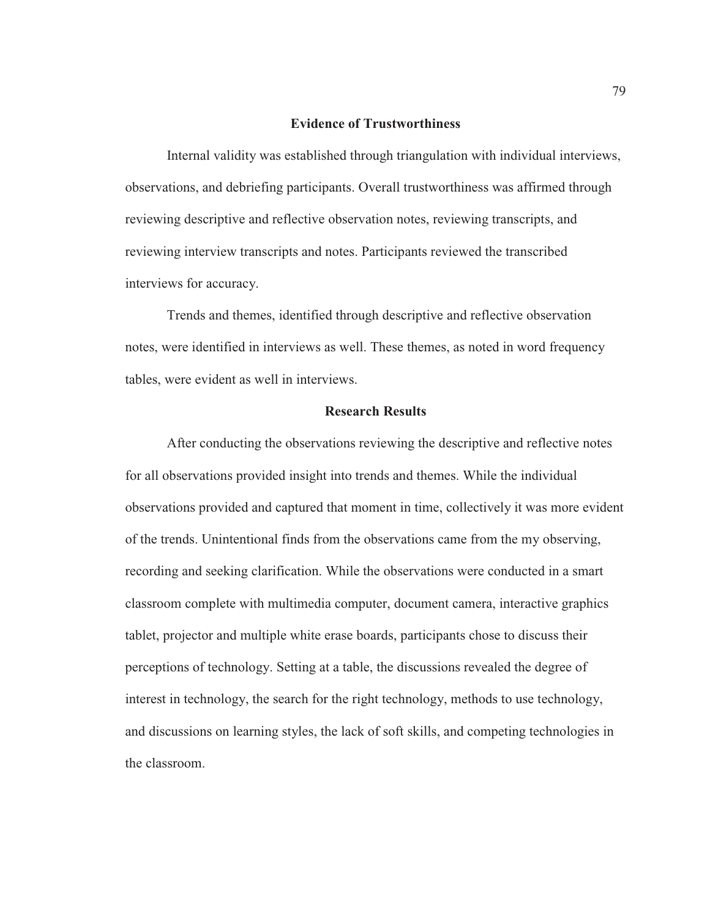## Evidence of Trustworthiness

Internal validity was established through triangulation with individual interviews, observations, and debriefing participants. Overall trustworthiness was affirmed through reviewing descriptive and reflective observation notes, reviewing transcripts, and reviewing interview transcripts and notes. Participants reviewed the transcribed interviews for accuracy.

Trends and themes, identified through descriptive and reflective observation notes, were identified in interviews as well. These themes, as noted in word frequency tables, were evident as well in interviews.

## Research Results

After conducting the observations reviewing the descriptive and reflective notes for all observations provided insight into trends and themes. While the individual observations provided and captured that moment in time, collectively it was more evident of the trends. Unintentional finds from the observations came from the my observing, recording and seeking clarification. While the observations were conducted in a smart classroom complete with multimedia computer, document camera, interactive graphics tablet, projector and multiple white erase boards, participants chose to discuss their perceptions of technology. Setting at a table, the discussions revealed the degree of interest in technology, the search for the right technology, methods to use technology, and discussions on learning styles, the lack of soft skills, and competing technologies in the classroom.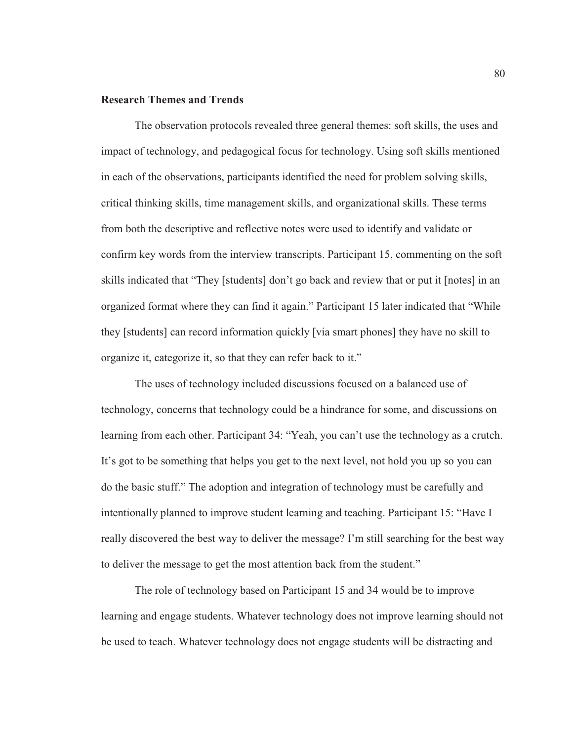**Research Themes and Trends**

The observation protocols revealed three general themes: soft skills, the uses and impact of technology, and pedagogical focus for technology. Using soft skills mentioned in each of the observations, participants identified the need for problem solving skills, critical thinking skills, time management skills, and organizational skills. These terms from both the descriptive and reflective notes were used to identify and validate or confirm key words from the interview transcripts. Participant 15, commenting on the soft skills indicated that "They [students] don't go back and review that or put it [notes] in an organized format where they can find it again." Participant 15 later indicated that "While they [students] can record information quickly [via smart phones] they have no skill to organize it, categorize it, so that they can refer back to it."

The uses of technology included discussions focused on a balanced use of technology, concerns that technology could be a hindrance for some, and discussions on learning from each other. Participant 34: "Yeah, you can't use the technology as a crutch. It's got to be something that helps you get to the next level, not hold you up so you can do the basic stuff." The adoption and integration of technology must be carefully and intentionally planned to improve student learning and teaching. Participant 15: "Have I really discovered the best way to deliver the message? I'm still searching for the best way to deliver the message to get the most attention back from the student."

The role of technology based on Participant 15 and 34 would be to improve learning and engage students. Whatever technology does not improve learning should not be used to teach. Whatever technology does not engage students will be distracting and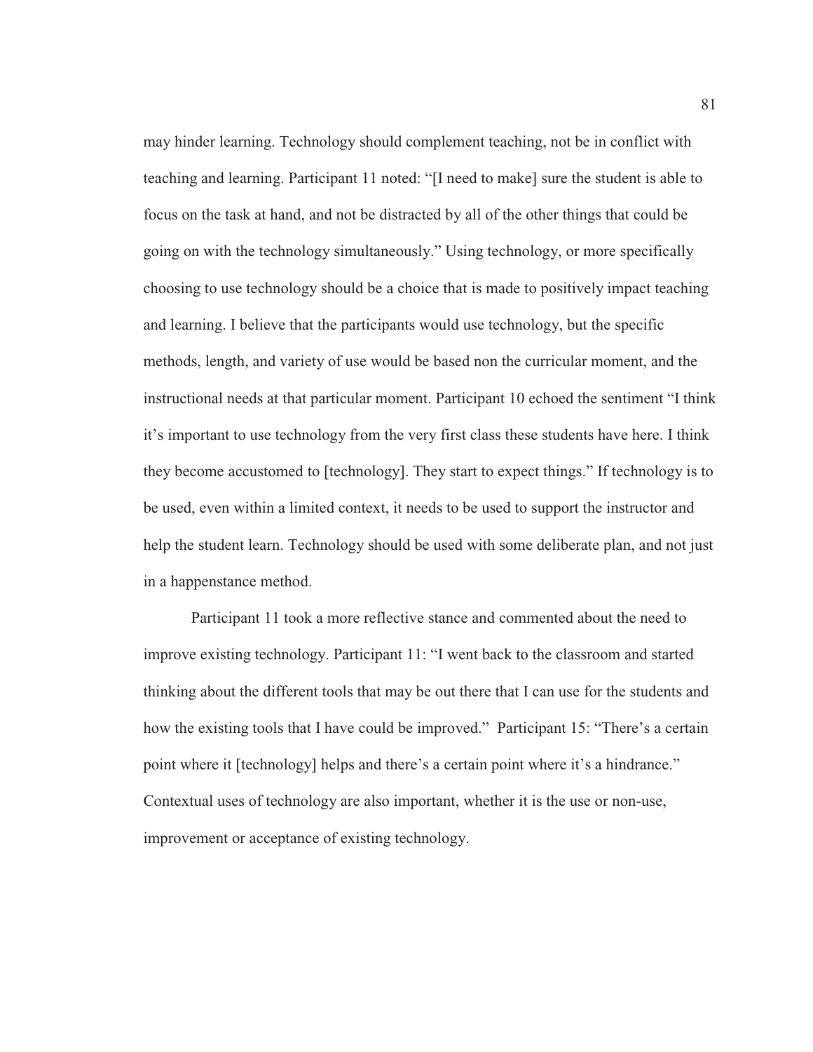may hinder learning. Technology should complement teaching, not be in conflict with teaching and learning. Participant 11 noted: "[I need to make] sure the student is able to focus on the task at hand, and not be distracted by all of the other things that could be going on with the technology simultaneously." Using technology, or more specifically choosing to use technology should be a choice that is made to positively impact teaching and learning. I believe that the participants would use technology, but the specific methods, length, and variety of use would be based non the curricular moment, and the instructional needs at that particular moment. Participant 10 echoed the sentiment "I think it's important to use technology from the very first class these students have here. I think they become accustomed to [technology]. They start to expect things." If technology is to be used, even within a limited context, it needs to be used to support the instructor and help the student learn. Technology should be used with some deliberate plan, and not just in a happenstance method.

Participant 11 took a more reflective stance and commented about the need to improve existing technology. Participant 11: "I went back to the classroom and started thinking about the different tools that may be out there that I can use for the students and how the existing tools that I have could be improved." Participant 15: "There's a certain point where it [technology] helps and there's a certain point where it's a hindrance." Contextual uses of technology are also important, whether it is the use or non-use, improvement or acceptance of existing technology.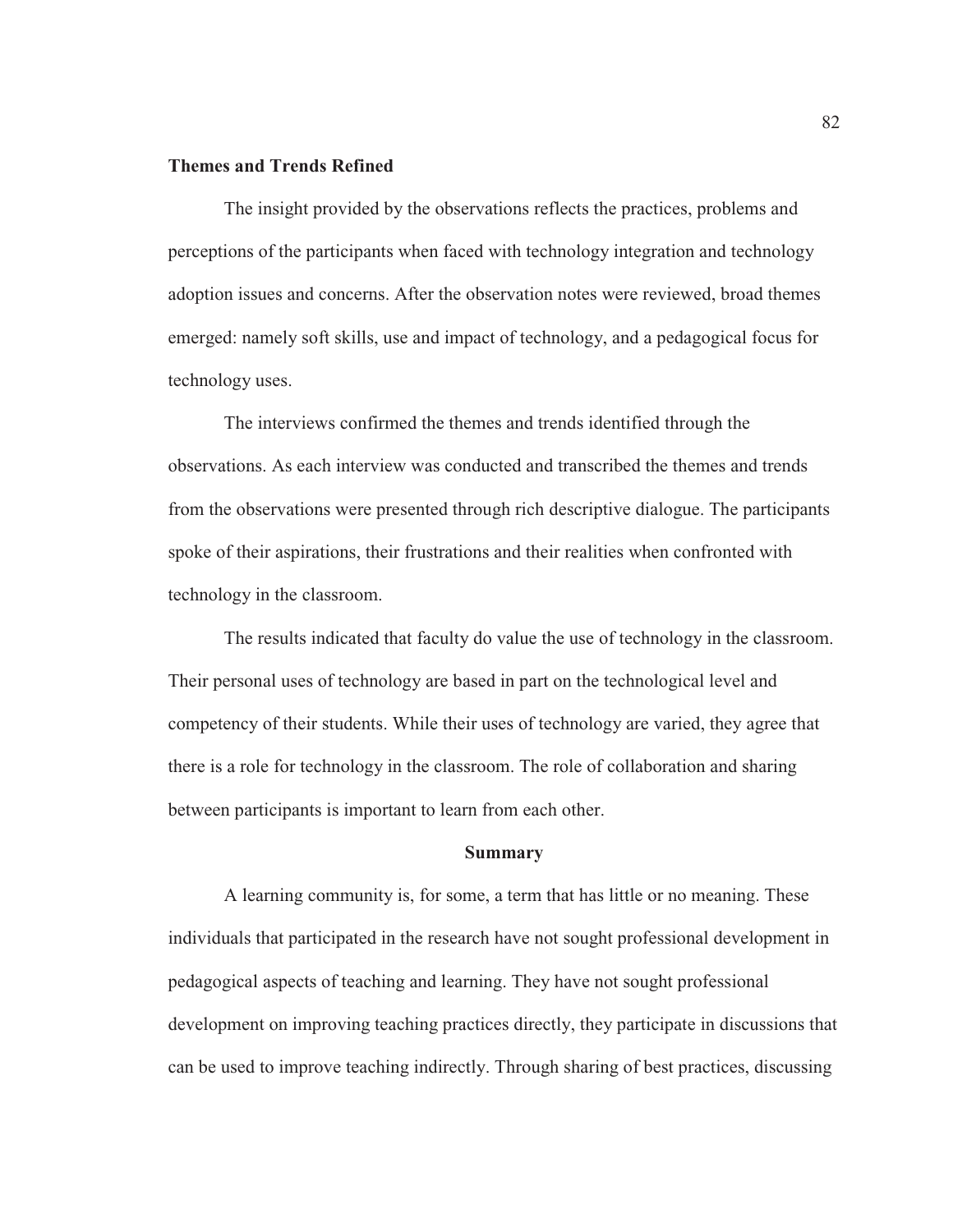**Themes and Trends Refined**

The insight provided by the observations reflects the practices, problems and perceptions of the participants when faced with technology integration and technology adoption issues and concerns. After the observation notes were reviewed, broad themes emerged: namely soft skills, use and impact of technology, and a pedagogical focus for technology uses.

The interviews confirmed the themes and trends identified through the observations. As each interview was conducted and transcribed the themes and trends from the observations were presented through rich descriptive dialogue. The participants spoke of their aspirations, their frustrations and their realities when confronted with technology in the classroom.

The results indicated that faculty do value the use of technology in the classroom. Their personal uses of technology are based in part on the technological level and competency of their students. While their uses of technology are varied, they agree that there is a role for technology in the classroom. The role of collaboration and sharing between participants is important to learn from each other.

## Summary

A learning community is, for some, a term that has little or no meaning. These individuals that participated in the research have not sought professional development in pedagogical aspects of teaching and learning. They have not sought professional development on improving teaching practices directly, they participate in discussions that can be used to improve teaching indirectly. Through sharing of best practices, discussing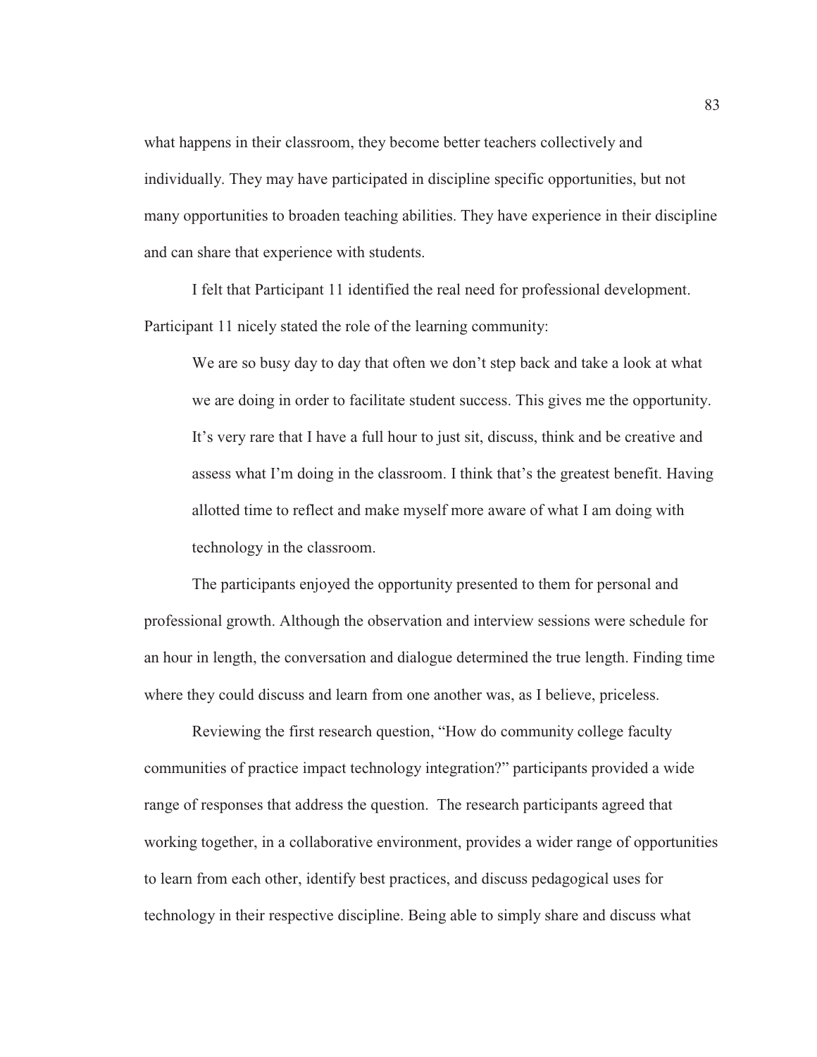what happens in their classroom, they become better teachers collectively and individually. They may have participated in discipline specific opportunities, but not many opportunities to broaden teaching abilities. They have experience in their discipline and can share that experience with students.

I felt that Participant 11 identified the real need for professional development. Participant 11 nicely stated the role of the learning community:

> We are so busy day to day that often we don't step back and take a look at what we are doing in order to facilitate student success. This gives me the opportunity. It's very rare that I have a full hour to just sit, discuss, think and be creative and assess what I'm doing in the classroom. I think that's the greatest benefit. Having allotted time to reflect and make myself more aware of what I am doing with technology in the classroom.

The participants enjoyed the opportunity presented to them for personal and professional growth. Although the observation and interview sessions were schedule for an hour in length, the conversation and dialogue determined the true length. Finding time where they could discuss and learn from one another was, as I believe, priceless.

Reviewing the first research question, "How do community college faculty communities of practice impact technology integration?" participants provided a wide range of responses that address the question. The research participants agreed that working together, in a collaborative environment, provides a wider range of opportunities to learn from each other, identify best practices, and discuss pedagogical uses for technology in their respective discipline. Being able to simply share and discuss what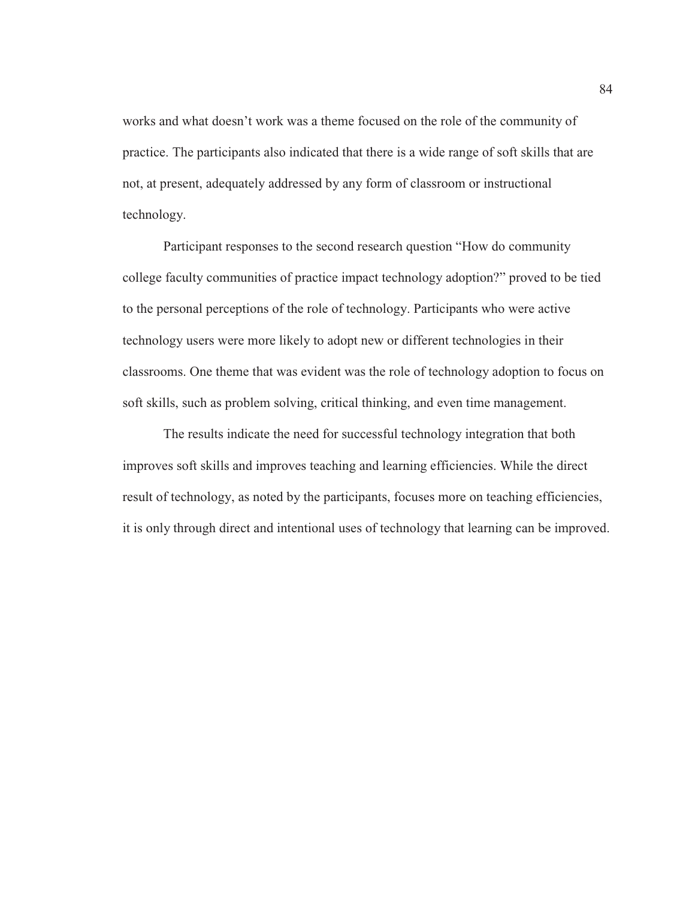works and what doesn't work was a theme focused on the role of the community of practice. The participants also indicated that there is a wide range of soft skills that are not, at present, adequately addressed by any form of classroom or instructional technology.

Participant responses to the second research question "How do community college faculty communities of practice impact technology adoption?" proved to be tied to the personal perceptions of the role of technology. Participants who were active technology users were more likely to adopt new or different technologies in their classrooms. One theme that was evident was the role of technology adoption to focus on soft skills, such as problem solving, critical thinking, and even time management.

The results indicate the need for successful technology integration that both improves soft skills and improves teaching and learning efficiencies. While the direct result of technology, as noted by the participants, focuses more on teaching efficiencies, it is only through direct and intentional uses of technology that learning can be improved.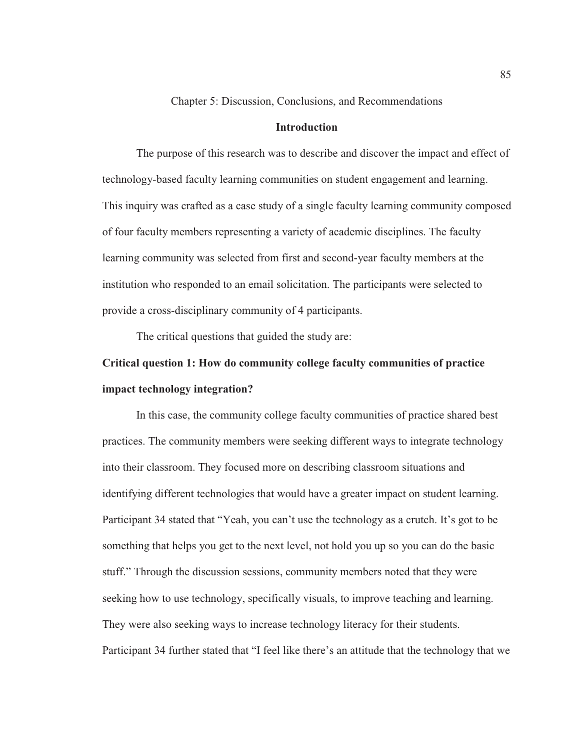# Chapter 5: Discussion, Conclusions, and Recommendations

## Introduction

The purpose of this research was to describe and discover the impact and effect of technology-based faculty learning communities on student engagement and learning. This inquiry was crafted as a case study of a single faculty learning community composed of four faculty members representing a variety of academic disciplines. The faculty learning community was selected from first and second-year faculty members at the institution who responded to an email solicitation. The participants were selected to provide a cross-disciplinary community of 4 participants.

The critical questions that guided the study are:

**Critical question 1: How do community college faculty communities of practice impact technology integration?**

In this case, the community college faculty communities of practice shared best practices. The community members were seeking different ways to integrate technology into their classroom. They focused more on describing classroom situations and identifying different technologies that would have a greater impact on student learning. Participant 34 stated that "Yeah, you can't use the technology as a crutch. It's got to be something that helps you get to the next level, not hold you up so you can do the basic stuff." Through the discussion sessions, community members noted that they were seeking how to use technology, specifically visuals, to improve teaching and learning. They were also seeking ways to increase technology literacy for their students. Participant 34 further stated that "I feel like there's an attitude that the technology that we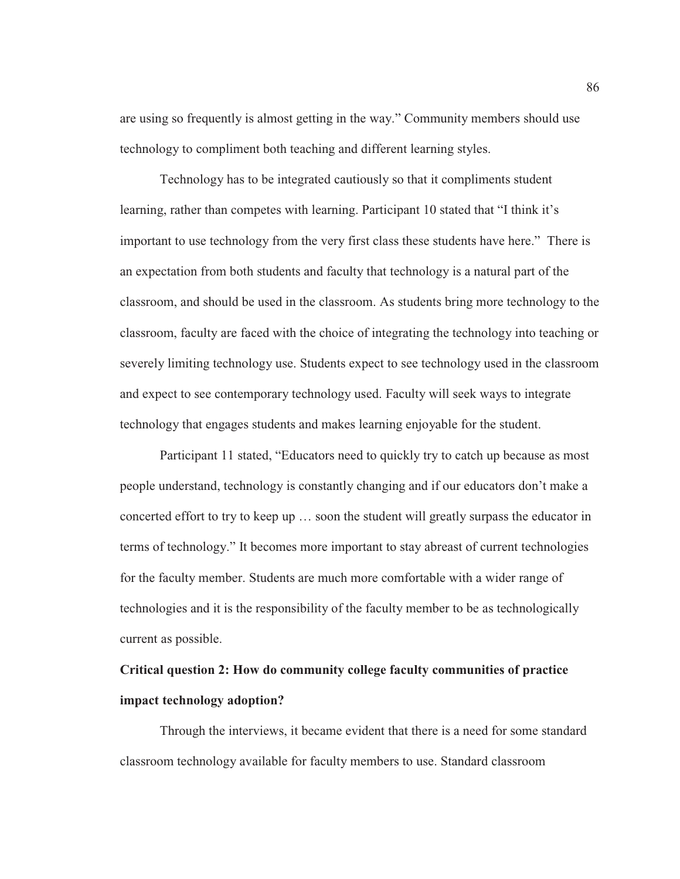are using so frequently is almost getting in the way." Community members should use technology to compliment both teaching and different learning styles.

Technology has to be integrated cautiously so that it compliments student learning, rather than competes with learning. Participant 10 stated that "I think it's important to use technology from the very first class these students have here." There is an expectation from both students and faculty that technology is a natural part of the classroom, and should be used in the classroom. As students bring more technology to the classroom, faculty are faced with the choice of integrating the technology into teaching or severely limiting technology use. Students expect to see technology used in the classroom and expect to see contemporary technology used. Faculty will seek ways to integrate technology that engages students and makes learning enjoyable for the student.

Participant 11 stated, "Educators need to quickly try to catch up because as most people understand, technology is constantly changing and if our educators don't make a concerted effort to try to keep up … soon the student will greatly surpass the educator in terms of technology." It becomes more important to stay abreast of current technologies for the faculty member. Students are much more comfortable with a wider range of technologies and it is the responsibility of the faculty member to be as technologically current as possible.

**Critical question 2: How do community college faculty communities of practice impact technology adoption?**

Through the interviews, it became evident that there is a need for some standard classroom technology available for faculty members to use. Standard classroom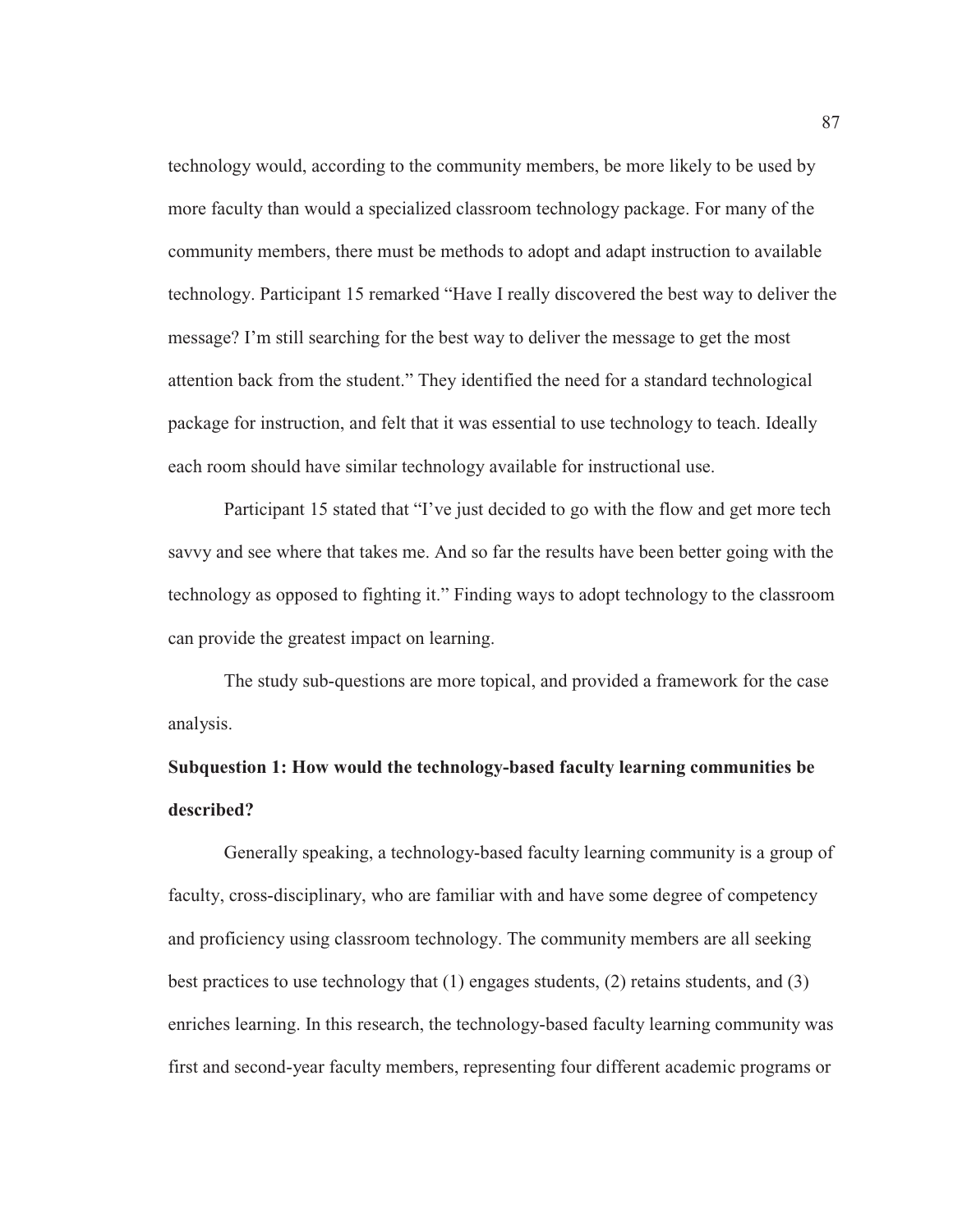technology would, according to the community members, be more likely to be used by more faculty than would a specialized classroom technology package. For many of the community members, there must be methods to adopt and adapt instruction to available technology. Participant 15 remarked "Have I really discovered the best way to deliver the message? I'm still searching for the best way to deliver the message to get the most attention back from the student." They identified the need for a standard technological package for instruction, and felt that it was essential to use technology to teach. Ideally each room should have similar technology available for instructional use.

Participant 15 stated that "I've just decided to go with the flow and get more tech savvy and see where that takes me. And so far the results have been better going with the technology as opposed to fighting it." Finding ways to adopt technology to the classroom can provide the greatest impact on learning.

The study sub-questions are more topical, and provided a framework for the case analysis.

**Subquestion 1: How would the technology-based faculty learning communities be described?**

Generally speaking, a technology-based faculty learning community is a group of faculty, cross-disciplinary, who are familiar with and have some degree of competency and proficiency using classroom technology. The community members are all seeking best practices to use technology that (1) engages students, (2) retains students, and (3) enriches learning. In this research, the technology-based faculty learning community was first and second-year faculty members, representing four different academic programs or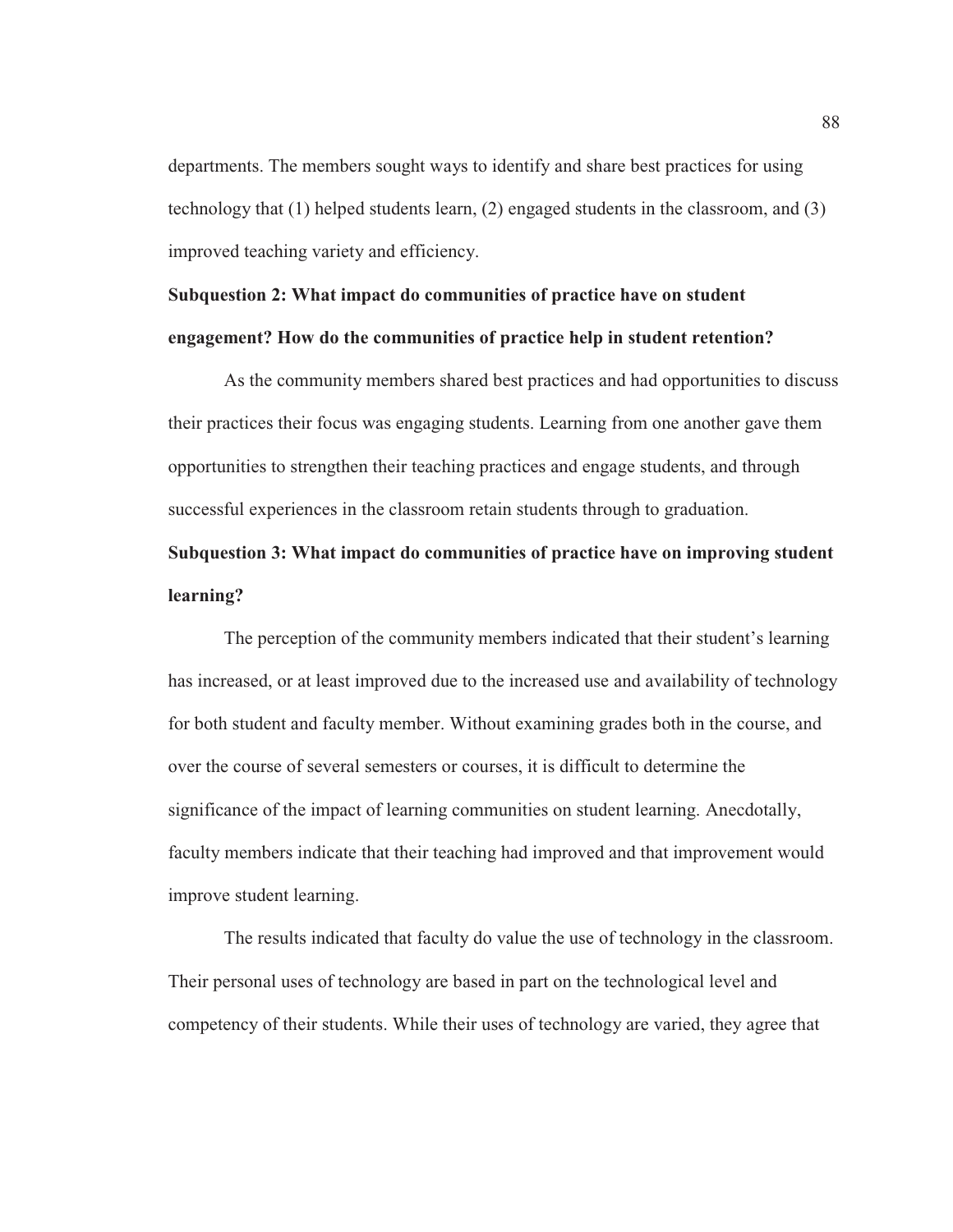departments. The members sought ways to identify and share best practices for using technology that (1) helped students learn, (2) engaged students in the classroom, and (3) improved teaching variety and efficiency.

**Subquestion 2: What impact do communities of practice have on student engagement? How do the communities of practice help in student retention?**

As the community members shared best practices and had opportunities to discuss their practices their focus was engaging students. Learning from one another gave them opportunities to strengthen their teaching practices and engage students, and through successful experiences in the classroom retain students through to graduation.

**Subquestion 3: What impact do communities of practice have on improving student learning?**

The perception of the community members indicated that their student's learning has increased, or at least improved due to the increased use and availability of technology for both student and faculty member. Without examining grades both in the course, and over the course of several semesters or courses, it is difficult to determine the significance of the impact of learning communities on student learning. Anecdotally, faculty members indicate that their teaching had improved and that improvement would improve student learning.

The results indicated that faculty do value the use of technology in the classroom. Their personal uses of technology are based in part on the technological level and competency of their students. While their uses of technology are varied, they agree that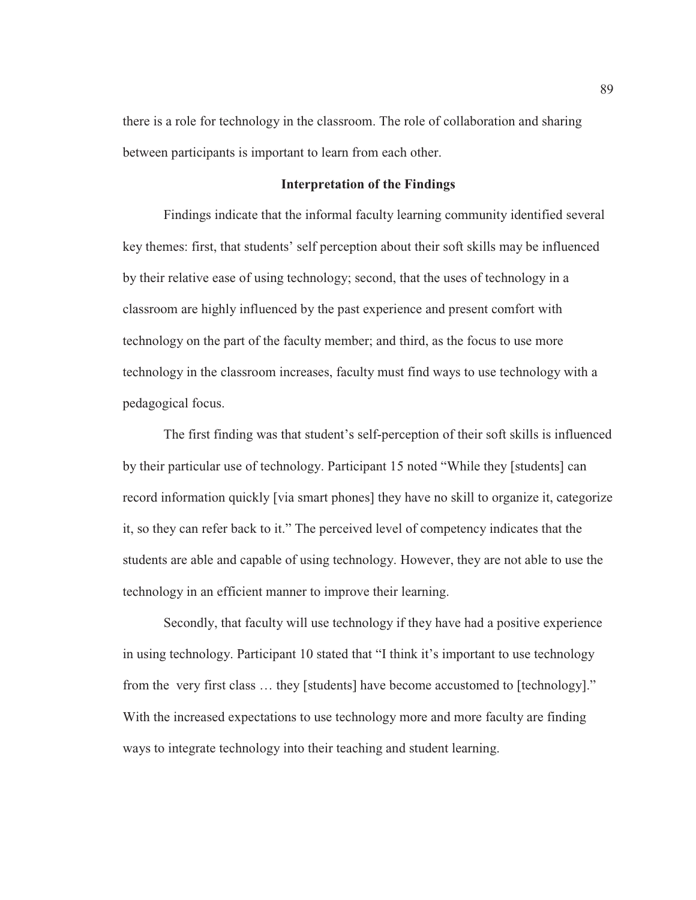there is a role for technology in the classroom. The role of collaboration and sharing between participants is important to learn from each other.

## Interpretation of the Findings

Findings indicate that the informal faculty learning community identified several key themes: first, that students' self perception about their soft skills may be influenced by their relative ease of using technology; second, that the uses of technology in a classroom are highly influenced by the past experience and present comfort with technology on the part of the faculty member; and third, as the focus to use more technology in the classroom increases, faculty must find ways to use technology with a pedagogical focus.

The first finding was that student's self-perception of their soft skills is influenced by their particular use of technology. Participant 15 noted "While they [students] can record information quickly [via smart phones] they have no skill to organize it, categorize it, so they can refer back to it." The perceived level of competency indicates that the students are able and capable of using technology. However, they are not able to use the technology in an efficient manner to improve their learning.

Secondly, that faculty will use technology if they have had a positive experience in using technology. Participant 10 stated that "I think it's important to use technology from the very first class … they [students] have become accustomed to [technology]." With the increased expectations to use technology more and more faculty are finding ways to integrate technology into their teaching and student learning.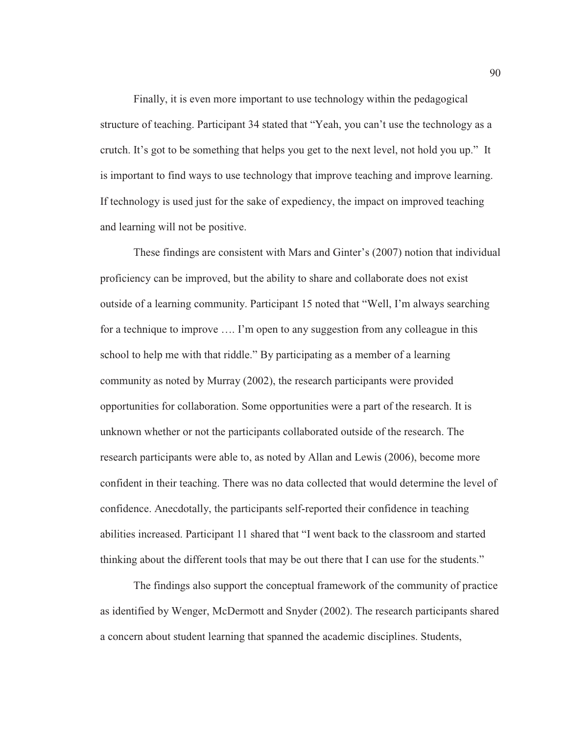Finally, it is even more important to use technology within the pedagogical structure of teaching. Participant 34 stated that "Yeah, you can't use the technology as a crutch. It's got to be something that helps you get to the next level, not hold you up." It is important to find ways to use technology that improve teaching and improve learning. If technology is used just for the sake of expediency, the impact on improved teaching and learning will not be positive.

These findings are consistent with Mars and Ginter's (2007) notion that individual proficiency can be improved, but the ability to share and collaborate does not exist outside of a learning community. Participant 15 noted that "Well, I'm always searching for a technique to improve …. I'm open to any suggestion from any colleague in this school to help me with that riddle." By participating as a member of a learning community as noted by Murray (2002), the research participants were provided opportunities for collaboration. Some opportunities were a part of the research. It is unknown whether or not the participants collaborated outside of the research. The research participants were able to, as noted by Allan and Lewis (2006), become more confident in their teaching. There was no data collected that would determine the level of confidence. Anecdotally, the participants self-reported their confidence in teaching abilities increased. Participant 11 shared that "I went back to the classroom and started thinking about the different tools that may be out there that I can use for the students."

The findings also support the conceptual framework of the community of practice as identified by Wenger, McDermott and Snyder (2002). The research participants shared a concern about student learning that spanned the academic disciplines. Students,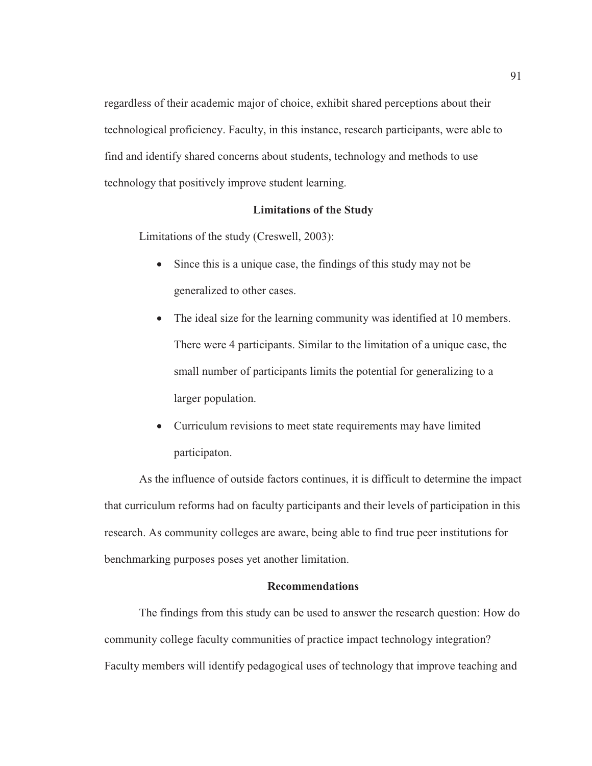regardless of their academic major of choice, exhibit shared perceptions about their technological proficiency. Faculty, in this instance, research participants, were able to find and identify shared concerns about students, technology and methods to use technology that positively improve student learning.

## Limitations of the Study

Limitations of the study (Creswell, 2003):

- Since this is a unique case, the findings of this study may not be generalized to other cases.
- The ideal size for the learning community was identified at 10 members. There were 4 participants. Similar to the limitation of a unique case, the small number of participants limits the potential for generalizing to a larger population.
- Curriculum revisions to meet state requirements may have limited participaton.

As the influence of outside factors continues, it is difficult to determine the impact that curriculum reforms had on faculty participants and their levels of participation in this research. As community colleges are aware, being able to find true peer institutions for benchmarking purposes poses yet another limitation.

## Recommendations

The findings from this study can be used to answer the research question: How do community college faculty communities of practice impact technology integration? Faculty members will identify pedagogical uses of technology that improve teaching and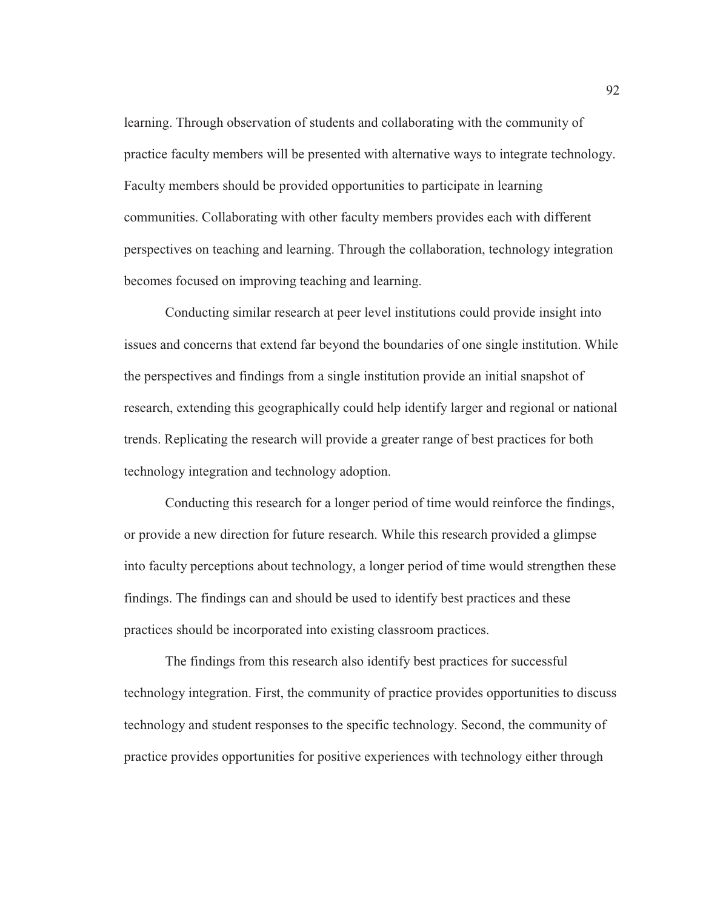learning. Through observation of students and collaborating with the community of practice faculty members will be presented with alternative ways to integrate technology. Faculty members should be provided opportunities to participate in learning communities. Collaborating with other faculty members provides each with different perspectives on teaching and learning. Through the collaboration, technology integration becomes focused on improving teaching and learning.

Conducting similar research at peer level institutions could provide insight into issues and concerns that extend far beyond the boundaries of one single institution. While the perspectives and findings from a single institution provide an initial snapshot of research, extending this geographically could help identify larger and regional or national trends. Replicating the research will provide a greater range of best practices for both technology integration and technology adoption.

Conducting this research for a longer period of time would reinforce the findings, or provide a new direction for future research. While this research provided a glimpse into faculty perceptions about technology, a longer period of time would strengthen these findings. The findings can and should be used to identify best practices and these practices should be incorporated into existing classroom practices.

The findings from this research also identify best practices for successful technology integration. First, the community of practice provides opportunities to discuss technology and student responses to the specific technology. Second, the community of practice provides opportunities for positive experiences with technology either through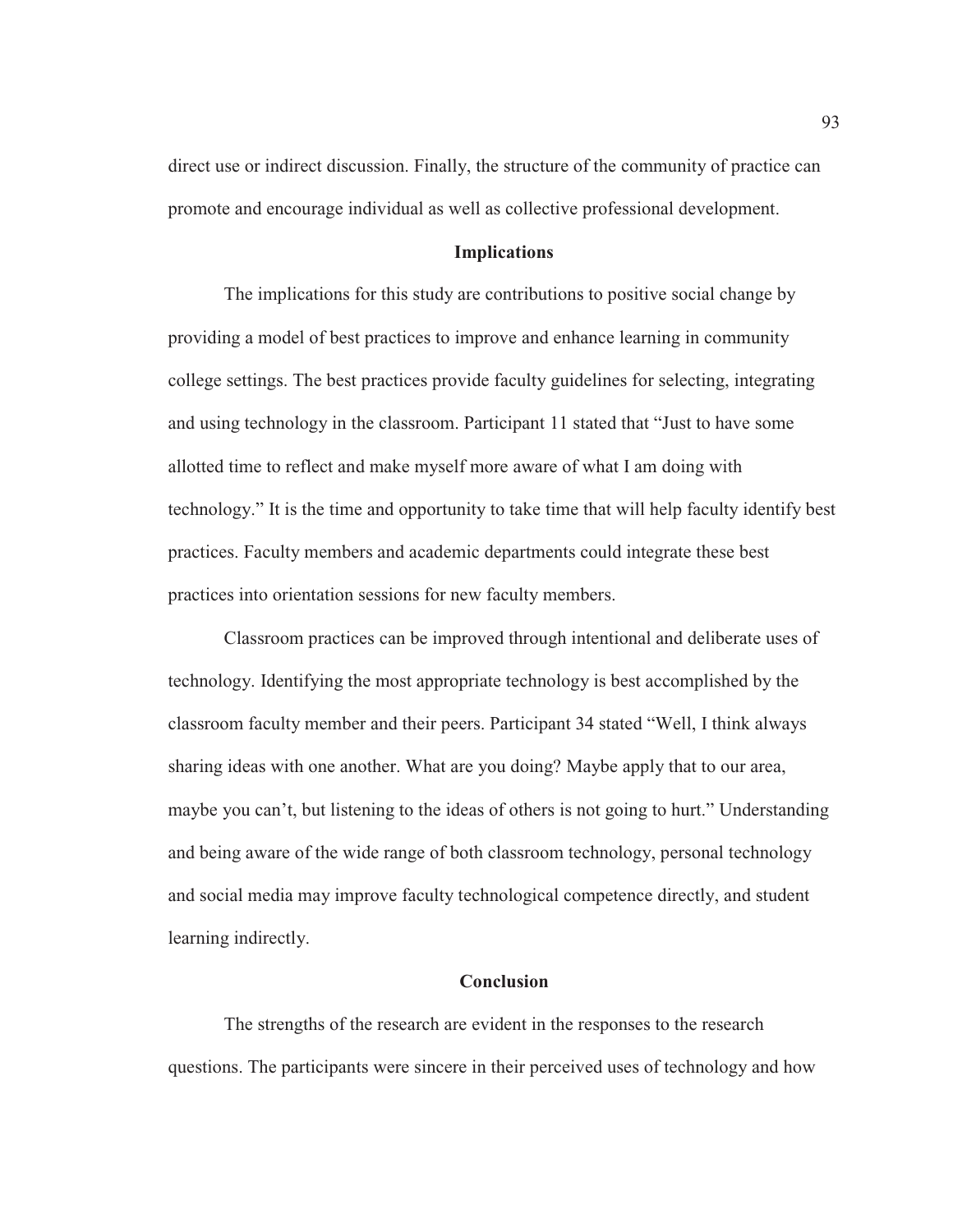direct use or indirect discussion. Finally, the structure of the community of practice can promote and encourage individual as well as collective professional development.

## Implications

The implications for this study are contributions to positive social change by providing a model of best practices to improve and enhance learning in community college settings. The best practices provide faculty guidelines for selecting, integrating and using technology in the classroom. Participant 11 stated that "Just to have some allotted time to reflect and make myself more aware of what I am doing with technology." It is the time and opportunity to take time that will help faculty identify best practices. Faculty members and academic departments could integrate these best practices into orientation sessions for new faculty members.

Classroom practices can be improved through intentional and deliberate uses of technology. Identifying the most appropriate technology is best accomplished by the classroom faculty member and their peers. Participant 34 stated "Well, I think always sharing ideas with one another. What are you doing? Maybe apply that to our area, maybe you can't, but listening to the ideas of others is not going to hurt." Understanding and being aware of the wide range of both classroom technology, personal technology and social media may improve faculty technological competence directly, and student learning indirectly.

## Conclusion

The strengths of the research are evident in the responses to the research questions. The participants were sincere in their perceived uses of technology and how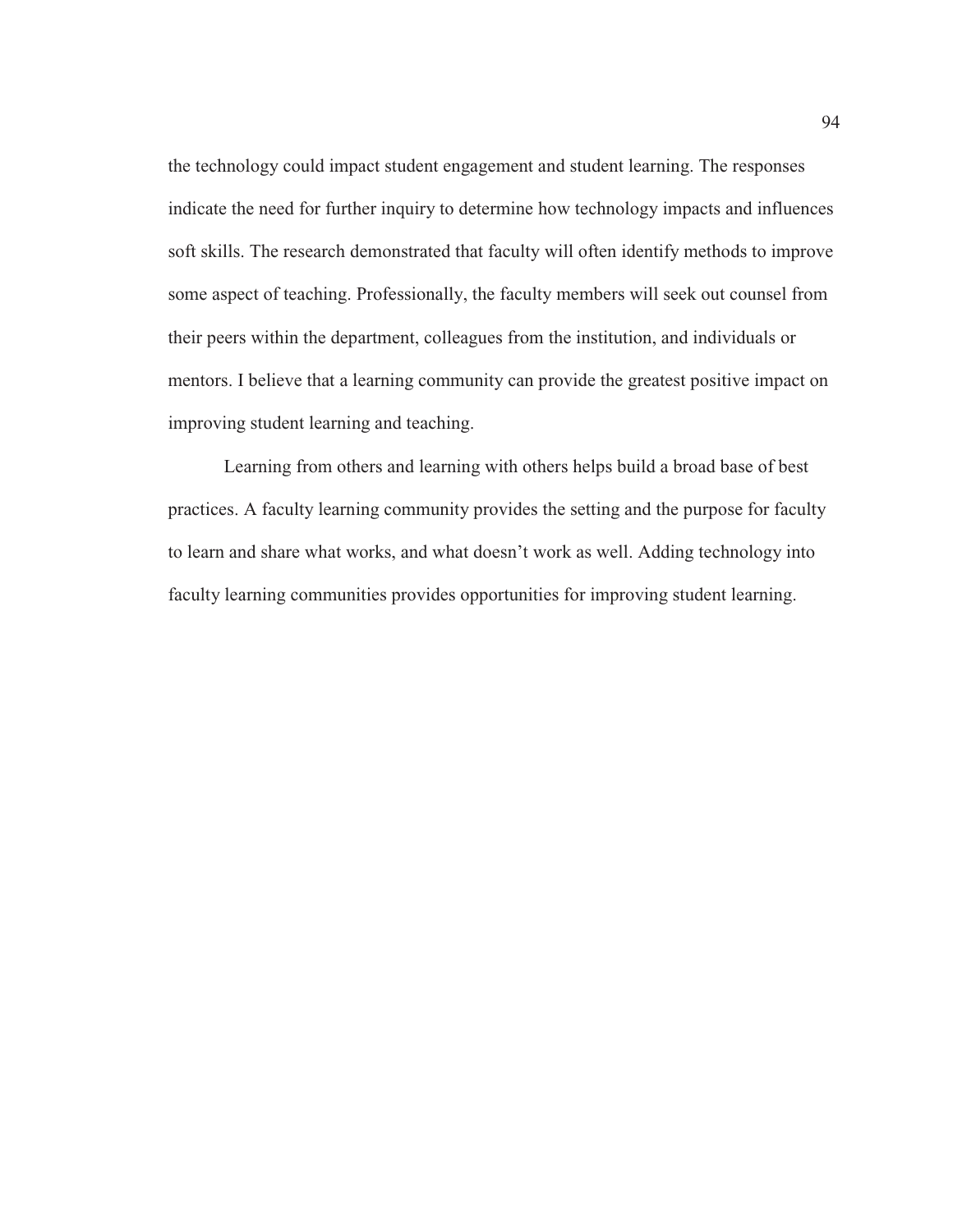the technology could impact student engagement and student learning. The responses indicate the need for further inquiry to determine how technology impacts and influences soft skills. The research demonstrated that faculty will often identify methods to improve some aspect of teaching. Professionally, the faculty members will seek out counsel from their peers within the department, colleagues from the institution, and individuals or mentors. I believe that a learning community can provide the greatest positive impact on improving student learning and teaching.

Learning from others and learning with others helps build a broad base of best practices. A faculty learning community provides the setting and the purpose for faculty to learn and share what works, and what doesn't work as well. Adding technology into faculty learning communities provides opportunities for improving student learning.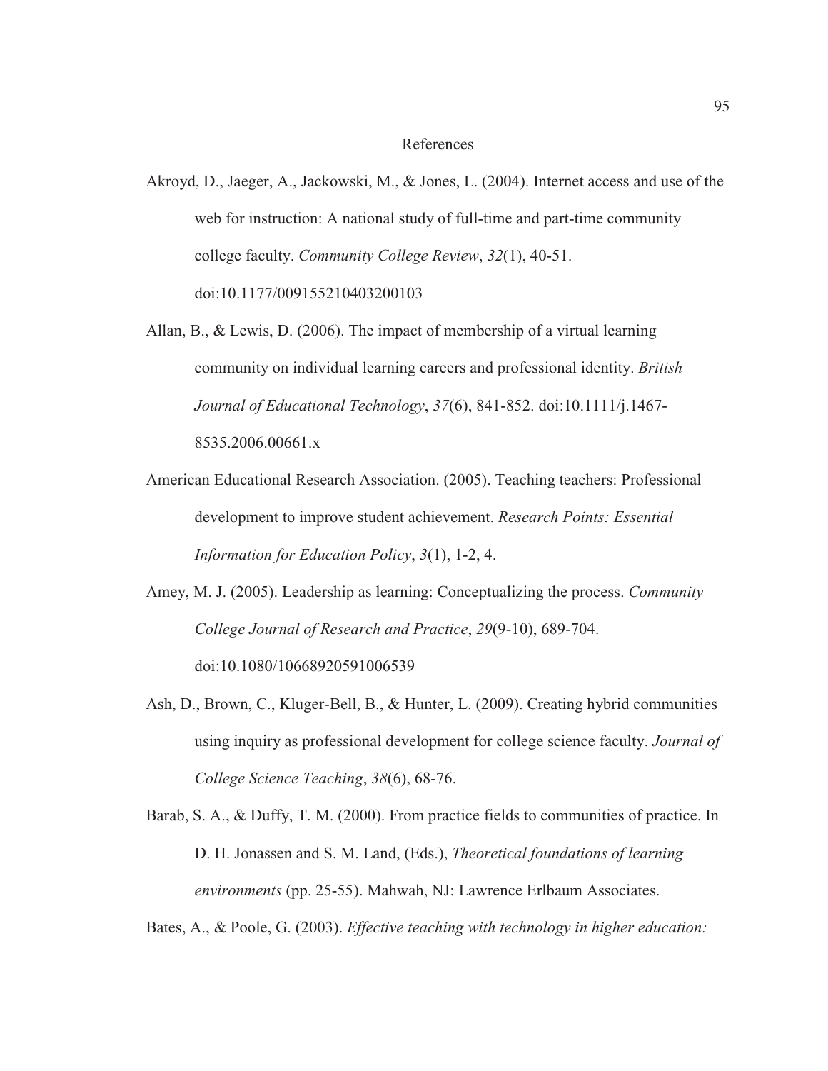# References

Akroyd, D., Jaeger, A., Jackowski, M., & Jones, L. (2004). Internet access and use of the web for instruction: A national study of full-time and part-time community college faculty. *Community College Review*, *32*(1), 40-51. doi:10.1177/009155210403200103

Allan, B., & Lewis, D. (2006). The impact of membership of a virtual learning community on individual learning careers and professional identity. *British Journal of Educational Technology*, *37*(6), 841-852. doi:10.1111/j.1467-8535.2006.00661.x

American Educational Research Association. (2005). Teaching teachers: Professional development to improve student achievement. *Research Points: Essential Information for Education Policy*, *3*(1), 1-2, 4.

Amey, M. J. (2005). Leadership as learning: Conceptualizing the process. *Community College Journal of Research and Practice*, *29*(9-10), 689-704. doi:10.1080/10668920591006539

Ash, D., Brown, C., Kluger-Bell, B., & Hunter, L. (2009). Creating hybrid communities using inquiry as professional development for college science faculty. *Journal of College Science Teaching*, *38*(6), 68-76.

Barab, S. A., & Duffy, T. M. (2000). From practice fields to communities of practice. In D. H. Jonassen and S. M. Land, (Eds.), *Theoretical foundations of learning environments* (pp. 25-55). Mahwah, NJ: Lawrence Erlbaum Associates.

Bates, A., & Poole, G. (2003). *Effective teaching with technology in higher education:*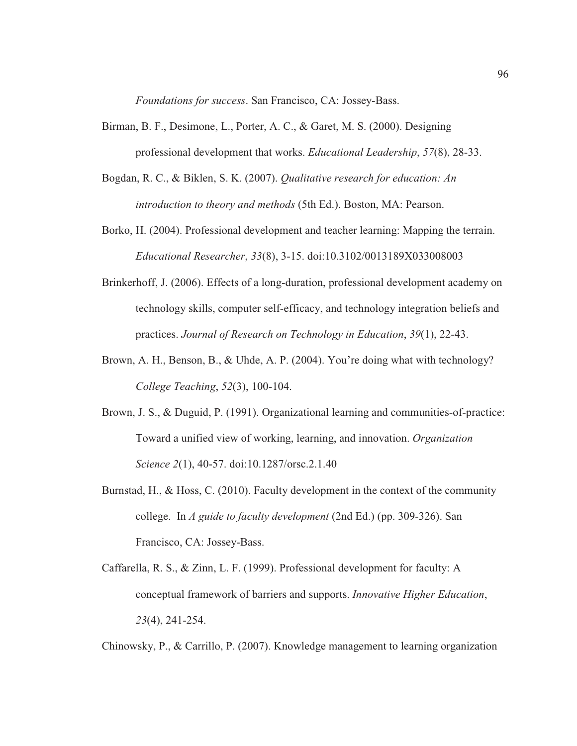*Foundations for success*. San Francisco, CA: Jossey-Bass.

Birman, B. F., Desimone, L., Porter, A. C., & Garet, M. S. (2000). Designing professional development that works. *Educational Leadership*, *57*(8), 28-33.

Bogdan, R. C., & Biklen, S. K. (2007). *Qualitative research for education: An introduction to theory and methods* (5th Ed.). Boston, MA: Pearson.

Borko, H. (2004). Professional development and teacher learning: Mapping the terrain. *Educational Researcher*, *33*(8), 3-15. doi:10.3102/0013189X033008003

Brinkerhoff, J. (2006). Effects of a long-duration, professional development academy on technology skills, computer self-efficacy, and technology integration beliefs and practices. *Journal of Research on Technology in Education*, *39*(1), 22-43.

Brown, A. H., Benson, B., & Uhde, A. P. (2004). You're doing what with technology? *College Teaching*, *52*(3), 100-104.

Brown, J. S., & Duguid, P. (1991). Organizational learning and communities-of-practice: Toward a unified view of working, learning, and innovation. *Organization Science 2*(1), 40-57. doi:10.1287/orsc.2.1.40

Burnstad, H., & Hoss, C. (2010). Faculty development in the context of the community college. In *A guide to faculty development* (2nd Ed.) (pp. 309-326). San Francisco, CA: Jossey-Bass.

Caffarella, R. S., & Zinn, L. F. (1999). Professional development for faculty: A conceptual framework of barriers and supports. *Innovative Higher Education*, *23*(4), 241-254.

Chinowsky, P., & Carrillo, P. (2007). Knowledge management to learning organization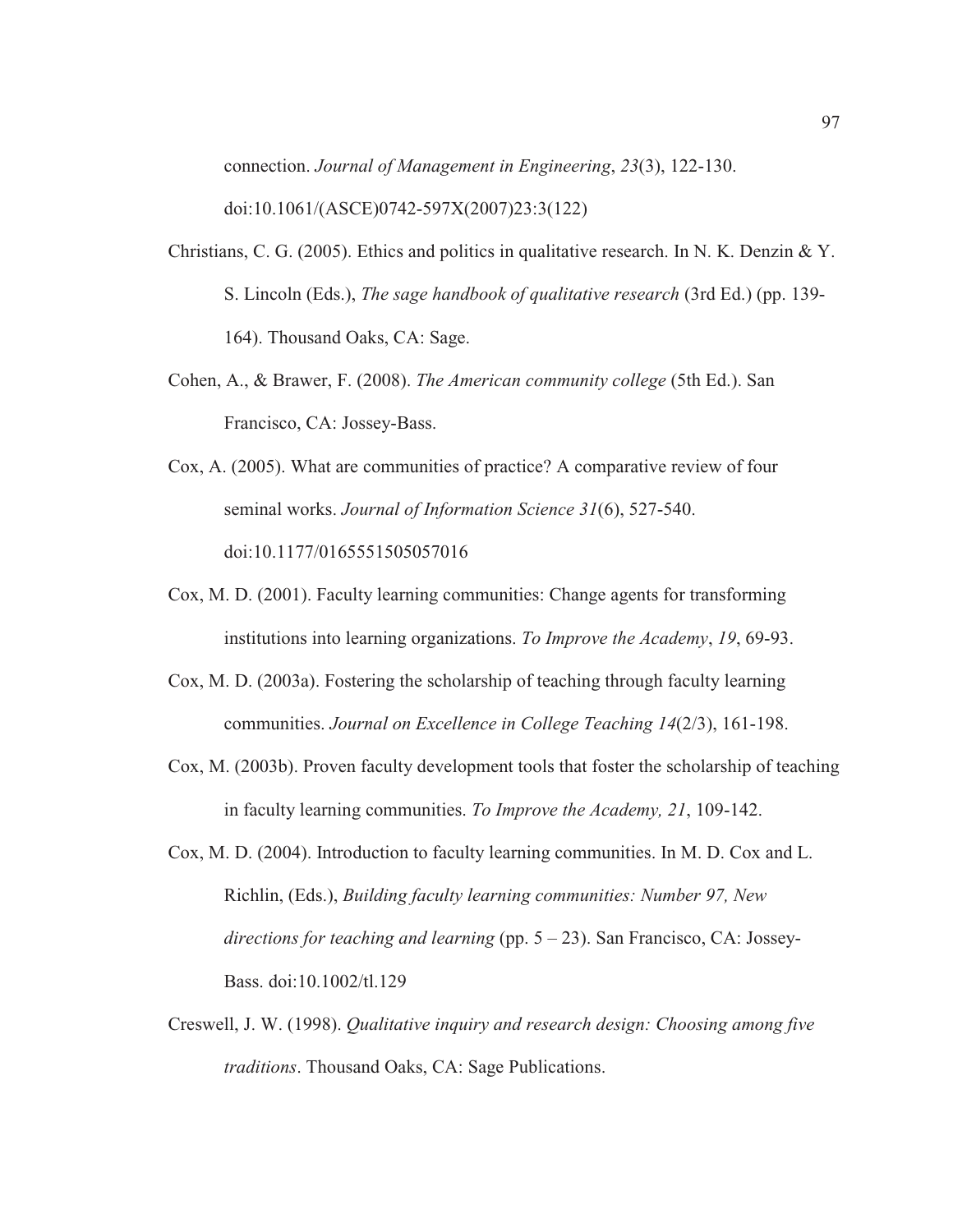connection. *Journal of Management in Engineering*, *23*(3), 122-130. doi:10.1061/(ASCE)0742-597X(2007)23:3(122)

Christians, C. G. (2005). Ethics and politics in qualitative research. In N. K. Denzin & Y. S. Lincoln (Eds.), *The sage handbook of qualitative research* (3rd Ed.) (pp. 139-164). Thousand Oaks, CA: Sage.

Cohen, A., & Brawer, F. (2008). *The American community college* (5th Ed.). San Francisco, CA: Jossey-Bass.

Cox, A. (2005). What are communities of practice? A comparative review of four seminal works. *Journal of Information Science 31*(6), 527-540. doi:10.1177/0165551505057016

Cox, M. D. (2001). Faculty learning communities: Change agents for transforming institutions into learning organizations. *To Improve the Academy*, *19*, 69-93.

Cox, M. D. (2003a). Fostering the scholarship of teaching through faculty learning communities. *Journal on Excellence in College Teaching 14*(2/3), 161-198.

Cox, M. (2003b). Proven faculty development tools that foster the scholarship of teaching in faculty learning communities. *To Improve the Academy, 21*, 109-142.

Cox, M. D. (2004). Introduction to faculty learning communities. In M. D. Cox and L. Richlin, (Eds.), *Building faculty learning communities: Number 97, New directions for teaching and learning* (pp. 5 – 23). San Francisco, CA: Jossey-Bass. doi:10.1002/tl.129

Creswell, J. W. (1998). *Qualitative inquiry and research design: Choosing among five traditions*. Thousand Oaks, CA: Sage Publications.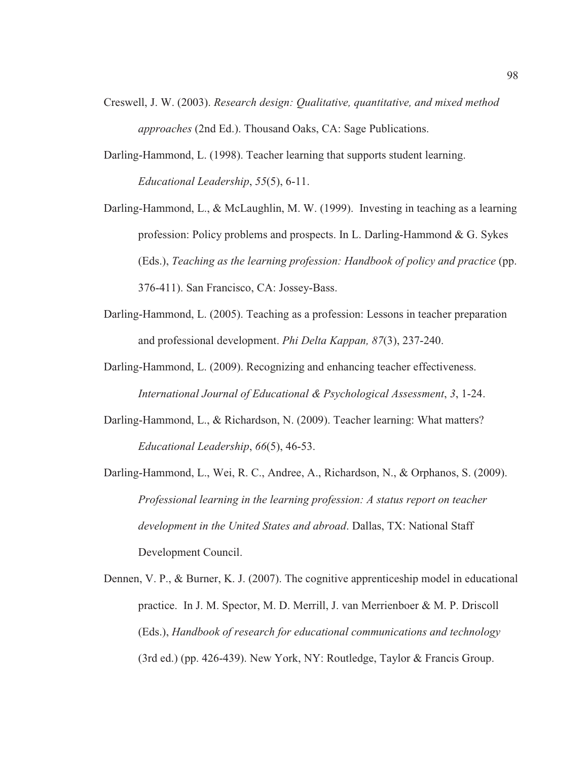Creswell, J. W. (2003). *Research design: Qualitative, quantitative, and mixed method approaches* (2nd Ed.). Thousand Oaks, CA: Sage Publications.

Darling-Hammond, L. (1998). Teacher learning that supports student learning. *Educational Leadership*, *55*(5), 6-11.

Darling-Hammond, L., & McLaughlin, M. W. (1999). Investing in teaching as a learning profession: Policy problems and prospects. In L. Darling-Hammond & G. Sykes (Eds.), *Teaching as the learning profession: Handbook of policy and practice* (pp. 376-411). San Francisco, CA: Jossey-Bass.

Darling-Hammond, L. (2005). Teaching as a profession: Lessons in teacher preparation and professional development. *Phi Delta Kappan, 87*(3), 237-240.

Darling-Hammond, L. (2009). Recognizing and enhancing teacher effectiveness. *International Journal of Educational & Psychological Assessment*, *3*, 1-24.

Darling-Hammond, L., & Richardson, N. (2009). Teacher learning: What matters? *Educational Leadership*, *66*(5), 46-53.

Darling-Hammond, L., Wei, R. C., Andree, A., Richardson, N., & Orphanos, S. (2009). *Professional learning in the learning profession: A status report on teacher development in the United States and abroad*. Dallas, TX: National Staff Development Council.

Dennen, V. P., & Burner, K. J. (2007). The cognitive apprenticeship model in educational practice. In J. M. Spector, M. D. Merrill, J. van Merrienboer & M. P. Driscoll (Eds.), *Handbook of research for educational communications and technology* (3rd ed.) (pp. 426-439). New York, NY: Routledge, Taylor & Francis Group.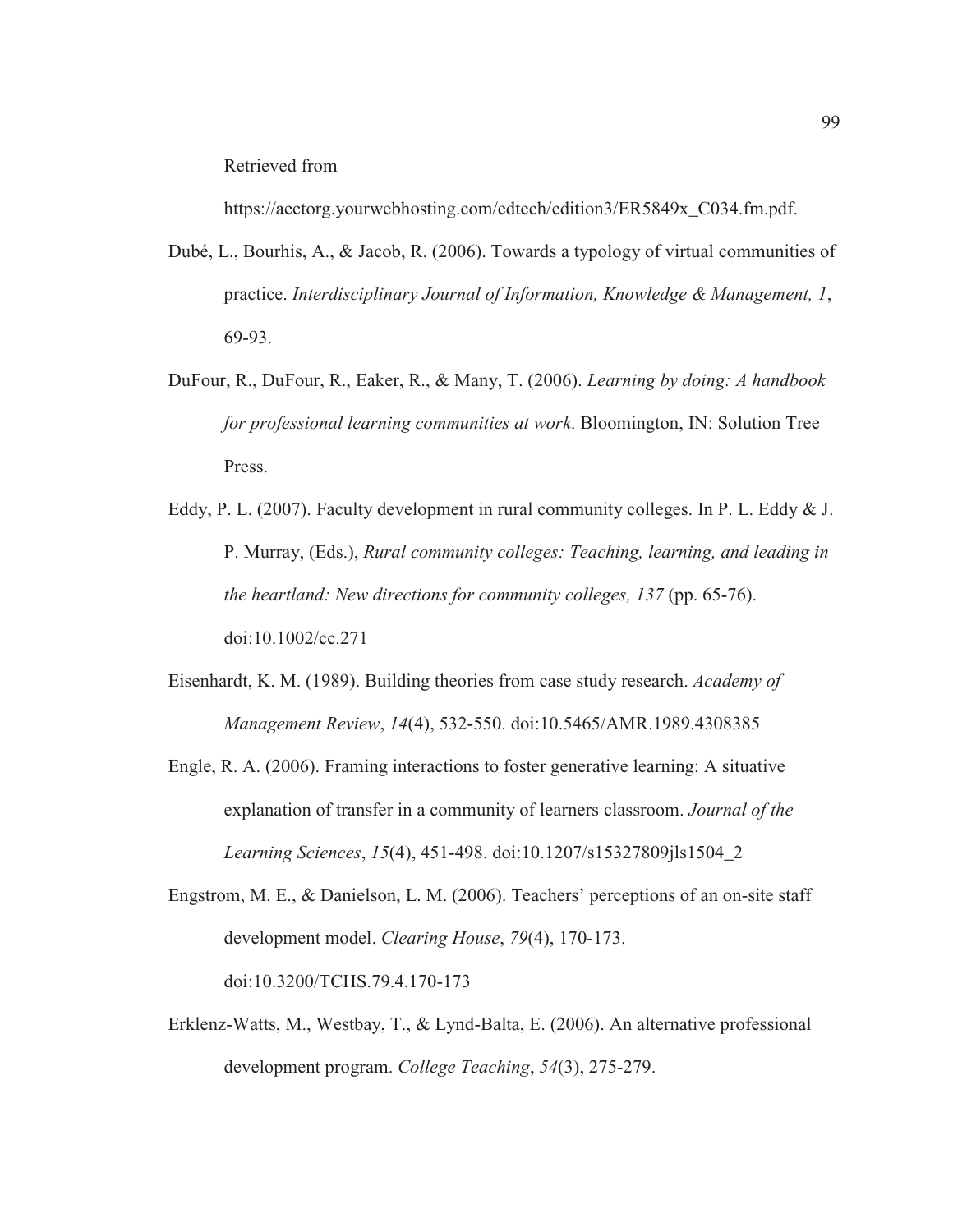Retrieved from https://aectorg.yourwebhosting.com/edtech/edition3/ER5849x_C034.fm.pdf.

Dubé, L., Bourhis, A., & Jacob, R. (2006). Towards a typology of virtual communities of practice. *Interdisciplinary Journal of Information, Knowledge & Management, 1*, 69-93.

DuFour, R., DuFour, R., Eaker, R., & Many, T. (2006). *Learning by doing: A handbook for professional learning communities at work*. Bloomington, IN: Solution Tree Press.

Eddy, P. L. (2007). Faculty development in rural community colleges. In P. L. Eddy & J. P. Murray, (Eds.), *Rural community colleges: Teaching, learning, and leading in the heartland: New directions for community colleges, 137* (pp. 65-76). doi:10.1002/cc.271

Eisenhardt, K. M. (1989). Building theories from case study research. *Academy of Management Review*, *14*(4), 532-550. doi:10.5465/AMR.1989.4308385

Engle, R. A. (2006). Framing interactions to foster generative learning: A situative explanation of transfer in a community of learners classroom. *Journal of the Learning Sciences*, *15*(4), 451-498. doi:10.1207/s15327809jls1504_2

Engstrom, M. E., & Danielson, L. M. (2006). Teachers' perceptions of an on-site staff development model. *Clearing House*, *79*(4), 170-173. doi:10.3200/TCHS.79.4.170-173

Erklenz-Watts, M., Westbay, T., & Lynd-Balta, E. (2006). An alternative professional development program. *College Teaching*, *54*(3), 275-279.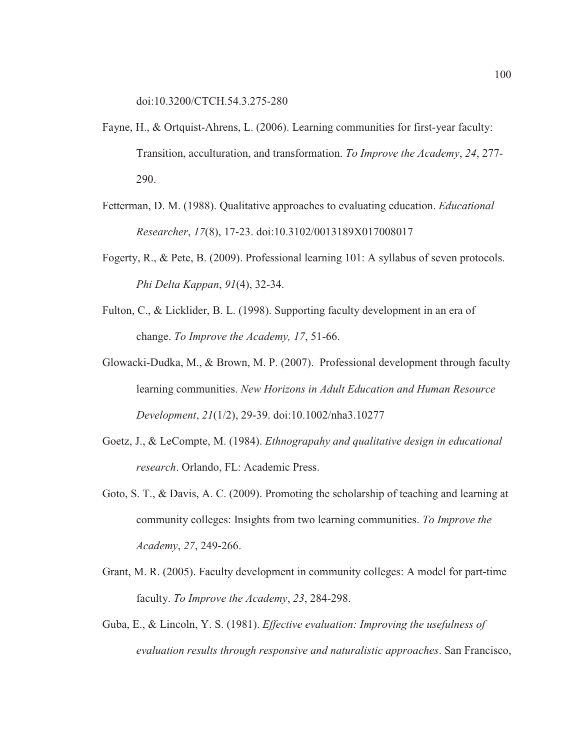doi:10.3200/CTCH.54.3.275-280

Fayne, H., & Ortquist-Ahrens, L. (2006). Learning communities for first-year faculty: Transition, acculturation, and transformation. *To Improve the Academy*, *24*, 277-290.

Fetterman, D. M. (1988). Qualitative approaches to evaluating education. *Educational Researcher*, *17*(8), 17-23. doi:10.3102/0013189X017008017

Fogerty, R., & Pete, B. (2009). Professional learning 101: A syllabus of seven protocols. *Phi Delta Kappan*, *91*(4), 32-34.

Fulton, C., & Licklider, B. L. (1998). Supporting faculty development in an era of change. *To Improve the Academy, 17*, 51-66.

Glowacki-Dudka, M., & Brown, M. P. (2007). Professional development through faculty learning communities. *New Horizons in Adult Education and Human Resource Development*, *21*(1/2), 29-39. doi:10.1002/nha3.10277

Goetz, J., & LeCompte, M. (1984). *Ethnograpahy and qualitative design in educational research*. Orlando, FL: Academic Press.

Goto, S. T., & Davis, A. C. (2009). Promoting the scholarship of teaching and learning at community colleges: Insights from two learning communities. *To Improve the Academy*, *27*, 249-266.

Grant, M. R. (2005). Faculty development in community colleges: A model for part-time faculty. *To Improve the Academy*, *23*, 284-298.

Guba, E., & Lincoln, Y. S. (1981). *Effective evaluation: Improving the usefulness of evaluation results through responsive and naturalistic approaches*. San Francisco,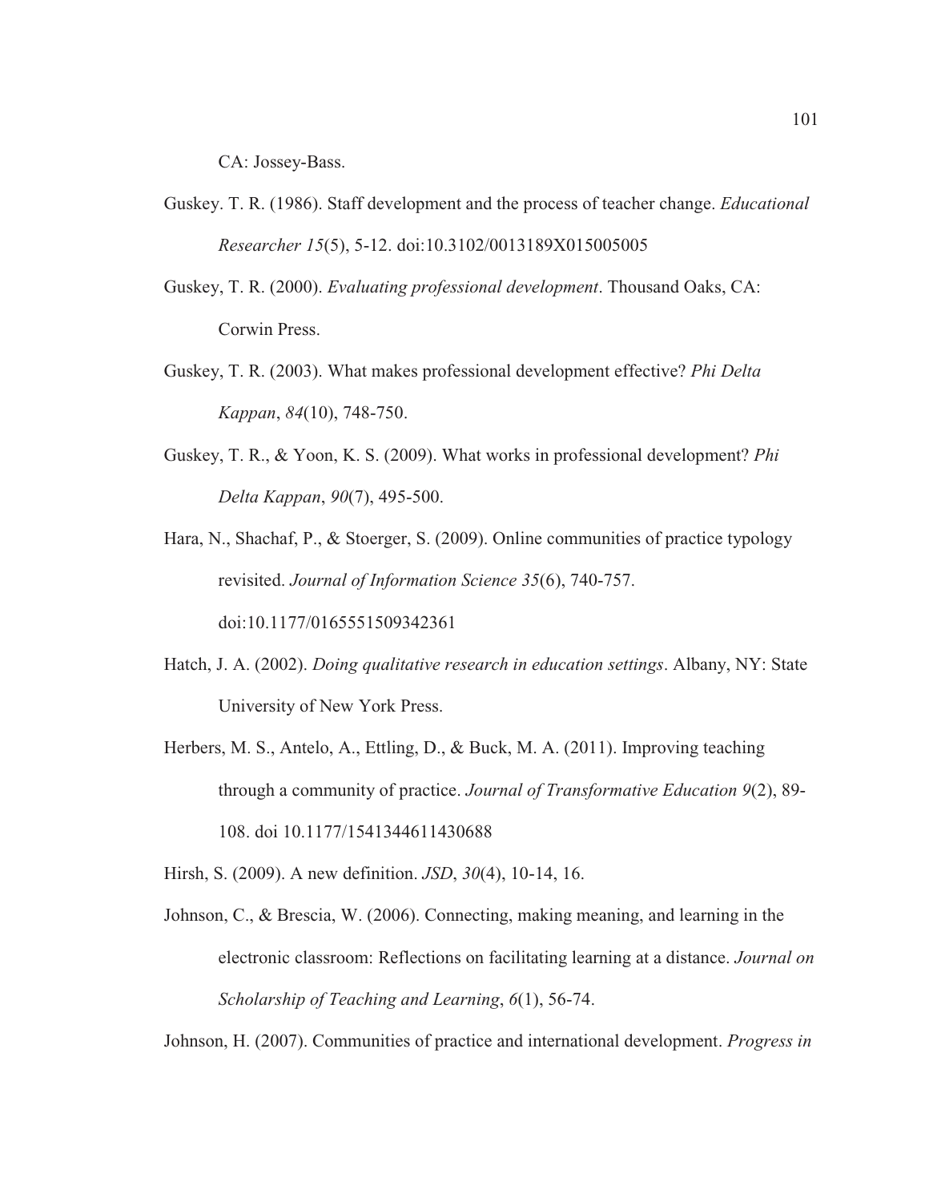CA: Jossey-Bass.

Guskey. T. R. (1986). Staff development and the process of teacher change. *Educational Researcher 15*(5), 5-12. doi:10.3102/0013189X015005005

Guskey, T. R. (2000). *Evaluating professional development*. Thousand Oaks, CA: Corwin Press.

Guskey, T. R. (2003). What makes professional development effective? *Phi Delta Kappan*, *84*(10), 748-750.

Guskey, T. R., & Yoon, K. S. (2009). What works in professional development? *Phi Delta Kappan*, *90*(7), 495-500.

Hara, N., Shachaf, P., & Stoerger, S. (2009). Online communities of practice typology revisited. *Journal of Information Science 35*(6), 740-757. doi:10.1177/0165551509342361

Hatch, J. A. (2002). *Doing qualitative research in education settings*. Albany, NY: State University of New York Press.

Herbers, M. S., Antelo, A., Ettling, D., & Buck, M. A. (2011). Improving teaching through a community of practice. *Journal of Transformative Education 9*(2), 89-108. doi 10.1177/1541344611430688

Hirsh, S. (2009). A new definition. *JSD*, *30*(4), 10-14, 16.

Johnson, C., & Brescia, W. (2006). Connecting, making meaning, and learning in the electronic classroom: Reflections on facilitating learning at a distance. *Journal on Scholarship of Teaching and Learning*, *6*(1), 56-74.

Johnson, H. (2007). Communities of practice and international development. *Progress in*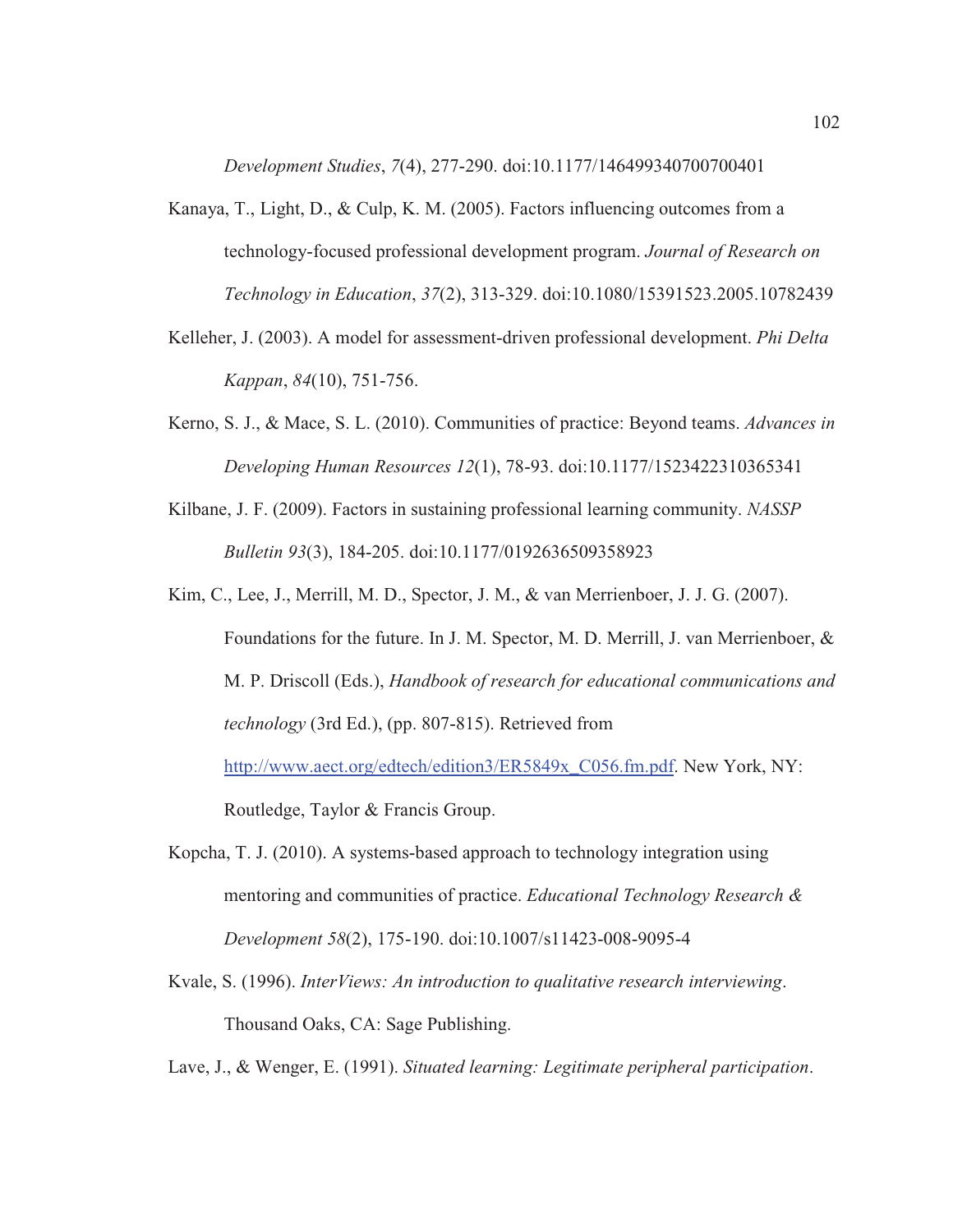*Development Studies*, *7*(4), 277-290. doi:10.1177/146499340700700401

Kanaya, T., Light, D., & Culp, K. M. (2005). Factors influencing outcomes from a technology-focused professional development program. *Journal of Research on Technology in Education*, *37*(2), 313-329. doi:10.1080/15391523.2005.10782439

Kelleher, J. (2003). A model for assessment-driven professional development. *Phi Delta Kappan*, *84*(10), 751-756.

Kerno, S. J., & Mace, S. L. (2010). Communities of practice: Beyond teams. *Advances in Developing Human Resources 12*(1), 78-93. doi:10.1177/1523422310365341

Kilbane, J. F. (2009). Factors in sustaining professional learning community. *NASSP Bulletin 93*(3), 184-205. doi:10.1177/0192636509358923

Kim, C., Lee, J., Merrill, M. D., Spector, J. M., & van Merrienboer, J. J. G. (2007). Foundations for the future. In J. M. Spector, M. D. Merrill, J. van Merrienboer, & M. P. Driscoll (Eds.), *Handbook of research for educational communications and technology* (3rd Ed.), (pp. 807-815). Retrieved from http://www.aect.org/edtech/edition3/ER5849x_C056.fm.pdf. New York, NY: Routledge, Taylor & Francis Group.

Kopcha, T. J. (2010). A systems-based approach to technology integration using mentoring and communities of practice. *Educational Technology Research & Development 58*(2), 175-190. doi:10.1007/s11423-008-9095-4

Kvale, S. (1996). *InterViews: An introduction to qualitative research interviewing*. Thousand Oaks, CA: Sage Publishing.

Lave, J., & Wenger, E. (1991). *Situated learning: Legitimate peripheral participation*.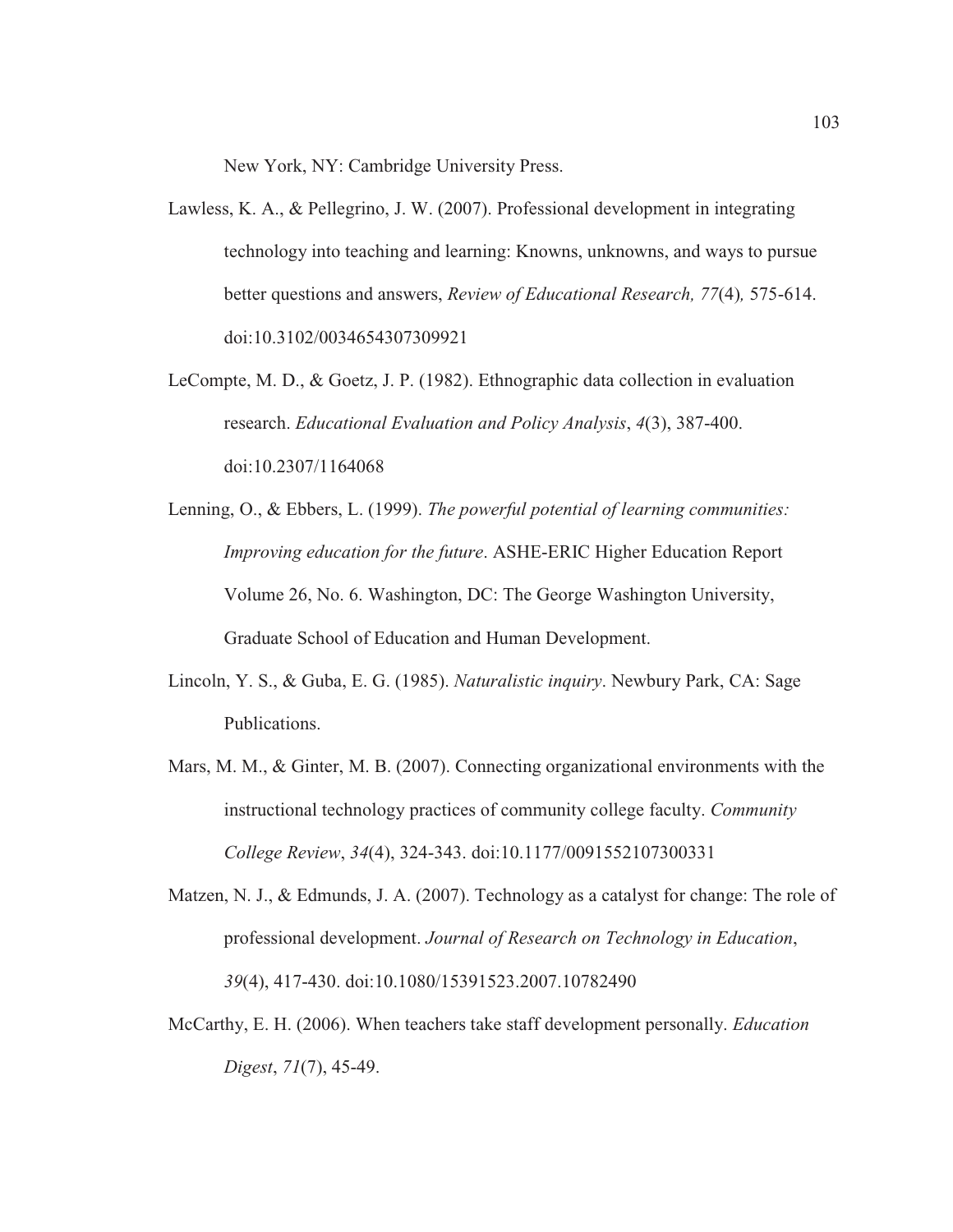New York, NY: Cambridge University Press.

Lawless, K. A., & Pellegrino, J. W. (2007). Professional development in integrating technology into teaching and learning: Knowns, unknowns, and ways to pursue better questions and answers, *Review of Educational Research, 77*(4)*,* 575-614. doi:10.3102/0034654307309921

LeCompte, M. D., & Goetz, J. P. (1982). Ethnographic data collection in evaluation research. *Educational Evaluation and Policy Analysis*, *4*(3), 387-400. doi:10.2307/1164068

Lenning, O., & Ebbers, L. (1999). *The powerful potential of learning communities: Improving education for the future*. ASHE-ERIC Higher Education Report Volume 26, No. 6. Washington, DC: The George Washington University, Graduate School of Education and Human Development.

Lincoln, Y. S., & Guba, E. G. (1985). *Naturalistic inquiry*. Newbury Park, CA: Sage Publications.

Mars, M. M., & Ginter, M. B. (2007). Connecting organizational environments with the instructional technology practices of community college faculty. *Community College Review*, *34*(4), 324-343. doi:10.1177/0091552107300331

Matzen, N. J., & Edmunds, J. A. (2007). Technology as a catalyst for change: The role of professional development. *Journal of Research on Technology in Education*, *39*(4), 417-430. doi:10.1080/15391523.2007.10782490

McCarthy, E. H. (2006). When teachers take staff development personally. *Education Digest*, *71*(7), 45-49.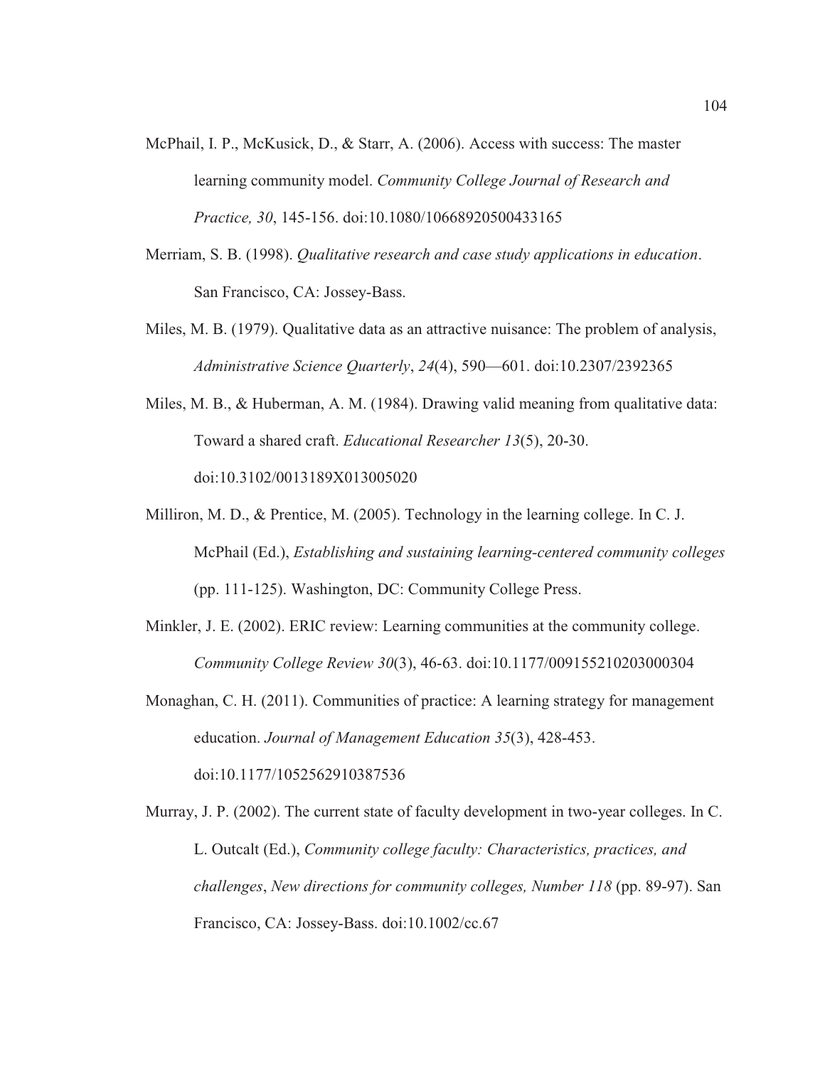McPhail, I. P., McKusick, D., & Starr, A. (2006). Access with success: The master learning community model. *Community College Journal of Research and Practice, 30*, 145-156. doi:10.1080/10668920500433165

Merriam, S. B. (1998). *Qualitative research and case study applications in education*. San Francisco, CA: Jossey-Bass.

Miles, M. B. (1979). Qualitative data as an attractive nuisance: The problem of analysis, *Administrative Science Quarterly*, *24*(4), 590—601. doi:10.2307/2392365

Miles, M. B., & Huberman, A. M. (1984). Drawing valid meaning from qualitative data: Toward a shared craft. *Educational Researcher 13*(5), 20-30. doi:10.3102/0013189X013005020

Milliron, M. D., & Prentice, M. (2005). Technology in the learning college. In C. J. McPhail (Ed.), *Establishing and sustaining learning-centered community colleges* (pp. 111-125). Washington, DC: Community College Press.

Minkler, J. E. (2002). ERIC review: Learning communities at the community college. *Community College Review 30*(3), 46-63. doi:10.1177/009155210203000304

Monaghan, C. H. (2011). Communities of practice: A learning strategy for management education. *Journal of Management Education 35*(3), 428-453. doi:10.1177/1052562910387536

Murray, J. P. (2002). The current state of faculty development in two-year colleges. In C. L. Outcalt (Ed.), *Community college faculty: Characteristics, practices, and challenges*, *New directions for community colleges, Number 118* (pp. 89-97). San Francisco, CA: Jossey-Bass. doi:10.1002/cc.67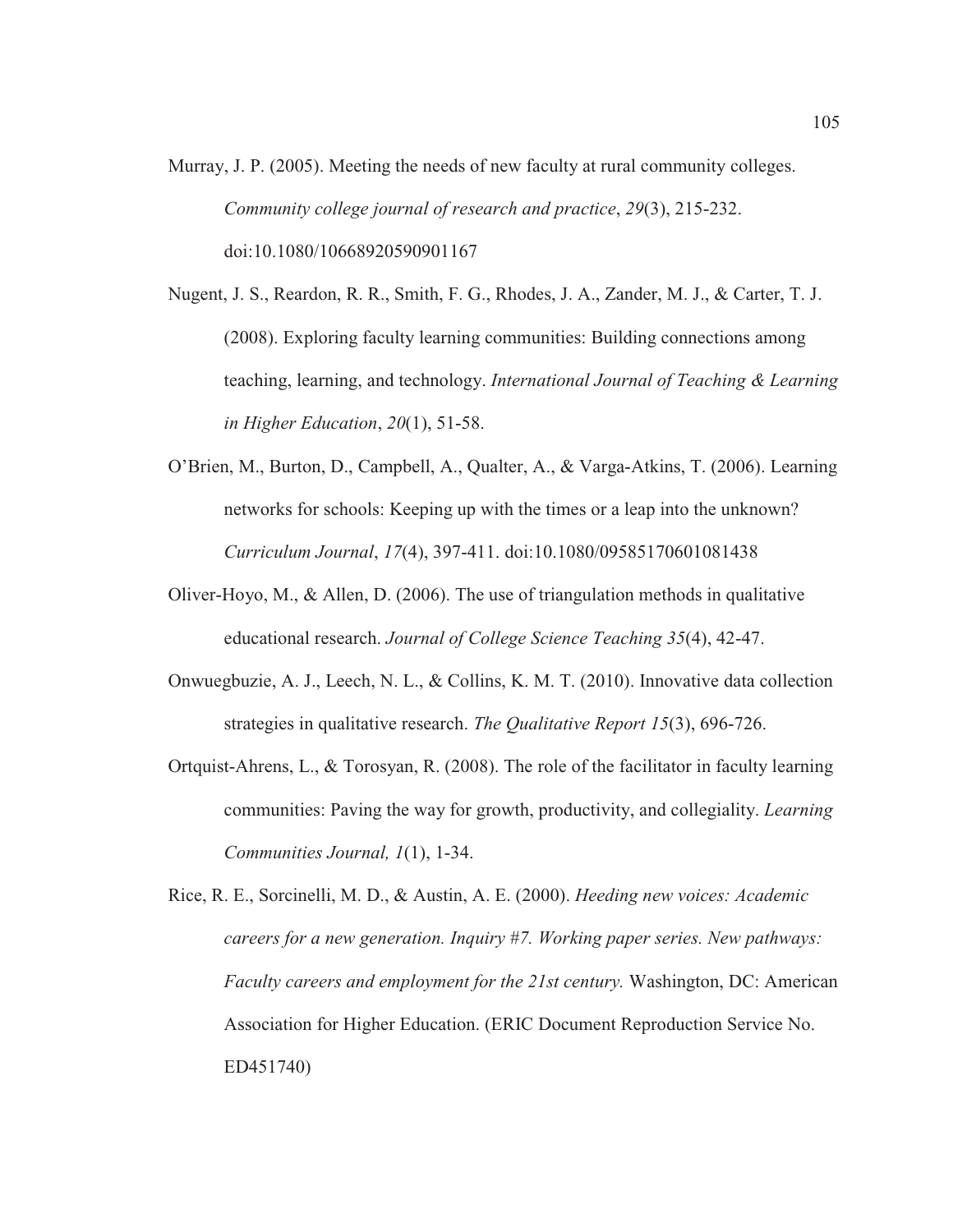Murray, J. P. (2005). Meeting the needs of new faculty at rural community colleges. *Community college journal of research and practice*, *29*(3), 215-232. doi:10.1080/10668920590901167

Nugent, J. S., Reardon, R. R., Smith, F. G., Rhodes, J. A., Zander, M. J., & Carter, T. J. (2008). Exploring faculty learning communities: Building connections among teaching, learning, and technology. *International Journal of Teaching & Learning in Higher Education*, *20*(1), 51-58.

O'Brien, M., Burton, D., Campbell, A., Qualter, A., & Varga-Atkins, T. (2006). Learning networks for schools: Keeping up with the times or a leap into the unknown? *Curriculum Journal*, *17*(4), 397-411. doi:10.1080/09585170601081438

Oliver-Hoyo, M., & Allen, D. (2006). The use of triangulation methods in qualitative educational research. *Journal of College Science Teaching 35*(4), 42-47.

Onwuegbuzie, A. J., Leech, N. L., & Collins, K. M. T. (2010). Innovative data collection strategies in qualitative research. *The Qualitative Report 15*(3), 696-726.

Ortquist-Ahrens, L., & Torosyan, R. (2008). The role of the facilitator in faculty learning communities: Paving the way for growth, productivity, and collegiality. *Learning Communities Journal, 1*(1), 1-34.

Rice, R. E., Sorcinelli, M. D., & Austin, A. E. (2000). *Heeding new voices: Academic careers for a new generation. Inquiry #7. Working paper series. New pathways: Faculty careers and employment for the 21st century.* Washington, DC: American Association for Higher Education. (ERIC Document Reproduction Service No. ED451740)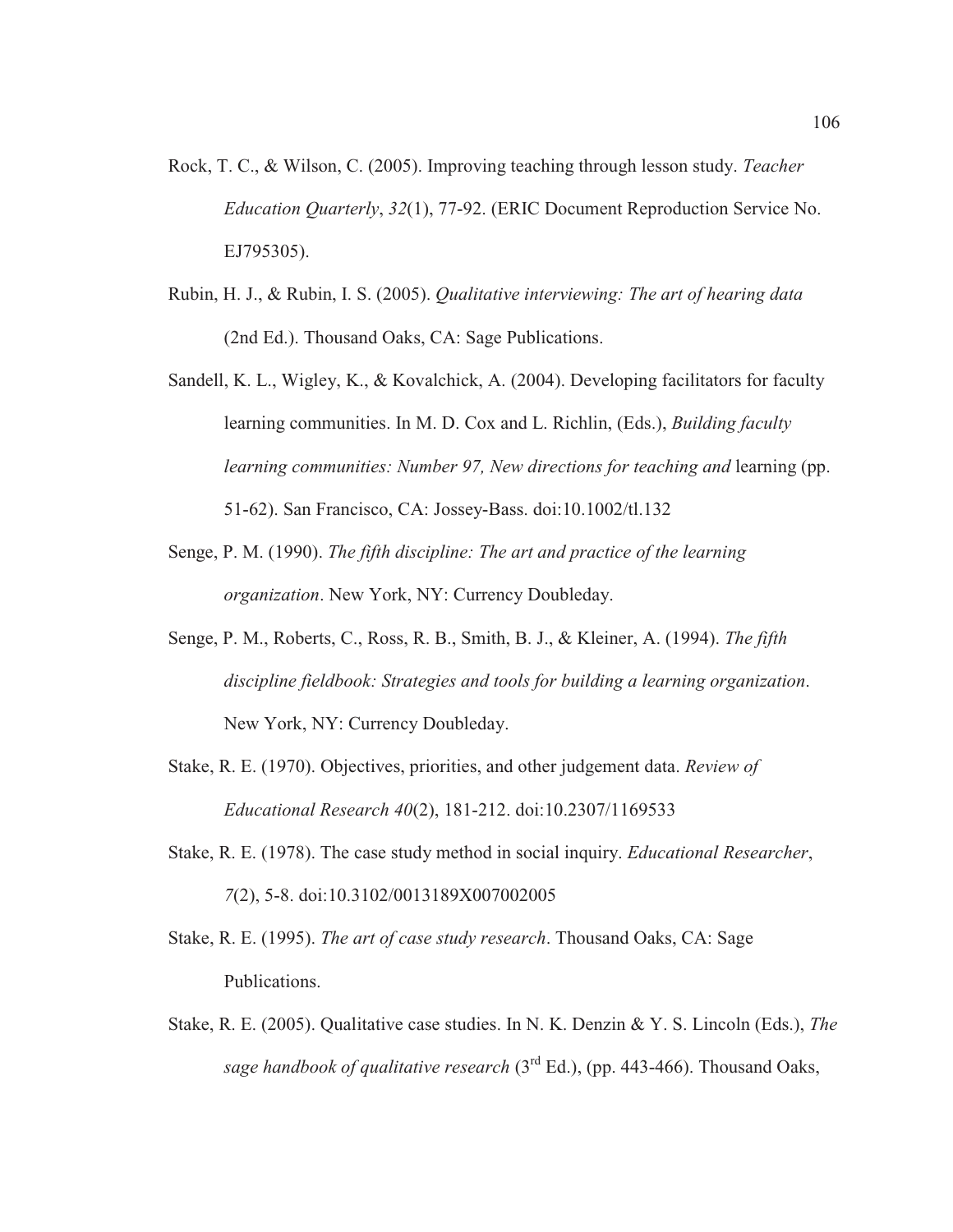Rock, T. C., & Wilson, C. (2005). Improving teaching through lesson study. *Teacher Education Quarterly*, *32*(1), 77-92. (ERIC Document Reproduction Service No. EJ795305).

Rubin, H. J., & Rubin, I. S. (2005). *Qualitative interviewing: The art of hearing data* (2nd Ed.). Thousand Oaks, CA: Sage Publications.

Sandell, K. L., Wigley, K., & Kovalchick, A. (2004). Developing facilitators for faculty learning communities. In M. D. Cox and L. Richlin, (Eds.), *Building faculty learning communities: Number 97, New directions for teaching and* learning (pp. 51-62). San Francisco, CA: Jossey-Bass. doi:10.1002/tl.132

Senge, P. M. (1990). *The fifth discipline: The art and practice of the learning organization*. New York, NY: Currency Doubleday.

Senge, P. M., Roberts, C., Ross, R. B., Smith, B. J., & Kleiner, A. (1994). *The fifth discipline fieldbook: Strategies and tools for building a learning organization*. New York, NY: Currency Doubleday.

Stake, R. E. (1970). Objectives, priorities, and other judgement data. *Review of Educational Research 40*(2), 181-212. doi:10.2307/1169533

Stake, R. E. (1978). The case study method in social inquiry. *Educational Researcher*, *7*(2), 5-8. doi:10.3102/0013189X007002005

Stake, R. E. (1995). *The art of case study research*. Thousand Oaks, CA: Sage Publications.

Stake, R. E. (2005). Qualitative case studies. In N. K. Denzin & Y. S. Lincoln (Eds.), *The sage handbook of qualitative research* (3rd Ed.), (pp. 443-466). Thousand Oaks,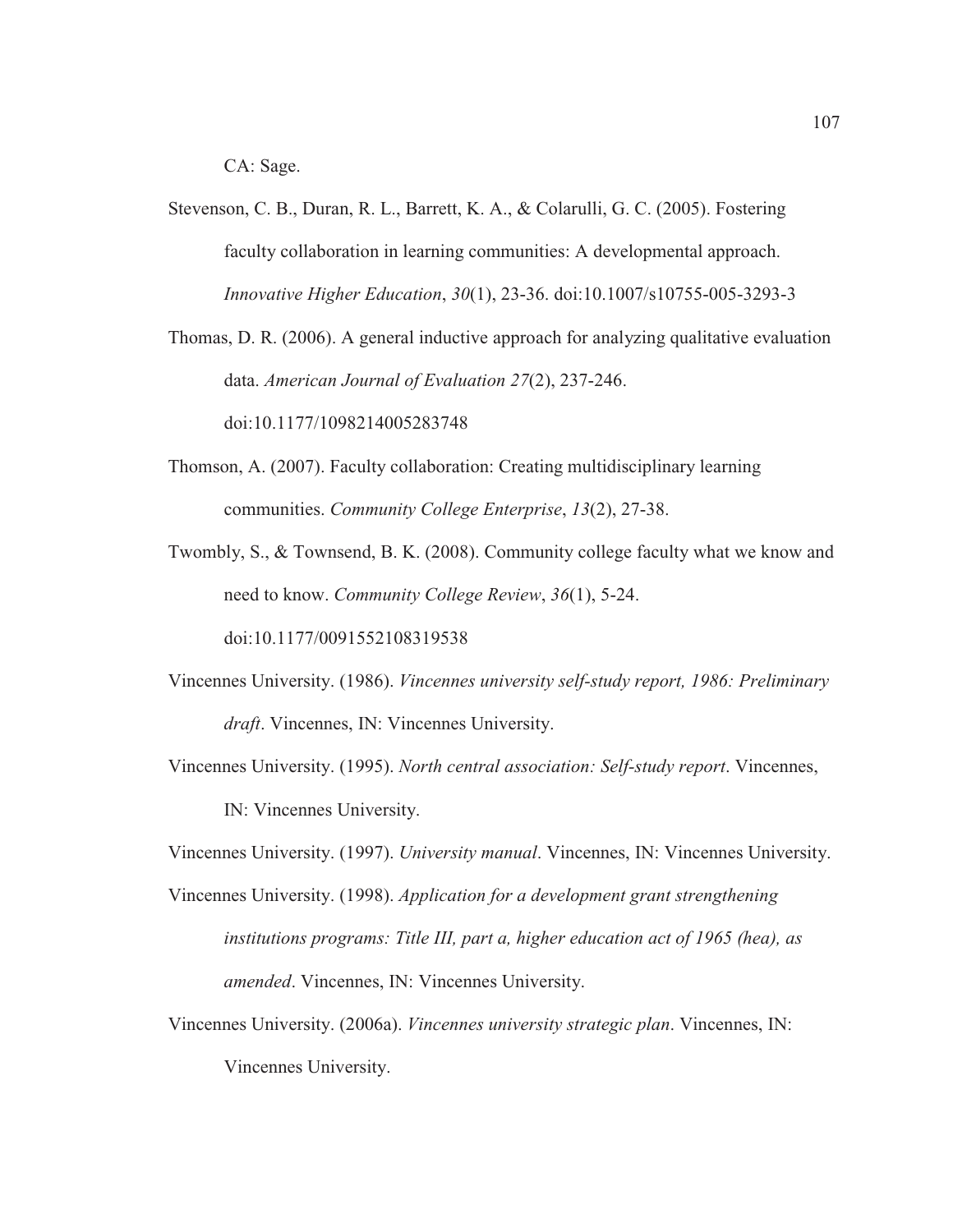CA: Sage.

Stevenson, C. B., Duran, R. L., Barrett, K. A., & Colarulli, G. C. (2005). Fostering faculty collaboration in learning communities: A developmental approach. *Innovative Higher Education*, *30*(1), 23-36. doi:10.1007/s10755-005-3293-3

Thomas, D. R. (2006). A general inductive approach for analyzing qualitative evaluation data. *American Journal of Evaluation 27*(2), 237-246. doi:10.1177/1098214005283748

Thomson, A. (2007). Faculty collaboration: Creating multidisciplinary learning communities. *Community College Enterprise*, *13*(2), 27-38.

Twombly, S., & Townsend, B. K. (2008). Community college faculty what we know and need to know. *Community College Review*, *36*(1), 5-24. doi:10.1177/0091552108319538

Vincennes University. (1986). *Vincennes university self-study report, 1986: Preliminary draft*. Vincennes, IN: Vincennes University.

Vincennes University. (1995). *North central association: Self-study report*. Vincennes, IN: Vincennes University.

Vincennes University. (1997). *University manual*. Vincennes, IN: Vincennes University.

Vincennes University. (1998). *Application for a development grant strengthening institutions programs: Title III, part a, higher education act of 1965 (hea), as amended*. Vincennes, IN: Vincennes University.

Vincennes University. (2006a). *Vincennes university strategic plan*. Vincennes, IN: Vincennes University.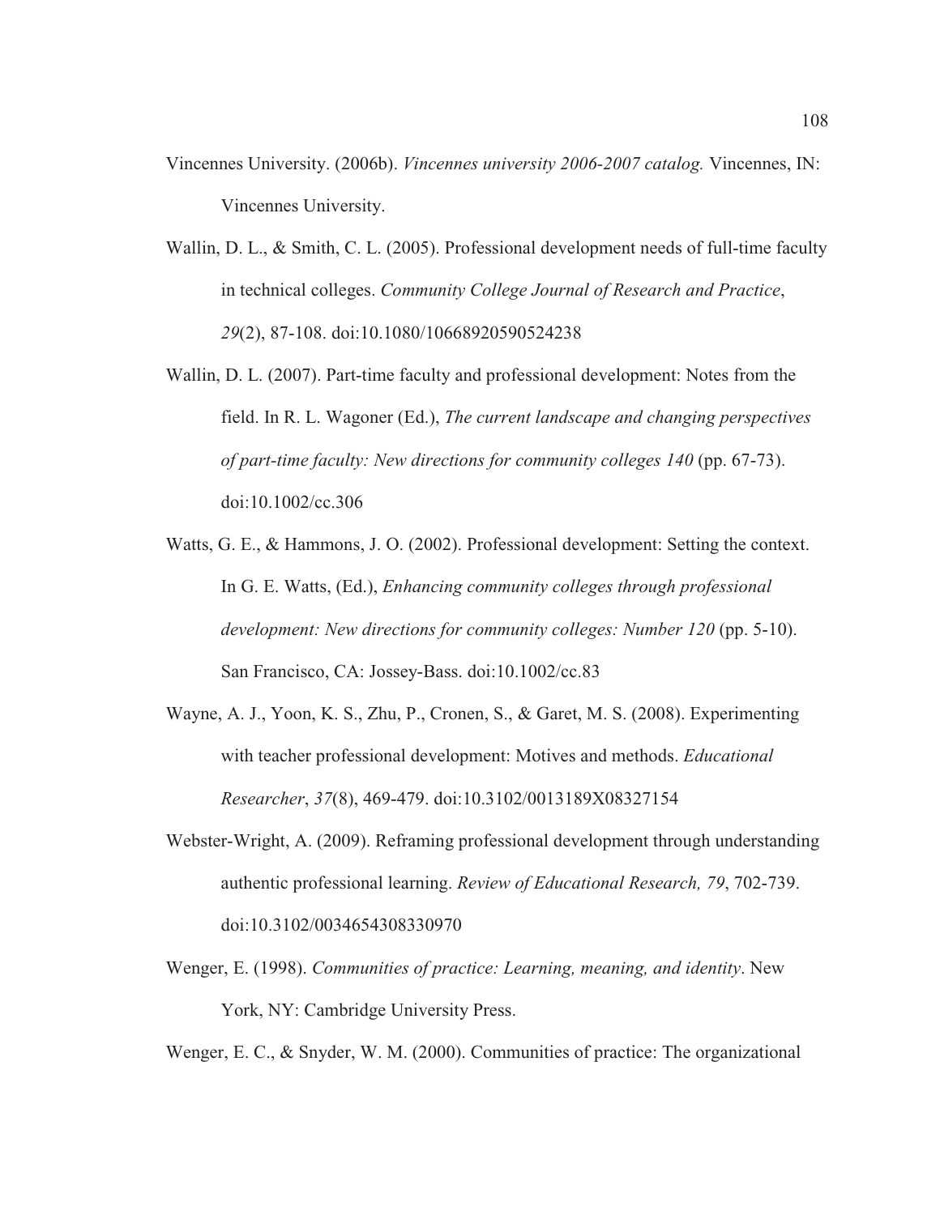Vincennes University. (2006b). *Vincennes university 2006-2007 catalog.* Vincennes, IN: Vincennes University.

Wallin, D. L., & Smith, C. L. (2005). Professional development needs of full-time faculty in technical colleges. *Community College Journal of Research and Practice*, *29*(2), 87-108. doi:10.1080/10668920590524238

Wallin, D. L. (2007). Part-time faculty and professional development: Notes from the field. In R. L. Wagoner (Ed.), *The current landscape and changing perspectives of part-time faculty: New directions for community colleges 140* (pp. 67-73). doi:10.1002/cc.306

Watts, G. E., & Hammons, J. O. (2002). Professional development: Setting the context. In G. E. Watts, (Ed.), *Enhancing community colleges through professional development: New directions for community colleges: Number 120* (pp. 5-10). San Francisco, CA: Jossey-Bass. doi:10.1002/cc.83

Wayne, A. J., Yoon, K. S., Zhu, P., Cronen, S., & Garet, M. S. (2008). Experimenting with teacher professional development: Motives and methods. *Educational Researcher*, *37*(8), 469-479. doi:10.3102/0013189X08327154

Webster-Wright, A. (2009). Reframing professional development through understanding authentic professional learning. *Review of Educational Research, 79*, 702-739. doi:10.3102/0034654308330970

Wenger, E. (1998). *Communities of practice: Learning, meaning, and identity*. New York, NY: Cambridge University Press.

Wenger, E. C., & Snyder, W. M. (2000). Communities of practice: The organizational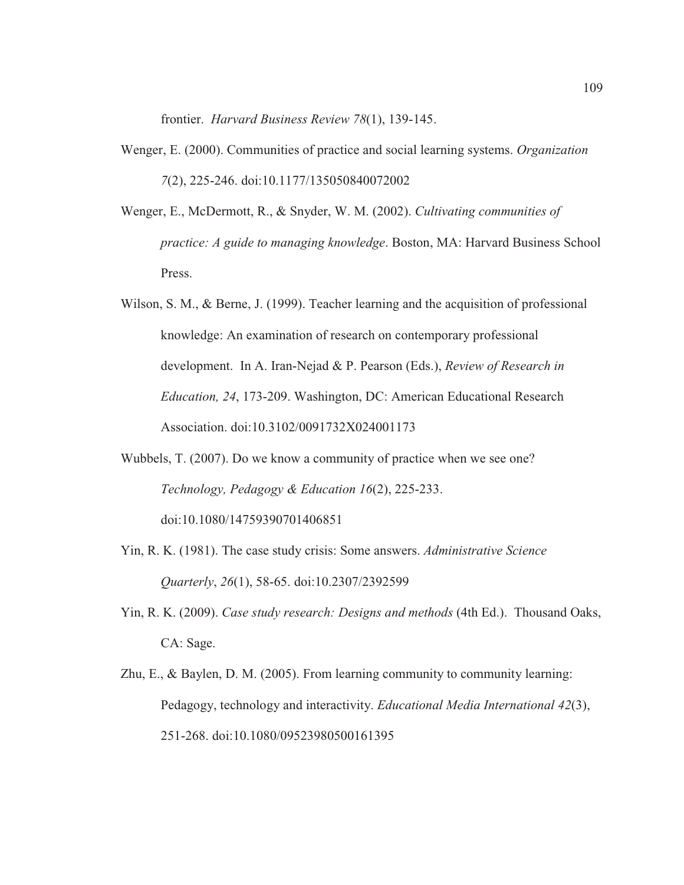frontier. *Harvard Business Review 78*(1), 139-145.

Wenger, E. (2000). Communities of practice and social learning systems. *Organization 7*(2), 225-246. doi:10.1177/135050840072002

Wenger, E., McDermott, R., & Snyder, W. M. (2002). *Cultivating communities of practice: A guide to managing knowledge*. Boston, MA: Harvard Business School Press.

Wilson, S. M., & Berne, J. (1999). Teacher learning and the acquisition of professional knowledge: An examination of research on contemporary professional development. In A. Iran-Nejad & P. Pearson (Eds.), *Review of Research in Education, 24*, 173-209. Washington, DC: American Educational Research Association. doi:10.3102/0091732X024001173

Wubbels, T. (2007). Do we know a community of practice when we see one? *Technology, Pedagogy & Education 16*(2), 225-233. doi:10.1080/14759390701406851

Yin, R. K. (1981). The case study crisis: Some answers. *Administrative Science Quarterly*, *26*(1), 58-65. doi:10.2307/2392599

Yin, R. K. (2009). *Case study research: Designs and methods* (4th Ed.). Thousand Oaks, CA: Sage.

Zhu, E., & Baylen, D. M. (2005). From learning community to community learning: Pedagogy, technology and interactivity. *Educational Media International 42*(3), 251-268. doi:10.1080/09523980500161395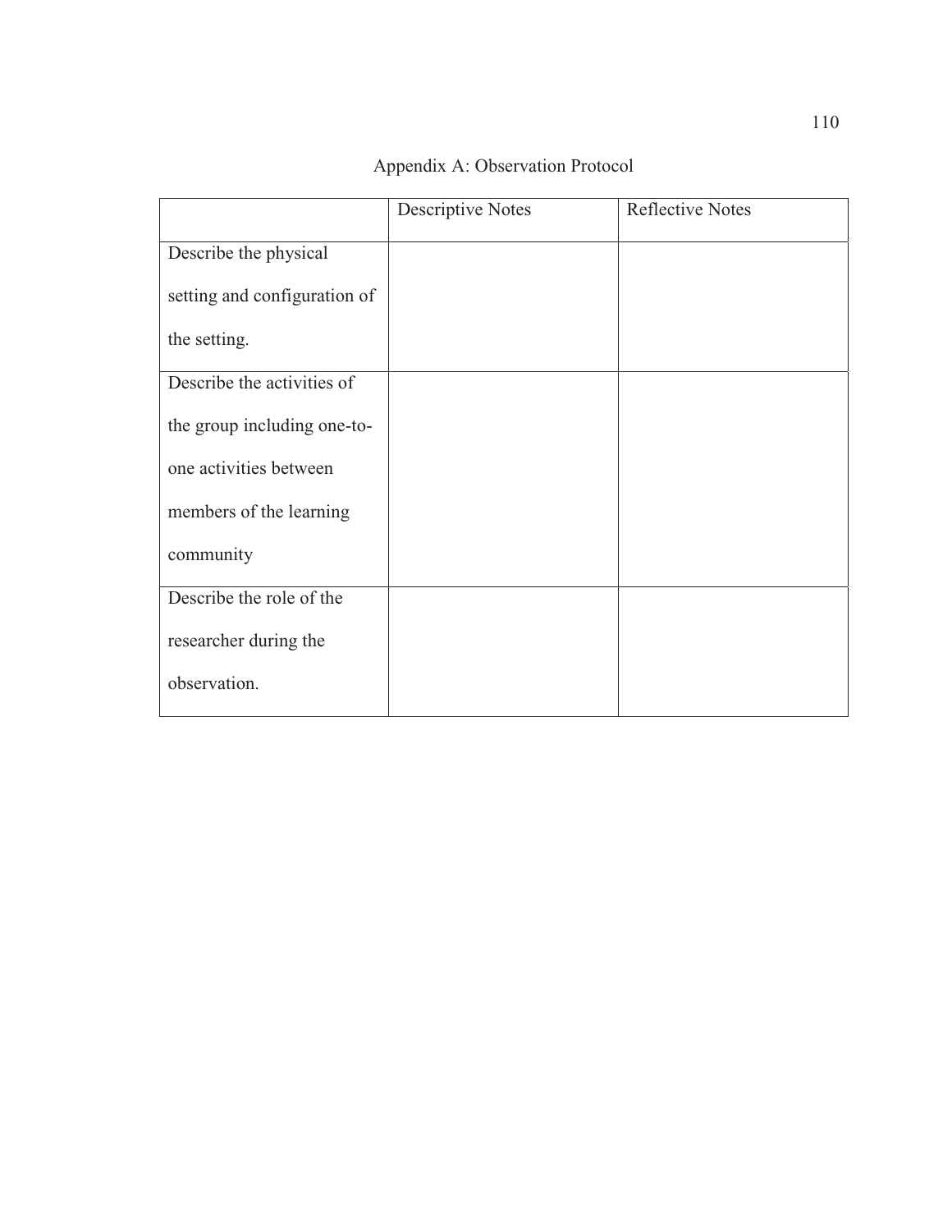# Appendix A: Observation Protocol

| | Descriptive Notes | Reflective Notes |
|---|---|---|
| Describe the physical setting and configuration of the setting. | | |
| Describe the activities of the group including one-to-one activities between members of the learning community | | |
| Describe the role of the researcher during the observation. | | |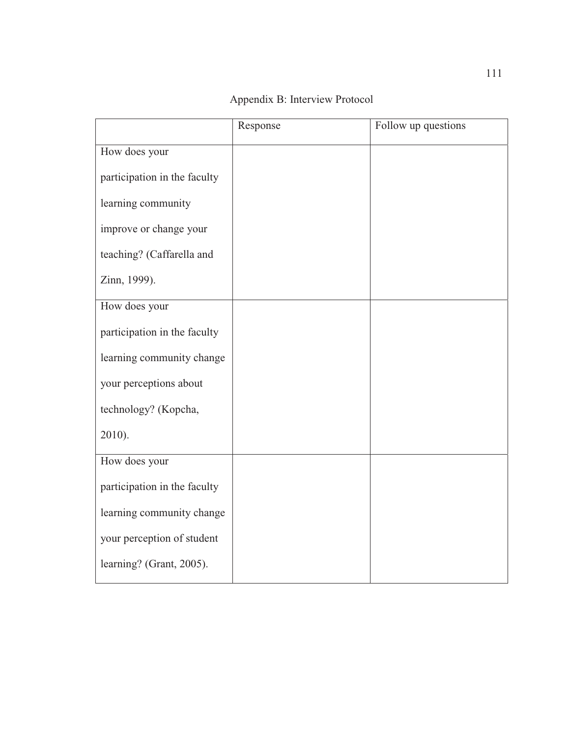# Appendix B: Interview Protocol

| | Response | Follow up questions |
|---|---|---|
| How does your participation in the faculty learning community improve or change your teaching? (Caffarella and Zinn, 1999). | | |
| How does your participation in the faculty learning community change your perceptions about technology? (Kopcha, 2010). | | |
| How does your participation in the faculty learning community change your perception of student learning? (Grant, 2005). | | |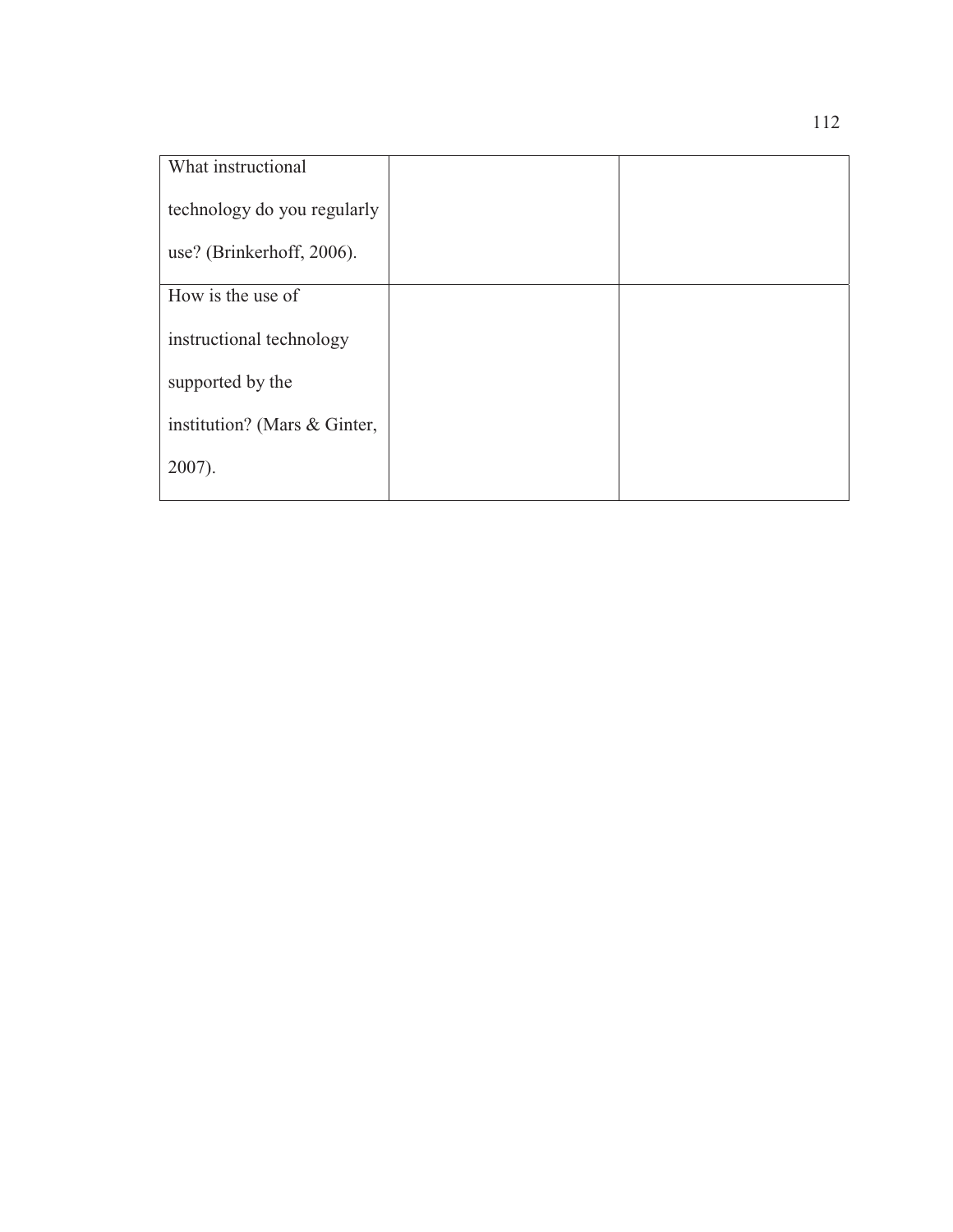| | | |
|---|---|---|
| What instructional technology do you regularly use? (Brinkerhoff, 2006). | | |
| How is the use of instructional technology supported by the institution? (Mars & Ginter, 2007). | | |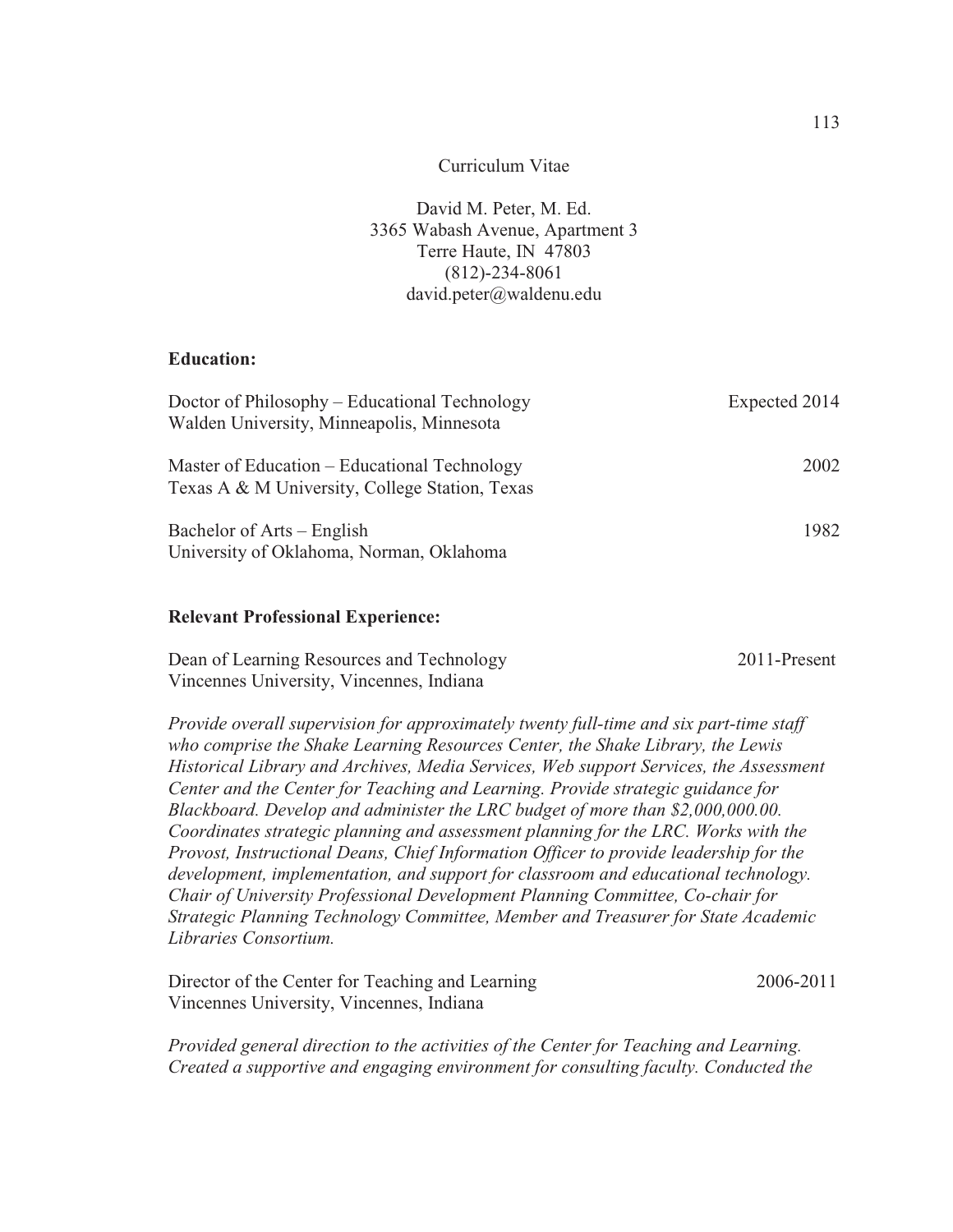Curriculum Vitae

David M. Peter, M. Ed.
3365 Wabash Avenue, Apartment 3
Terre Haute, IN 47803
(812)-234-8061
david.peter@waldenu.edu

**Education:**

Doctor of Philosophy – Educational Technology — Expected 2014
Walden University, Minneapolis, Minnesota

Master of Education – Educational Technology — 2002
Texas A & M University, College Station, Texas

Bachelor of Arts – English — 1982
University of Oklahoma, Norman, Oklahoma

**Relevant Professional Experience:**

Dean of Learning Resources and Technology — 2011-Present
Vincennes University, Vincennes, Indiana

*Provide overall supervision for approximately twenty full-time and six part-time staff who comprise the Shake Learning Resources Center, the Shake Library, the Lewis Historical Library and Archives, Media Services, Web support Services, the Assessment Center and the Center for Teaching and Learning. Provide strategic guidance for Blackboard. Develop and administer the LRC budget of more than $2,000,000.00. Coordinates strategic planning and assessment planning for the LRC. Works with the Provost, Instructional Deans, Chief Information Officer to provide leadership for the development, implementation, and support for classroom and educational technology. Chair of University Professional Development Planning Committee, Co-chair for Strategic Planning Technology Committee, Member and Treasurer for State Academic Libraries Consortium.*

Director of the Center for Teaching and Learning — 2006-2011
Vincennes University, Vincennes, Indiana

*Provided general direction to the activities of the Center for Teaching and Learning. Created a supportive and engaging environment for consulting faculty. Conducted the*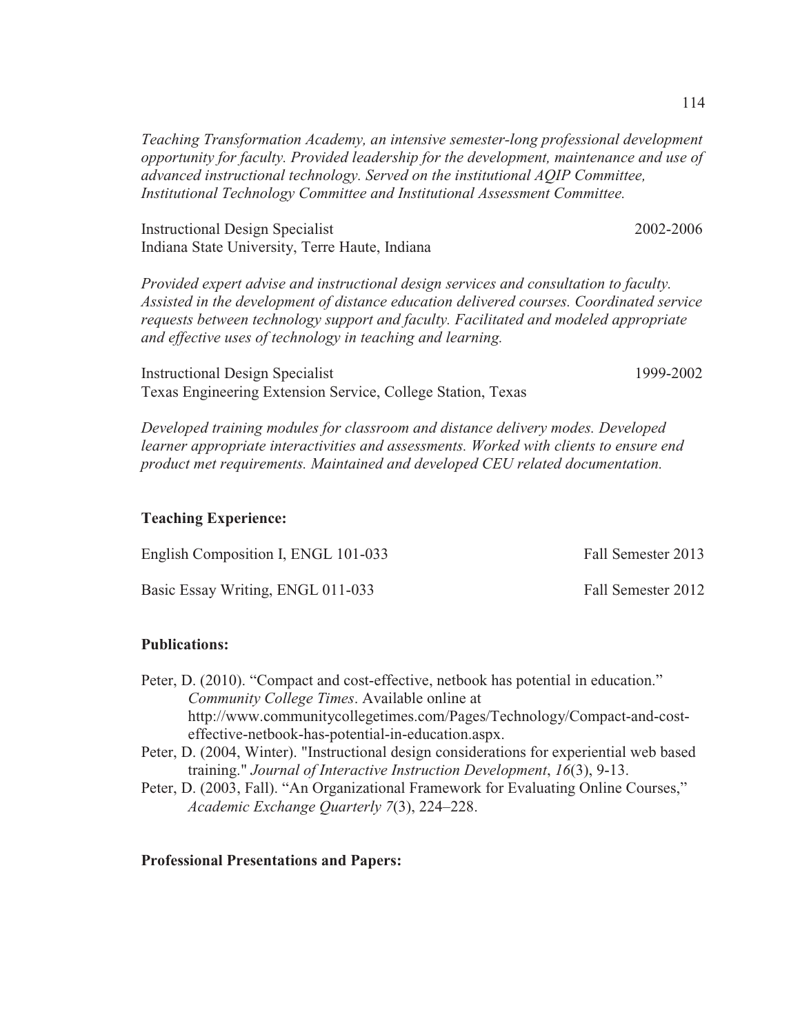*Teaching Transformation Academy, an intensive semester-long professional development opportunity for faculty. Provided leadership for the development, maintenance and use of advanced instructional technology. Served on the institutional AQIP Committee, Institutional Technology Committee and Institutional Assessment Committee.*

Instructional Design Specialist 2002-2006
Indiana State University, Terre Haute, Indiana

*Provided expert advise and instructional design services and consultation to faculty. Assisted in the development of distance education delivered courses. Coordinated service requests between technology support and faculty. Facilitated and modeled appropriate and effective uses of technology in teaching and learning.*

Instructional Design Specialist 1999-2002
Texas Engineering Extension Service, College Station, Texas

*Developed training modules for classroom and distance delivery modes. Developed learner appropriate interactivities and assessments. Worked with clients to ensure end product met requirements. Maintained and developed CEU related documentation.*

**Teaching Experience:**

English Composition I, ENGL 101-033 Fall Semester 2013

Basic Essay Writing, ENGL 011-033 Fall Semester 2012

**Publications:**

Peter, D. (2010). "Compact and cost-effective, netbook has potential in education." *Community College Times*. Available online at http://www.communitycollegetimes.com/Pages/Technology/Compact-and-cost-effective-netbook-has-potential-in-education.aspx.

Peter, D. (2004, Winter). "Instructional design considerations for experiential web based training." *Journal of Interactive Instruction Development*, *16*(3), 9-13.

Peter, D. (2003, Fall). "An Organizational Framework for Evaluating Online Courses," *Academic Exchange Quarterly 7*(3), 224–228.

**Professional Presentations and Papers:**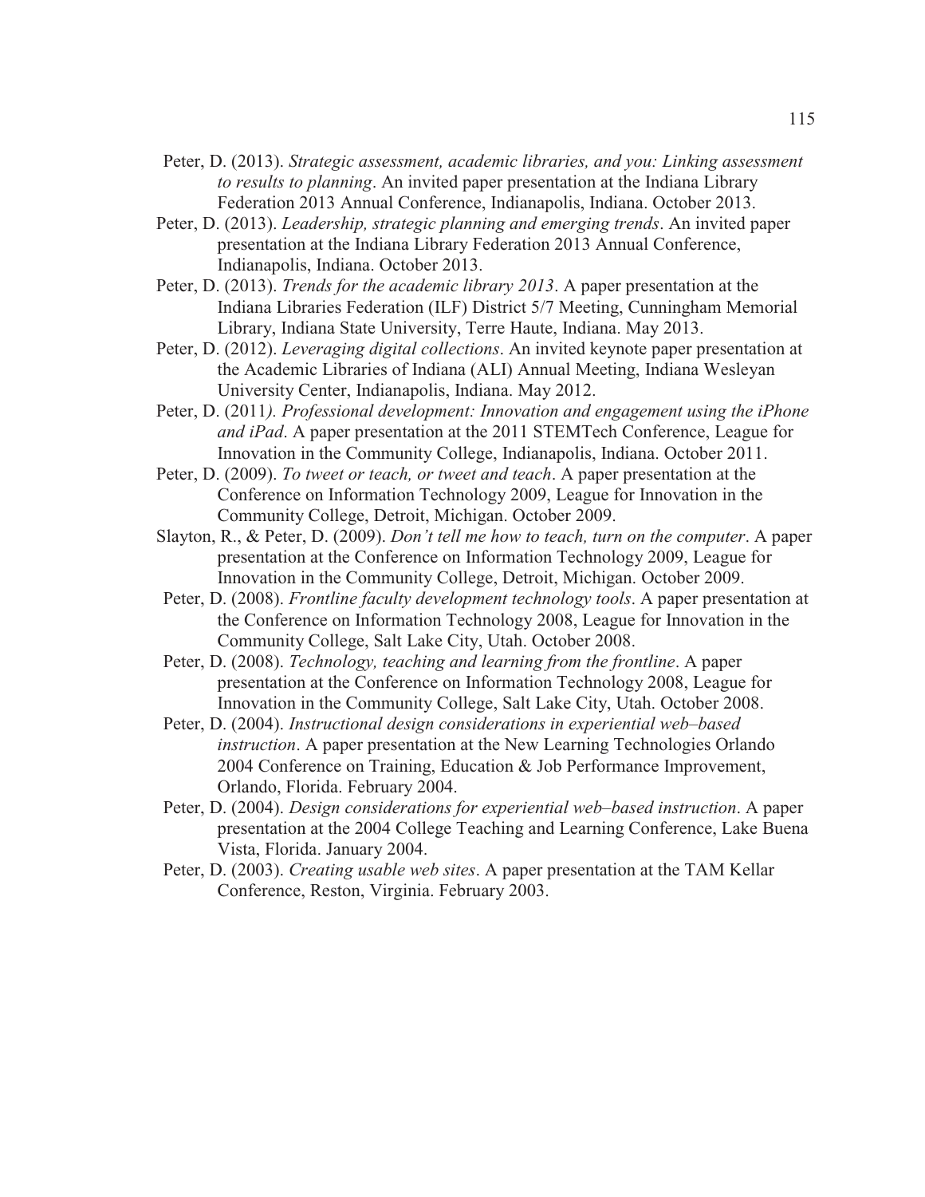Peter, D. (2013). *Strategic assessment, academic libraries, and you: Linking assessment to results to planning*. An invited paper presentation at the Indiana Library Federation 2013 Annual Conference, Indianapolis, Indiana. October 2013.

Peter, D. (2013). *Leadership, strategic planning and emerging trends*. An invited paper presentation at the Indiana Library Federation 2013 Annual Conference, Indianapolis, Indiana. October 2013.

Peter, D. (2013). *Trends for the academic library 2013*. A paper presentation at the Indiana Libraries Federation (ILF) District 5/7 Meeting, Cunningham Memorial Library, Indiana State University, Terre Haute, Indiana. May 2013.

Peter, D. (2012). *Leveraging digital collections*. An invited keynote paper presentation at the Academic Libraries of Indiana (ALI) Annual Meeting, Indiana Wesleyan University Center, Indianapolis, Indiana. May 2012.

Peter, D. (2011*). Professional development: Innovation and engagement using the iPhone and iPad*. A paper presentation at the 2011 STEMTech Conference, League for Innovation in the Community College, Indianapolis, Indiana. October 2011.

Peter, D. (2009). *To tweet or teach, or tweet and teach*. A paper presentation at the Conference on Information Technology 2009, League for Innovation in the Community College, Detroit, Michigan. October 2009.

Slayton, R., & Peter, D. (2009). *Don't tell me how to teach, turn on the computer*. A paper presentation at the Conference on Information Technology 2009, League for Innovation in the Community College, Detroit, Michigan. October 2009.

Peter, D. (2008). *Frontline faculty development technology tools*. A paper presentation at the Conference on Information Technology 2008, League for Innovation in the Community College, Salt Lake City, Utah. October 2008.

Peter, D. (2008). *Technology, teaching and learning from the frontline*. A paper presentation at the Conference on Information Technology 2008, League for Innovation in the Community College, Salt Lake City, Utah. October 2008.

Peter, D. (2004). *Instructional design considerations in experiential web–based instruction*. A paper presentation at the New Learning Technologies Orlando 2004 Conference on Training, Education & Job Performance Improvement, Orlando, Florida. February 2004.

Peter, D. (2004). *Design considerations for experiential web–based instruction*. A paper presentation at the 2004 College Teaching and Learning Conference, Lake Buena Vista, Florida. January 2004.

Peter, D. (2003). *Creating usable web sites*. A paper presentation at the TAM Kellar Conference, Reston, Virginia. February 2003.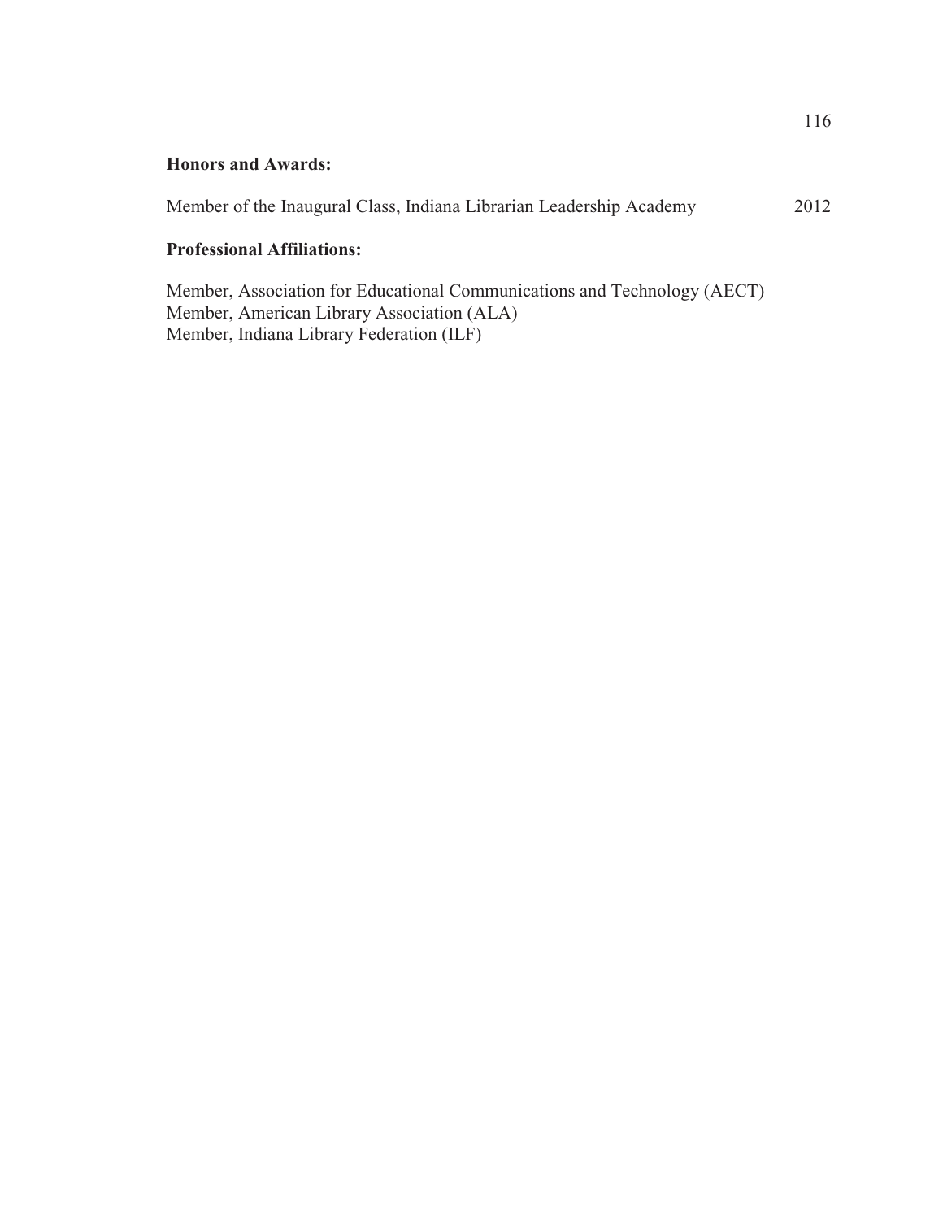**Honors and Awards:**

Member of the Inaugural Class, Indiana Librarian Leadership Academy 2012

**Professional Affiliations:**

Member, Association for Educational Communications and Technology (AECT)
Member, American Library Association (ALA)
Member, Indiana Library Federation (ILF)